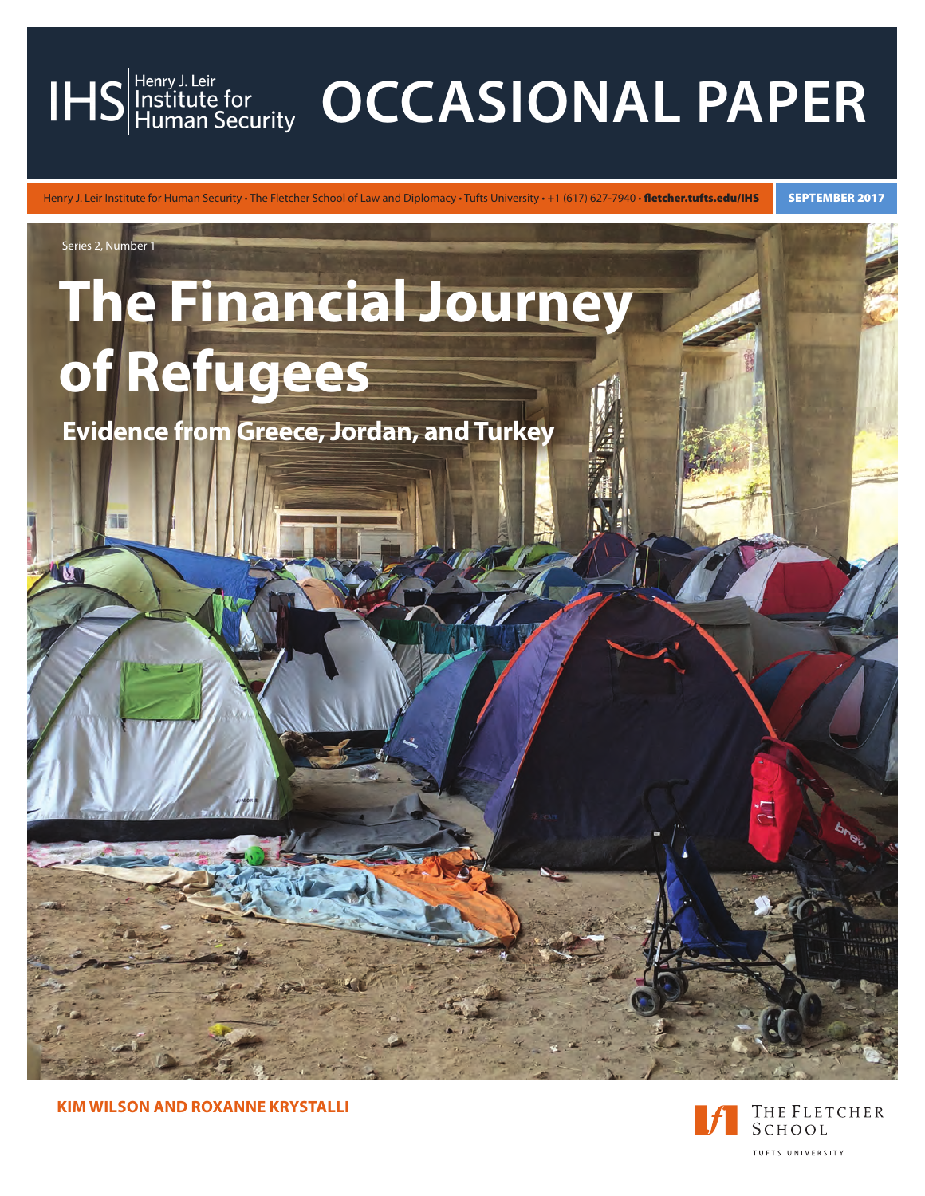IHS | Henry J. Leir Institute for Human Security

# OCCASIONAL PAPER

Henry J. Leir Institute for Human Security • The Fletcher School of Law and Diplomacy • Tufts University • +1 (617) 627-7940 • **fletcher.tufts.edu/IHS**

**SEPTEMBER 2017**

Series 2, Number 1

# The Financial Journey of Refugees

## Evidence from Greece, Jordan, and Turkey

**KIM WILSON AND ROXANNE KRYSTALLI**

The Fletcher School
Tufts University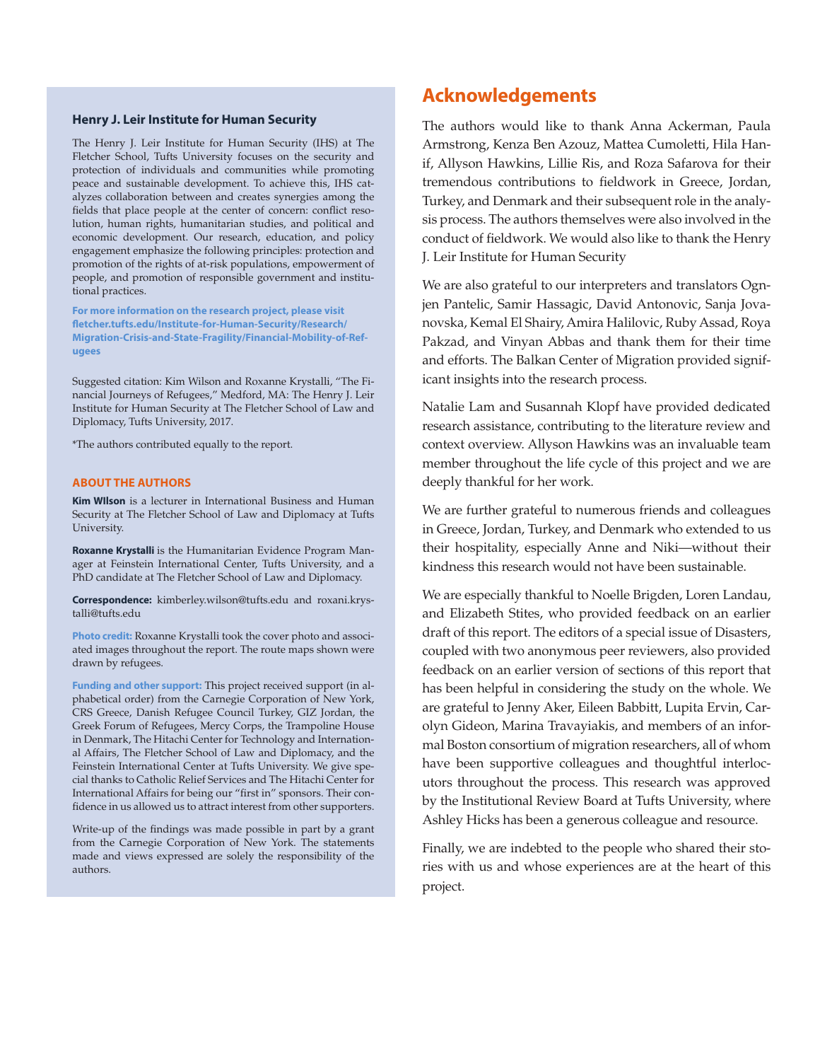### Henry J. Leir Institute for Human Security

The Henry J. Leir Institute for Human Security (IHS) at The Fletcher School, Tufts University focuses on the security and protection of individuals and communities while promoting peace and sustainable development. To achieve this, IHS catalyzes collaboration between and creates synergies among the fields that place people at the center of concern: conflict resolution, human rights, humanitarian studies, and political and economic development. Our research, education, and policy engagement emphasize the following principles: protection and promotion of the rights of at-risk populations, empowerment of people, and promotion of responsible government and institutional practices.

**For more information on the research project, please visit fletcher.tufts.edu/Institute-for-Human-Security/Research/Migration-Crisis-and-State-Fragility/Financial-Mobility-of-Refugees**

Suggested citation: Kim Wilson and Roxanne Krystalli, "The Financial Journeys of Refugees," Medford, MA: The Henry J. Leir Institute for Human Security at The Fletcher School of Law and Diplomacy, Tufts University, 2017.

*The authors contributed equally to the report.

#### ABOUT THE AUTHORS

**Kim WIlson** is a lecturer in International Business and Human Security at The Fletcher School of Law and Diplomacy at Tufts University.

**Roxanne Krystalli** is the Humanitarian Evidence Program Manager at Feinstein International Center, Tufts University, and a PhD candidate at The Fletcher School of Law and Diplomacy.

**Correspondence:** kimberley.wilson@tufts.edu and roxani.krystalli@tufts.edu

**Photo credit:** Roxanne Krystalli took the cover photo and associated images throughout the report. The route maps shown were drawn by refugees.

**Funding and other support:** This project received support (in alphabetical order) from the Carnegie Corporation of New York, CRS Greece, Danish Refugee Council Turkey, GIZ Jordan, the Greek Forum of Refugees, Mercy Corps, the Trampoline House in Denmark, The Hitachi Center for Technology and International Affairs, The Fletcher School of Law and Diplomacy, and the Feinstein International Center at Tufts University. We give special thanks to Catholic Relief Services and The Hitachi Center for International Affairs for being our "first in" sponsors. Their confidence in us allowed us to attract interest from other supporters.

Write-up of the findings was made possible in part by a grant from the Carnegie Corporation of New York. The statements made and views expressed are solely the responsibility of the authors.

## Acknowledgements

The authors would like to thank Anna Ackerman, Paula Armstrong, Kenza Ben Azouz, Mattea Cumoletti, Hila Hanif, Allyson Hawkins, Lillie Ris, and Roza Safarova for their tremendous contributions to fieldwork in Greece, Jordan, Turkey, and Denmark and their subsequent role in the analysis process. The authors themselves were also involved in the conduct of fieldwork. We would also like to thank the Henry J. Leir Institute for Human Security

We are also grateful to our interpreters and translators Ognjen Pantelic, Samir Hassagic, David Antonovic, Sanja Jovanovska, Kemal El Shairy, Amira Halilovic, Ruby Assad, Roya Pakzad, and Vinyan Abbas and thank them for their time and efforts. The Balkan Center of Migration provided significant insights into the research process.

Natalie Lam and Susannah Klopf have provided dedicated research assistance, contributing to the literature review and context overview. Allyson Hawkins was an invaluable team member throughout the life cycle of this project and we are deeply thankful for her work.

We are further grateful to numerous friends and colleagues in Greece, Jordan, Turkey, and Denmark who extended to us their hospitality, especially Anne and Niki—without their kindness this research would not have been sustainable.

We are especially thankful to Noelle Brigden, Loren Landau, and Elizabeth Stites, who provided feedback on an earlier draft of this report. The editors of a special issue of Disasters, coupled with two anonymous peer reviewers, also provided feedback on an earlier version of sections of this report that has been helpful in considering the study on the whole. We are grateful to Jenny Aker, Eileen Babbitt, Lupita Ervin, Carolyn Gideon, Marina Travayiakis, and members of an informal Boston consortium of migration researchers, all of whom have been supportive colleagues and thoughtful interlocutors throughout the process. This research was approved by the Institutional Review Board at Tufts University, where Ashley Hicks has been a generous colleague and resource.

Finally, we are indebted to the people who shared their stories with us and whose experiences are at the heart of this project.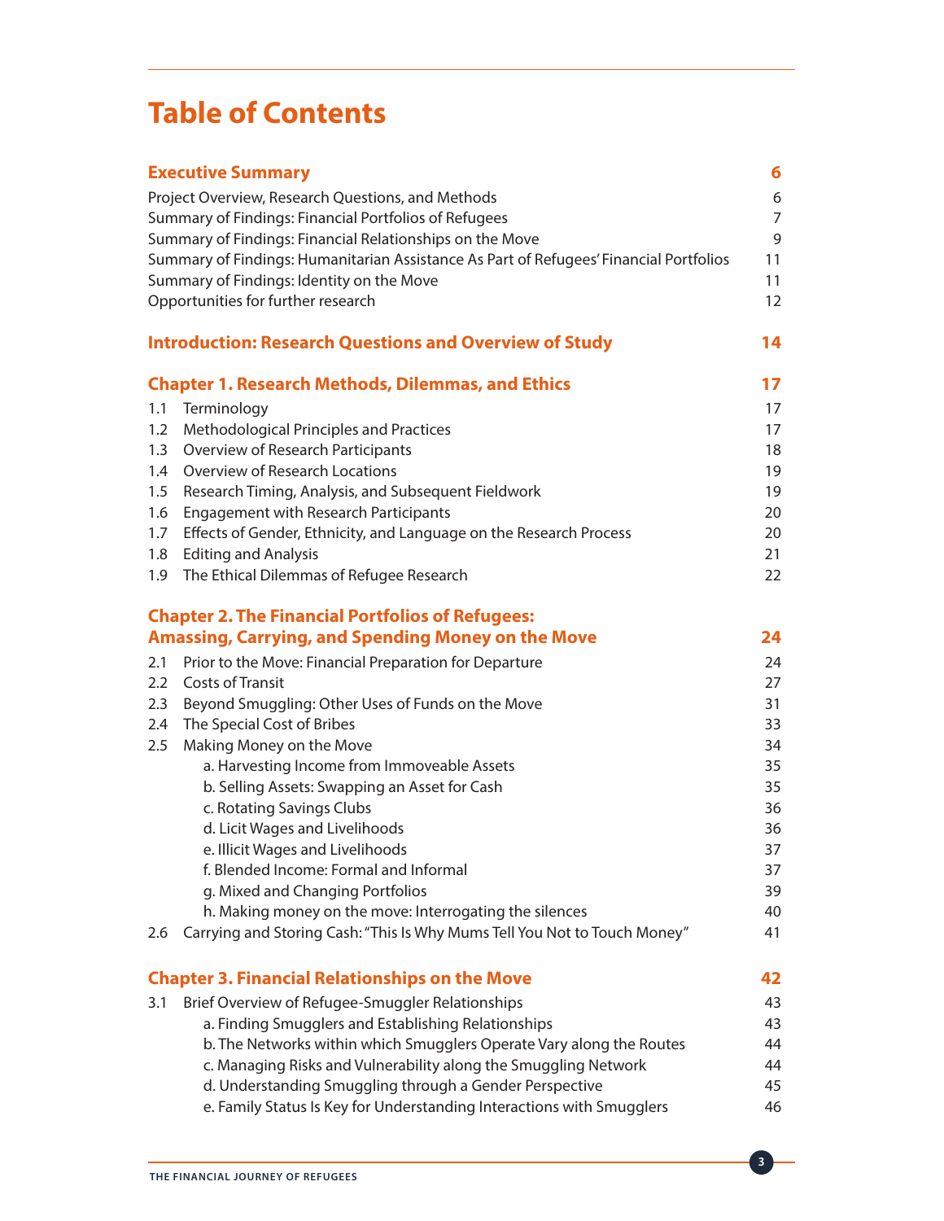# Table of Contents

**Executive Summary** 6

Project Overview, Research Questions, and Methods 6

Summary of Findings: Financial Portfolios of Refugees 7

Summary of Findings: Financial Relationships on the Move 9

Summary of Findings: Humanitarian Assistance As Part of Refugees' Financial Portfolios 11

Summary of Findings: Identity on the Move 11

Opportunities for further research 12

**Introduction: Research Questions and Overview of Study** 14

**Chapter 1. Research Methods, Dilemmas, and Ethics** 17

1.1 Terminology 17

1.2 Methodological Principles and Practices 17

1.3 Overview of Research Participants 18

1.4 Overview of Research Locations 19

1.5 Research Timing, Analysis, and Subsequent Fieldwork 19

1.6 Engagement with Research Participants 20

1.7 Effects of Gender, Ethnicity, and Language on the Research Process 20

1.8 Editing and Analysis 21

1.9 The Ethical Dilemmas of Refugee Research 22

**Chapter 2. The Financial Portfolios of Refugees: Amassing, Carrying, and Spending Money on the Move** 24

2.1 Prior to the Move: Financial Preparation for Departure 24

2.2 Costs of Transit 27

2.3 Beyond Smuggling: Other Uses of Funds on the Move 31

2.4 The Special Cost of Bribes 33

2.5 Making Money on the Move 34

- a. Harvesting Income from Immoveable Assets 35
- b. Selling Assets: Swapping an Asset for Cash 35
- c. Rotating Savings Clubs 36
- d. Licit Wages and Livelihoods 36
- e. Illicit Wages and Livelihoods 37
- f. Blended Income: Formal and Informal 37
- g. Mixed and Changing Portfolios 39
- h. Making money on the move: Interrogating the silences 40

2.6 Carrying and Storing Cash: "This Is Why Mums Tell You Not to Touch Money" 41

**Chapter 3. Financial Relationships on the Move** 42

3.1 Brief Overview of Refugee-Smuggler Relationships 43

- a. Finding Smugglers and Establishing Relationships 43
- b. The Networks within which Smugglers Operate Vary along the Routes 44
- c. Managing Risks and Vulnerability along the Smuggling Network 44
- d. Understanding Smuggling through a Gender Perspective 45
- e. Family Status Is Key for Understanding Interactions with Smugglers 46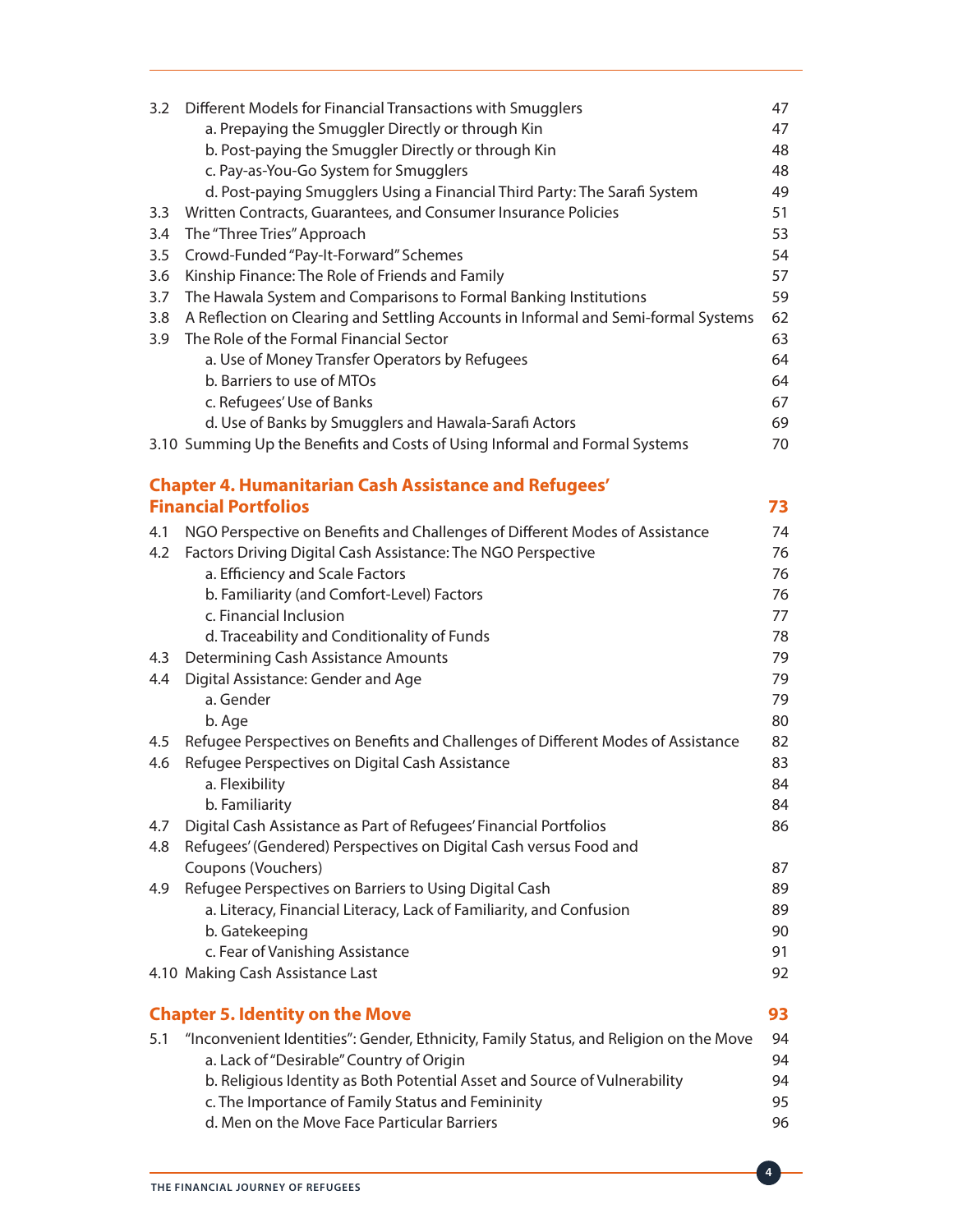3.2 Different Models for Financial Transactions with Smugglers 47
- a. Prepaying the Smuggler Directly or through Kin 47
- b. Post-paying the Smuggler Directly or through Kin 48
- c. Pay-as-You-Go System for Smugglers 48
- d. Post-paying Smugglers Using a Financial Third Party: The Sarafi System 49

3.3 Written Contracts, Guarantees, and Consumer Insurance Policies 51

3.4 The "Three Tries" Approach 53

3.5 Crowd-Funded "Pay-It-Forward" Schemes 54

3.6 Kinship Finance: The Role of Friends and Family 57

3.7 The Hawala System and Comparisons to Formal Banking Institutions 59

3.8 A Reflection on Clearing and Settling Accounts in Informal and Semi-formal Systems 62

3.9 The Role of the Formal Financial Sector 63
- a. Use of Money Transfer Operators by Refugees 64
- b. Barriers to use of MTOs 64
- c. Refugees' Use of Banks 67
- d. Use of Banks by Smugglers and Hawala-Sarafi Actors 69

3.10 Summing Up the Benefits and Costs of Using Informal and Formal Systems 70

## Chapter 4. Humanitarian Cash Assistance and Refugees' Financial Portfolios 73

4.1 NGO Perspective on Benefits and Challenges of Different Modes of Assistance 74

4.2 Factors Driving Digital Cash Assistance: The NGO Perspective 76
- a. Efficiency and Scale Factors 76
- b. Familiarity (and Comfort-Level) Factors 76
- c. Financial Inclusion 77
- d. Traceability and Conditionality of Funds 78

4.3 Determining Cash Assistance Amounts 79

4.4 Digital Assistance: Gender and Age 79
- a. Gender 79
- b. Age 80

4.5 Refugee Perspectives on Benefits and Challenges of Different Modes of Assistance 82

4.6 Refugee Perspectives on Digital Cash Assistance 83
- a. Flexibility 84
- b. Familiarity 84

4.7 Digital Cash Assistance as Part of Refugees' Financial Portfolios 86

4.8 Refugees' (Gendered) Perspectives on Digital Cash versus Food and Coupons (Vouchers) 87

4.9 Refugee Perspectives on Barriers to Using Digital Cash 89
- a. Literacy, Financial Literacy, Lack of Familiarity, and Confusion 89
- b. Gatekeeping 90
- c. Fear of Vanishing Assistance 91

4.10 Making Cash Assistance Last 92

## Chapter 5. Identity on the Move 93

5.1 "Inconvenient Identities": Gender, Ethnicity, Family Status, and Religion on the Move 94
- a. Lack of "Desirable" Country of Origin 94
- b. Religious Identity as Both Potential Asset and Source of Vulnerability 94
- c. The Importance of Family Status and Femininity 95
- d. Men on the Move Face Particular Barriers 96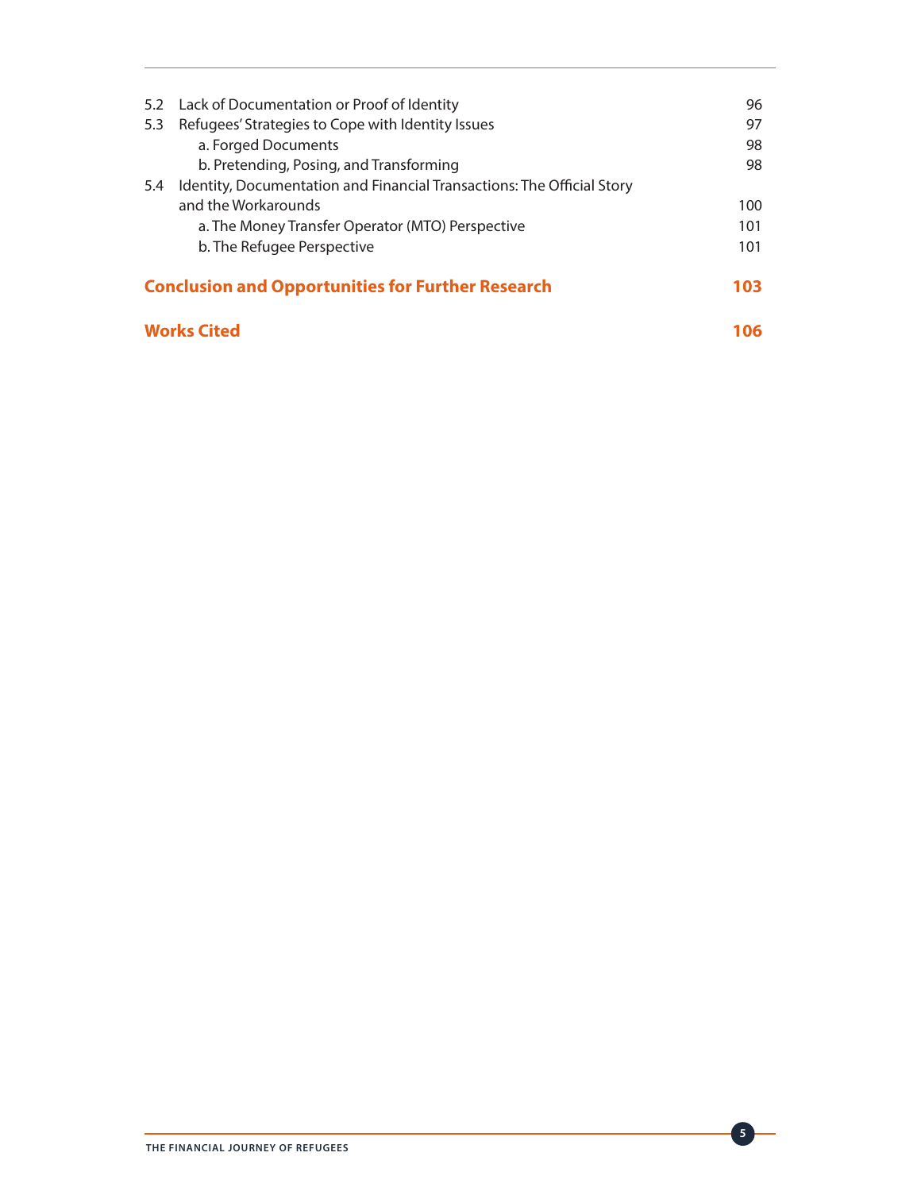| | | |
|---|---|---|
| 5.2 | Lack of Documentation or Proof of Identity | 96 |
| 5.3 | Refugees' Strategies to Cope with Identity Issues | 97 |
| | a. Forged Documents | 98 |
| | b. Pretending, Posing, and Transforming | 98 |
| 5.4 | Identity, Documentation and Financial Transactions: The Official Story and the Workarounds | 100 |
| | a. The Money Transfer Operator (MTO) Perspective | 101 |
| | b. The Refugee Perspective | 101 |

**Conclusion and Opportunities for Further Research** **103**

**Works Cited** **106**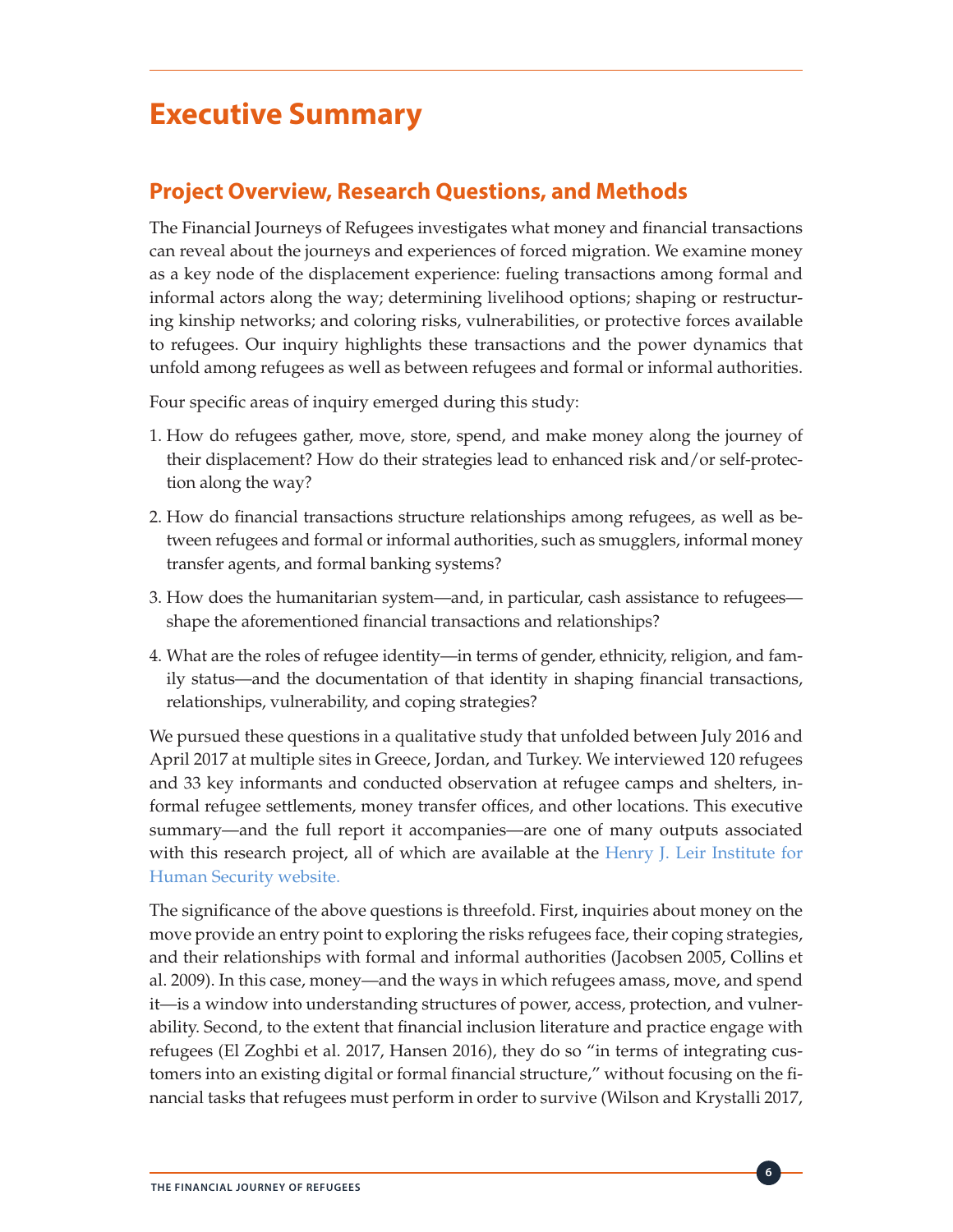# Executive Summary

## Project Overview, Research Questions, and Methods

The Financial Journeys of Refugees investigates what money and financial transactions can reveal about the journeys and experiences of forced migration. We examine money as a key node of the displacement experience: fueling transactions among formal and informal actors along the way; determining livelihood options; shaping or restructuring kinship networks; and coloring risks, vulnerabilities, or protective forces available to refugees. Our inquiry highlights these transactions and the power dynamics that unfold among refugees as well as between refugees and formal or informal authorities.

Four specific areas of inquiry emerged during this study:

1. How do refugees gather, move, store, spend, and make money along the journey of their displacement? How do their strategies lead to enhanced risk and/or self-protection along the way?
2. How do financial transactions structure relationships among refugees, as well as between refugees and formal or informal authorities, such as smugglers, informal money transfer agents, and formal banking systems?
3. How does the humanitarian system—and, in particular, cash assistance to refugees—shape the aforementioned financial transactions and relationships?
4. What are the roles of refugee identity—in terms of gender, ethnicity, religion, and family status—and the documentation of that identity in shaping financial transactions, relationships, vulnerability, and coping strategies?

We pursued these questions in a qualitative study that unfolded between July 2016 and April 2017 at multiple sites in Greece, Jordan, and Turkey. We interviewed 120 refugees and 33 key informants and conducted observation at refugee camps and shelters, informal refugee settlements, money transfer offices, and other locations. This executive summary—and the full report it accompanies—are one of many outputs associated with this research project, all of which are available at the Henry J. Leir Institute for Human Security website.

The significance of the above questions is threefold. First, inquiries about money on the move provide an entry point to exploring the risks refugees face, their coping strategies, and their relationships with formal and informal authorities (Jacobsen 2005, Collins et al. 2009). In this case, money—and the ways in which refugees amass, move, and spend it—is a window into understanding structures of power, access, protection, and vulnerability. Second, to the extent that financial inclusion literature and practice engage with refugees (El Zoghbi et al. 2017, Hansen 2016), they do so "in terms of integrating customers into an existing digital or formal financial structure," without focusing on the financial tasks that refugees must perform in order to survive (Wilson and Krystalli 2017,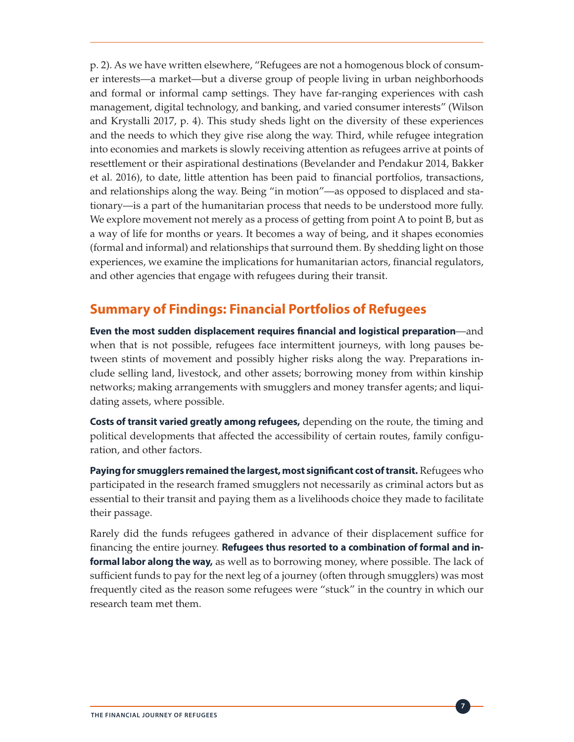p. 2). As we have written elsewhere, "Refugees are not a homogenous block of consumer interests—a market—but a diverse group of people living in urban neighborhoods and formal or informal camp settings. They have far-ranging experiences with cash management, digital technology, and banking, and varied consumer interests" (Wilson and Krystalli 2017, p. 4). This study sheds light on the diversity of these experiences and the needs to which they give rise along the way. Third, while refugee integration into economies and markets is slowly receiving attention as refugees arrive at points of resettlement or their aspirational destinations (Bevelander and Pendakur 2014, Bakker et al. 2016), to date, little attention has been paid to financial portfolios, transactions, and relationships along the way. Being "in motion"—as opposed to displaced and stationary—is a part of the humanitarian process that needs to be understood more fully. We explore movement not merely as a process of getting from point A to point B, but as a way of life for months or years. It becomes a way of being, and it shapes economies (formal and informal) and relationships that surround them. By shedding light on those experiences, we examine the implications for humanitarian actors, financial regulators, and other agencies that engage with refugees during their transit.

## Summary of Findings: Financial Portfolios of Refugees

**Even the most sudden displacement requires financial and logistical preparation**—and when that is not possible, refugees face intermittent journeys, with long pauses between stints of movement and possibly higher risks along the way. Preparations include selling land, livestock, and other assets; borrowing money from within kinship networks; making arrangements with smugglers and money transfer agents; and liquidating assets, where possible.

**Costs of transit varied greatly among refugees,** depending on the route, the timing and political developments that affected the accessibility of certain routes, family configuration, and other factors.

**Paying for smugglers remained the largest, most significant cost of transit.** Refugees who participated in the research framed smugglers not necessarily as criminal actors but as essential to their transit and paying them as a livelihoods choice they made to facilitate their passage.

Rarely did the funds refugees gathered in advance of their displacement suffice for financing the entire journey. **Refugees thus resorted to a combination of formal and informal labor along the way,** as well as to borrowing money, where possible. The lack of sufficient funds to pay for the next leg of a journey (often through smugglers) was most frequently cited as the reason some refugees were "stuck" in the country in which our research team met them.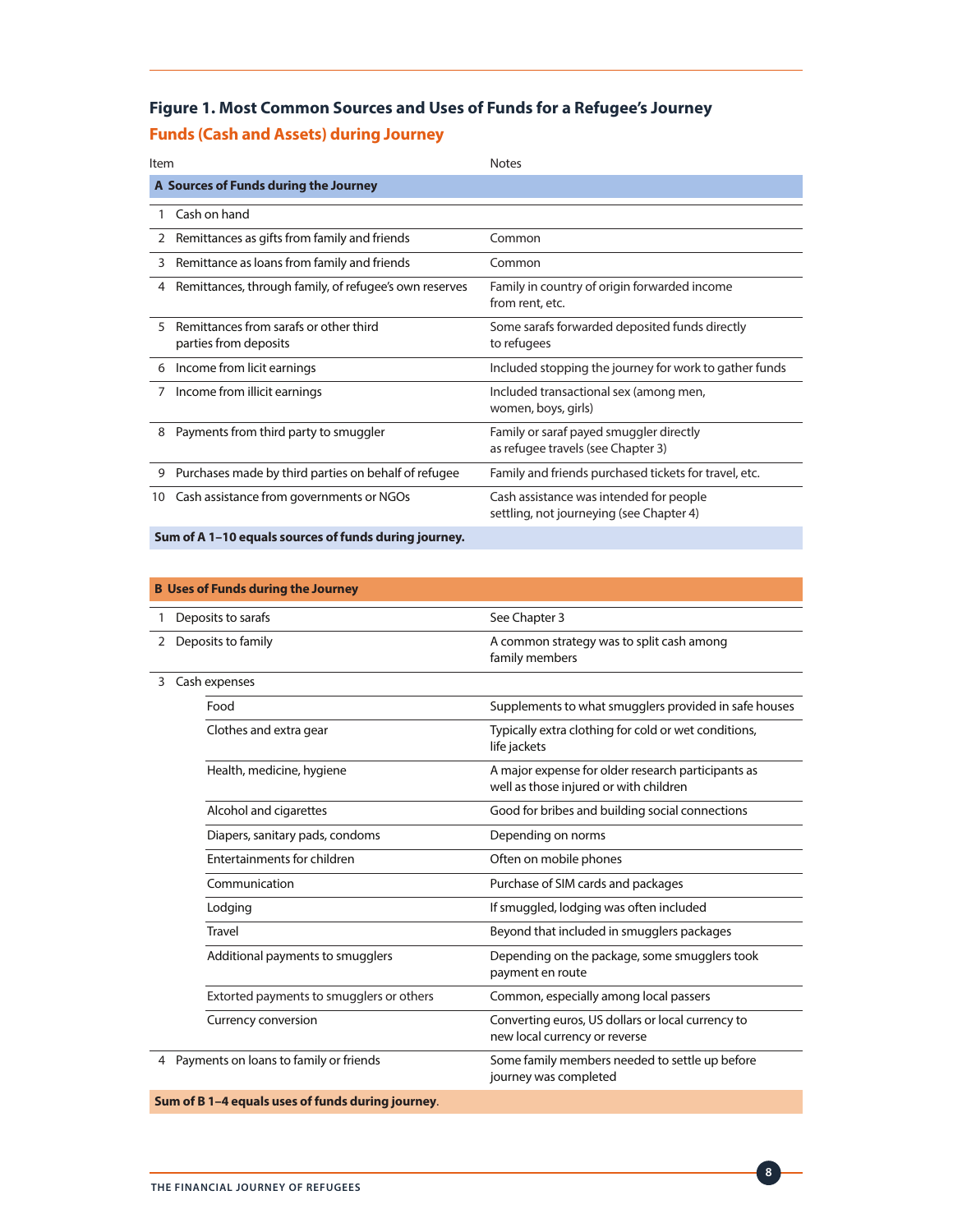## Figure 1. Most Common Sources and Uses of Funds for a Refugee's Journey

### Funds (Cash and Assets) during Journey

| Item | | Notes |
|---|---|---|
| **A Sources of Funds during the Journey** | | |
| 1 | Cash on hand | |
| 2 | Remittances as gifts from family and friends | Common |
| 3 | Remittance as loans from family and friends | Common |
| 4 | Remittances, through family, of refugee's own reserves | Family in country of origin forwarded income from rent, etc. |
| 5 | Remittances from sarafs or other third parties from deposits | Some sarafs forwarded deposited funds directly to refugees |
| 6 | Income from licit earnings | Included stopping the journey for work to gather funds |
| 7 | Income from illicit earnings | Included transactional sex (among men, women, boys, girls) |
| 8 | Payments from third party to smuggler | Family or saraf payed smuggler directly as refugee travels (see Chapter 3) |
| 9 | Purchases made by third parties on behalf of refugee | Family and friends purchased tickets for travel, etc. |
| 10 | Cash assistance from governments or NGOs | Cash assistance was intended for people settling, not journeying (see Chapter 4) |
| **Sum of A 1–10 equals sources of funds during journey.** | | |

| Item | | | Notes |
|---|---|---|---|
| **B Uses of Funds during the Journey** | | | |
| 1 | Deposits to sarafs | | See Chapter 3 |
| 2 | Deposits to family | | A common strategy was to split cash among family members |
| 3 | Cash expenses | | |
| | | Food | Supplements to what smugglers provided in safe houses |
| | | Clothes and extra gear | Typically extra clothing for cold or wet conditions, life jackets |
| | | Health, medicine, hygiene | A major expense for older research participants as well as those injured or with children |
| | | Alcohol and cigarettes | Good for bribes and building social connections |
| | | Diapers, sanitary pads, condoms | Depending on norms |
| | | Entertainments for children | Often on mobile phones |
| | | Communication | Purchase of SIM cards and packages |
| | | Lodging | If smuggled, lodging was often included |
| | | Travel | Beyond that included in smugglers packages |
| | | Additional payments to smugglers | Depending on the package, some smugglers took payment en route |
| | | Extorted payments to smugglers or others | Common, especially among local passers |
| | | Currency conversion | Converting euros, US dollars or local currency to new local currency or reverse |
| 4 | Payments on loans to family or friends | | Some family members needed to settle up before journey was completed |
| **Sum of B 1–4 equals uses of funds during journey**. | | | |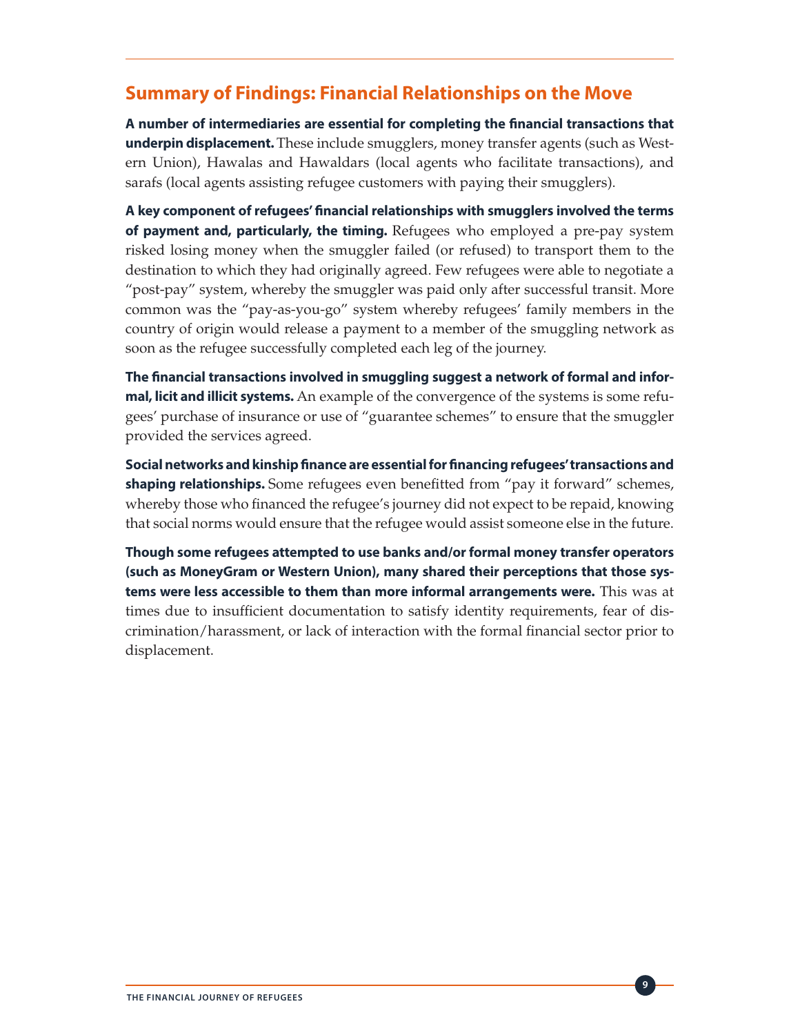## Summary of Findings: Financial Relationships on the Move

**A number of intermediaries are essential for completing the financial transactions that underpin displacement.** These include smugglers, money transfer agents (such as Western Union), Hawalas and Hawaldars (local agents who facilitate transactions), and sarafs (local agents assisting refugee customers with paying their smugglers).

**A key component of refugees' financial relationships with smugglers involved the terms of payment and, particularly, the timing.** Refugees who employed a pre-pay system risked losing money when the smuggler failed (or refused) to transport them to the destination to which they had originally agreed. Few refugees were able to negotiate a "post-pay" system, whereby the smuggler was paid only after successful transit. More common was the "pay-as-you-go" system whereby refugees' family members in the country of origin would release a payment to a member of the smuggling network as soon as the refugee successfully completed each leg of the journey.

**The financial transactions involved in smuggling suggest a network of formal and informal, licit and illicit systems.** An example of the convergence of the systems is some refugees' purchase of insurance or use of "guarantee schemes" to ensure that the smuggler provided the services agreed.

**Social networks and kinship finance are essential for financing refugees' transactions and shaping relationships.** Some refugees even benefitted from "pay it forward" schemes, whereby those who financed the refugee's journey did not expect to be repaid, knowing that social norms would ensure that the refugee would assist someone else in the future.

**Though some refugees attempted to use banks and/or formal money transfer operators (such as MoneyGram or Western Union), many shared their perceptions that those systems were less accessible to them than more informal arrangements were.** This was at times due to insufficient documentation to satisfy identity requirements, fear of discrimination/harassment, or lack of interaction with the formal financial sector prior to displacement.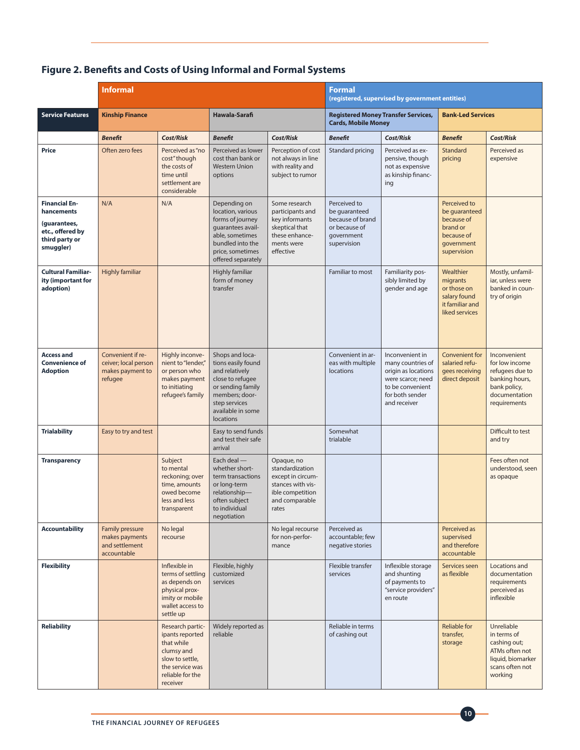## Figure 2. Benefits and Costs of Using Informal and Formal Systems

| | Informal | | | | Formal (registered, supervised by government entities) | | | |
|---|---|---|---|---|---|---|---|---|
| **Service Features** | **Kinship Finance** | | **Hawala-Sarafi** | | **Registered Money Transfer Services, Cards, Mobile Money** | | **Bank-Led Services** | |
| | ***Benefit*** | ***Cost/Risk*** | ***Benefit*** | ***Cost/Risk*** | ***Benefit*** | ***Cost/Risk*** | ***Benefit*** | ***Cost/Risk*** |
| **Price** | Often zero fees | Perceived as "no cost" though the costs of time until settlement are considerable | Perceived as lower cost than bank or Western Union options | Perception of cost not always in line with reality and subject to rumor | Standard pricing | Perceived as expensive, though not as expensive as kinship financing | Standard pricing | Perceived as expensive |
| **Financial Enhancements (guarantees, etc., offered by third party or smuggler)** | N/A | N/A | Depending on location, various forms of journey guarantees available, sometimes bundled into the price, sometimes offered separately | Some research participants and key informants skeptical that these enhancements were effective | Perceived to be guaranteed because of brand or because of government supervision | | Perceived to be guaranteed because of brand or because of government supervision | |
| **Cultural Familiarity (important for adoption)** | Highly familiar | | Highly familiar form of money transfer | | Familiar to most | Familiarity possibly limited by gender and age | Wealthier migrants or those on salary found it familiar and liked services | Mostly, unfamiliar, unless were banked in country of origin |
| **Access and Convenience of Adoption** | Convenient if receiver; local person makes payment to refugee | Highly inconvenient to "lender," or person who makes payment to initiating refugee's family | Shops and locations easily found and relatively close to refugee or sending family members; door-step services available in some locations | | Convenient in areas with multiple locations | Inconvenient in many countries of origin as locations were scarce; need to be convenient for both sender and receiver | Convenient for salaried refugees receiving direct deposit | Inconvenient for low income refugees due to banking hours, bank policy, documentation requirements |
| **Trialability** | Easy to try and test | | Easy to send funds and test their safe arrival | | Somewhat trialable | | | Difficult to test and try |
| **Transparency** | | Subject to mental reckoning; over time, amounts owed become less and less transparent | Each deal — whether short-term transactions or long-term relationship— often subject to individual negotiation | Opaque, no standardization except in circumstances with visible competition and comparable rates | | | | Fees often not understood, seen as opaque |
| **Accountability** | Family pressure makes payments and settlement accountable | No legal recourse | | No legal recourse for non-performance | Perceived as accountable; few negative stories | | Perceived as supervised and therefore accountable | |
| **Flexibility** | | Inflexible in terms of settling as depends on physical proximity or mobile wallet access to settle up | Flexible, highly customized services | | Flexible transfer services | Inflexible storage and shunting of payments to "service providers" en route | Services seen as flexible | Locations and documentation requirements perceived as inflexible |
| **Reliability** | | Research participants reported that while clumsy and slow to settle, the service was reliable for the receiver | Widely reported as reliable | | Reliable in terms of cashing out | | Reliable for transfer, storage | Unreliable in terms of cashing out; ATMs often not liquid, biomarker scans often not working |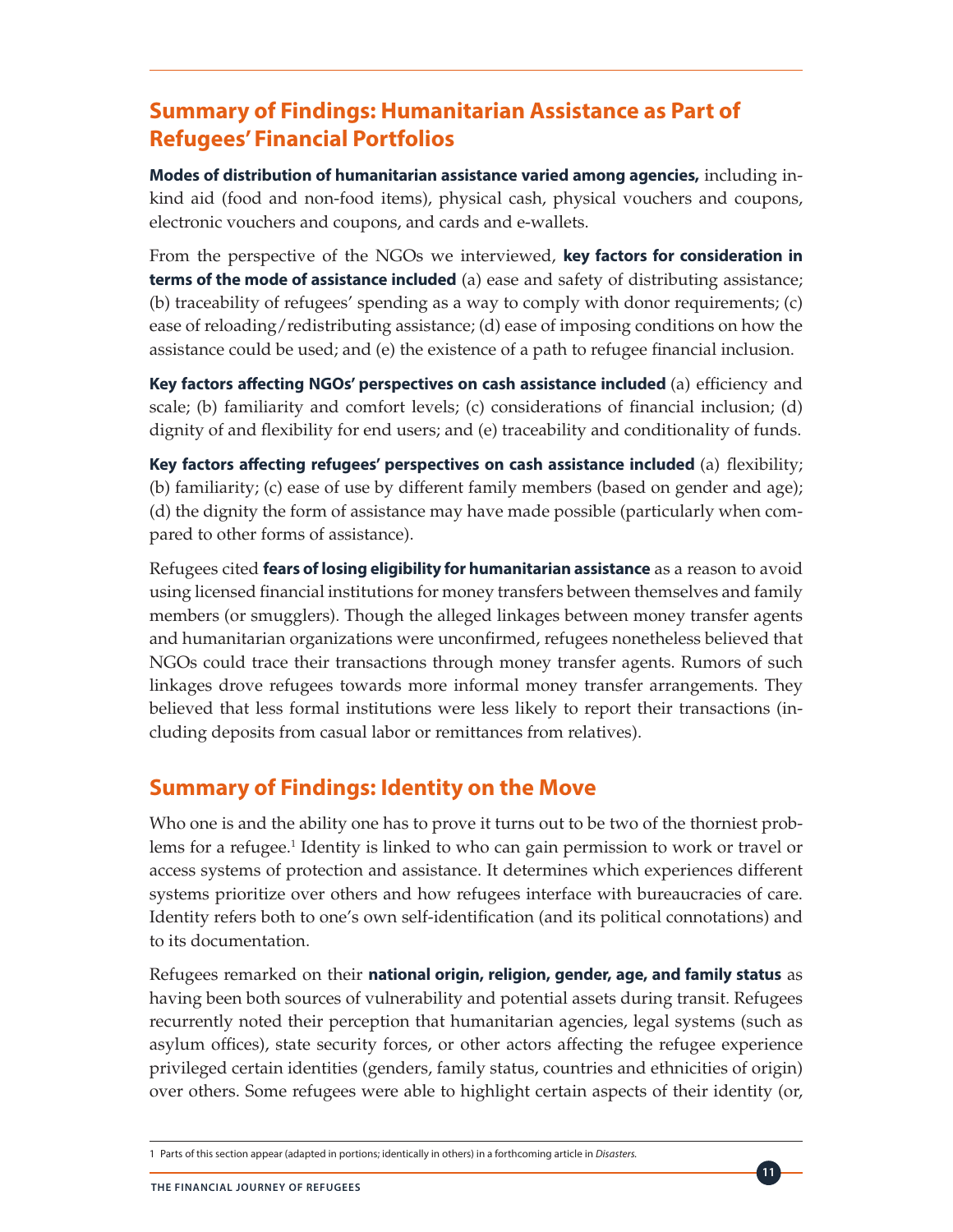## Summary of Findings: Humanitarian Assistance as Part of Refugees' Financial Portfolios

**Modes of distribution of humanitarian assistance varied among agencies,** including in-kind aid (food and non-food items), physical cash, physical vouchers and coupons, electronic vouchers and coupons, and cards and e-wallets.

From the perspective of the NGOs we interviewed, **key factors for consideration in terms of the mode of assistance included** (a) ease and safety of distributing assistance; (b) traceability of refugees' spending as a way to comply with donor requirements; (c) ease of reloading/redistributing assistance; (d) ease of imposing conditions on how the assistance could be used; and (e) the existence of a path to refugee financial inclusion.

**Key factors affecting NGOs' perspectives on cash assistance included** (a) efficiency and scale; (b) familiarity and comfort levels; (c) considerations of financial inclusion; (d) dignity of and flexibility for end users; and (e) traceability and conditionality of funds.

**Key factors affecting refugees' perspectives on cash assistance included** (a) flexibility; (b) familiarity; (c) ease of use by different family members (based on gender and age); (d) the dignity the form of assistance may have made possible (particularly when compared to other forms of assistance).

Refugees cited **fears of losing eligibility for humanitarian assistance** as a reason to avoid using licensed financial institutions for money transfers between themselves and family members (or smugglers). Though the alleged linkages between money transfer agents and humanitarian organizations were unconfirmed, refugees nonetheless believed that NGOs could trace their transactions through money transfer agents. Rumors of such linkages drove refugees towards more informal money transfer arrangements. They believed that less formal institutions were less likely to report their transactions (including deposits from casual labor or remittances from relatives).

## Summary of Findings: Identity on the Move

Who one is and the ability one has to prove it turns out to be two of the thorniest problems for a refugee.[1] Identity is linked to who can gain permission to work or travel or access systems of protection and assistance. It determines which experiences different systems prioritize over others and how refugees interface with bureaucracies of care. Identity refers both to one's own self-identification (and its political connotations) and to its documentation.

Refugees remarked on their **national origin, religion, gender, age, and family status** as having been both sources of vulnerability and potential assets during transit. Refugees recurrently noted their perception that humanitarian agencies, legal systems (such as asylum offices), state security forces, or other actors affecting the refugee experience privileged certain identities (genders, family status, countries and ethnicities of origin) over others. Some refugees were able to highlight certain aspects of their identity (or,

1 Parts of this section appear (adapted in portions; identically in others) in a forthcoming article in *Disasters*.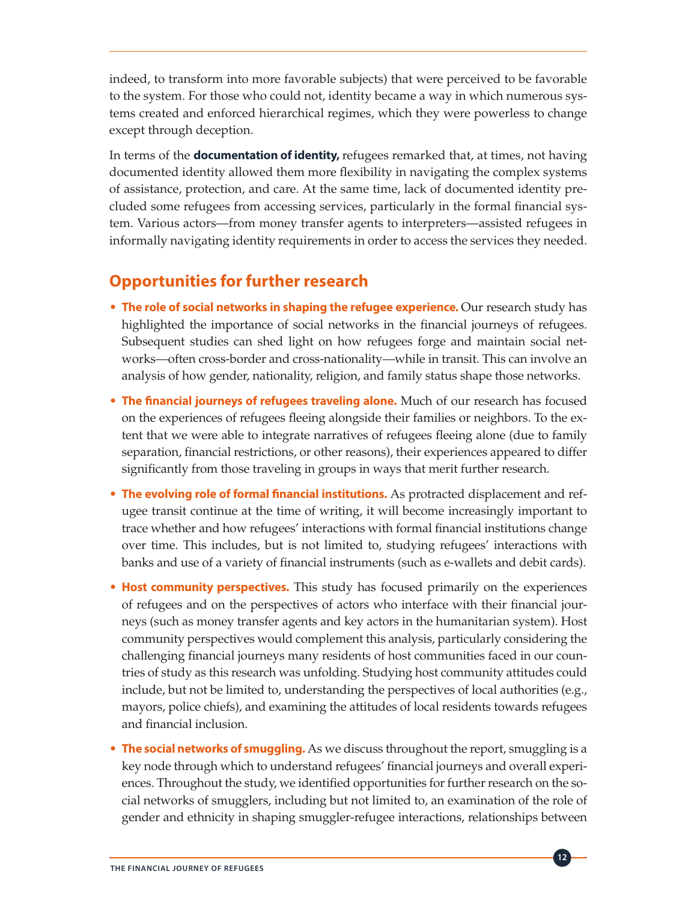indeed, to transform into more favorable subjects) that were perceived to be favorable to the system. For those who could not, identity became a way in which numerous systems created and enforced hierarchical regimes, which they were powerless to change except through deception.

In terms of the **documentation of identity,** refugees remarked that, at times, not having documented identity allowed them more flexibility in navigating the complex systems of assistance, protection, and care. At the same time, lack of documented identity precluded some refugees from accessing services, particularly in the formal financial system. Various actors—from money transfer agents to interpreters—assisted refugees in informally navigating identity requirements in order to access the services they needed.

## Opportunities for further research

- **The role of social networks in shaping the refugee experience.** Our research study has highlighted the importance of social networks in the financial journeys of refugees. Subsequent studies can shed light on how refugees forge and maintain social networks—often cross-border and cross-nationality—while in transit. This can involve an analysis of how gender, nationality, religion, and family status shape those networks.
- **The financial journeys of refugees traveling alone.** Much of our research has focused on the experiences of refugees fleeing alongside their families or neighbors. To the extent that we were able to integrate narratives of refugees fleeing alone (due to family separation, financial restrictions, or other reasons), their experiences appeared to differ significantly from those traveling in groups in ways that merit further research.
- **The evolving role of formal financial institutions.** As protracted displacement and refugee transit continue at the time of writing, it will become increasingly important to trace whether and how refugees' interactions with formal financial institutions change over time. This includes, but is not limited to, studying refugees' interactions with banks and use of a variety of financial instruments (such as e-wallets and debit cards).
- **Host community perspectives.** This study has focused primarily on the experiences of refugees and on the perspectives of actors who interface with their financial journeys (such as money transfer agents and key actors in the humanitarian system). Host community perspectives would complement this analysis, particularly considering the challenging financial journeys many residents of host communities faced in our countries of study as this research was unfolding. Studying host community attitudes could include, but not be limited to, understanding the perspectives of local authorities (e.g., mayors, police chiefs), and examining the attitudes of local residents towards refugees and financial inclusion.
- **The social networks of smuggling.** As we discuss throughout the report, smuggling is a key node through which to understand refugees' financial journeys and overall experiences. Throughout the study, we identified opportunities for further research on the social networks of smugglers, including but not limited to, an examination of the role of gender and ethnicity in shaping smuggler-refugee interactions, relationships between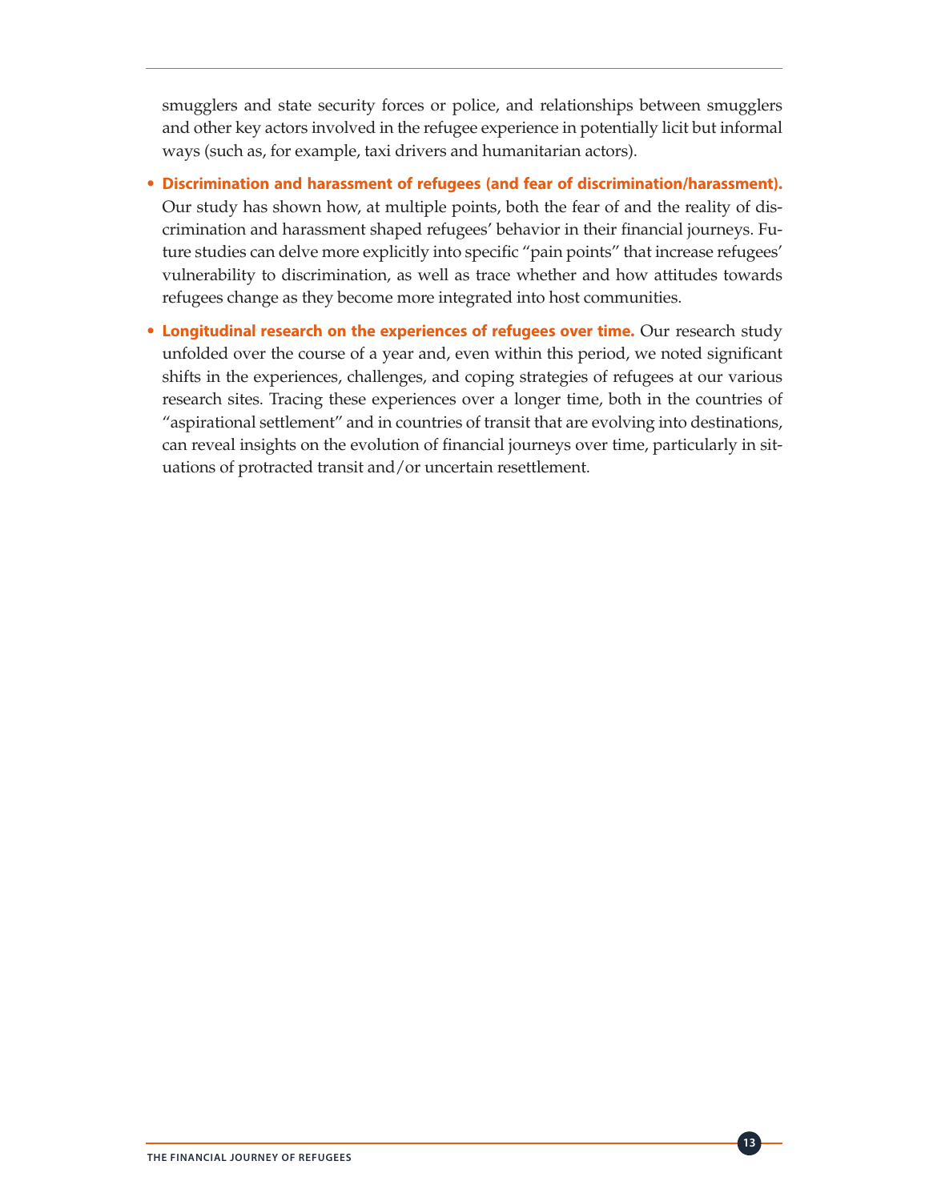smugglers and state security forces or police, and relationships between smugglers and other key actors involved in the refugee experience in potentially licit but informal ways (such as, for example, taxi drivers and humanitarian actors).

- **Discrimination and harassment of refugees (and fear of discrimination/harassment).** Our study has shown how, at multiple points, both the fear of and the reality of discrimination and harassment shaped refugees' behavior in their financial journeys. Future studies can delve more explicitly into specific "pain points" that increase refugees' vulnerability to discrimination, as well as trace whether and how attitudes towards refugees change as they become more integrated into host communities.
- **Longitudinal research on the experiences of refugees over time.** Our research study unfolded over the course of a year and, even within this period, we noted significant shifts in the experiences, challenges, and coping strategies of refugees at our various research sites. Tracing these experiences over a longer time, both in the countries of "aspirational settlement" and in countries of transit that are evolving into destinations, can reveal insights on the evolution of financial journeys over time, particularly in situations of protracted transit and/or uncertain resettlement.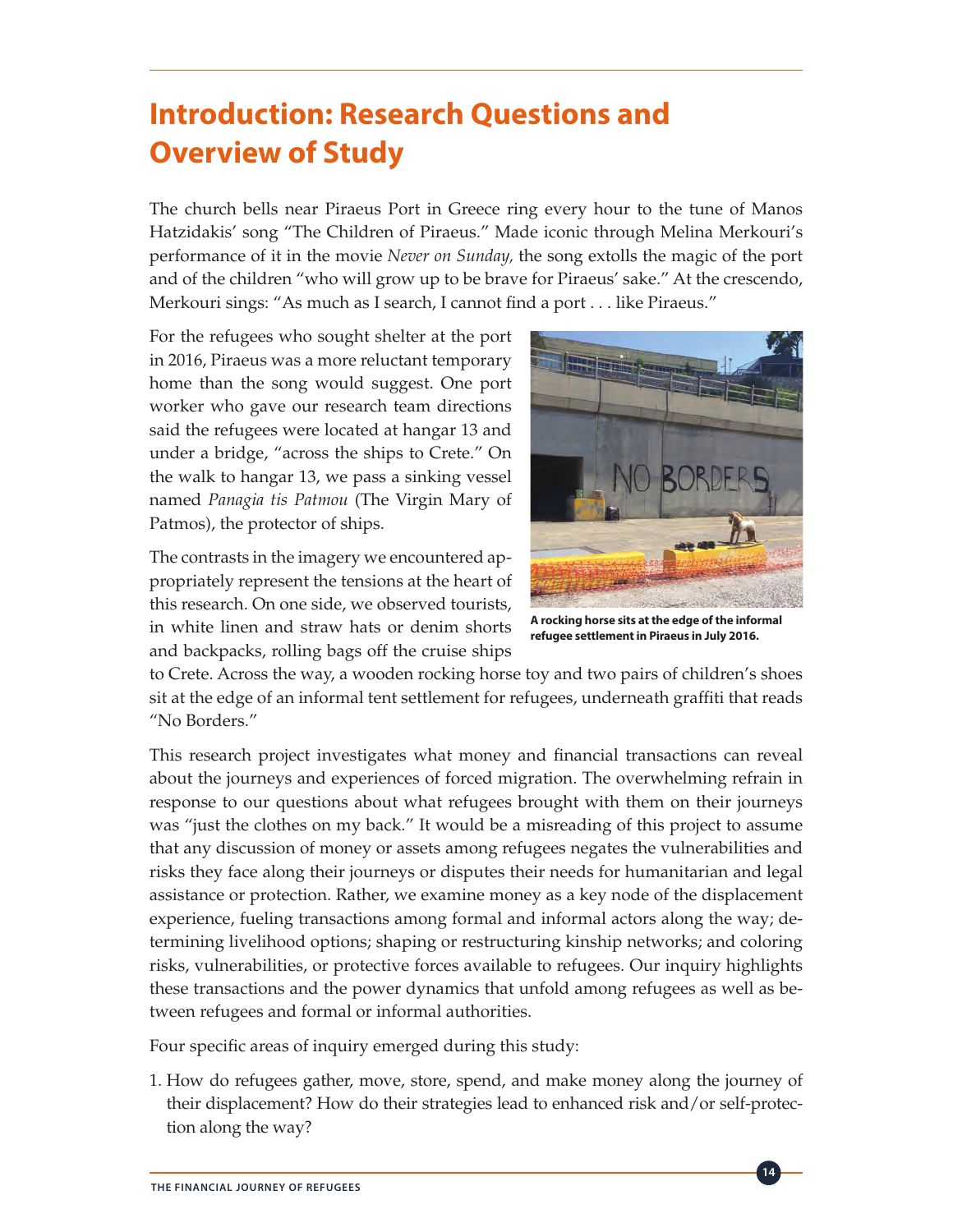# Introduction: Research Questions and Overview of Study

The church bells near Piraeus Port in Greece ring every hour to the tune of Manos Hatzidakis' song "The Children of Piraeus." Made iconic through Melina Merkouri's performance of it in the movie *Never on Sunday,* the song extolls the magic of the port and of the children "who will grow up to be brave for Piraeus' sake." At the crescendo, Merkouri sings: "As much as I search, I cannot find a port . . . like Piraeus."

For the refugees who sought shelter at the port in 2016, Piraeus was a more reluctant temporary home than the song would suggest. One port worker who gave our research team directions said the refugees were located at hangar 13 and under a bridge, "across the ships to Crete." On the walk to hangar 13, we pass a sinking vessel named *Panagia tis Patmou* (The Virgin Mary of Patmos), the protector of ships.

**A rocking horse sits at the edge of the informal refugee settlement in Piraeus in July 2016.**

The contrasts in the imagery we encountered appropriately represent the tensions at the heart of this research. On one side, we observed tourists, in white linen and straw hats or denim shorts and backpacks, rolling bags off the cruise ships to Crete. Across the way, a wooden rocking horse toy and two pairs of children's shoes sit at the edge of an informal tent settlement for refugees, underneath graffiti that reads "No Borders."

This research project investigates what money and financial transactions can reveal about the journeys and experiences of forced migration. The overwhelming refrain in response to our questions about what refugees brought with them on their journeys was "just the clothes on my back." It would be a misreading of this project to assume that any discussion of money or assets among refugees negates the vulnerabilities and risks they face along their journeys or disputes their needs for humanitarian and legal assistance or protection. Rather, we examine money as a key node of the displacement experience, fueling transactions among formal and informal actors along the way; determining livelihood options; shaping or restructuring kinship networks; and coloring risks, vulnerabilities, or protective forces available to refugees. Our inquiry highlights these transactions and the power dynamics that unfold among refugees as well as between refugees and formal or informal authorities.

Four specific areas of inquiry emerged during this study:

1. How do refugees gather, move, store, spend, and make money along the journey of their displacement? How do their strategies lead to enhanced risk and/or self-protection along the way?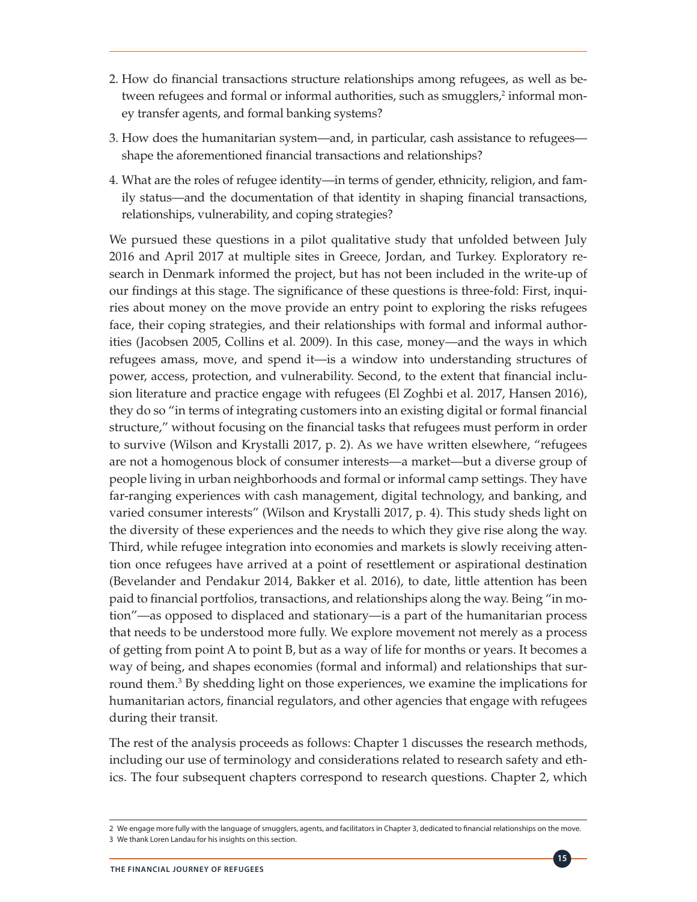2. How do financial transactions structure relationships among refugees, as well as between refugees and formal or informal authorities, such as smugglers,[2] informal money transfer agents, and formal banking systems?
3. How does the humanitarian system—and, in particular, cash assistance to refugees—shape the aforementioned financial transactions and relationships?
4. What are the roles of refugee identity—in terms of gender, ethnicity, religion, and family status—and the documentation of that identity in shaping financial transactions, relationships, vulnerability, and coping strategies?

We pursued these questions in a pilot qualitative study that unfolded between July 2016 and April 2017 at multiple sites in Greece, Jordan, and Turkey. Exploratory research in Denmark informed the project, but has not been included in the write-up of our findings at this stage. The significance of these questions is three-fold: First, inquiries about money on the move provide an entry point to exploring the risks refugees face, their coping strategies, and their relationships with formal and informal authorities (Jacobsen 2005, Collins et al. 2009). In this case, money—and the ways in which refugees amass, move, and spend it—is a window into understanding structures of power, access, protection, and vulnerability. Second, to the extent that financial inclusion literature and practice engage with refugees (El Zoghbi et al. 2017, Hansen 2016), they do so "in terms of integrating customers into an existing digital or formal financial structure," without focusing on the financial tasks that refugees must perform in order to survive (Wilson and Krystalli 2017, p. 2). As we have written elsewhere, "refugees are not a homogenous block of consumer interests—a market—but a diverse group of people living in urban neighborhoods and formal or informal camp settings. They have far-ranging experiences with cash management, digital technology, and banking, and varied consumer interests" (Wilson and Krystalli 2017, p. 4). This study sheds light on the diversity of these experiences and the needs to which they give rise along the way. Third, while refugee integration into economies and markets is slowly receiving attention once refugees have arrived at a point of resettlement or aspirational destination (Bevelander and Pendakur 2014, Bakker et al. 2016), to date, little attention has been paid to financial portfolios, transactions, and relationships along the way. Being "in motion"—as opposed to displaced and stationary—is a part of the humanitarian process that needs to be understood more fully. We explore movement not merely as a process of getting from point A to point B, but as a way of life for months or years. It becomes a way of being, and shapes economies (formal and informal) and relationships that surround them.[3] By shedding light on those experiences, we examine the implications for humanitarian actors, financial regulators, and other agencies that engage with refugees during their transit.

The rest of the analysis proceeds as follows: Chapter 1 discusses the research methods, including our use of terminology and considerations related to research safety and ethics. The four subsequent chapters correspond to research questions. Chapter 2, which

---

2 We engage more fully with the language of smugglers, agents, and facilitators in Chapter 3, dedicated to financial relationships on the move.

3 We thank Loren Landau for his insights on this section.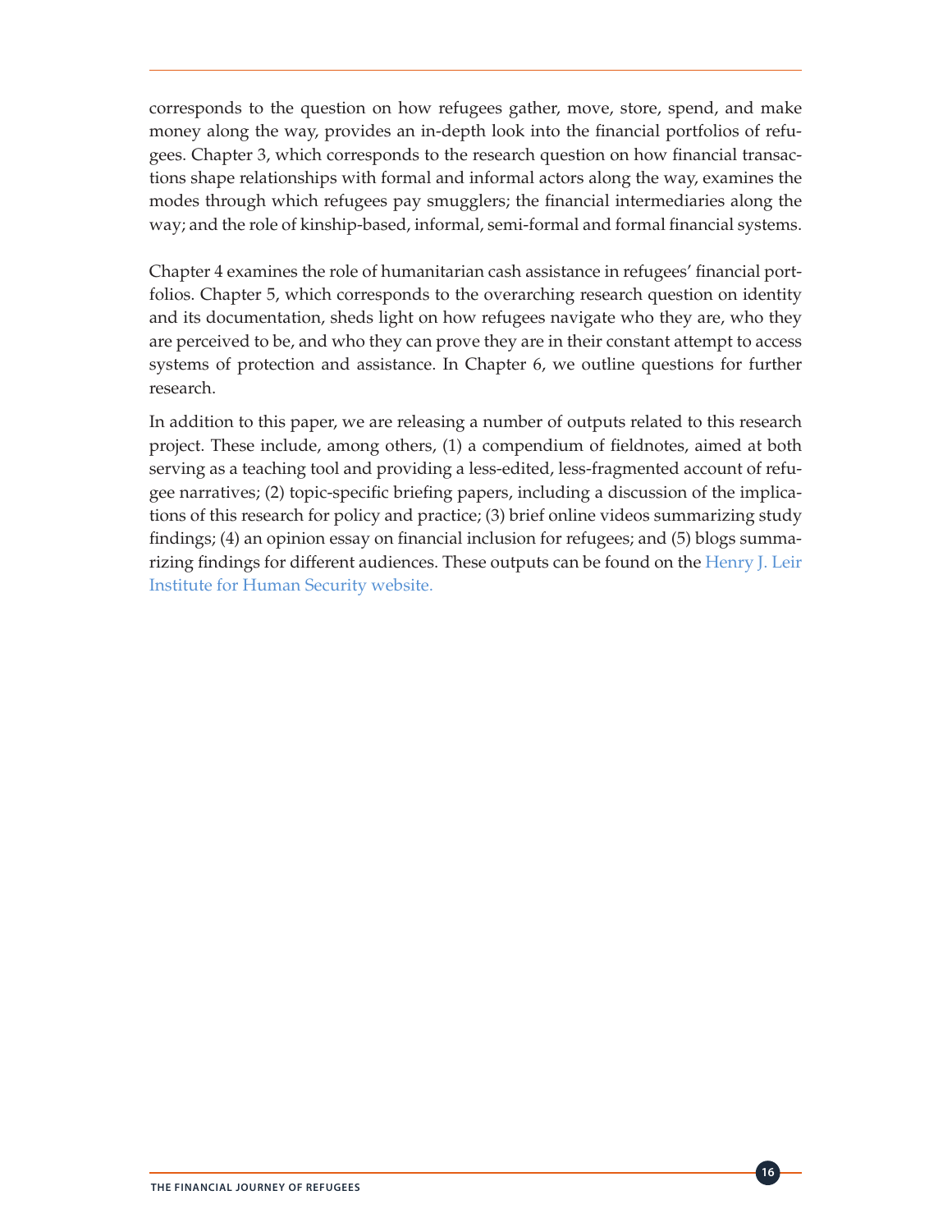corresponds to the question on how refugees gather, move, store, spend, and make money along the way, provides an in-depth look into the financial portfolios of refugees. Chapter 3, which corresponds to the research question on how financial transactions shape relationships with formal and informal actors along the way, examines the modes through which refugees pay smugglers; the financial intermediaries along the way; and the role of kinship-based, informal, semi-formal and formal financial systems.

Chapter 4 examines the role of humanitarian cash assistance in refugees' financial portfolios. Chapter 5, which corresponds to the overarching research question on identity and its documentation, sheds light on how refugees navigate who they are, who they are perceived to be, and who they can prove they are in their constant attempt to access systems of protection and assistance. In Chapter 6, we outline questions for further research.

In addition to this paper, we are releasing a number of outputs related to this research project. These include, among others, (1) a compendium of fieldnotes, aimed at both serving as a teaching tool and providing a less-edited, less-fragmented account of refugee narratives; (2) topic-specific briefing papers, including a discussion of the implications of this research for policy and practice; (3) brief online videos summarizing study findings; (4) an opinion essay on financial inclusion for refugees; and (5) blogs summarizing findings for different audiences. These outputs can be found on the Henry J. Leir Institute for Human Security website.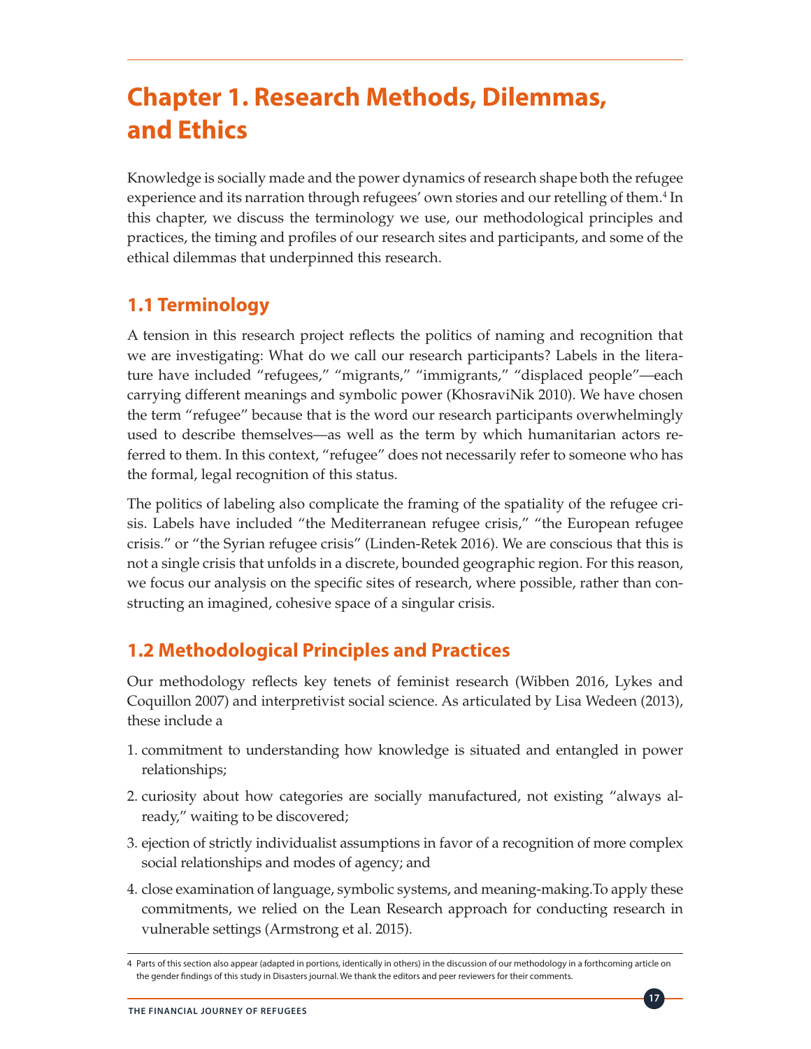# Chapter 1. Research Methods, Dilemmas, and Ethics

Knowledge is socially made and the power dynamics of research shape both the refugee experience and its narration through refugees' own stories and our retelling of them.[4] In this chapter, we discuss the terminology we use, our methodological principles and practices, the timing and profiles of our research sites and participants, and some of the ethical dilemmas that underpinned this research.

## 1.1 Terminology

A tension in this research project reflects the politics of naming and recognition that we are investigating: What do we call our research participants? Labels in the literature have included "refugees," "migrants," "immigrants," "displaced people"—each carrying different meanings and symbolic power (KhosraviNik 2010). We have chosen the term "refugee" because that is the word our research participants overwhelmingly used to describe themselves—as well as the term by which humanitarian actors referred to them. In this context, "refugee" does not necessarily refer to someone who has the formal, legal recognition of this status.

The politics of labeling also complicate the framing of the spatiality of the refugee crisis. Labels have included "the Mediterranean refugee crisis," "the European refugee crisis." or "the Syrian refugee crisis" (Linden-Retek 2016). We are conscious that this is not a single crisis that unfolds in a discrete, bounded geographic region. For this reason, we focus our analysis on the specific sites of research, where possible, rather than constructing an imagined, cohesive space of a singular crisis.

## 1.2 Methodological Principles and Practices

Our methodology reflects key tenets of feminist research (Wibben 2016, Lykes and Coquillon 2007) and interpretivist social science. As articulated by Lisa Wedeen (2013), these include a

1. commitment to understanding how knowledge is situated and entangled in power relationships;
2. curiosity about how categories are socially manufactured, not existing "always already," waiting to be discovered;
3. ejection of strictly individualist assumptions in favor of a recognition of more complex social relationships and modes of agency; and
4. close examination of language, symbolic systems, and meaning-making.To apply these commitments, we relied on the Lean Research approach for conducting research in vulnerable settings (Armstrong et al. 2015).

4 Parts of this section also appear (adapted in portions, identically in others) in the discussion of our methodology in a forthcoming article on the gender findings of this study in Disasters journal. We thank the editors and peer reviewers for their comments.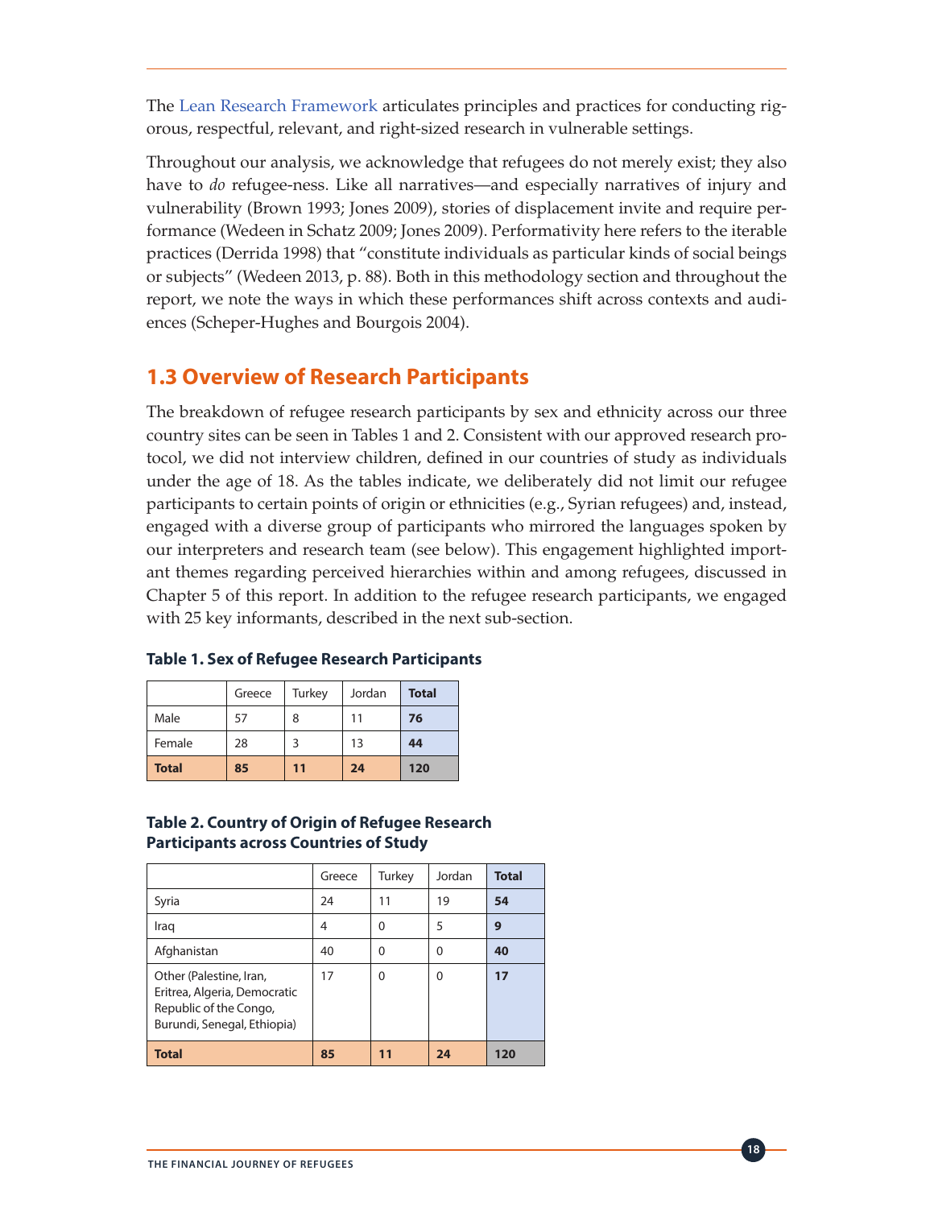The Lean Research Framework articulates principles and practices for conducting rigorous, respectful, relevant, and right-sized research in vulnerable settings.

Throughout our analysis, we acknowledge that refugees do not merely exist; they also have to *do* refugee-ness. Like all narratives—and especially narratives of injury and vulnerability (Brown 1993; Jones 2009), stories of displacement invite and require performance (Wedeen in Schatz 2009; Jones 2009). Performativity here refers to the iterable practices (Derrida 1998) that "constitute individuals as particular kinds of social beings or subjects" (Wedeen 2013, p. 88). Both in this methodology section and throughout the report, we note the ways in which these performances shift across contexts and audiences (Scheper-Hughes and Bourgois 2004).

## 1.3 Overview of Research Participants

The breakdown of refugee research participants by sex and ethnicity across our three country sites can be seen in Tables 1 and 2. Consistent with our approved research protocol, we did not interview children, defined in our countries of study as individuals under the age of 18. As the tables indicate, we deliberately did not limit our refugee participants to certain points of origin or ethnicities (e.g., Syrian refugees) and, instead, engaged with a diverse group of participants who mirrored the languages spoken by our interpreters and research team (see below). This engagement highlighted important themes regarding perceived hierarchies within and among refugees, discussed in Chapter 5 of this report. In addition to the refugee research participants, we engaged with 25 key informants, described in the next sub-section.

**Table 1. Sex of Refugee Research Participants**

| | Greece | Turkey | Jordan | **Total** |
|---|---|---|---|---|
| Male | 57 | 8 | 11 | **76** |
| Female | 28 | 3 | 13 | **44** |
| **Total** | **85** | **11** | **24** | **120** |

**Table 2. Country of Origin of Refugee Research Participants across Countries of Study**

| | Greece | Turkey | Jordan | **Total** |
|---|---|---|---|---|
| Syria | 24 | 11 | 19 | **54** |
| Iraq | 4 | 0 | 5 | **9** |
| Afghanistan | 40 | 0 | 0 | **40** |
| Other (Palestine, Iran, Eritrea, Algeria, Democratic Republic of the Congo, Burundi, Senegal, Ethiopia) | 17 | 0 | 0 | **17** |
| **Total** | **85** | **11** | **24** | **120** |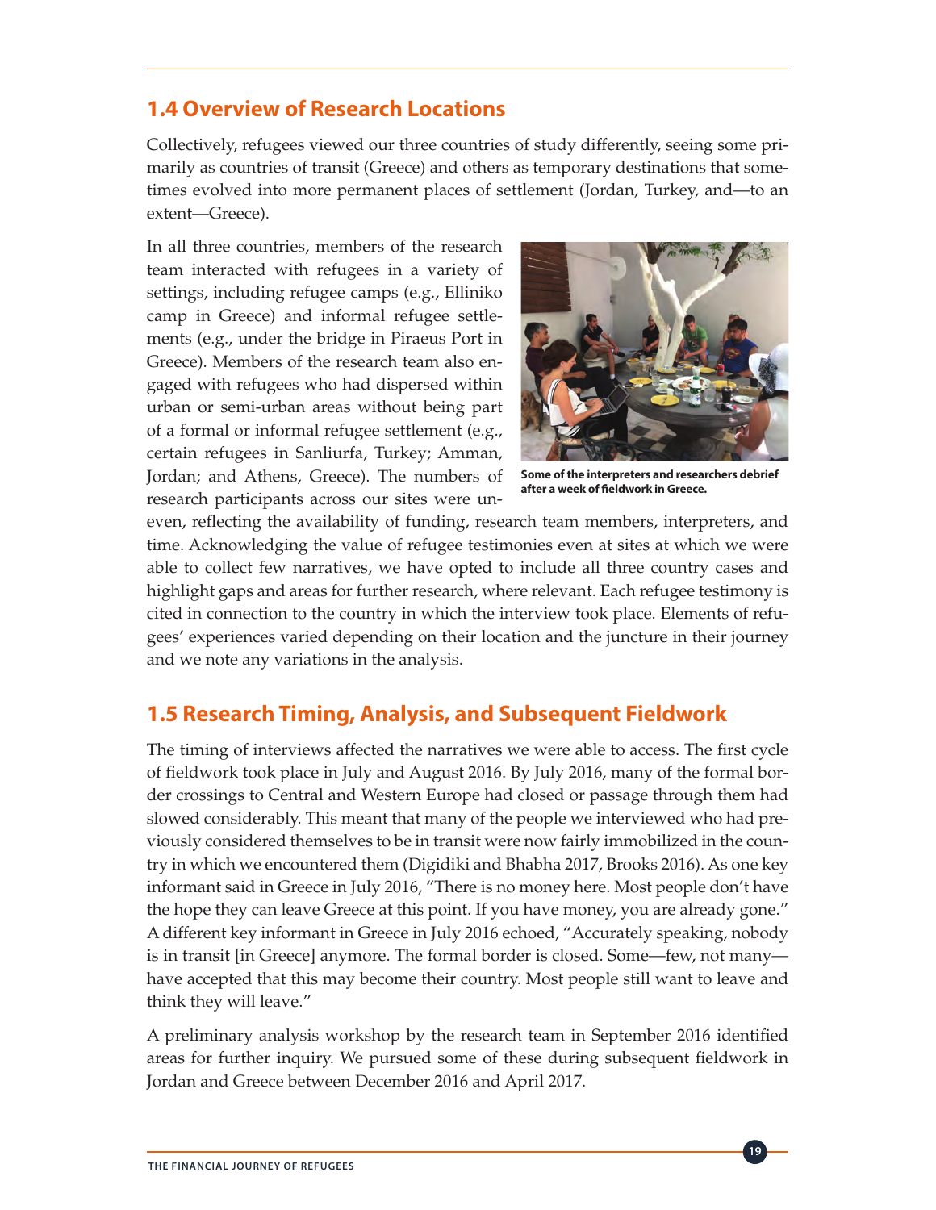## 1.4 Overview of Research Locations

Collectively, refugees viewed our three countries of study differently, seeing some primarily as countries of transit (Greece) and others as temporary destinations that sometimes evolved into more permanent places of settlement (Jordan, Turkey, and—to an extent—Greece).

In all three countries, members of the research team interacted with refugees in a variety of settings, including refugee camps (e.g., Elliniko camp in Greece) and informal refugee settlements (e.g., under the bridge in Piraeus Port in Greece). Members of the research team also engaged with refugees who had dispersed within urban or semi-urban areas without being part of a formal or informal refugee settlement (e.g., certain refugees in Sanliurfa, Turkey; Amman, Jordan; and Athens, Greece). The numbers of research participants across our sites were uneven, reflecting the availability of funding, research team members, interpreters, and time. Acknowledging the value of refugee testimonies even at sites at which we were able to collect few narratives, we have opted to include all three country cases and highlight gaps and areas for further research, where relevant. Each refugee testimony is cited in connection to the country in which the interview took place. Elements of refugees' experiences varied depending on their location and the juncture in their journey and we note any variations in the analysis.

**Some of the interpreters and researchers debrief after a week of fieldwork in Greece.**

## 1.5 Research Timing, Analysis, and Subsequent Fieldwork

The timing of interviews affected the narratives we were able to access. The first cycle of fieldwork took place in July and August 2016. By July 2016, many of the formal border crossings to Central and Western Europe had closed or passage through them had slowed considerably. This meant that many of the people we interviewed who had previously considered themselves to be in transit were now fairly immobilized in the country in which we encountered them (Digidiki and Bhabha 2017, Brooks 2016). As one key informant said in Greece in July 2016, "There is no money here. Most people don't have the hope they can leave Greece at this point. If you have money, you are already gone." A different key informant in Greece in July 2016 echoed, "Accurately speaking, nobody is in transit [in Greece] anymore. The formal border is closed. Some—few, not many—have accepted that this may become their country. Most people still want to leave and think they will leave."

A preliminary analysis workshop by the research team in September 2016 identified areas for further inquiry. We pursued some of these during subsequent fieldwork in Jordan and Greece between December 2016 and April 2017.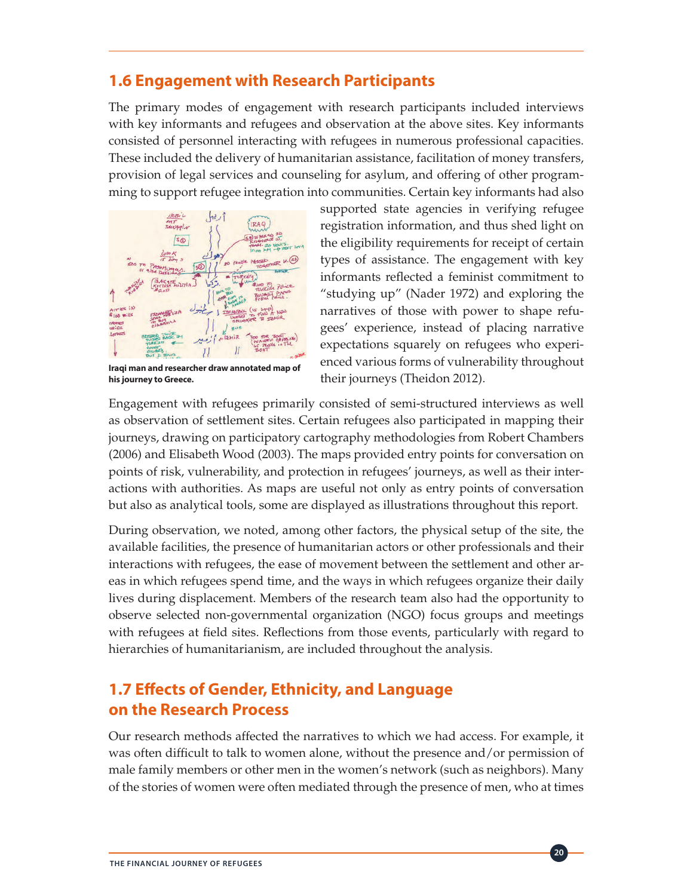## 1.6 Engagement with Research Participants

The primary modes of engagement with research participants included interviews with key informants and refugees and observation at the above sites. Key informants consisted of personnel interacting with refugees in numerous professional capacities. These included the delivery of humanitarian assistance, facilitation of money transfers, provision of legal services and counseling for asylum, and offering of other programming to support refugee integration into communities. Certain key informants had also supported state agencies in verifying refugee registration information, and thus shed light on the eligibility requirements for receipt of certain types of assistance. The engagement with key informants reflected a feminist commitment to "studying up" (Nader 1972) and exploring the narratives of those with power to shape refugees' experience, instead of placing narrative expectations squarely on refugees who experienced various forms of vulnerability throughout their journeys (Theidon 2012).

**Iraqi man and researcher draw annotated map of his journey to Greece.**

Engagement with refugees primarily consisted of semi-structured interviews as well as observation of settlement sites. Certain refugees also participated in mapping their journeys, drawing on participatory cartography methodologies from Robert Chambers (2006) and Elisabeth Wood (2003). The maps provided entry points for conversation on points of risk, vulnerability, and protection in refugees' journeys, as well as their interactions with authorities. As maps are useful not only as entry points of conversation but also as analytical tools, some are displayed as illustrations throughout this report.

During observation, we noted, among other factors, the physical setup of the site, the available facilities, the presence of humanitarian actors or other professionals and their interactions with refugees, the ease of movement between the settlement and other areas in which refugees spend time, and the ways in which refugees organize their daily lives during displacement. Members of the research team also had the opportunity to observe selected non-governmental organization (NGO) focus groups and meetings with refugees at field sites. Reflections from those events, particularly with regard to hierarchies of humanitarianism, are included throughout the analysis.

## 1.7 Effects of Gender, Ethnicity, and Language on the Research Process

Our research methods affected the narratives to which we had access. For example, it was often difficult to talk to women alone, without the presence and/or permission of male family members or other men in the women's network (such as neighbors). Many of the stories of women were often mediated through the presence of men, who at times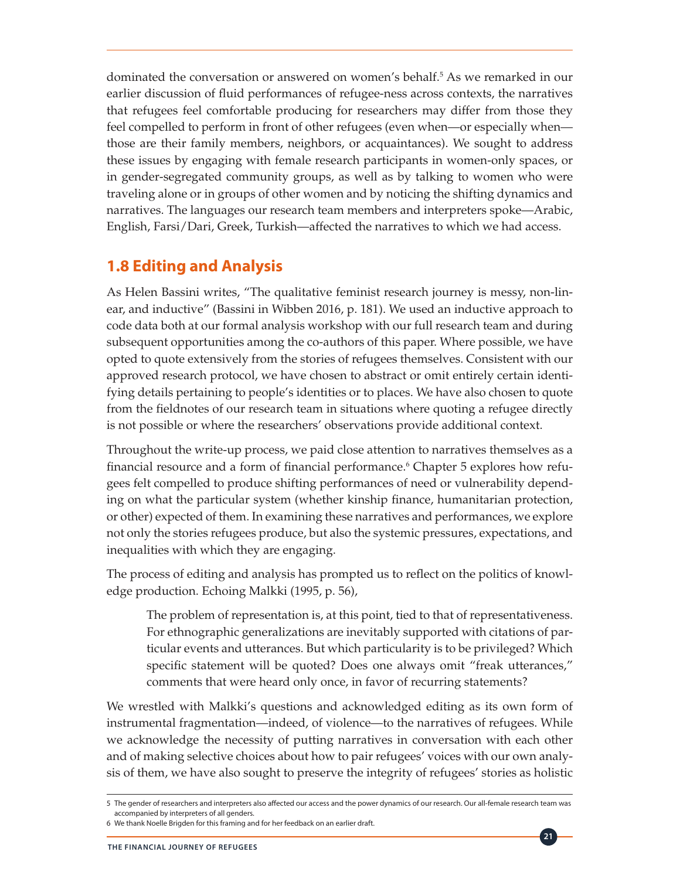dominated the conversation or answered on women's behalf.[5] As we remarked in our earlier discussion of fluid performances of refugee-ness across contexts, the narratives that refugees feel comfortable producing for researchers may differ from those they feel compelled to perform in front of other refugees (even when—or especially when—those are their family members, neighbors, or acquaintances). We sought to address these issues by engaging with female research participants in women-only spaces, or in gender-segregated community groups, as well as by talking to women who were traveling alone or in groups of other women and by noticing the shifting dynamics and narratives. The languages our research team members and interpreters spoke—Arabic, English, Farsi/Dari, Greek, Turkish—affected the narratives to which we had access.

## 1.8 Editing and Analysis

As Helen Bassini writes, "The qualitative feminist research journey is messy, non-linear, and inductive" (Bassini in Wibben 2016, p. 181). We used an inductive approach to code data both at our formal analysis workshop with our full research team and during subsequent opportunities among the co-authors of this paper. Where possible, we have opted to quote extensively from the stories of refugees themselves. Consistent with our approved research protocol, we have chosen to abstract or omit entirely certain identifying details pertaining to people's identities or to places. We have also chosen to quote from the fieldnotes of our research team in situations where quoting a refugee directly is not possible or where the researchers' observations provide additional context.

Throughout the write-up process, we paid close attention to narratives themselves as a financial resource and a form of financial performance.[6] Chapter 5 explores how refugees felt compelled to produce shifting performances of need or vulnerability depending on what the particular system (whether kinship finance, humanitarian protection, or other) expected of them. In examining these narratives and performances, we explore not only the stories refugees produce, but also the systemic pressures, expectations, and inequalities with which they are engaging.

The process of editing and analysis has prompted us to reflect on the politics of knowledge production. Echoing Malkki (1995, p. 56),

> The problem of representation is, at this point, tied to that of representativeness. For ethnographic generalizations are inevitably supported with citations of particular events and utterances. But which particularity is to be privileged? Which specific statement will be quoted? Does one always omit "freak utterances," comments that were heard only once, in favor of recurring statements?

We wrestled with Malkki's questions and acknowledged editing as its own form of instrumental fragmentation—indeed, of violence—to the narratives of refugees. While we acknowledge the necessity of putting narratives in conversation with each other and of making selective choices about how to pair refugees' voices with our own analysis of them, we have also sought to preserve the integrity of refugees' stories as holistic

---

5 The gender of researchers and interpreters also affected our access and the power dynamics of our research. Our all-female research team was accompanied by interpreters of all genders.

6 We thank Noelle Brigden for this framing and for her feedback on an earlier draft.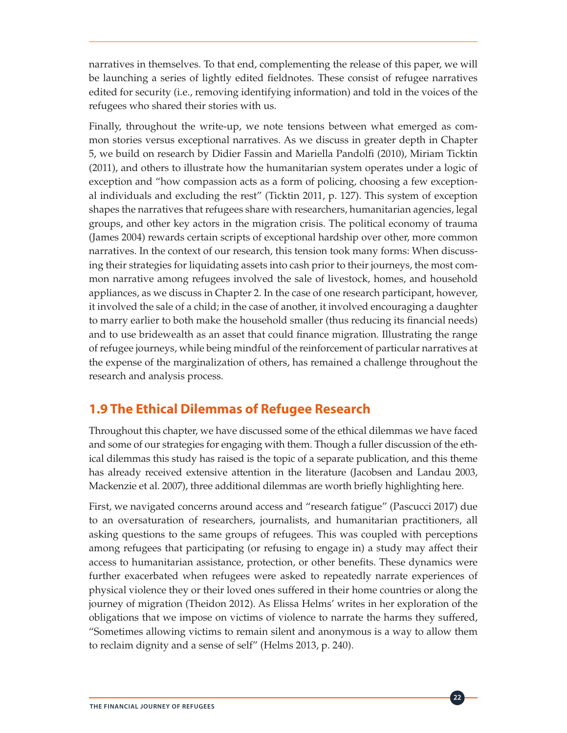narratives in themselves. To that end, complementing the release of this paper, we will be launching a series of lightly edited fieldnotes. These consist of refugee narratives edited for security (i.e., removing identifying information) and told in the voices of the refugees who shared their stories with us.

Finally, throughout the write-up, we note tensions between what emerged as common stories versus exceptional narratives. As we discuss in greater depth in Chapter 5, we build on research by Didier Fassin and Mariella Pandolfi (2010), Miriam Ticktin (2011), and others to illustrate how the humanitarian system operates under a logic of exception and "how compassion acts as a form of policing, choosing a few exceptional individuals and excluding the rest" (Ticktin 2011, p. 127). This system of exception shapes the narratives that refugees share with researchers, humanitarian agencies, legal groups, and other key actors in the migration crisis. The political economy of trauma (James 2004) rewards certain scripts of exceptional hardship over other, more common narratives. In the context of our research, this tension took many forms: When discussing their strategies for liquidating assets into cash prior to their journeys, the most common narrative among refugees involved the sale of livestock, homes, and household appliances, as we discuss in Chapter 2. In the case of one research participant, however, it involved the sale of a child; in the case of another, it involved encouraging a daughter to marry earlier to both make the household smaller (thus reducing its financial needs) and to use bridewealth as an asset that could finance migration. Illustrating the range of refugee journeys, while being mindful of the reinforcement of particular narratives at the expense of the marginalization of others, has remained a challenge throughout the research and analysis process.

## 1.9 The Ethical Dilemmas of Refugee Research

Throughout this chapter, we have discussed some of the ethical dilemmas we have faced and some of our strategies for engaging with them. Though a fuller discussion of the ethical dilemmas this study has raised is the topic of a separate publication, and this theme has already received extensive attention in the literature (Jacobsen and Landau 2003, Mackenzie et al. 2007), three additional dilemmas are worth briefly highlighting here.

First, we navigated concerns around access and "research fatigue" (Pascucci 2017) due to an oversaturation of researchers, journalists, and humanitarian practitioners, all asking questions to the same groups of refugees. This was coupled with perceptions among refugees that participating (or refusing to engage in) a study may affect their access to humanitarian assistance, protection, or other benefits. These dynamics were further exacerbated when refugees were asked to repeatedly narrate experiences of physical violence they or their loved ones suffered in their home countries or along the journey of migration (Theidon 2012). As Elissa Helms' writes in her exploration of the obligations that we impose on victims of violence to narrate the harms they suffered, "Sometimes allowing victims to remain silent and anonymous is a way to allow them to reclaim dignity and a sense of self" (Helms 2013, p. 240).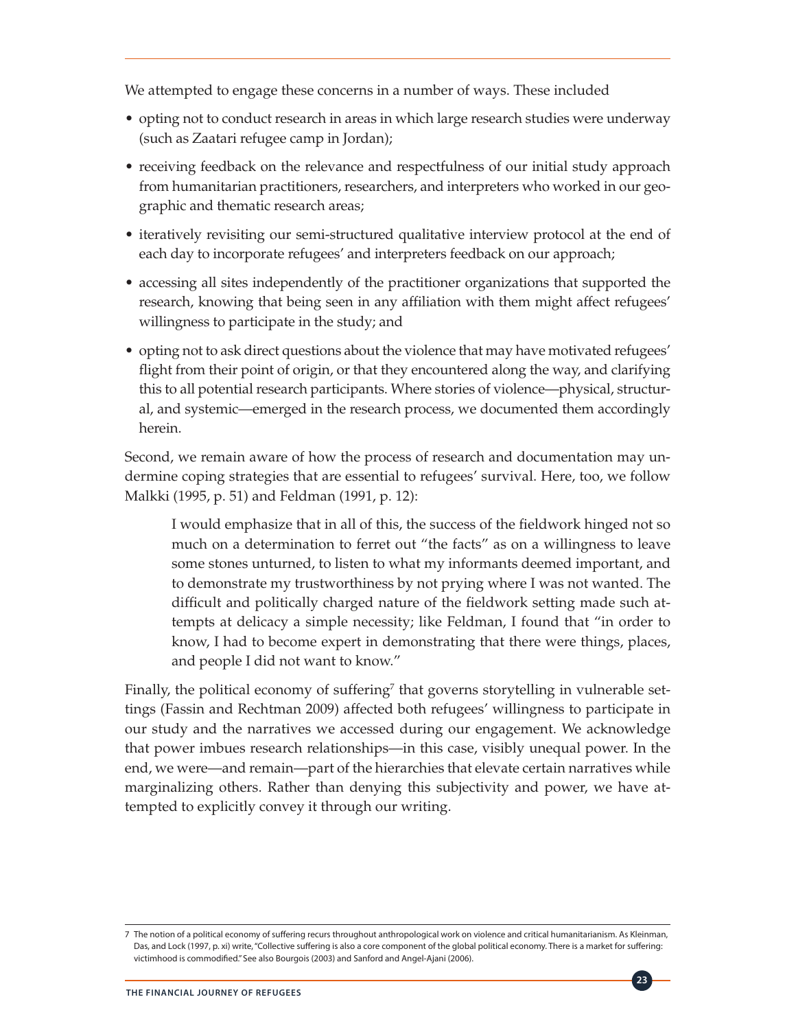We attempted to engage these concerns in a number of ways. These included

- opting not to conduct research in areas in which large research studies were underway (such as Zaatari refugee camp in Jordan);
- receiving feedback on the relevance and respectfulness of our initial study approach from humanitarian practitioners, researchers, and interpreters who worked in our geographic and thematic research areas;
- iteratively revisiting our semi-structured qualitative interview protocol at the end of each day to incorporate refugees' and interpreters feedback on our approach;
- accessing all sites independently of the practitioner organizations that supported the research, knowing that being seen in any affiliation with them might affect refugees' willingness to participate in the study; and
- opting not to ask direct questions about the violence that may have motivated refugees' flight from their point of origin, or that they encountered along the way, and clarifying this to all potential research participants. Where stories of violence—physical, structural, and systemic—emerged in the research process, we documented them accordingly herein.

Second, we remain aware of how the process of research and documentation may undermine coping strategies that are essential to refugees' survival. Here, too, we follow Malkki (1995, p. 51) and Feldman (1991, p. 12):

> I would emphasize that in all of this, the success of the fieldwork hinged not so much on a determination to ferret out "the facts" as on a willingness to leave some stones unturned, to listen to what my informants deemed important, and to demonstrate my trustworthiness by not prying where I was not wanted. The difficult and politically charged nature of the fieldwork setting made such attempts at delicacy a simple necessity; like Feldman, I found that "in order to know, I had to become expert in demonstrating that there were things, places, and people I did not want to know."

Finally, the political economy of suffering[7] that governs storytelling in vulnerable settings (Fassin and Rechtman 2009) affected both refugees' willingness to participate in our study and the narratives we accessed during our engagement. We acknowledge that power imbues research relationships—in this case, visibly unequal power. In the end, we were—and remain—part of the hierarchies that elevate certain narratives while marginalizing others. Rather than denying this subjectivity and power, we have attempted to explicitly convey it through our writing.

---

7 The notion of a political economy of suffering recurs throughout anthropological work on violence and critical humanitarianism. As Kleinman, Das, and Lock (1997, p. xi) write, "Collective suffering is also a core component of the global political economy. There is a market for suffering: victimhood is commodified." See also Bourgois (2003) and Sanford and Angel-Ajani (2006).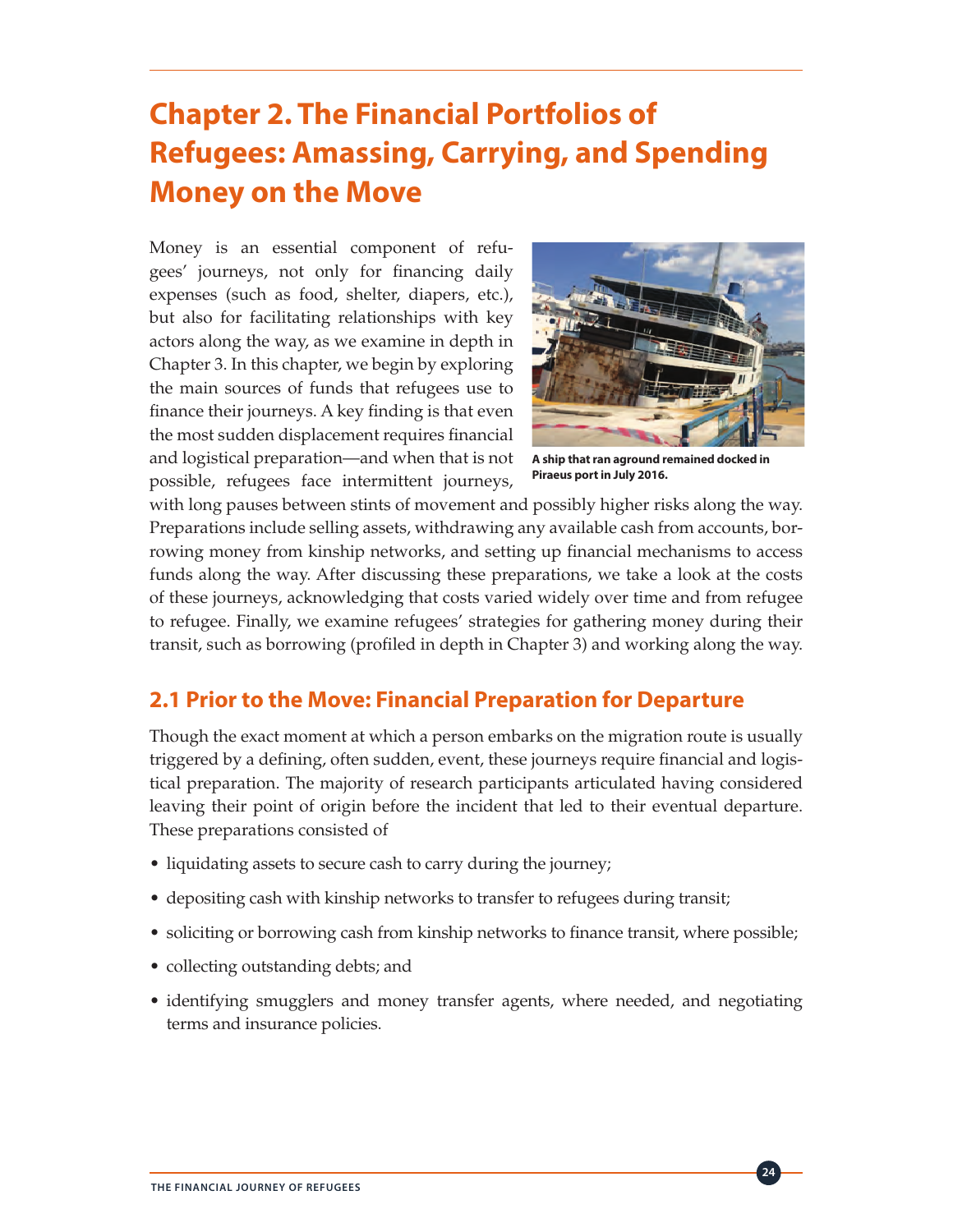# Chapter 2. The Financial Portfolios of Refugees: Amassing, Carrying, and Spending Money on the Move

Money is an essential component of refugees' journeys, not only for financing daily expenses (such as food, shelter, diapers, etc.), but also for facilitating relationships with key actors along the way, as we examine in depth in Chapter 3. In this chapter, we begin by exploring the main sources of funds that refugees use to finance their journeys. A key finding is that even the most sudden displacement requires financial and logistical preparation—and when that is not possible, refugees face intermittent journeys, with long pauses between stints of movement and possibly higher risks along the way. Preparations include selling assets, withdrawing any available cash from accounts, borrowing money from kinship networks, and setting up financial mechanisms to access funds along the way. After discussing these preparations, we take a look at the costs of these journeys, acknowledging that costs varied widely over time and from refugee to refugee. Finally, we examine refugees' strategies for gathering money during their transit, such as borrowing (profiled in depth in Chapter 3) and working along the way.

**A ship that ran aground remained docked in Piraeus port in July 2016.**

## 2.1 Prior to the Move: Financial Preparation for Departure

Though the exact moment at which a person embarks on the migration route is usually triggered by a defining, often sudden, event, these journeys require financial and logistical preparation. The majority of research participants articulated having considered leaving their point of origin before the incident that led to their eventual departure. These preparations consisted of

- liquidating assets to secure cash to carry during the journey;
- depositing cash with kinship networks to transfer to refugees during transit;
- soliciting or borrowing cash from kinship networks to finance transit, where possible;
- collecting outstanding debts; and
- identifying smugglers and money transfer agents, where needed, and negotiating terms and insurance policies.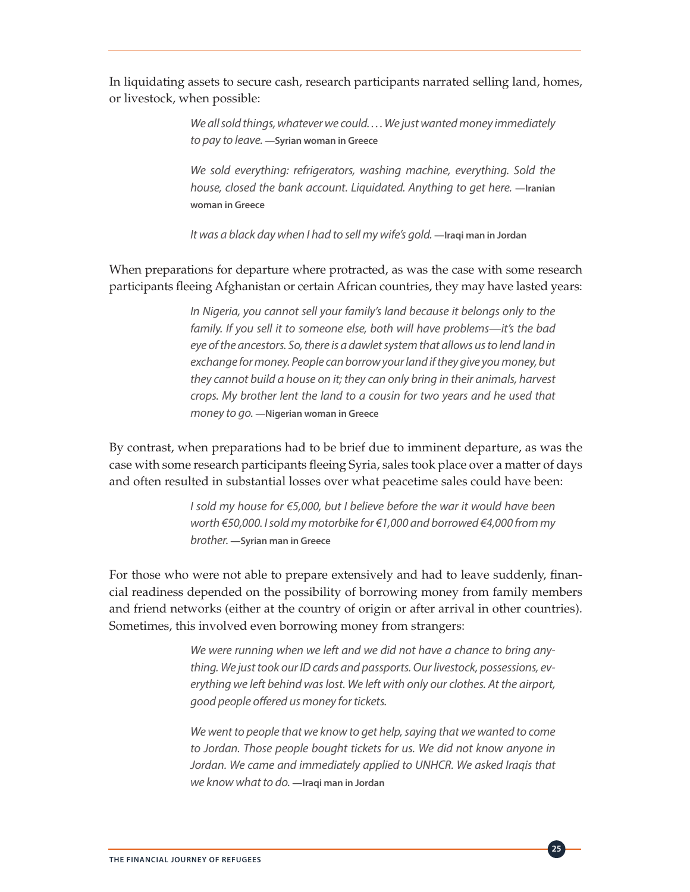In liquidating assets to secure cash, research participants narrated selling land, homes, or livestock, when possible:

> *We all sold things, whatever we could. . . . We just wanted money immediately to pay to leave.* **—Syrian woman in Greece**

> *We sold everything: refrigerators, washing machine, everything. Sold the house, closed the bank account. Liquidated. Anything to get here.* **—Iranian woman in Greece**

> *It was a black day when I had to sell my wife's gold.* **—Iraqi man in Jordan**

When preparations for departure where protracted, as was the case with some research participants fleeing Afghanistan or certain African countries, they may have lasted years:

> *In Nigeria, you cannot sell your family's land because it belongs only to the family. If you sell it to someone else, both will have problems—it's the bad eye of the ancestors. So, there is a dawlet system that allows us to lend land in exchange for money. People can borrow your land if they give you money, but they cannot build a house on it; they can only bring in their animals, harvest crops. My brother lent the land to a cousin for two years and he used that money to go.* **—Nigerian woman in Greece**

By contrast, when preparations had to be brief due to imminent departure, as was the case with some research participants fleeing Syria, sales took place over a matter of days and often resulted in substantial losses over what peacetime sales could have been:

> *I sold my house for €5,000, but I believe before the war it would have been worth €50,000. I sold my motorbike for €1,000 and borrowed €4,000 from my brother.* **—Syrian man in Greece**

For those who were not able to prepare extensively and had to leave suddenly, financial readiness depended on the possibility of borrowing money from family members and friend networks (either at the country of origin or after arrival in other countries). Sometimes, this involved even borrowing money from strangers:

> *We were running when we left and we did not have a chance to bring anything. We just took our ID cards and passports. Our livestock, possessions, everything we left behind was lost. We left with only our clothes. At the airport, good people offered us money for tickets.*
>
> *We went to people that we know to get help, saying that we wanted to come to Jordan. Those people bought tickets for us. We did not know anyone in Jordan. We came and immediately applied to UNHCR. We asked Iraqis that we know what to do.* **—Iraqi man in Jordan**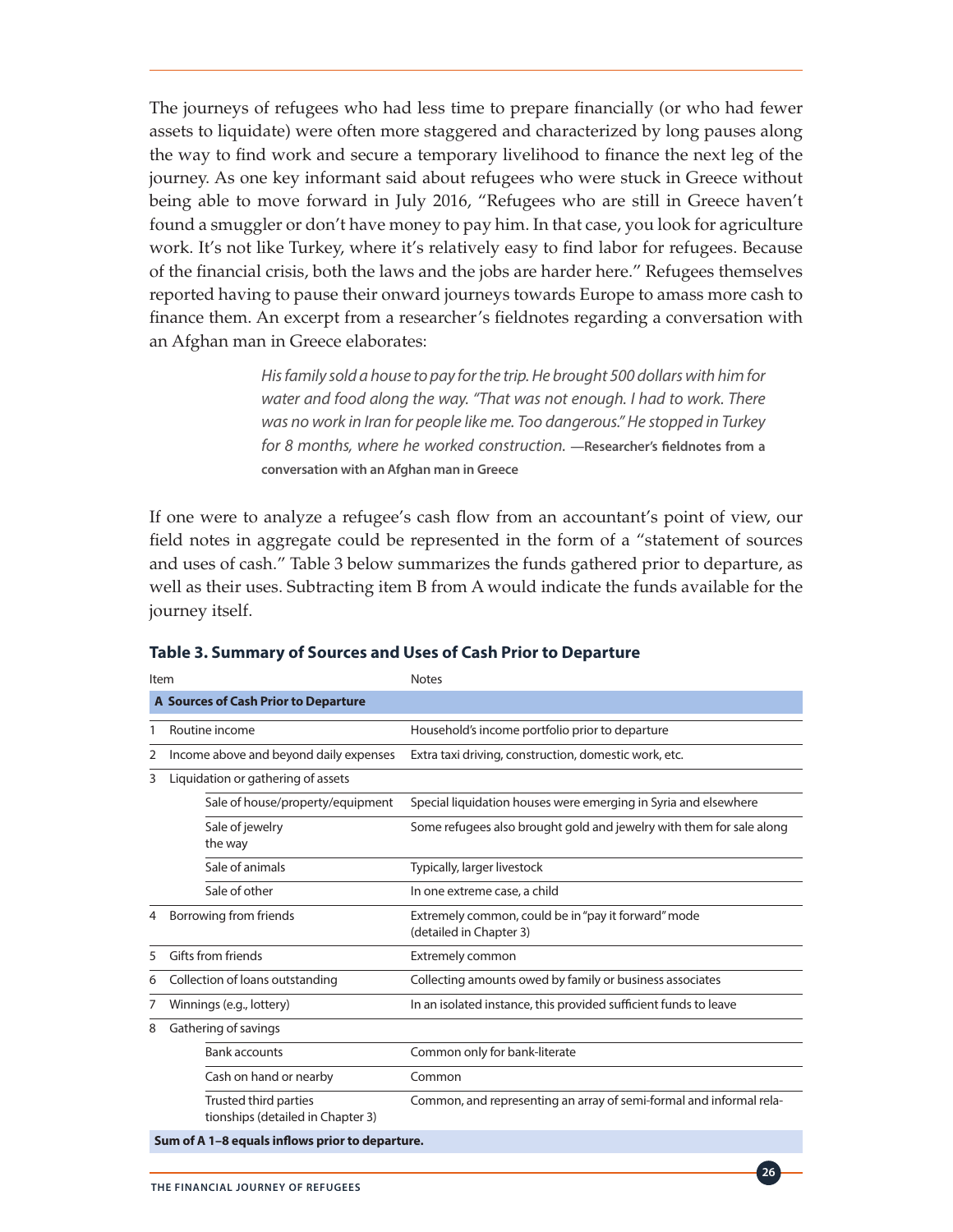The journeys of refugees who had less time to prepare financially (or who had fewer assets to liquidate) were often more staggered and characterized by long pauses along the way to find work and secure a temporary livelihood to finance the next leg of the journey. As one key informant said about refugees who were stuck in Greece without being able to move forward in July 2016, "Refugees who are still in Greece haven't found a smuggler or don't have money to pay him. In that case, you look for agriculture work. It's not like Turkey, where it's relatively easy to find labor for refugees. Because of the financial crisis, both the laws and the jobs are harder here." Refugees themselves reported having to pause their onward journeys towards Europe to amass more cash to finance them. An excerpt from a researcher's fieldnotes regarding a conversation with an Afghan man in Greece elaborates:

> *His family sold a house to pay for the trip. He brought 500 dollars with him for water and food along the way. "That was not enough. I had to work. There was no work in Iran for people like me. Too dangerous." He stopped in Turkey for 8 months, where he worked construction.* **—Researcher's fieldnotes from a conversation with an Afghan man in Greece**

If one were to analyze a refugee's cash flow from an accountant's point of view, our field notes in aggregate could be represented in the form of a "statement of sources and uses of cash." Table 3 below summarizes the funds gathered prior to departure, as well as their uses. Subtracting item B from A would indicate the funds available for the journey itself.

**Table 3. Summary of Sources and Uses of Cash Prior to Departure**

| Item | | | Notes |
|---|---|---|---|
| **A** | **Sources of Cash Prior to Departure** | | |
| 1 | Routine income | | Household's income portfolio prior to departure |
| 2 | Income above and beyond daily expenses | | Extra taxi driving, construction, domestic work, etc. |
| 3 | Liquidation or gathering of assets | | |
| | | Sale of house/property/equipment | Special liquidation houses were emerging in Syria and elsewhere |
| | | Sale of jewelry | Some refugees also brought gold and jewelry with them for sale along the way |
| | | Sale of animals | Typically, larger livestock |
| | | Sale of other | In one extreme case, a child |
| 4 | Borrowing from friends | | Extremely common, could be in "pay it forward" mode (detailed in Chapter 3) |
| 5 | Gifts from friends | | Extremely common |
| 6 | Collection of loans outstanding | | Collecting amounts owed by family or business associates |
| 7 | Winnings (e.g., lottery) | | In an isolated instance, this provided sufficient funds to leave |
| 8 | Gathering of savings | | |
| | | Bank accounts | Common only for bank-literate |
| | | Cash on hand or nearby | Common |
| | | Trusted third parties | Common, and representing an array of semi-formal and informal relationships (detailed in Chapter 3) |
| **Sum of A 1–8 equals inflows prior to departure.** | | | |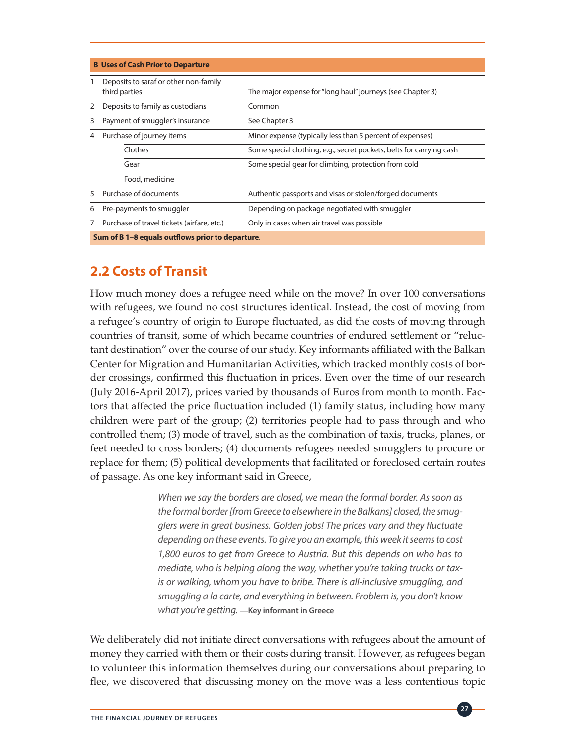| B Uses of Cash Prior to Departure | | |
|---|---|---|
| 1 | Deposits to saraf or other non-family third parties | The major expense for "long haul" journeys (see Chapter 3) |
| 2 | Deposits to family as custodians | Common |
| 3 | Payment of smuggler's insurance | See Chapter 3 |
| 4 | Purchase of journey items | Minor expense (typically less than 5 percent of expenses) |
| | Clothes | Some special clothing, e.g., secret pockets, belts for carrying cash |
| | Gear | Some special gear for climbing, protection from cold |
| | Food, medicine | |
| 5 | Purchase of documents | Authentic passports and visas or stolen/forged documents |
| 6 | Pre-payments to smuggler | Depending on package negotiated with smuggler |
| 7 | Purchase of travel tickets (airfare, etc.) | Only in cases when air travel was possible |
| **Sum of B 1–8 equals outflows prior to departure**. | | |

## 2.2 Costs of Transit

How much money does a refugee need while on the move? In over 100 conversations with refugees, we found no cost structures identical. Instead, the cost of moving from a refugee's country of origin to Europe fluctuated, as did the costs of moving through countries of transit, some of which became countries of endured settlement or "reluctant destination" over the course of our study. Key informants affiliated with the Balkan Center for Migration and Humanitarian Activities, which tracked monthly costs of border crossings, confirmed this fluctuation in prices. Even over the time of our research (July 2016-April 2017), prices varied by thousands of Euros from month to month. Factors that affected the price fluctuation included (1) family status, including how many children were part of the group; (2) territories people had to pass through and who controlled them; (3) mode of travel, such as the combination of taxis, trucks, planes, or feet needed to cross borders; (4) documents refugees needed smugglers to procure or replace for them; (5) political developments that facilitated or foreclosed certain routes of passage. As one key informant said in Greece,

> *When we say the borders are closed, we mean the formal border. As soon as the formal border [from Greece to elsewhere in the Balkans] closed, the smugglers were in great business. Golden jobs! The prices vary and they fluctuate depending on these events. To give you an example, this week it seems to cost 1,800 euros to get from Greece to Austria. But this depends on who has to mediate, who is helping along the way, whether you're taking trucks or taxis or walking, whom you have to bribe. There is all-inclusive smuggling, and smuggling a la carte, and everything in between. Problem is, you don't know what you're getting.* **—Key informant in Greece**

We deliberately did not initiate direct conversations with refugees about the amount of money they carried with them or their costs during transit. However, as refugees began to volunteer this information themselves during our conversations about preparing to flee, we discovered that discussing money on the move was a less contentious topic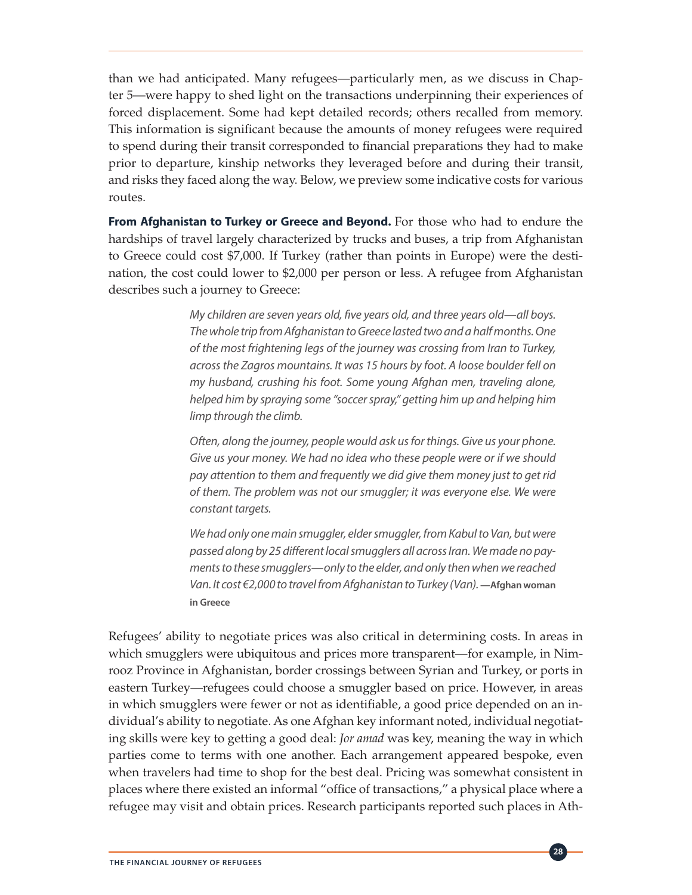than we had anticipated. Many refugees—particularly men, as we discuss in Chapter 5—were happy to shed light on the transactions underpinning their experiences of forced displacement. Some had kept detailed records; others recalled from memory. This information is significant because the amounts of money refugees were required to spend during their transit corresponded to financial preparations they had to make prior to departure, kinship networks they leveraged before and during their transit, and risks they faced along the way. Below, we preview some indicative costs for various routes.

**From Afghanistan to Turkey or Greece and Beyond.** For those who had to endure the hardships of travel largely characterized by trucks and buses, a trip from Afghanistan to Greece could cost $7,000. If Turkey (rather than points in Europe) were the destination, the cost could lower to $2,000 per person or less. A refugee from Afghanistan describes such a journey to Greece:

> *My children are seven years old, five years old, and three years old—all boys. The whole trip from Afghanistan to Greece lasted two and a half months. One of the most frightening legs of the journey was crossing from Iran to Turkey, across the Zagros mountains. It was 15 hours by foot. A loose boulder fell on my husband, crushing his foot. Some young Afghan men, traveling alone, helped him by spraying some "soccer spray," getting him up and helping him limp through the climb.*
>
> *Often, along the journey, people would ask us for things. Give us your phone. Give us your money. We had no idea who these people were or if we should pay attention to them and frequently we did give them money just to get rid of them. The problem was not our smuggler; it was everyone else. We were constant targets.*
>
> *We had only one main smuggler, elder smuggler, from Kabul to Van, but were passed along by 25 different local smugglers all across Iran. We made no payments to these smugglers—only to the elder, and only then when we reached Van. It cost €2,000 to travel from Afghanistan to Turkey (Van).* **—Afghan woman in Greece**

Refugees' ability to negotiate prices was also critical in determining costs. In areas in which smugglers were ubiquitous and prices more transparent—for example, in Nimrooz Province in Afghanistan, border crossings between Syrian and Turkey, or ports in eastern Turkey—refugees could choose a smuggler based on price. However, in areas in which smugglers were fewer or not as identifiable, a good price depended on an individual's ability to negotiate. As one Afghan key informant noted, individual negotiating skills were key to getting a good deal: *Jor amad* was key, meaning the way in which parties come to terms with one another. Each arrangement appeared bespoke, even when travelers had time to shop for the best deal. Pricing was somewhat consistent in places where there existed an informal "office of transactions," a physical place where a refugee may visit and obtain prices. Research participants reported such places in Ath-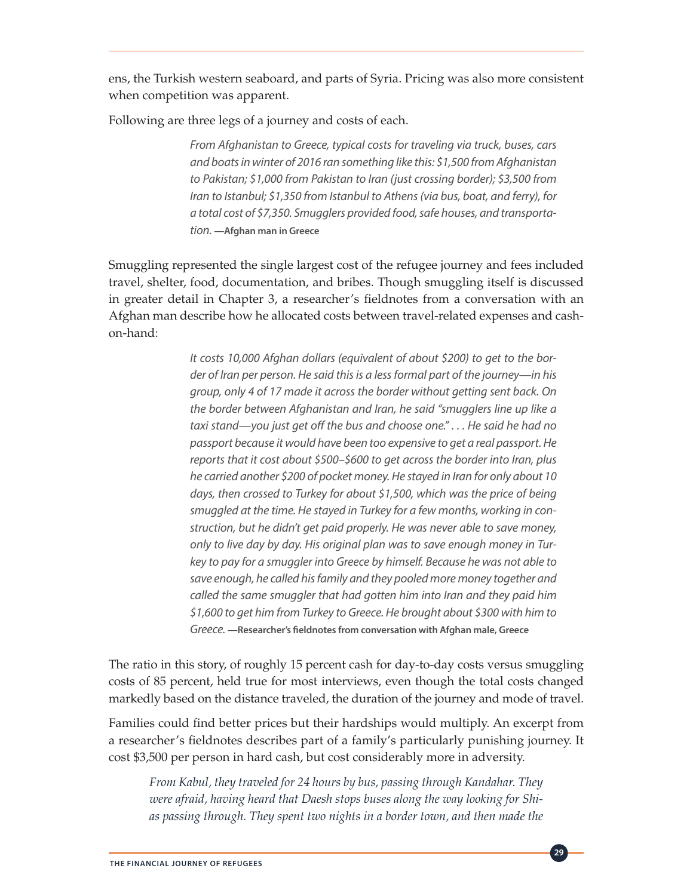ens, the Turkish western seaboard, and parts of Syria. Pricing was also more consistent when competition was apparent.

Following are three legs of a journey and costs of each.

> *From Afghanistan to Greece, typical costs for traveling via truck, buses, cars and boats in winter of 2016 ran something like this: $1,500 from Afghanistan to Pakistan; $1,000 from Pakistan to Iran (just crossing border); $3,500 from Iran to Istanbul; $1,350 from Istanbul to Athens (via bus, boat, and ferry), for a total cost of $7,350. Smugglers provided food, safe houses, and transportation.* **—Afghan man in Greece**

Smuggling represented the single largest cost of the refugee journey and fees included travel, shelter, food, documentation, and bribes. Though smuggling itself is discussed in greater detail in Chapter 3, a researcher's fieldnotes from a conversation with an Afghan man describe how he allocated costs between travel-related expenses and cash-on-hand:

> *It costs 10,000 Afghan dollars (equivalent of about $200) to get to the border of Iran per person. He said this is a less formal part of the journey—in his group, only 4 of 17 made it across the border without getting sent back. On the border between Afghanistan and Iran, he said "smugglers line up like a taxi stand—you just get off the bus and choose one." . . . He said he had no passport because it would have been too expensive to get a real passport. He reports that it cost about $500–$600 to get across the border into Iran, plus he carried another $200 of pocket money. He stayed in Iran for only about 10 days, then crossed to Turkey for about $1,500, which was the price of being smuggled at the time. He stayed in Turkey for a few months, working in construction, but he didn't get paid properly. He was never able to save money, only to live day by day. His original plan was to save enough money in Turkey to pay for a smuggler into Greece by himself. Because he was not able to save enough, he called his family and they pooled more money together and called the same smuggler that had gotten him into Iran and they paid him $1,600 to get him from Turkey to Greece. He brought about $300 with him to Greece.* **—Researcher's fieldnotes from conversation with Afghan male, Greece**

The ratio in this story, of roughly 15 percent cash for day-to-day costs versus smuggling costs of 85 percent, held true for most interviews, even though the total costs changed markedly based on the distance traveled, the duration of the journey and mode of travel.

Families could find better prices but their hardships would multiply. An excerpt from a researcher's fieldnotes describes part of a family's particularly punishing journey. It cost $3,500 per person in hard cash, but cost considerably more in adversity.

> *From Kabul, they traveled for 24 hours by bus, passing through Kandahar. They were afraid, having heard that Daesh stops buses along the way looking for Shias passing through. They spent two nights in a border town, and then made the*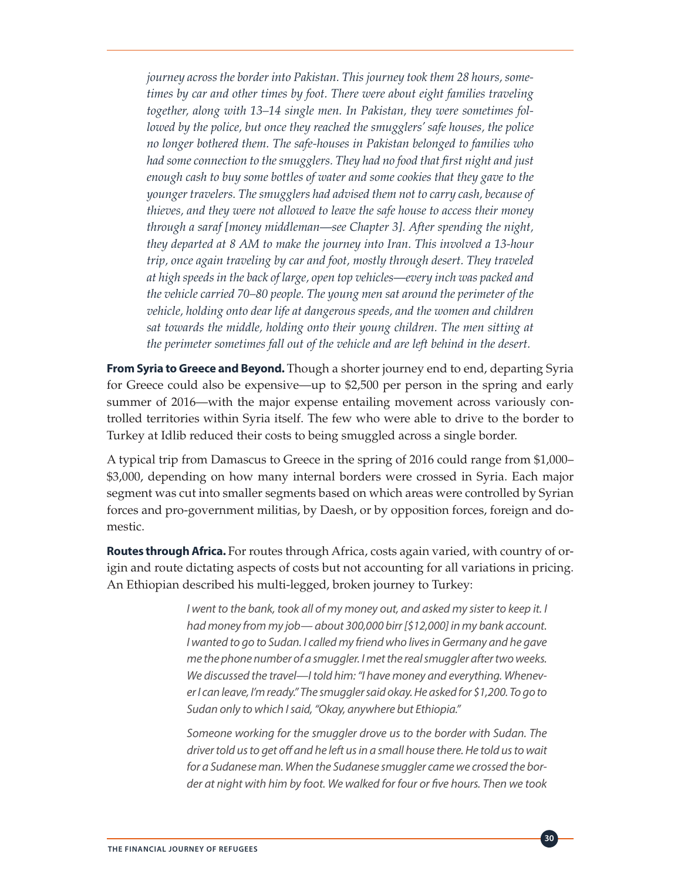*journey across the border into Pakistan. This journey took them 28 hours, sometimes by car and other times by foot. There were about eight families traveling together, along with 13–14 single men. In Pakistan, they were sometimes followed by the police, but once they reached the smugglers' safe houses, the police no longer bothered them. The safe-houses in Pakistan belonged to families who had some connection to the smugglers. They had no food that first night and just enough cash to buy some bottles of water and some cookies that they gave to the younger travelers. The smugglers had advised them not to carry cash, because of thieves, and they were not allowed to leave the safe house to access their money through a saraf [money middleman—see Chapter 3]. After spending the night, they departed at 8 AM to make the journey into Iran. This involved a 13-hour trip, once again traveling by car and foot, mostly through desert. They traveled at high speeds in the back of large, open top vehicles—every inch was packed and the vehicle carried 70–80 people. The young men sat around the perimeter of the vehicle, holding onto dear life at dangerous speeds, and the women and children sat towards the middle, holding onto their young children. The men sitting at the perimeter sometimes fall out of the vehicle and are left behind in the desert.*

**From Syria to Greece and Beyond.** Though a shorter journey end to end, departing Syria for Greece could also be expensive—up to $2,500 per person in the spring and early summer of 2016—with the major expense entailing movement across variously controlled territories within Syria itself. The few who were able to drive to the border to Turkey at Idlib reduced their costs to being smuggled across a single border.

A typical trip from Damascus to Greece in the spring of 2016 could range from $1,000–$3,000, depending on how many internal borders were crossed in Syria. Each major segment was cut into smaller segments based on which areas were controlled by Syrian forces and pro-government militias, by Daesh, or by opposition forces, foreign and domestic.

**Routes through Africa.** For routes through Africa, costs again varied, with country of origin and route dictating aspects of costs but not accounting for all variations in pricing. An Ethiopian described his multi-legged, broken journey to Turkey:

> *I went to the bank, took all of my money out, and asked my sister to keep it. I had money from my job— about 300,000 birr [$12,000] in my bank account. I wanted to go to Sudan. I called my friend who lives in Germany and he gave me the phone number of a smuggler. I met the real smuggler after two weeks. We discussed the travel—I told him: "I have money and everything. Whenever I can leave, I'm ready." The smuggler said okay. He asked for $1,200. To go to Sudan only to which I said, "Okay, anywhere but Ethiopia."*
>
> *Someone working for the smuggler drove us to the border with Sudan. The driver told us to get off and he left us in a small house there. He told us to wait for a Sudanese man. When the Sudanese smuggler came we crossed the border at night with him by foot. We walked for four or five hours. Then we took*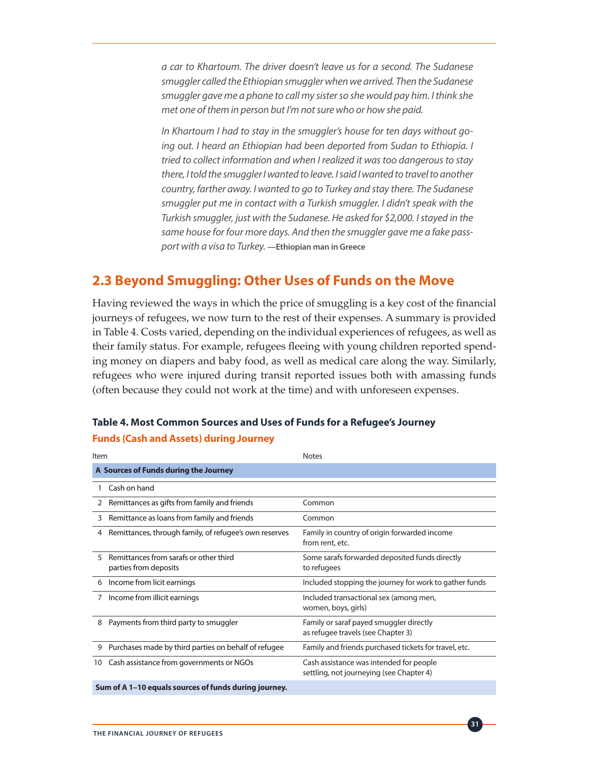*a car to Khartoum. The driver doesn't leave us for a second. The Sudanese smuggler called the Ethiopian smuggler when we arrived. Then the Sudanese smuggler gave me a phone to call my sister so she would pay him. I think she met one of them in person but I'm not sure who or how she paid.*

*In Khartoum I had to stay in the smuggler's house for ten days without going out. I heard an Ethiopian had been deported from Sudan to Ethiopia. I tried to collect information and when I realized it was too dangerous to stay there, I told the smuggler I wanted to leave. I said I wanted to travel to another country, farther away. I wanted to go to Turkey and stay there. The Sudanese smuggler put me in contact with a Turkish smuggler. I didn't speak with the Turkish smuggler, just with the Sudanese. He asked for $2,000. I stayed in the same house for four more days. And then the smuggler gave me a fake passport with a visa to Turkey.* **—Ethiopian man in Greece**

## 2.3 Beyond Smuggling: Other Uses of Funds on the Move

Having reviewed the ways in which the price of smuggling is a key cost of the financial journeys of refugees, we now turn to the rest of their expenses. A summary is provided in Table 4. Costs varied, depending on the individual experiences of refugees, as well as their family status. For example, refugees fleeing with young children reported spending money on diapers and baby food, as well as medical care along the way. Similarly, refugees who were injured during transit reported issues both with amassing funds (often because they could not work at the time) and with unforeseen expenses.

**Table 4. Most Common Sources and Uses of Funds for a Refugee's Journey**

**Funds (Cash and Assets) during Journey**

| | Item | Notes |
|---|---|---|
| **A** | **Sources of Funds during the Journey** | |
| 1 | Cash on hand | |
| 2 | Remittances as gifts from family and friends | Common |
| 3 | Remittance as loans from family and friends | Common |
| 4 | Remittances, through family, of refugee's own reserves | Family in country of origin forwarded income from rent, etc. |
| 5 | Remittances from sarafs or other third parties from deposits | Some sarafs forwarded deposited funds directly to refugees |
| 6 | Income from licit earnings | Included stopping the journey for work to gather funds |
| 7 | Income from illicit earnings | Included transactional sex (among men, women, boys, girls) |
| 8 | Payments from third party to smuggler | Family or saraf payed smuggler directly as refugee travels (see Chapter 3) |
| 9 | Purchases made by third parties on behalf of refugee | Family and friends purchased tickets for travel, etc. |
| 10 | Cash assistance from governments or NGOs | Cash assistance was intended for people settling, not journeying (see Chapter 4) |
| | **Sum of A 1–10 equals sources of funds during journey.** | |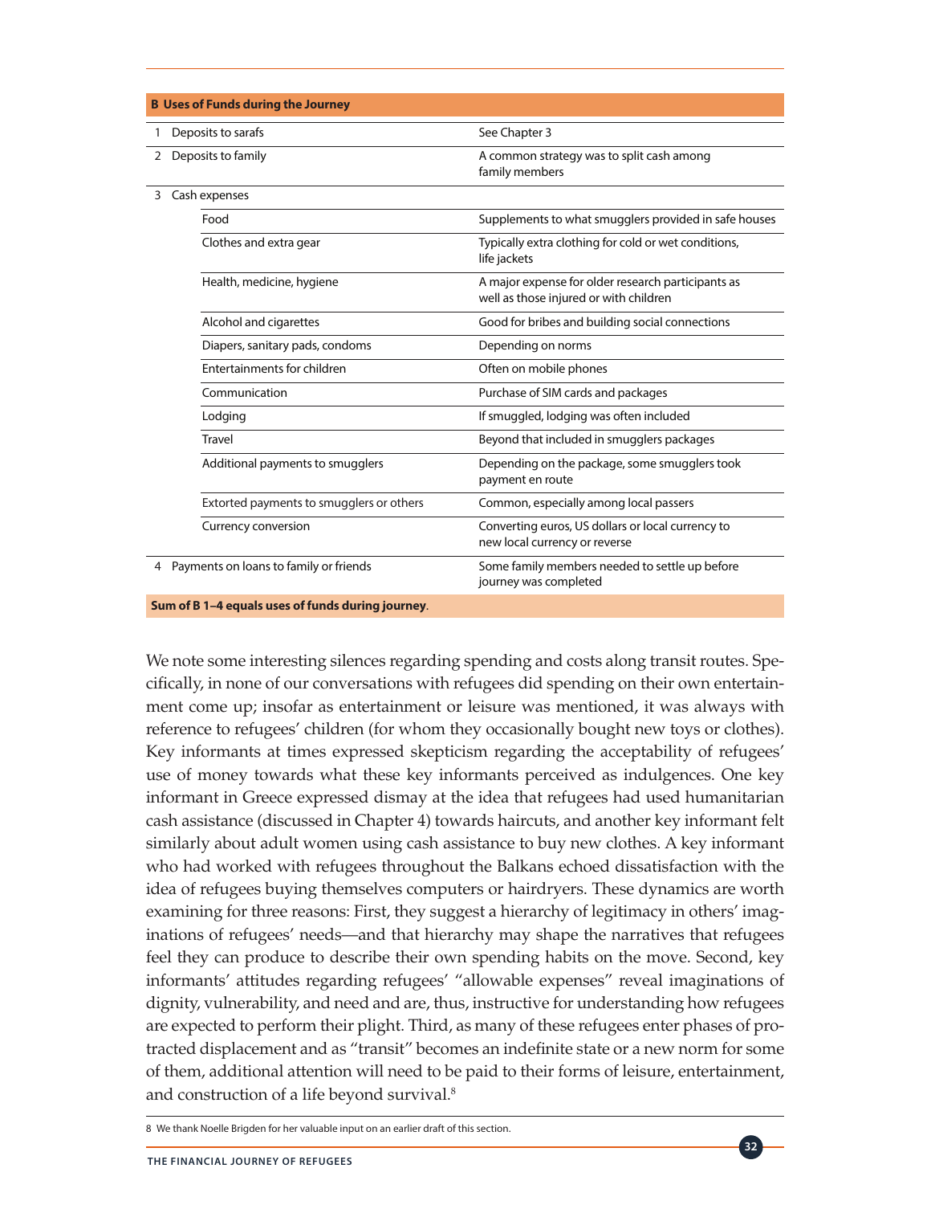| B Uses of Funds during the Journey | | |
|---|---|---|
| 1 | Deposits to sarafs | See Chapter 3 |
| 2 | Deposits to family | A common strategy was to split cash among family members |
| 3 | Cash expenses | |
| | Food | Supplements to what smugglers provided in safe houses |
| | Clothes and extra gear | Typically extra clothing for cold or wet conditions, life jackets |
| | Health, medicine, hygiene | A major expense for older research participants as well as those injured or with children |
| | Alcohol and cigarettes | Good for bribes and building social connections |
| | Diapers, sanitary pads, condoms | Depending on norms |
| | Entertainments for children | Often on mobile phones |
| | Communication | Purchase of SIM cards and packages |
| | Lodging | If smuggled, lodging was often included |
| | Travel | Beyond that included in smugglers packages |
| | Additional payments to smugglers | Depending on the package, some smugglers took payment en route |
| | Extorted payments to smugglers or others | Common, especially among local passers |
| | Currency conversion | Converting euros, US dollars or local currency to new local currency or reverse |
| 4 | Payments on loans to family or friends | Some family members needed to settle up before journey was completed |
| **Sum of B 1–4 equals uses of funds during journey**. | | |

We note some interesting silences regarding spending and costs along transit routes. Specifically, in none of our conversations with refugees did spending on their own entertainment come up; insofar as entertainment or leisure was mentioned, it was always with reference to refugees' children (for whom they occasionally bought new toys or clothes). Key informants at times expressed skepticism regarding the acceptability of refugees' use of money towards what these key informants perceived as indulgences. One key informant in Greece expressed dismay at the idea that refugees had used humanitarian cash assistance (discussed in Chapter 4) towards haircuts, and another key informant felt similarly about adult women using cash assistance to buy new clothes. A key informant who had worked with refugees throughout the Balkans echoed dissatisfaction with the idea of refugees buying themselves computers or hairdryers. These dynamics are worth examining for three reasons: First, they suggest a hierarchy of legitimacy in others' imaginations of refugees' needs—and that hierarchy may shape the narratives that refugees feel they can produce to describe their own spending habits on the move. Second, key informants' attitudes regarding refugees' "allowable expenses" reveal imaginations of dignity, vulnerability, and need and are, thus, instructive for understanding how refugees are expected to perform their plight. Third, as many of these refugees enter phases of protracted displacement and as "transit" becomes an indefinite state or a new norm for some of them, additional attention will need to be paid to their forms of leisure, entertainment, and construction of a life beyond survival.[8]

8 We thank Noelle Brigden for her valuable input on an earlier draft of this section.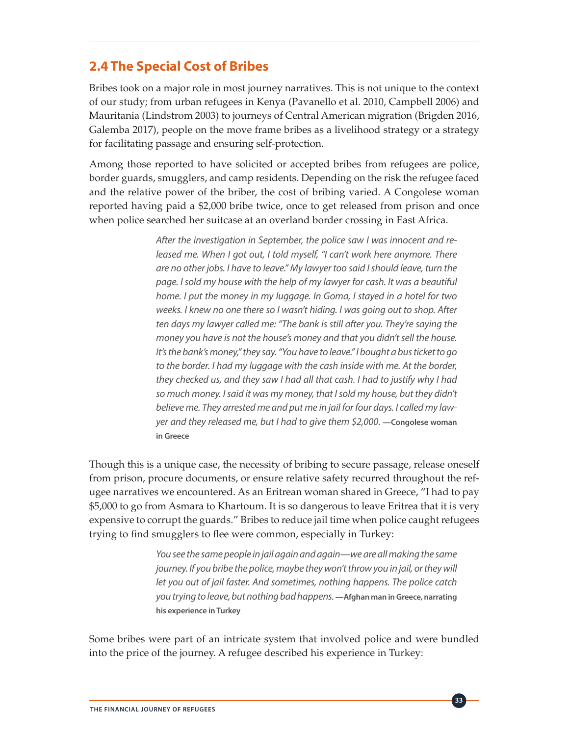## 2.4 The Special Cost of Bribes

Bribes took on a major role in most journey narratives. This is not unique to the context of our study; from urban refugees in Kenya (Pavanello et al. 2010, Campbell 2006) and Mauritania (Lindstrom 2003) to journeys of Central American migration (Brigden 2016, Galemba 2017), people on the move frame bribes as a livelihood strategy or a strategy for facilitating passage and ensuring self-protection.

Among those reported to have solicited or accepted bribes from refugees are police, border guards, smugglers, and camp residents. Depending on the risk the refugee faced and the relative power of the briber, the cost of bribing varied. A Congolese woman reported having paid a $2,000 bribe twice, once to get released from prison and once when police searched her suitcase at an overland border crossing in East Africa.

> *After the investigation in September, the police saw I was innocent and released me. When I got out, I told myself, "I can't work here anymore. There are no other jobs. I have to leave." My lawyer too said I should leave, turn the page. I sold my house with the help of my lawyer for cash. It was a beautiful home. I put the money in my luggage. In Goma, I stayed in a hotel for two weeks. I knew no one there so I wasn't hiding. I was going out to shop. After ten days my lawyer called me: "The bank is still after you. They're saying the money you have is not the house's money and that you didn't sell the house. It's the bank's money," they say. "You have to leave." I bought a bus ticket to go to the border. I had my luggage with the cash inside with me. At the border, they checked us, and they saw I had all that cash. I had to justify why I had so much money. I said it was my money, that I sold my house, but they didn't believe me. They arrested me and put me in jail for four days. I called my lawyer and they released me, but I had to give them $2,000.* **—Congolese woman in Greece**

Though this is a unique case, the necessity of bribing to secure passage, release oneself from prison, procure documents, or ensure relative safety recurred throughout the refugee narratives we encountered. As an Eritrean woman shared in Greece, "I had to pay $5,000 to go from Asmara to Khartoum. It is so dangerous to leave Eritrea that it is very expensive to corrupt the guards." Bribes to reduce jail time when police caught refugees trying to find smugglers to flee were common, especially in Turkey:

> *You see the same people in jail again and again—we are all making the same journey. If you bribe the police, maybe they won't throw you in jail, or they will let you out of jail faster. And sometimes, nothing happens. The police catch you trying to leave, but nothing bad happens.* **—Afghan man in Greece, narrating his experience in Turkey**

Some bribes were part of an intricate system that involved police and were bundled into the price of the journey. A refugee described his experience in Turkey: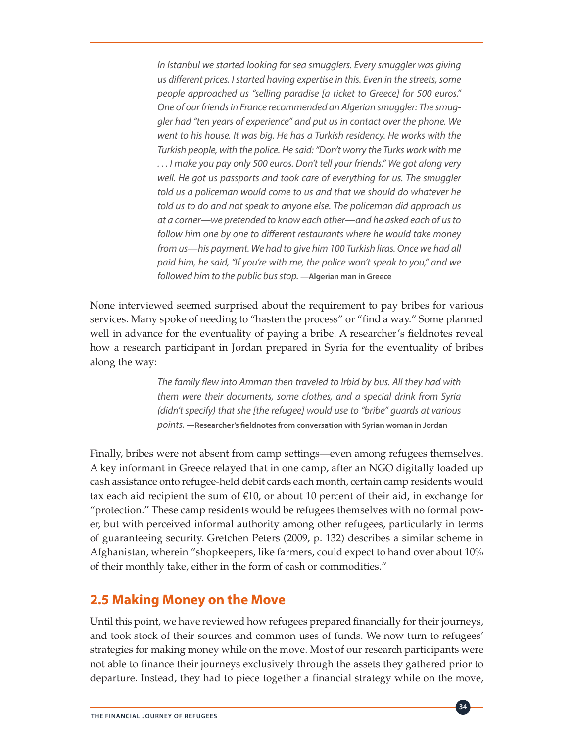> *In Istanbul we started looking for sea smugglers. Every smuggler was giving us different prices. I started having expertise in this. Even in the streets, some people approached us "selling paradise [a ticket to Greece] for 500 euros." One of our friends in France recommended an Algerian smuggler: The smuggler had "ten years of experience" and put us in contact over the phone. We went to his house. It was big. He has a Turkish residency. He works with the Turkish people, with the police. He said: "Don't worry the Turks work with me . . . I make you pay only 500 euros. Don't tell your friends." We got along very well. He got us passports and took care of everything for us. The smuggler told us a policeman would come to us and that we should do whatever he told us to do and not speak to anyone else. The policeman did approach us at a corner—we pretended to know each other—and he asked each of us to follow him one by one to different restaurants where he would take money from us—his payment. We had to give him 100 Turkish liras. Once we had all paid him, he said, "If you're with me, the police won't speak to you," and we followed him to the public bus stop.* **—Algerian man in Greece**

None interviewed seemed surprised about the requirement to pay bribes for various services. Many spoke of needing to "hasten the process" or "find a way." Some planned well in advance for the eventuality of paying a bribe. A researcher's fieldnotes reveal how a research participant in Jordan prepared in Syria for the eventuality of bribes along the way:

> *The family flew into Amman then traveled to Irbid by bus. All they had with them were their documents, some clothes, and a special drink from Syria (didn't specify) that she [the refugee] would use to "bribe" guards at various points.* **—Researcher's fieldnotes from conversation with Syrian woman in Jordan**

Finally, bribes were not absent from camp settings—even among refugees themselves. A key informant in Greece relayed that in one camp, after an NGO digitally loaded up cash assistance onto refugee-held debit cards each month, certain camp residents would tax each aid recipient the sum of €10, or about 10 percent of their aid, in exchange for "protection." These camp residents would be refugees themselves with no formal power, but with perceived informal authority among other refugees, particularly in terms of guaranteeing security. Gretchen Peters (2009, p. 132) describes a similar scheme in Afghanistan, wherein "shopkeepers, like farmers, could expect to hand over about 10% of their monthly take, either in the form of cash or commodities."

## 2.5 Making Money on the Move

Until this point, we have reviewed how refugees prepared financially for their journeys, and took stock of their sources and common uses of funds. We now turn to refugees' strategies for making money while on the move. Most of our research participants were not able to finance their journeys exclusively through the assets they gathered prior to departure. Instead, they had to piece together a financial strategy while on the move,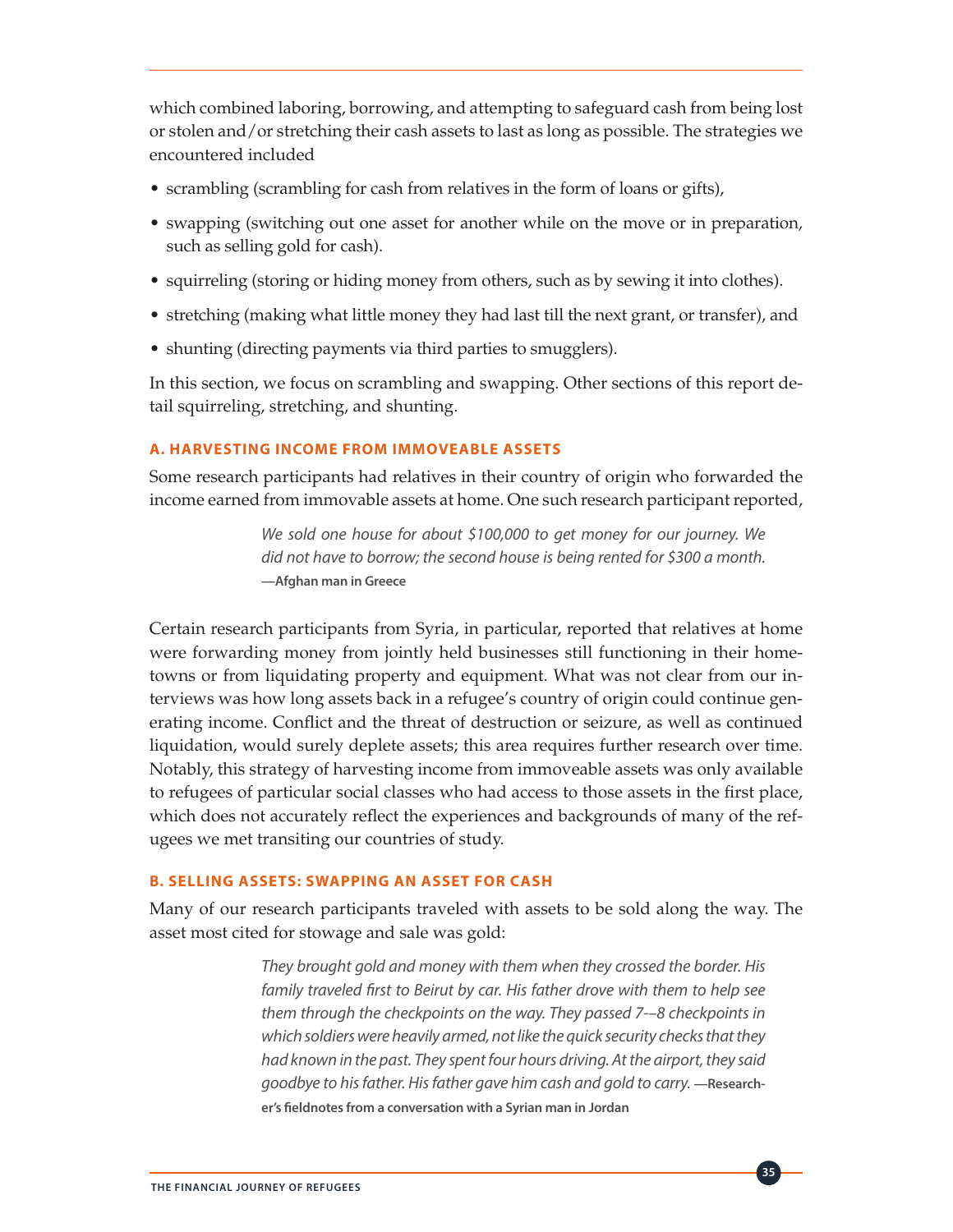which combined laboring, borrowing, and attempting to safeguard cash from being lost or stolen and/or stretching their cash assets to last as long as possible. The strategies we encountered included

- scrambling (scrambling for cash from relatives in the form of loans or gifts),
- swapping (switching out one asset for another while on the move or in preparation, such as selling gold for cash).
- squirreling (storing or hiding money from others, such as by sewing it into clothes).
- stretching (making what little money they had last till the next grant, or transfer), and
- shunting (directing payments via third parties to smugglers).

In this section, we focus on scrambling and swapping. Other sections of this report detail squirreling, stretching, and shunting.

### A. HARVESTING INCOME FROM IMMOVEABLE ASSETS

Some research participants had relatives in their country of origin who forwarded the income earned from immovable assets at home. One such research participant reported,

> *We sold one house for about $100,000 to get money for our journey. We did not have to borrow; the second house is being rented for $300 a month.* **—Afghan man in Greece**

Certain research participants from Syria, in particular, reported that relatives at home were forwarding money from jointly held businesses still functioning in their hometowns or from liquidating property and equipment. What was not clear from our interviews was how long assets back in a refugee's country of origin could continue generating income. Conflict and the threat of destruction or seizure, as well as continued liquidation, would surely deplete assets; this area requires further research over time. Notably, this strategy of harvesting income from immoveable assets was only available to refugees of particular social classes who had access to those assets in the first place, which does not accurately reflect the experiences and backgrounds of many of the refugees we met transiting our countries of study.

### B. SELLING ASSETS: SWAPPING AN ASSET FOR CASH

Many of our research participants traveled with assets to be sold along the way. The asset most cited for stowage and sale was gold:

> *They brought gold and money with them when they crossed the border. His family traveled first to Beirut by car. His father drove with them to help see them through the checkpoints on the way. They passed 7-–8 checkpoints in which soldiers were heavily armed, not like the quick security checks that they had known in the past. They spent four hours driving. At the airport, they said goodbye to his father. His father gave him cash and gold to carry.* **—Researcher's fieldnotes from a conversation with a Syrian man in Jordan**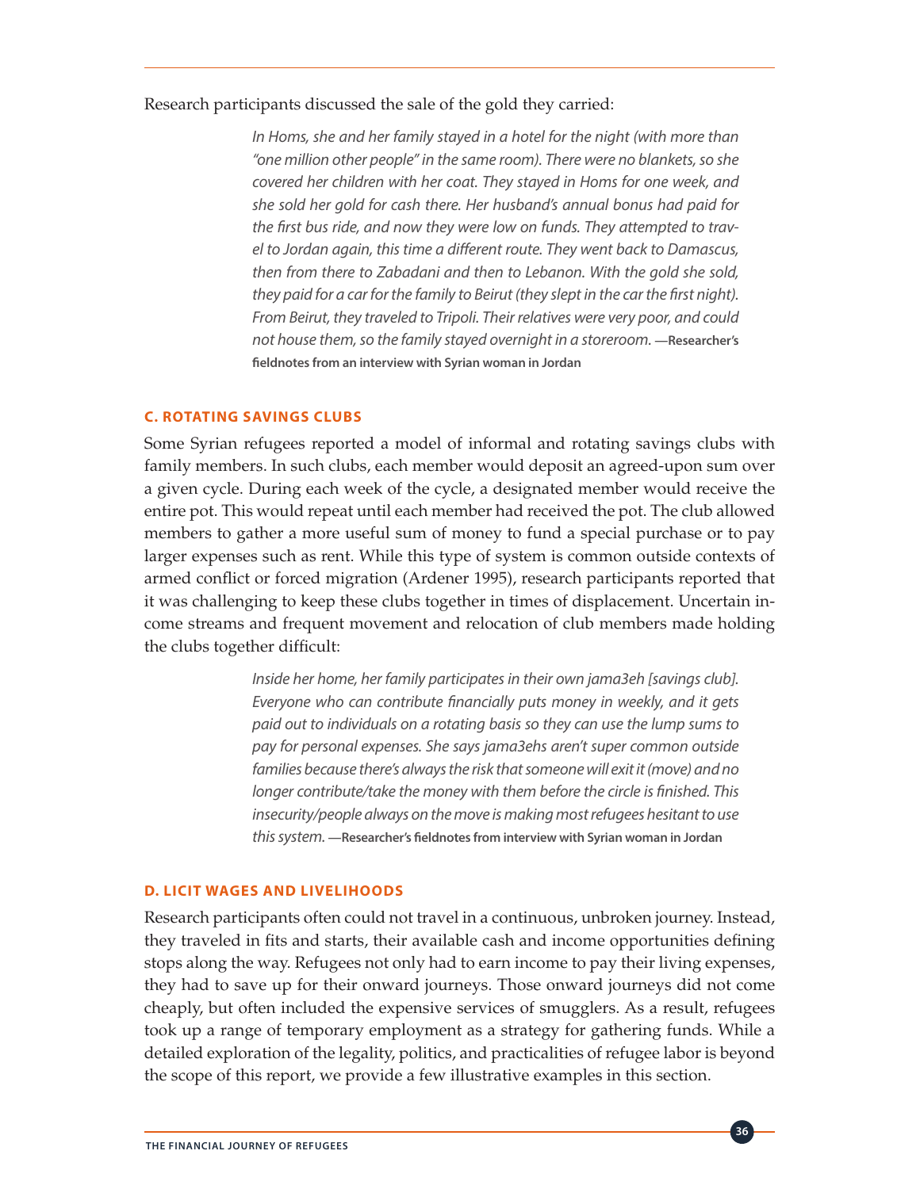Research participants discussed the sale of the gold they carried:

> *In Homs, she and her family stayed in a hotel for the night (with more than "one million other people" in the same room). There were no blankets, so she covered her children with her coat. They stayed in Homs for one week, and she sold her gold for cash there. Her husband's annual bonus had paid for the first bus ride, and now they were low on funds. They attempted to travel to Jordan again, this time a different route. They went back to Damascus, then from there to Zabadani and then to Lebanon. With the gold she sold, they paid for a car for the family to Beirut (they slept in the car the first night). From Beirut, they traveled to Tripoli. Their relatives were very poor, and could not house them, so the family stayed overnight in a storeroom.* **—Researcher's fieldnotes from an interview with Syrian woman in Jordan**

### C. ROTATING SAVINGS CLUBS

Some Syrian refugees reported a model of informal and rotating savings clubs with family members. In such clubs, each member would deposit an agreed-upon sum over a given cycle. During each week of the cycle, a designated member would receive the entire pot. This would repeat until each member had received the pot. The club allowed members to gather a more useful sum of money to fund a special purchase or to pay larger expenses such as rent. While this type of system is common outside contexts of armed conflict or forced migration (Ardener 1995), research participants reported that it was challenging to keep these clubs together in times of displacement. Uncertain income streams and frequent movement and relocation of club members made holding the clubs together difficult:

> *Inside her home, her family participates in their own jama3eh [savings club]. Everyone who can contribute financially puts money in weekly, and it gets paid out to individuals on a rotating basis so they can use the lump sums to pay for personal expenses. She says jama3ehs aren't super common outside families because there's always the risk that someone will exit it (move) and no longer contribute/take the money with them before the circle is finished. This insecurity/people always on the move is making most refugees hesitant to use this system.* **—Researcher's fieldnotes from interview with Syrian woman in Jordan**

### D. LICIT WAGES AND LIVELIHOODS

Research participants often could not travel in a continuous, unbroken journey. Instead, they traveled in fits and starts, their available cash and income opportunities defining stops along the way. Refugees not only had to earn income to pay their living expenses, they had to save up for their onward journeys. Those onward journeys did not come cheaply, but often included the expensive services of smugglers. As a result, refugees took up a range of temporary employment as a strategy for gathering funds. While a detailed exploration of the legality, politics, and practicalities of refugee labor is beyond the scope of this report, we provide a few illustrative examples in this section.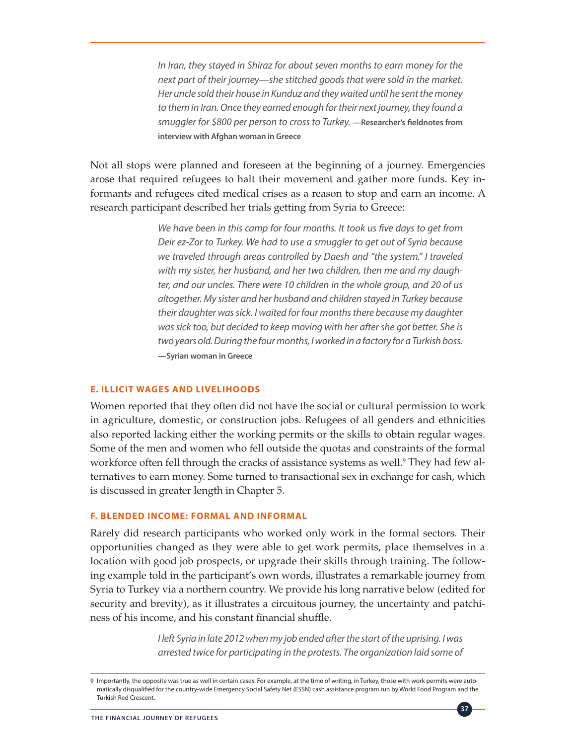> *In Iran, they stayed in Shiraz for about seven months to earn money for the next part of their journey—she stitched goods that were sold in the market. Her uncle sold their house in Kunduz and they waited until he sent the money to them in Iran. Once they earned enough for their next journey, they found a smuggler for $800 per person to cross to Turkey.* **—Researcher's fieldnotes from interview with Afghan woman in Greece**

Not all stops were planned and foreseen at the beginning of a journey. Emergencies arose that required refugees to halt their movement and gather more funds. Key informants and refugees cited medical crises as a reason to stop and earn an income. A research participant described her trials getting from Syria to Greece:

> *We have been in this camp for four months. It took us five days to get from Deir ez-Zor to Turkey. We had to use a smuggler to get out of Syria because we traveled through areas controlled by Daesh and "the system." I traveled with my sister, her husband, and her two children, then me and my daughter, and our uncles. There were 10 children in the whole group, and 20 of us altogether. My sister and her husband and children stayed in Turkey because their daughter was sick. I waited for four months there because my daughter was sick too, but decided to keep moving with her after she got better. She is two years old. During the four months, I worked in a factory for a Turkish boss.* **—Syrian woman in Greece**

### E. ILLICIT WAGES AND LIVELIHOODS

Women reported that they often did not have the social or cultural permission to work in agriculture, domestic, or construction jobs. Refugees of all genders and ethnicities also reported lacking either the working permits or the skills to obtain regular wages. Some of the men and women who fell outside the quotas and constraints of the formal workforce often fell through the cracks of assistance systems as well.[9] They had few alternatives to earn money. Some turned to transactional sex in exchange for cash, which is discussed in greater length in Chapter 5.

### F. BLENDED INCOME: FORMAL AND INFORMAL

Rarely did research participants who worked only work in the formal sectors. Their opportunities changed as they were able to get work permits, place themselves in a location with good job prospects, or upgrade their skills through training. The following example told in the participant's own words, illustrates a remarkable journey from Syria to Turkey via a northern country. We provide his long narrative below (edited for security and brevity), as it illustrates a circuitous journey, the uncertainty and patchiness of his income, and his constant financial shuffle.

> *I left Syria in late 2012 when my job ended after the start of the uprising. I was arrested twice for participating in the protests. The organization laid some of*

---

9 Importantly, the opposite was true as well in certain cases: For example, at the time of writing, in Turkey, those with work permits were automatically disqualified for the country-wide Emergency Social Safety Net (ESSN) cash assistance program run by World Food Program and the Turkish Red Crescent.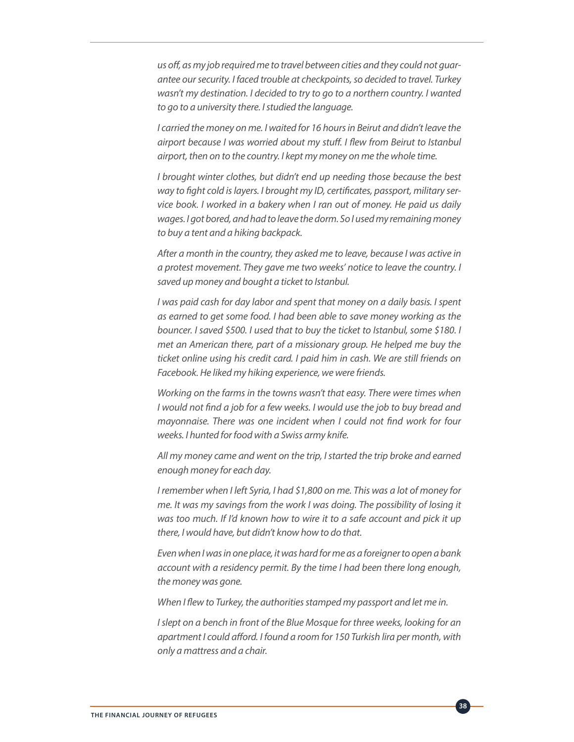*us off, as my job required me to travel between cities and they could not guarantee our security. I faced trouble at checkpoints, so decided to travel. Turkey wasn't my destination. I decided to try to go to a northern country. I wanted to go to a university there. I studied the language.*

*I carried the money on me. I waited for 16 hours in Beirut and didn't leave the airport because I was worried about my stuff. I flew from Beirut to Istanbul airport, then on to the country. I kept my money on me the whole time.*

*I brought winter clothes, but didn't end up needing those because the best way to fight cold is layers. I brought my ID, certificates, passport, military service book. I worked in a bakery when I ran out of money. He paid us daily wages. I got bored, and had to leave the dorm. So I used my remaining money to buy a tent and a hiking backpack.*

*After a month in the country, they asked me to leave, because I was active in a protest movement. They gave me two weeks' notice to leave the country. I saved up money and bought a ticket to Istanbul.*

*I was paid cash for day labor and spent that money on a daily basis. I spent as earned to get some food. I had been able to save money working as the bouncer. I saved $500. I used that to buy the ticket to Istanbul, some $180. I met an American there, part of a missionary group. He helped me buy the ticket online using his credit card. I paid him in cash. We are still friends on Facebook. He liked my hiking experience, we were friends.*

*Working on the farms in the towns wasn't that easy. There were times when I would not find a job for a few weeks. I would use the job to buy bread and mayonnaise. There was one incident when I could not find work for four weeks. I hunted for food with a Swiss army knife.*

*All my money came and went on the trip, I started the trip broke and earned enough money for each day.*

*I remember when I left Syria, I had $1,800 on me. This was a lot of money for me. It was my savings from the work I was doing. The possibility of losing it was too much. If I'd known how to wire it to a safe account and pick it up there, I would have, but didn't know how to do that.*

*Even when I was in one place, it was hard for me as a foreigner to open a bank account with a residency permit. By the time I had been there long enough, the money was gone.*

*When I flew to Turkey, the authorities stamped my passport and let me in.*

*I slept on a bench in front of the Blue Mosque for three weeks, looking for an apartment I could afford. I found a room for 150 Turkish lira per month, with only a mattress and a chair.*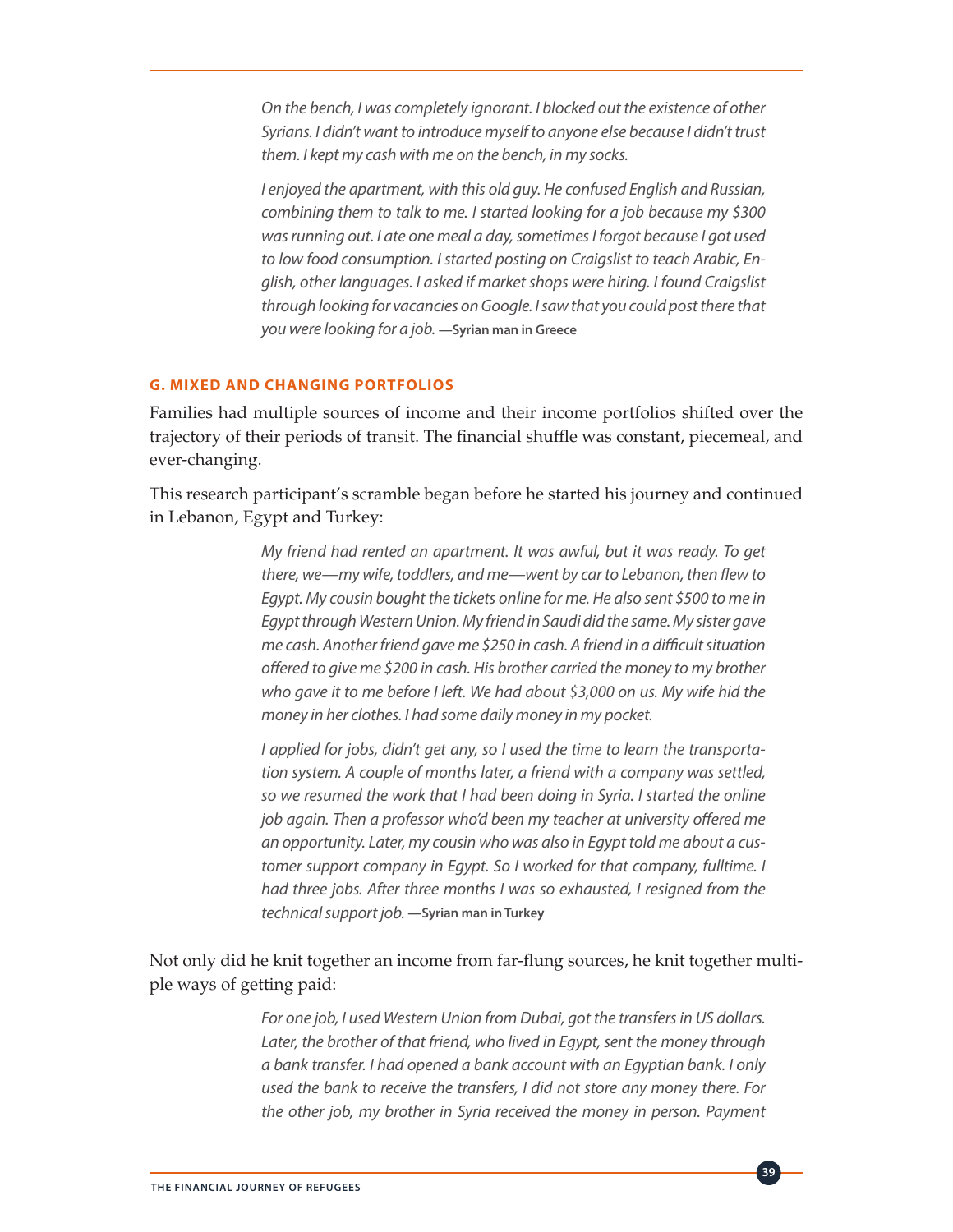*On the bench, I was completely ignorant. I blocked out the existence of other Syrians. I didn't want to introduce myself to anyone else because I didn't trust them. I kept my cash with me on the bench, in my socks.*

*I enjoyed the apartment, with this old guy. He confused English and Russian, combining them to talk to me. I started looking for a job because my $300 was running out. I ate one meal a day, sometimes I forgot because I got used to low food consumption. I started posting on Craigslist to teach Arabic, English, other languages. I asked if market shops were hiring. I found Craigslist through looking for vacancies on Google. I saw that you could post there that you were looking for a job.* **—Syrian man in Greece**

### G. MIXED AND CHANGING PORTFOLIOS

Families had multiple sources of income and their income portfolios shifted over the trajectory of their periods of transit. The financial shuffle was constant, piecemeal, and ever-changing.

This research participant's scramble began before he started his journey and continued in Lebanon, Egypt and Turkey:

*My friend had rented an apartment. It was awful, but it was ready. To get there, we—my wife, toddlers, and me—went by car to Lebanon, then flew to Egypt. My cousin bought the tickets online for me. He also sent $500 to me in Egypt through Western Union. My friend in Saudi did the same. My sister gave me cash. Another friend gave me $250 in cash. A friend in a difficult situation offered to give me $200 in cash. His brother carried the money to my brother who gave it to me before I left. We had about $3,000 on us. My wife hid the money in her clothes. I had some daily money in my pocket.*

*I applied for jobs, didn't get any, so I used the time to learn the transportation system. A couple of months later, a friend with a company was settled, so we resumed the work that I had been doing in Syria. I started the online job again. Then a professor who'd been my teacher at university offered me an opportunity. Later, my cousin who was also in Egypt told me about a customer support company in Egypt. So I worked for that company, fulltime. I had three jobs. After three months I was so exhausted, I resigned from the technical support job.* **—Syrian man in Turkey**

Not only did he knit together an income from far-flung sources, he knit together multiple ways of getting paid:

*For one job, I used Western Union from Dubai, got the transfers in US dollars. Later, the brother of that friend, who lived in Egypt, sent the money through a bank transfer. I had opened a bank account with an Egyptian bank. I only used the bank to receive the transfers, I did not store any money there. For the other job, my brother in Syria received the money in person. Payment*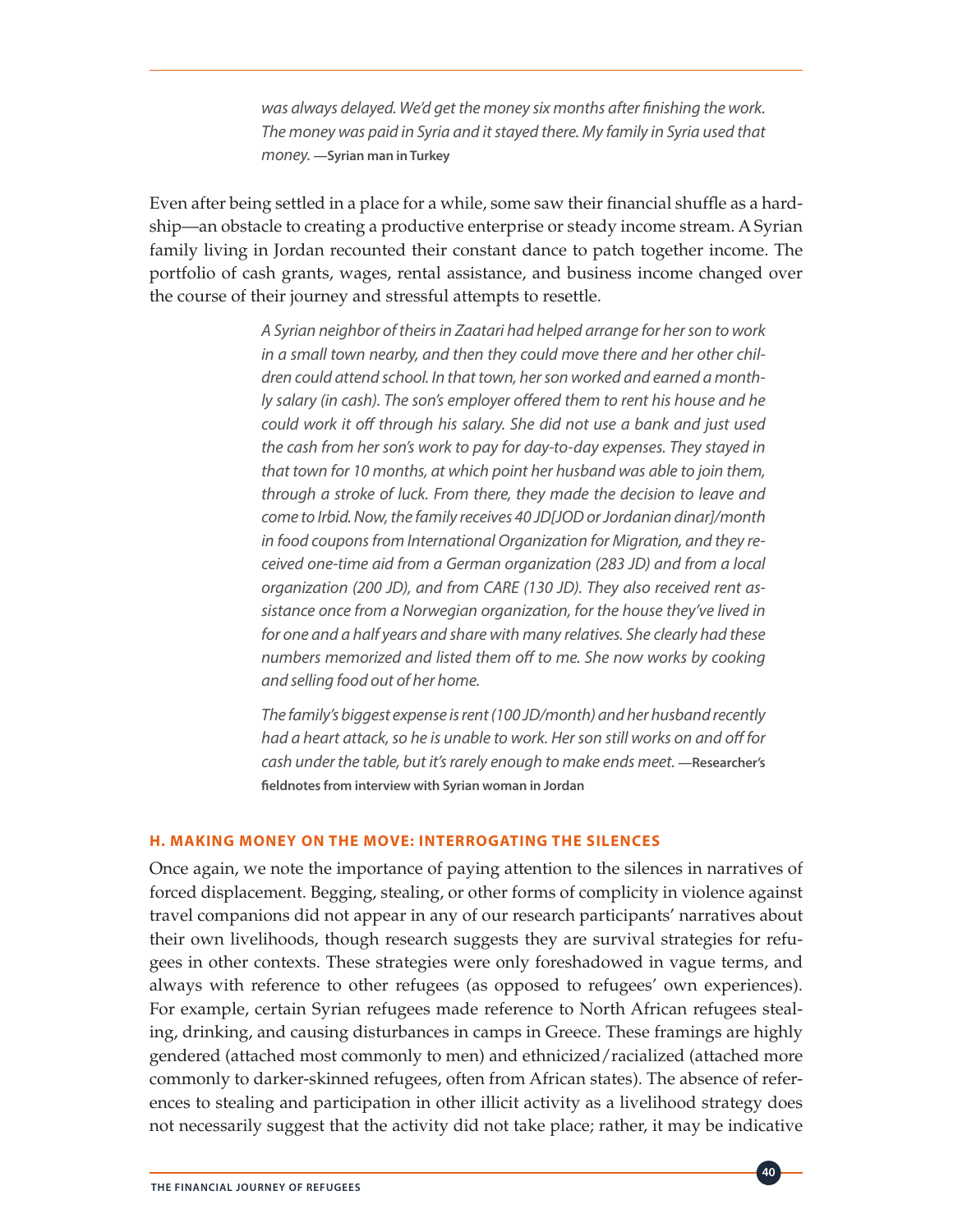*was always delayed. We'd get the money six months after finishing the work. The money was paid in Syria and it stayed there. My family in Syria used that money.* **—Syrian man in Turkey**

Even after being settled in a place for a while, some saw their financial shuffle as a hardship—an obstacle to creating a productive enterprise or steady income stream. A Syrian family living in Jordan recounted their constant dance to patch together income. The portfolio of cash grants, wages, rental assistance, and business income changed over the course of their journey and stressful attempts to resettle.

> *A Syrian neighbor of theirs in Zaatari had helped arrange for her son to work in a small town nearby, and then they could move there and her other children could attend school. In that town, her son worked and earned a monthly salary (in cash). The son's employer offered them to rent his house and he could work it off through his salary. She did not use a bank and just used the cash from her son's work to pay for day-to-day expenses. They stayed in that town for 10 months, at which point her husband was able to join them, through a stroke of luck. From there, they made the decision to leave and come to Irbid. Now, the family receives 40 JD[JOD or Jordanian dinar]/month in food coupons from International Organization for Migration, and they received one-time aid from a German organization (283 JD) and from a local organization (200 JD), and from CARE (130 JD). They also received rent assistance once from a Norwegian organization, for the house they've lived in for one and a half years and share with many relatives. She clearly had these numbers memorized and listed them off to me. She now works by cooking and selling food out of her home.*
>
> *The family's biggest expense is rent (100 JD/month) and her husband recently had a heart attack, so he is unable to work. Her son still works on and off for cash under the table, but it's rarely enough to make ends meet.* **—Researcher's fieldnotes from interview with Syrian woman in Jordan**

### H. MAKING MONEY ON THE MOVE: INTERROGATING THE SILENCES

Once again, we note the importance of paying attention to the silences in narratives of forced displacement. Begging, stealing, or other forms of complicity in violence against travel companions did not appear in any of our research participants' narratives about their own livelihoods, though research suggests they are survival strategies for refugees in other contexts. These strategies were only foreshadowed in vague terms, and always with reference to other refugees (as opposed to refugees' own experiences). For example, certain Syrian refugees made reference to North African refugees stealing, drinking, and causing disturbances in camps in Greece. These framings are highly gendered (attached most commonly to men) and ethnicized/racialized (attached more commonly to darker-skinned refugees, often from African states). The absence of references to stealing and participation in other illicit activity as a livelihood strategy does not necessarily suggest that the activity did not take place; rather, it may be indicative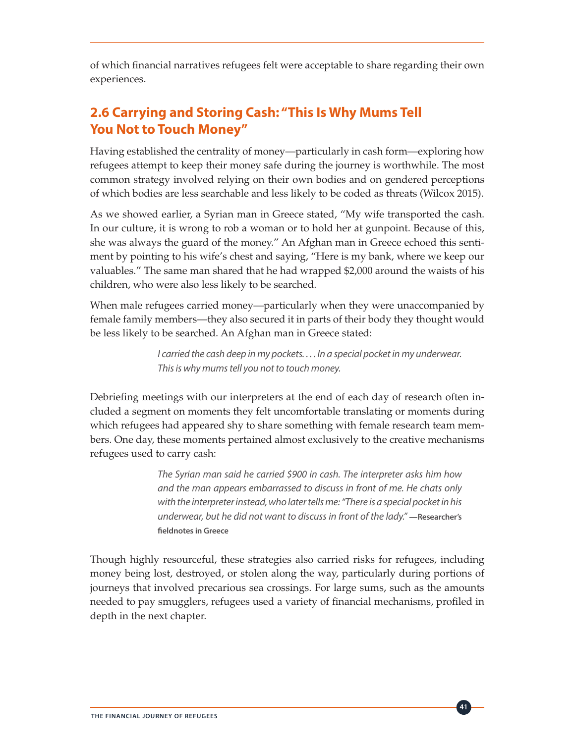of which financial narratives refugees felt were acceptable to share regarding their own experiences.

## 2.6 Carrying and Storing Cash: "This Is Why Mums Tell You Not to Touch Money"

Having established the centrality of money—particularly in cash form—exploring how refugees attempt to keep their money safe during the journey is worthwhile. The most common strategy involved relying on their own bodies and on gendered perceptions of which bodies are less searchable and less likely to be coded as threats (Wilcox 2015).

As we showed earlier, a Syrian man in Greece stated, "My wife transported the cash. In our culture, it is wrong to rob a woman or to hold her at gunpoint. Because of this, she was always the guard of the money." An Afghan man in Greece echoed this sentiment by pointing to his wife's chest and saying, "Here is my bank, where we keep our valuables." The same man shared that he had wrapped $2,000 around the waists of his children, who were also less likely to be searched.

When male refugees carried money—particularly when they were unaccompanied by female family members—they also secured it in parts of their body they thought would be less likely to be searched. An Afghan man in Greece stated:

> *I carried the cash deep in my pockets. . . . In a special pocket in my underwear. This is why mums tell you not to touch money.*

Debriefing meetings with our interpreters at the end of each day of research often included a segment on moments they felt uncomfortable translating or moments during which refugees had appeared shy to share something with female research team members. One day, these moments pertained almost exclusively to the creative mechanisms refugees used to carry cash:

> *The Syrian man said he carried $900 in cash. The interpreter asks him how and the man appears embarrassed to discuss in front of me. He chats only with the interpreter instead, who later tells me: "There is a special pocket in his underwear, but he did not want to discuss in front of the lady."* **—Researcher's fieldnotes in Greece**

Though highly resourceful, these strategies also carried risks for refugees, including money being lost, destroyed, or stolen along the way, particularly during portions of journeys that involved precarious sea crossings. For large sums, such as the amounts needed to pay smugglers, refugees used a variety of financial mechanisms, profiled in depth in the next chapter.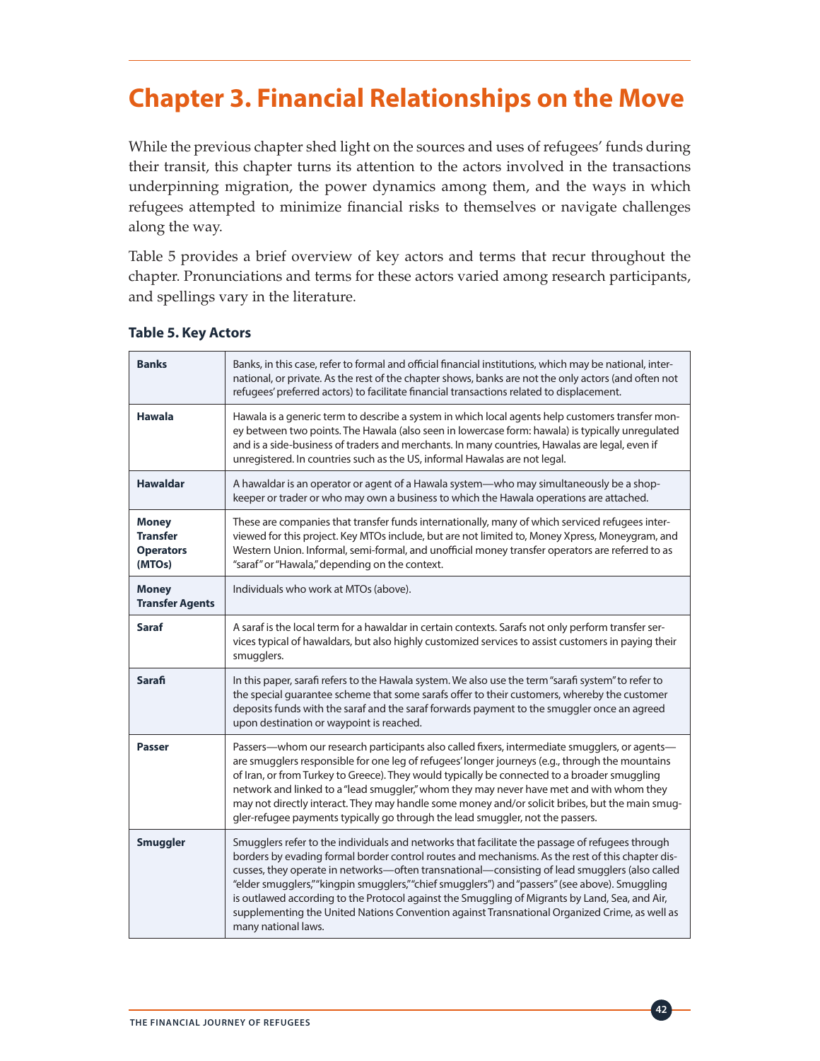# Chapter 3. Financial Relationships on the Move

While the previous chapter shed light on the sources and uses of refugees' funds during their transit, this chapter turns its attention to the actors involved in the transactions underpinning migration, the power dynamics among them, and the ways in which refugees attempted to minimize financial risks to themselves or navigate challenges along the way.

Table 5 provides a brief overview of key actors and terms that recur throughout the chapter. Pronunciations and terms for these actors varied among research participants, and spellings vary in the literature.

**Table 5. Key Actors**

| | |
|---|---|
| **Banks** | Banks, in this case, refer to formal and official financial institutions, which may be national, international, or private. As the rest of the chapter shows, banks are not the only actors (and often not refugees' preferred actors) to facilitate financial transactions related to displacement. |
| **Hawala** | Hawala is a generic term to describe a system in which local agents help customers transfer money between two points. The Hawala (also seen in lowercase form: hawala) is typically unregulated and is a side-business of traders and merchants. In many countries, Hawalas are legal, even if unregistered. In countries such as the US, informal Hawalas are not legal. |
| **Hawaldar** | A hawaldar is an operator or agent of a Hawala system—who may simultaneously be a shopkeeper or trader or who may own a business to which the Hawala operations are attached. |
| **Money Transfer Operators (MTOs)** | These are companies that transfer funds internationally, many of which serviced refugees interviewed for this project. Key MTOs include, but are not limited to, Money Xpress, Moneygram, and Western Union. Informal, semi-formal, and unofficial money transfer operators are referred to as "saraf" or "Hawala," depending on the context. |
| **Money Transfer Agents** | Individuals who work at MTOs (above). |
| **Saraf** | A saraf is the local term for a hawaldar in certain contexts. Sarafs not only perform transfer services typical of hawaldars, but also highly customized services to assist customers in paying their smugglers. |
| **Sarafi** | In this paper, sarafi refers to the Hawala system. We also use the term "sarafi system" to refer to the special guarantee scheme that some sarafs offer to their customers, whereby the customer deposits funds with the saraf and the saraf forwards payment to the smuggler once an agreed upon destination or waypoint is reached. |
| **Passer** | Passers—whom our research participants also called fixers, intermediate smugglers, or agents—are smugglers responsible for one leg of refugees' longer journeys (e.g., through the mountains of Iran, or from Turkey to Greece). They would typically be connected to a broader smuggling network and linked to a "lead smuggler," whom they may never have met and with whom they may not directly interact. They may handle some money and/or solicit bribes, but the main smuggler-refugee payments typically go through the lead smuggler, not the passers. |
| **Smuggler** | Smugglers refer to the individuals and networks that facilitate the passage of refugees through borders by evading formal border control routes and mechanisms. As the rest of this chapter discusses, they operate in networks—often transnational—consisting of lead smugglers (also called "elder smugglers," "kingpin smugglers," "chief smugglers") and "passers" (see above). Smuggling is outlawed according to the Protocol against the Smuggling of Migrants by Land, Sea, and Air, supplementing the United Nations Convention against Transnational Organized Crime, as well as many national laws. |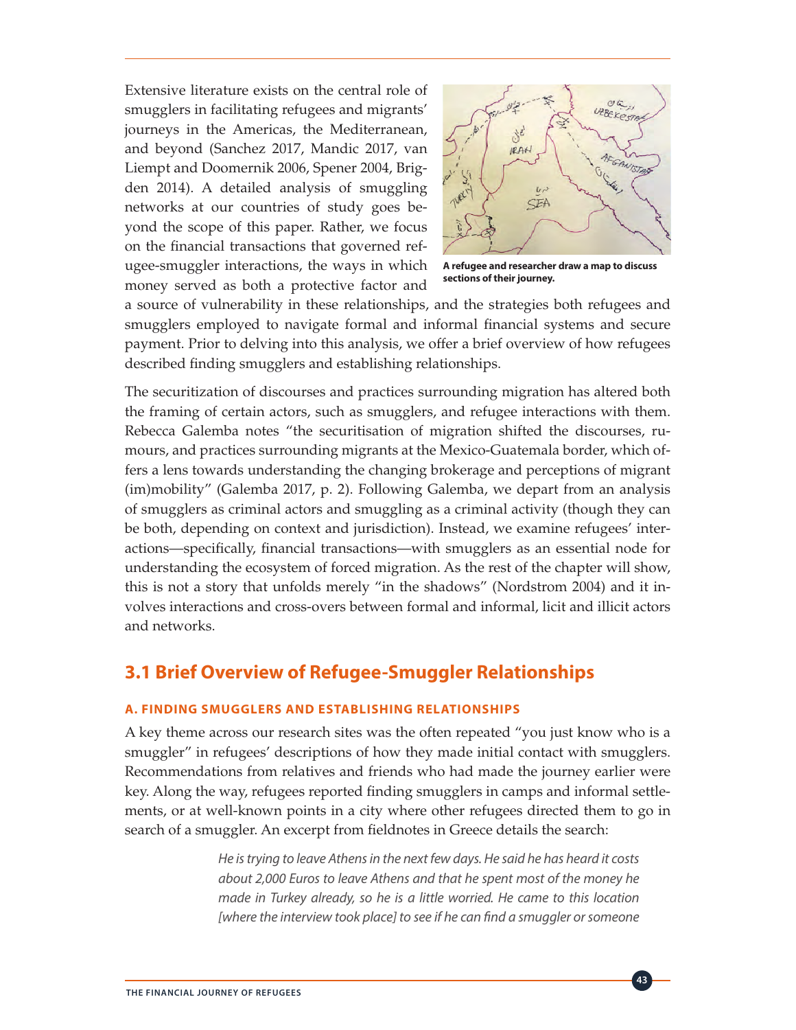Extensive literature exists on the central role of smugglers in facilitating refugees and migrants' journeys in the Americas, the Mediterranean, and beyond (Sanchez 2017, Mandic 2017, van Liempt and Doomernik 2006, Spener 2004, Brigden 2014). A detailed analysis of smuggling networks at our countries of study goes beyond the scope of this paper. Rather, we focus on the financial transactions that governed refugee-smuggler interactions, the ways in which money served as both a protective factor and a source of vulnerability in these relationships, and the strategies both refugees and smugglers employed to navigate formal and informal financial systems and secure payment. Prior to delving into this analysis, we offer a brief overview of how refugees described finding smugglers and establishing relationships.

**A refugee and researcher draw a map to discuss sections of their journey.**

The securitization of discourses and practices surrounding migration has altered both the framing of certain actors, such as smugglers, and refugee interactions with them. Rebecca Galemba notes "the securitisation of migration shifted the discourses, rumours, and practices surrounding migrants at the Mexico-Guatemala border, which offers a lens towards understanding the changing brokerage and perceptions of migrant (im)mobility" (Galemba 2017, p. 2). Following Galemba, we depart from an analysis of smugglers as criminal actors and smuggling as a criminal activity (though they can be both, depending on context and jurisdiction). Instead, we examine refugees' interactions—specifically, financial transactions—with smugglers as an essential node for understanding the ecosystem of forced migration. As the rest of the chapter will show, this is not a story that unfolds merely "in the shadows" (Nordstrom 2004) and it involves interactions and cross-overs between formal and informal, licit and illicit actors and networks.

## 3.1 Brief Overview of Refugee-Smuggler Relationships

### A. FINDING SMUGGLERS AND ESTABLISHING RELATIONSHIPS

A key theme across our research sites was the often repeated "you just know who is a smuggler" in refugees' descriptions of how they made initial contact with smugglers. Recommendations from relatives and friends who had made the journey earlier were key. Along the way, refugees reported finding smugglers in camps and informal settlements, or at well-known points in a city where other refugees directed them to go in search of a smuggler. An excerpt from fieldnotes in Greece details the search:

> *He is trying to leave Athens in the next few days. He said he has heard it costs about 2,000 Euros to leave Athens and that he spent most of the money he made in Turkey already, so he is a little worried. He came to this location [where the interview took place] to see if he can find a smuggler or someone*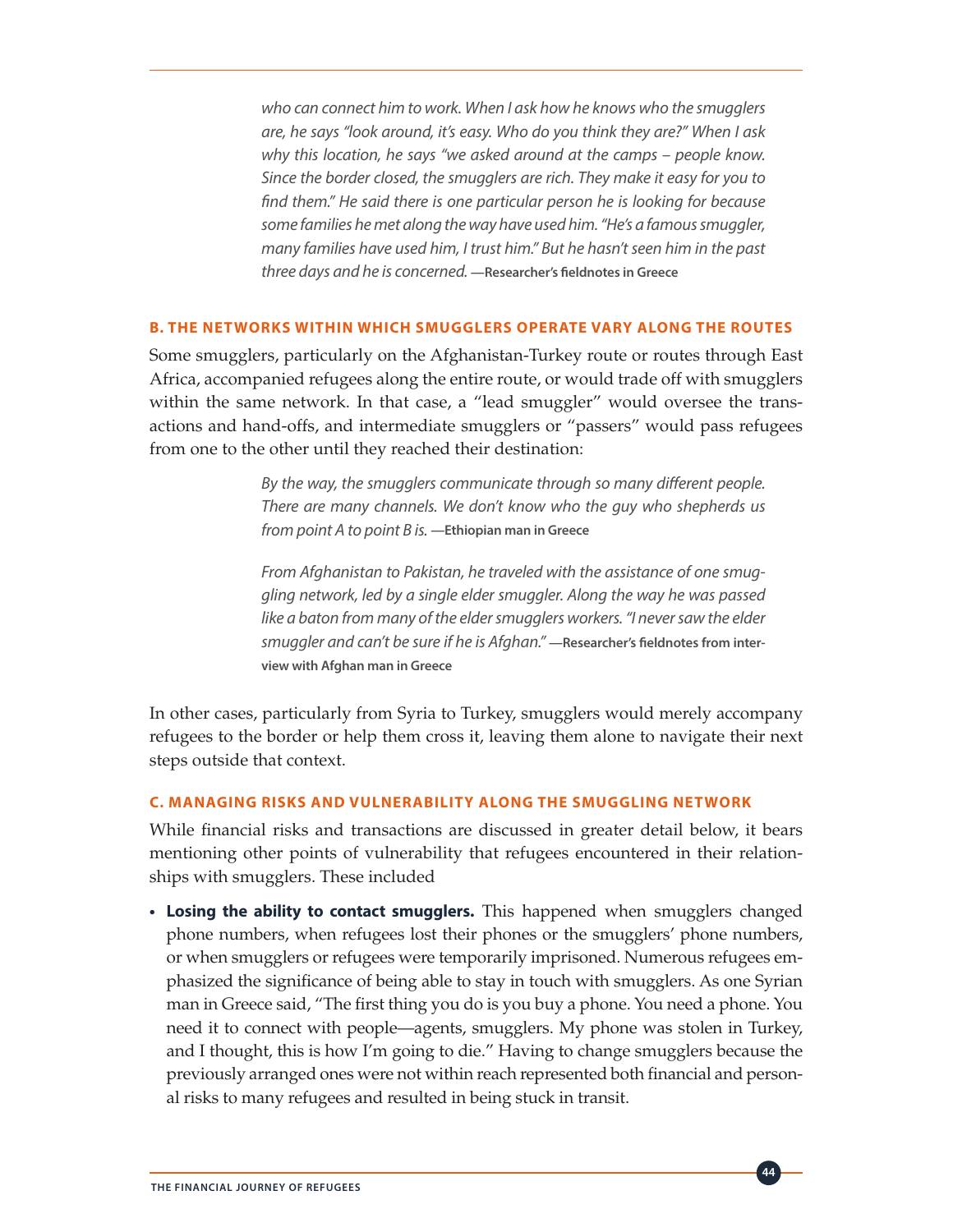> *who can connect him to work. When I ask how he knows who the smugglers are, he says "look around, it's easy. Who do you think they are?" When I ask why this location, he says "we asked around at the camps – people know. Since the border closed, the smugglers are rich. They make it easy for you to find them." He said there is one particular person he is looking for because some families he met along the way have used him. "He's a famous smuggler, many families have used him, I trust him." But he hasn't seen him in the past three days and he is concerned.* **—Researcher's fieldnotes in Greece**

### B. THE NETWORKS WITHIN WHICH SMUGGLERS OPERATE VARY ALONG THE ROUTES

Some smugglers, particularly on the Afghanistan-Turkey route or routes through East Africa, accompanied refugees along the entire route, or would trade off with smugglers within the same network. In that case, a "lead smuggler" would oversee the transactions and hand-offs, and intermediate smugglers or "passers" would pass refugees from one to the other until they reached their destination:

> *By the way, the smugglers communicate through so many different people. There are many channels. We don't know who the guy who shepherds us from point A to point B is.* **—Ethiopian man in Greece**

> *From Afghanistan to Pakistan, he traveled with the assistance of one smuggling network, led by a single elder smuggler. Along the way he was passed like a baton from many of the elder smugglers workers. "I never saw the elder smuggler and can't be sure if he is Afghan."* **—Researcher's fieldnotes from interview with Afghan man in Greece**

In other cases, particularly from Syria to Turkey, smugglers would merely accompany refugees to the border or help them cross it, leaving them alone to navigate their next steps outside that context.

### C. MANAGING RISKS AND VULNERABILITY ALONG THE SMUGGLING NETWORK

While financial risks and transactions are discussed in greater detail below, it bears mentioning other points of vulnerability that refugees encountered in their relationships with smugglers. These included

- **Losing the ability to contact smugglers.** This happened when smugglers changed phone numbers, when refugees lost their phones or the smugglers' phone numbers, or when smugglers or refugees were temporarily imprisoned. Numerous refugees emphasized the significance of being able to stay in touch with smugglers. As one Syrian man in Greece said, "The first thing you do is you buy a phone. You need a phone. You need it to connect with people—agents, smugglers. My phone was stolen in Turkey, and I thought, this is how I'm going to die." Having to change smugglers because the previously arranged ones were not within reach represented both financial and personal risks to many refugees and resulted in being stuck in transit.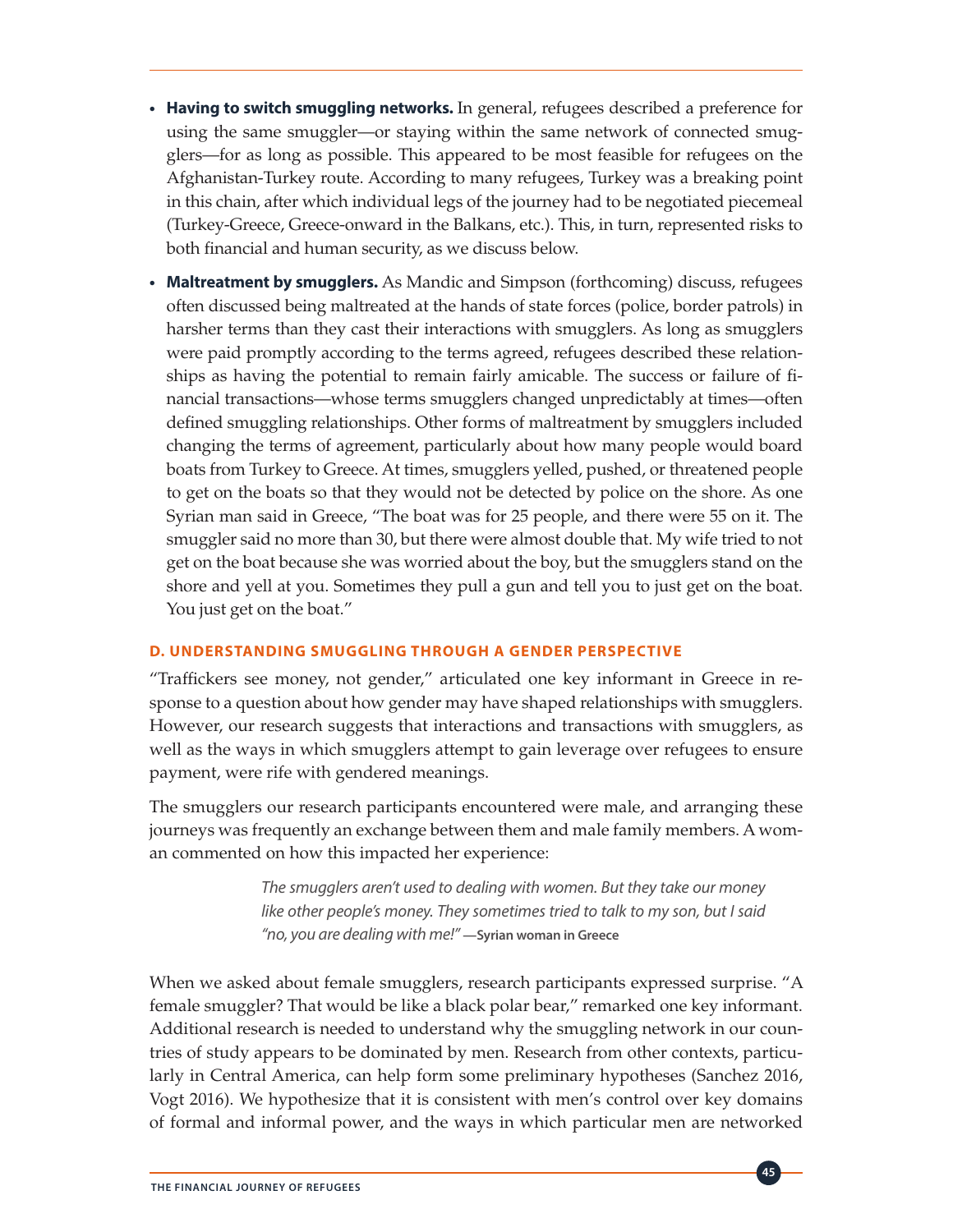- **Having to switch smuggling networks.** In general, refugees described a preference for using the same smuggler—or staying within the same network of connected smugglers—for as long as possible. This appeared to be most feasible for refugees on the Afghanistan-Turkey route. According to many refugees, Turkey was a breaking point in this chain, after which individual legs of the journey had to be negotiated piecemeal (Turkey-Greece, Greece-onward in the Balkans, etc.). This, in turn, represented risks to both financial and human security, as we discuss below.
- **Maltreatment by smugglers.** As Mandic and Simpson (forthcoming) discuss, refugees often discussed being maltreated at the hands of state forces (police, border patrols) in harsher terms than they cast their interactions with smugglers. As long as smugglers were paid promptly according to the terms agreed, refugees described these relationships as having the potential to remain fairly amicable. The success or failure of financial transactions—whose terms smugglers changed unpredictably at times—often defined smuggling relationships. Other forms of maltreatment by smugglers included changing the terms of agreement, particularly about how many people would board boats from Turkey to Greece. At times, smugglers yelled, pushed, or threatened people to get on the boats so that they would not be detected by police on the shore. As one Syrian man said in Greece, "The boat was for 25 people, and there were 55 on it. The smuggler said no more than 30, but there were almost double that. My wife tried to not get on the boat because she was worried about the boy, but the smugglers stand on the shore and yell at you. Sometimes they pull a gun and tell you to just get on the boat. You just get on the boat."

### D. UNDERSTANDING SMUGGLING THROUGH A GENDER PERSPECTIVE

"Traffickers see money, not gender," articulated one key informant in Greece in response to a question about how gender may have shaped relationships with smugglers. However, our research suggests that interactions and transactions with smugglers, as well as the ways in which smugglers attempt to gain leverage over refugees to ensure payment, were rife with gendered meanings.

The smugglers our research participants encountered were male, and arranging these journeys was frequently an exchange between them and male family members. A woman commented on how this impacted her experience:

> *The smugglers aren't used to dealing with women. But they take our money like other people's money. They sometimes tried to talk to my son, but I said "no, you are dealing with me!"* —**Syrian woman in Greece**

When we asked about female smugglers, research participants expressed surprise. "A female smuggler? That would be like a black polar bear," remarked one key informant. Additional research is needed to understand why the smuggling network in our countries of study appears to be dominated by men. Research from other contexts, particularly in Central America, can help form some preliminary hypotheses (Sanchez 2016, Vogt 2016). We hypothesize that it is consistent with men's control over key domains of formal and informal power, and the ways in which particular men are networked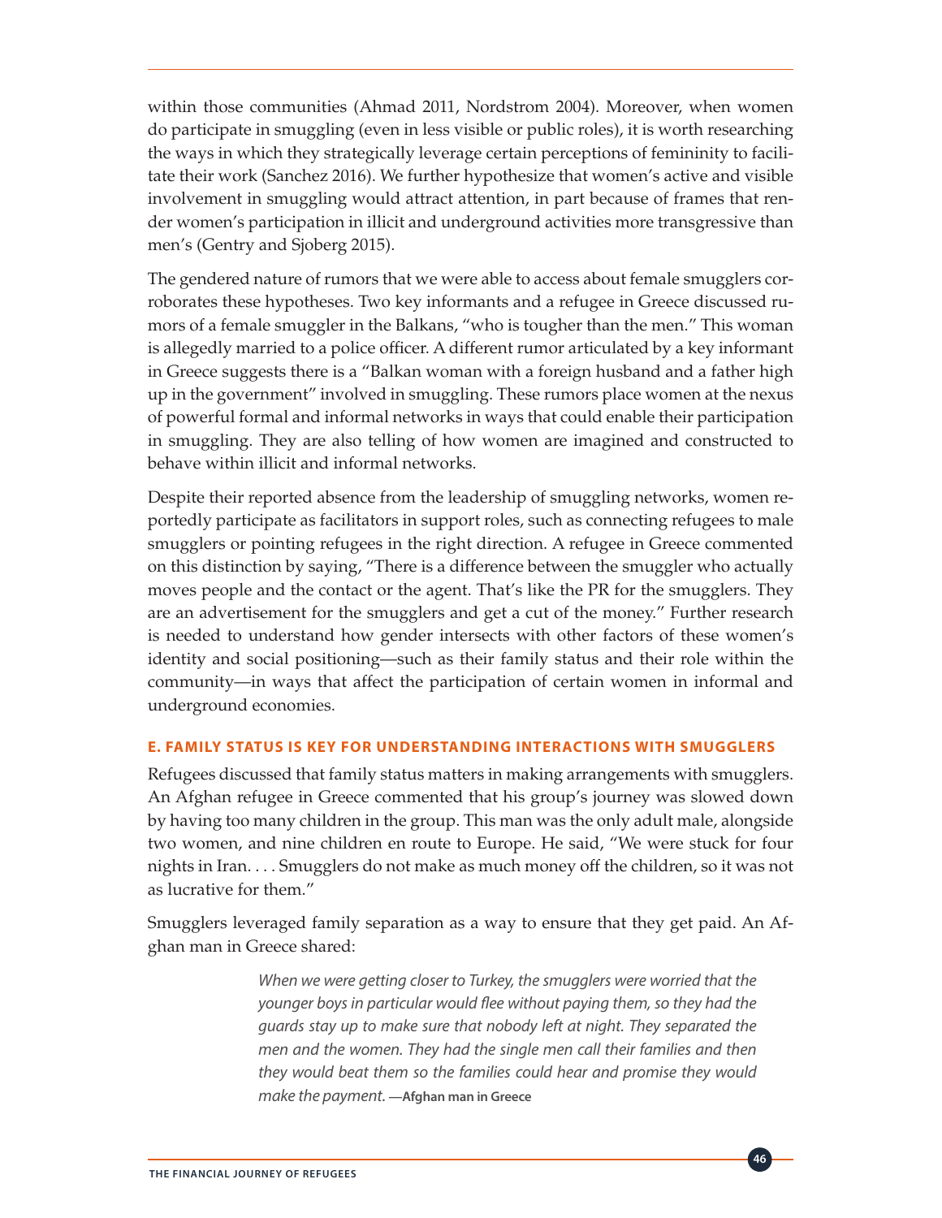within those communities (Ahmad 2011, Nordstrom 2004). Moreover, when women do participate in smuggling (even in less visible or public roles), it is worth researching the ways in which they strategically leverage certain perceptions of femininity to facilitate their work (Sanchez 2016). We further hypothesize that women's active and visible involvement in smuggling would attract attention, in part because of frames that render women's participation in illicit and underground activities more transgressive than men's (Gentry and Sjoberg 2015).

The gendered nature of rumors that we were able to access about female smugglers corroborates these hypotheses. Two key informants and a refugee in Greece discussed rumors of a female smuggler in the Balkans, "who is tougher than the men." This woman is allegedly married to a police officer. A different rumor articulated by a key informant in Greece suggests there is a "Balkan woman with a foreign husband and a father high up in the government" involved in smuggling. These rumors place women at the nexus of powerful formal and informal networks in ways that could enable their participation in smuggling. They are also telling of how women are imagined and constructed to behave within illicit and informal networks.

Despite their reported absence from the leadership of smuggling networks, women reportedly participate as facilitators in support roles, such as connecting refugees to male smugglers or pointing refugees in the right direction. A refugee in Greece commented on this distinction by saying, "There is a difference between the smuggler who actually moves people and the contact or the agent. That's like the PR for the smugglers. They are an advertisement for the smugglers and get a cut of the money." Further research is needed to understand how gender intersects with other factors of these women's identity and social positioning—such as their family status and their role within the community—in ways that affect the participation of certain women in informal and underground economies.

### E. FAMILY STATUS IS KEY FOR UNDERSTANDING INTERACTIONS WITH SMUGGLERS

Refugees discussed that family status matters in making arrangements with smugglers. An Afghan refugee in Greece commented that his group's journey was slowed down by having too many children in the group. This man was the only adult male, alongside two women, and nine children en route to Europe. He said, "We were stuck for four nights in Iran. . . . Smugglers do not make as much money off the children, so it was not as lucrative for them."

Smugglers leveraged family separation as a way to ensure that they get paid. An Afghan man in Greece shared:

> *When we were getting closer to Turkey, the smugglers were worried that the younger boys in particular would flee without paying them, so they had the guards stay up to make sure that nobody left at night. They separated the men and the women. They had the single men call their families and then they would beat them so the families could hear and promise they would make the payment.* **—Afghan man in Greece**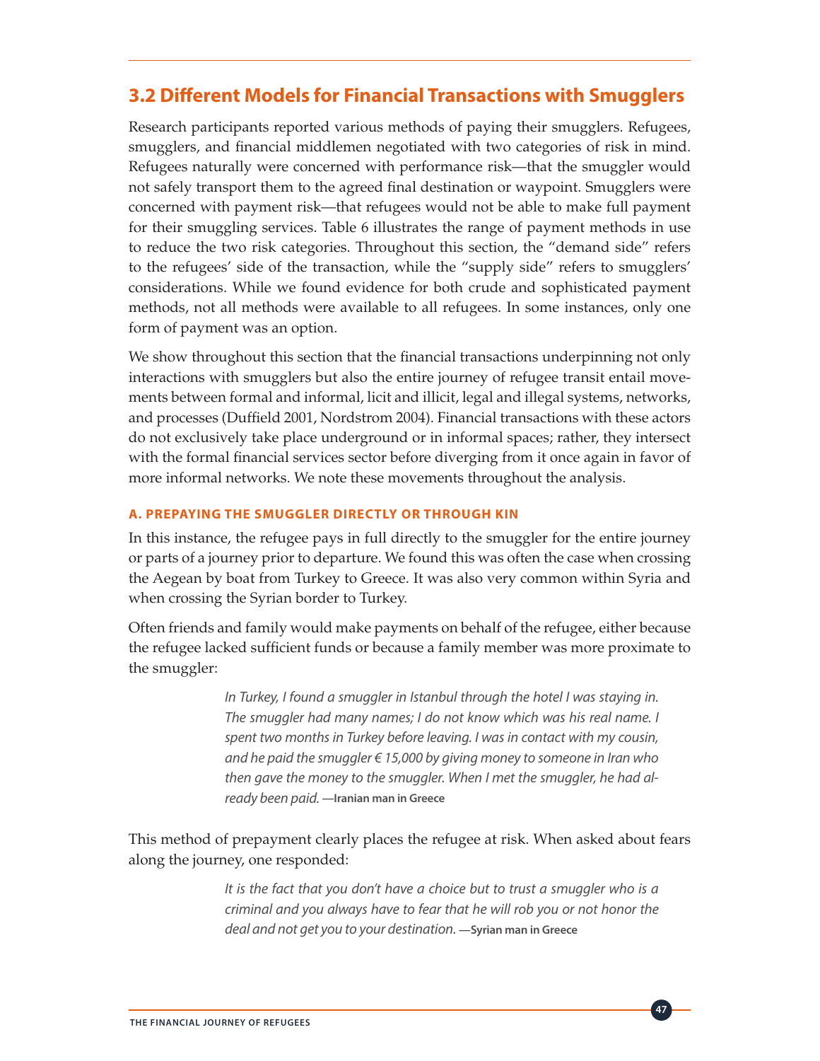## 3.2 Different Models for Financial Transactions with Smugglers

Research participants reported various methods of paying their smugglers. Refugees, smugglers, and financial middlemen negotiated with two categories of risk in mind. Refugees naturally were concerned with performance risk—that the smuggler would not safely transport them to the agreed final destination or waypoint. Smugglers were concerned with payment risk—that refugees would not be able to make full payment for their smuggling services. Table 6 illustrates the range of payment methods in use to reduce the two risk categories. Throughout this section, the "demand side" refers to the refugees' side of the transaction, while the "supply side" refers to smugglers' considerations. While we found evidence for both crude and sophisticated payment methods, not all methods were available to all refugees. In some instances, only one form of payment was an option.

We show throughout this section that the financial transactions underpinning not only interactions with smugglers but also the entire journey of refugee transit entail movements between formal and informal, licit and illicit, legal and illegal systems, networks, and processes (Duffield 2001, Nordstrom 2004). Financial transactions with these actors do not exclusively take place underground or in informal spaces; rather, they intersect with the formal financial services sector before diverging from it once again in favor of more informal networks. We note these movements throughout the analysis.

#### A. PREPAYING THE SMUGGLER DIRECTLY OR THROUGH KIN

In this instance, the refugee pays in full directly to the smuggler for the entire journey or parts of a journey prior to departure. We found this was often the case when crossing the Aegean by boat from Turkey to Greece. It was also very common within Syria and when crossing the Syrian border to Turkey.

Often friends and family would make payments on behalf of the refugee, either because the refugee lacked sufficient funds or because a family member was more proximate to the smuggler:

> *In Turkey, I found a smuggler in Istanbul through the hotel I was staying in. The smuggler had many names; I do not know which was his real name. I spent two months in Turkey before leaving. I was in contact with my cousin, and he paid the smuggler € 15,000 by giving money to someone in Iran who then gave the money to the smuggler. When I met the smuggler, he had already been paid.* **—Iranian man in Greece**

This method of prepayment clearly places the refugee at risk. When asked about fears along the journey, one responded:

> *It is the fact that you don't have a choice but to trust a smuggler who is a criminal and you always have to fear that he will rob you or not honor the deal and not get you to your destination.* **—Syrian man in Greece**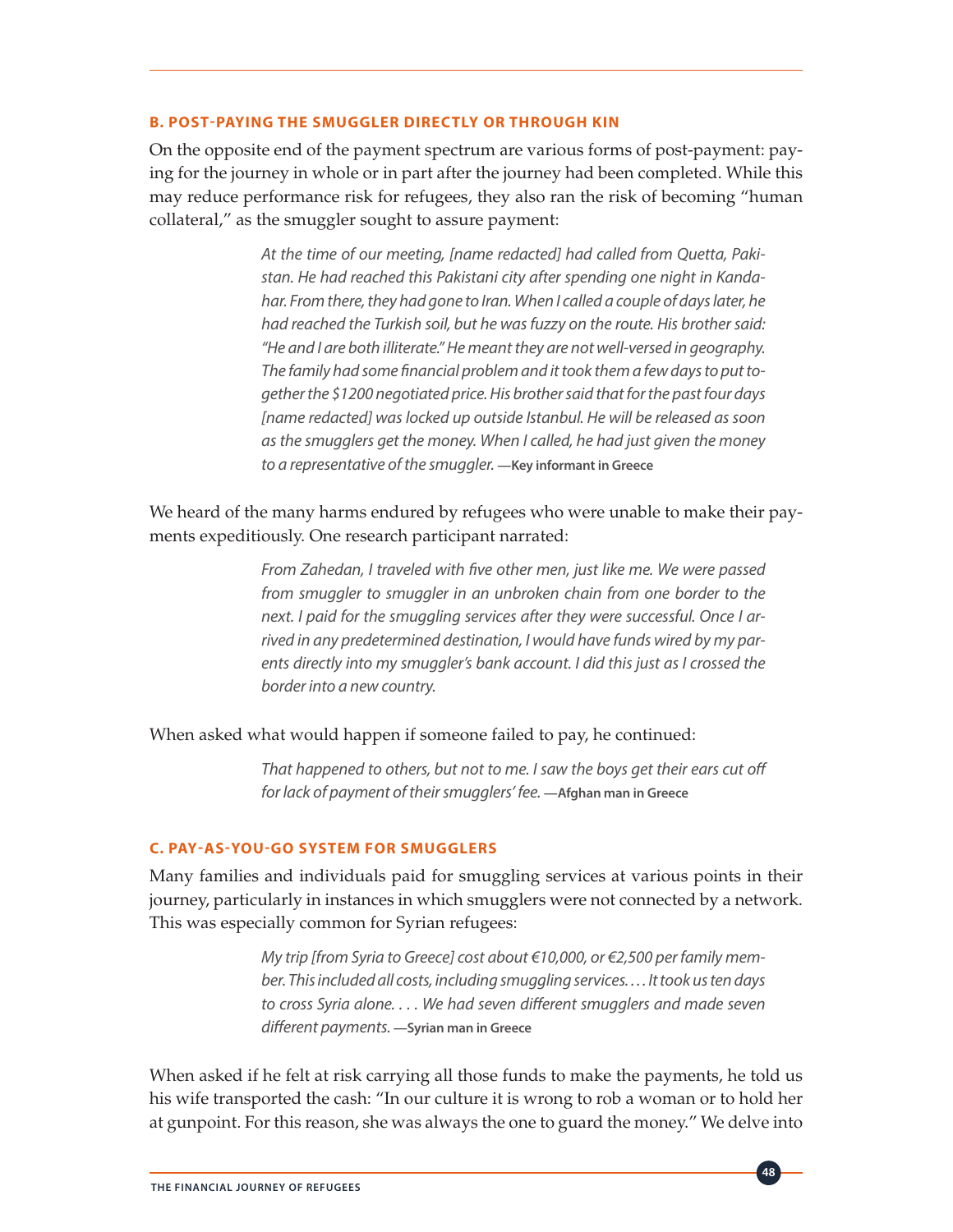### B. POST-PAYING THE SMUGGLER DIRECTLY OR THROUGH KIN

On the opposite end of the payment spectrum are various forms of post-payment: paying for the journey in whole or in part after the journey had been completed. While this may reduce performance risk for refugees, they also ran the risk of becoming "human collateral," as the smuggler sought to assure payment:

> *At the time of our meeting, [name redacted] had called from Quetta, Pakistan. He had reached this Pakistani city after spending one night in Kandahar. From there, they had gone to Iran. When I called a couple of days later, he had reached the Turkish soil, but he was fuzzy on the route. His brother said: "He and I are both illiterate." He meant they are not well-versed in geography. The family had some financial problem and it took them a few days to put together the $1200 negotiated price. His brother said that for the past four days [name redacted] was locked up outside Istanbul. He will be released as soon as the smugglers get the money. When I called, he had just given the money to a representative of the smuggler.* **—Key informant in Greece**

We heard of the many harms endured by refugees who were unable to make their payments expeditiously. One research participant narrated:

> *From Zahedan, I traveled with five other men, just like me. We were passed from smuggler to smuggler in an unbroken chain from one border to the next. I paid for the smuggling services after they were successful. Once I arrived in any predetermined destination, I would have funds wired by my parents directly into my smuggler's bank account. I did this just as I crossed the border into a new country.*

When asked what would happen if someone failed to pay, he continued:

> *That happened to others, but not to me. I saw the boys get their ears cut off for lack of payment of their smugglers' fee.* **—Afghan man in Greece**

### C. PAY-AS-YOU-GO SYSTEM FOR SMUGGLERS

Many families and individuals paid for smuggling services at various points in their journey, particularly in instances in which smugglers were not connected by a network. This was especially common for Syrian refugees:

> *My trip [from Syria to Greece] cost about €10,000, or €2,500 per family member. This included all costs, including smuggling services. . . . It took us ten days to cross Syria alone. . . . We had seven different smugglers and made seven different payments.* **—Syrian man in Greece**

When asked if he felt at risk carrying all those funds to make the payments, he told us his wife transported the cash: "In our culture it is wrong to rob a woman or to hold her at gunpoint. For this reason, she was always the one to guard the money." We delve into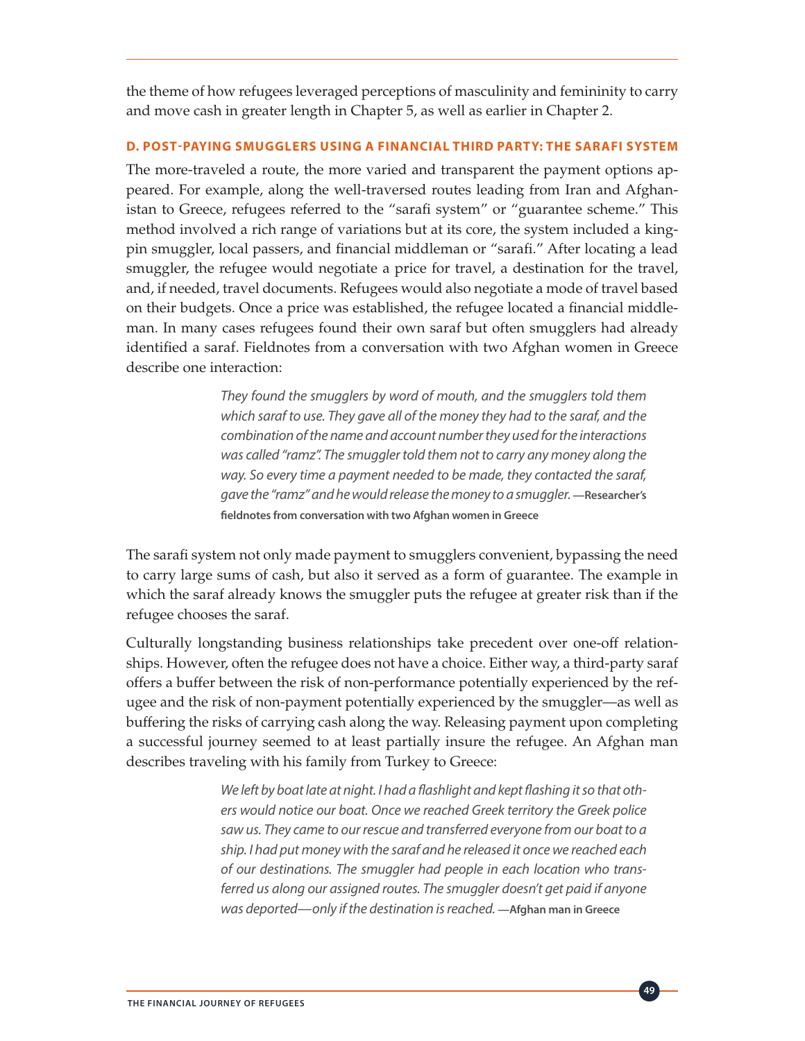the theme of how refugees leveraged perceptions of masculinity and femininity to carry and move cash in greater length in Chapter 5, as well as earlier in Chapter 2.

#### D. POST-PAYING SMUGGLERS USING A FINANCIAL THIRD PARTY: THE SARAFI SYSTEM

The more-traveled a route, the more varied and transparent the payment options appeared. For example, along the well-traversed routes leading from Iran and Afghanistan to Greece, refugees referred to the "sarafi system" or "guarantee scheme." This method involved a rich range of variations but at its core, the system included a kingpin smuggler, local passers, and financial middleman or "sarafi." After locating a lead smuggler, the refugee would negotiate a price for travel, a destination for the travel, and, if needed, travel documents. Refugees would also negotiate a mode of travel based on their budgets. Once a price was established, the refugee located a financial middleman. In many cases refugees found their own saraf but often smugglers had already identified a saraf. Fieldnotes from a conversation with two Afghan women in Greece describe one interaction:

> *They found the smugglers by word of mouth, and the smugglers told them which saraf to use. They gave all of the money they had to the saraf, and the combination of the name and account number they used for the interactions was called "ramz". The smuggler told them not to carry any money along the way. So every time a payment needed to be made, they contacted the saraf, gave the "ramz" and he would release the money to a smuggler.* **—Researcher's fieldnotes from conversation with two Afghan women in Greece**

The sarafi system not only made payment to smugglers convenient, bypassing the need to carry large sums of cash, but also it served as a form of guarantee. The example in which the saraf already knows the smuggler puts the refugee at greater risk than if the refugee chooses the saraf.

Culturally longstanding business relationships take precedent over one-off relationships. However, often the refugee does not have a choice. Either way, a third-party saraf offers a buffer between the risk of non-performance potentially experienced by the refugee and the risk of non-payment potentially experienced by the smuggler—as well as buffering the risks of carrying cash along the way. Releasing payment upon completing a successful journey seemed to at least partially insure the refugee. An Afghan man describes traveling with his family from Turkey to Greece:

> *We left by boat late at night. I had a flashlight and kept flashing it so that others would notice our boat. Once we reached Greek territory the Greek police saw us. They came to our rescue and transferred everyone from our boat to a ship. I had put money with the saraf and he released it once we reached each of our destinations. The smuggler had people in each location who transferred us along our assigned routes. The smuggler doesn't get paid if anyone was deported—only if the destination is reached.* **—Afghan man in Greece**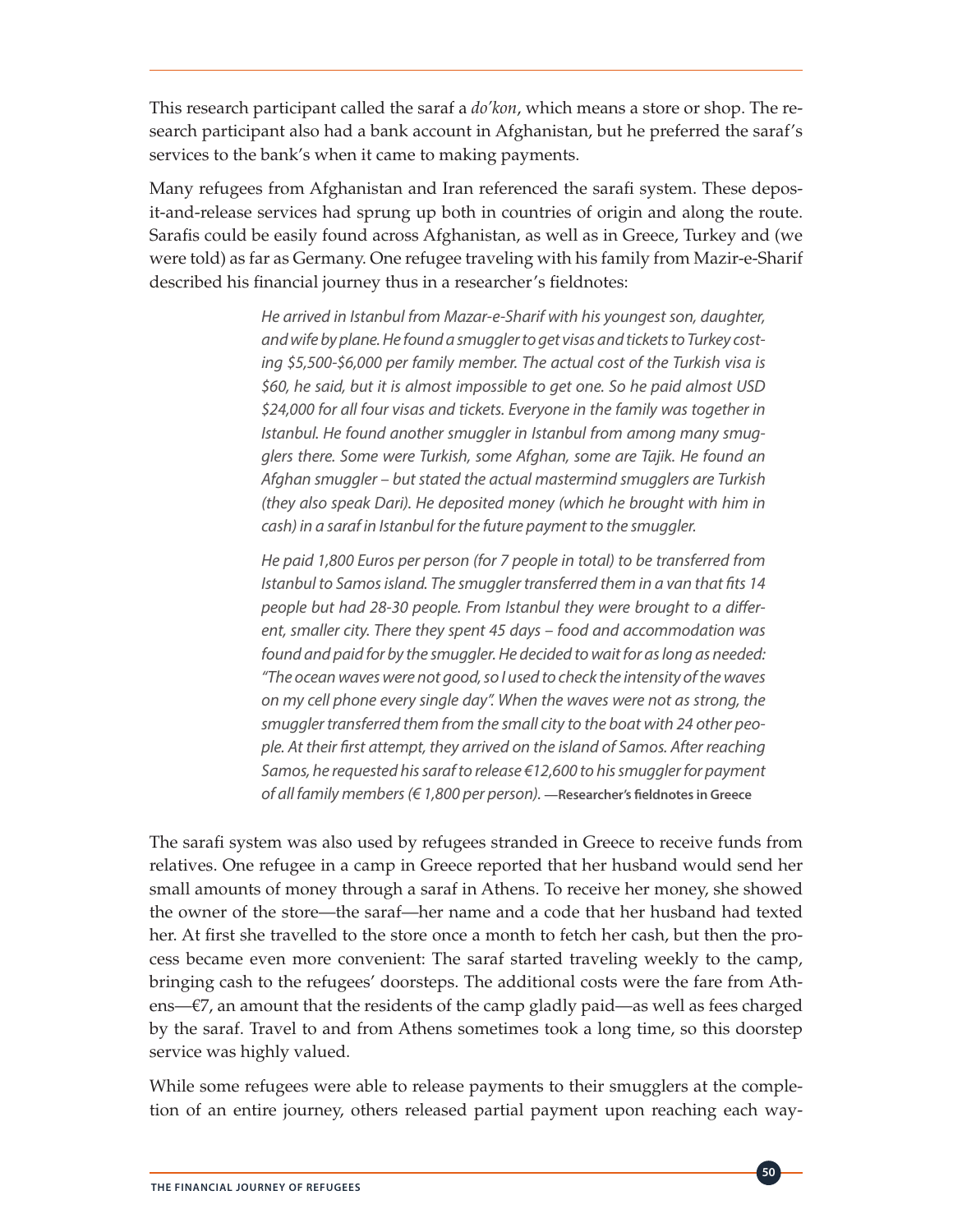This research participant called the saraf a *do'kon*, which means a store or shop. The research participant also had a bank account in Afghanistan, but he preferred the saraf's services to the bank's when it came to making payments.

Many refugees from Afghanistan and Iran referenced the sarafi system. These deposit-and-release services had sprung up both in countries of origin and along the route. Sarafis could be easily found across Afghanistan, as well as in Greece, Turkey and (we were told) as far as Germany. One refugee traveling with his family from Mazir-e-Sharif described his financial journey thus in a researcher's fieldnotes:

> *He arrived in Istanbul from Mazar-e-Sharif with his youngest son, daughter, and wife by plane. He found a smuggler to get visas and tickets to Turkey costing $5,500-$6,000 per family member. The actual cost of the Turkish visa is $60, he said, but it is almost impossible to get one. So he paid almost USD $24,000 for all four visas and tickets. Everyone in the family was together in Istanbul. He found another smuggler in Istanbul from among many smugglers there. Some were Turkish, some Afghan, some are Tajik. He found an Afghan smuggler – but stated the actual mastermind smugglers are Turkish (they also speak Dari). He deposited money (which he brought with him in cash) in a saraf in Istanbul for the future payment to the smuggler.*
>
> *He paid 1,800 Euros per person (for 7 people in total) to be transferred from Istanbul to Samos island. The smuggler transferred them in a van that fits 14 people but had 28-30 people. From Istanbul they were brought to a different, smaller city. There they spent 45 days – food and accommodation was found and paid for by the smuggler. He decided to wait for as long as needed: "The ocean waves were not good, so I used to check the intensity of the waves on my cell phone every single day". When the waves were not as strong, the smuggler transferred them from the small city to the boat with 24 other people. At their first attempt, they arrived on the island of Samos. After reaching Samos, he requested his saraf to release €12,600 to his smuggler for payment of all family members (€ 1,800 per person).* **—Researcher's fieldnotes in Greece**

The sarafi system was also used by refugees stranded in Greece to receive funds from relatives. One refugee in a camp in Greece reported that her husband would send her small amounts of money through a saraf in Athens. To receive her money, she showed the owner of the store—the saraf—her name and a code that her husband had texted her. At first she travelled to the store once a month to fetch her cash, but then the process became even more convenient: The saraf started traveling weekly to the camp, bringing cash to the refugees' doorsteps. The additional costs were the fare from Athens—€7, an amount that the residents of the camp gladly paid—as well as fees charged by the saraf. Travel to and from Athens sometimes took a long time, so this doorstep service was highly valued.

While some refugees were able to release payments to their smugglers at the completion of an entire journey, others released partial payment upon reaching each way-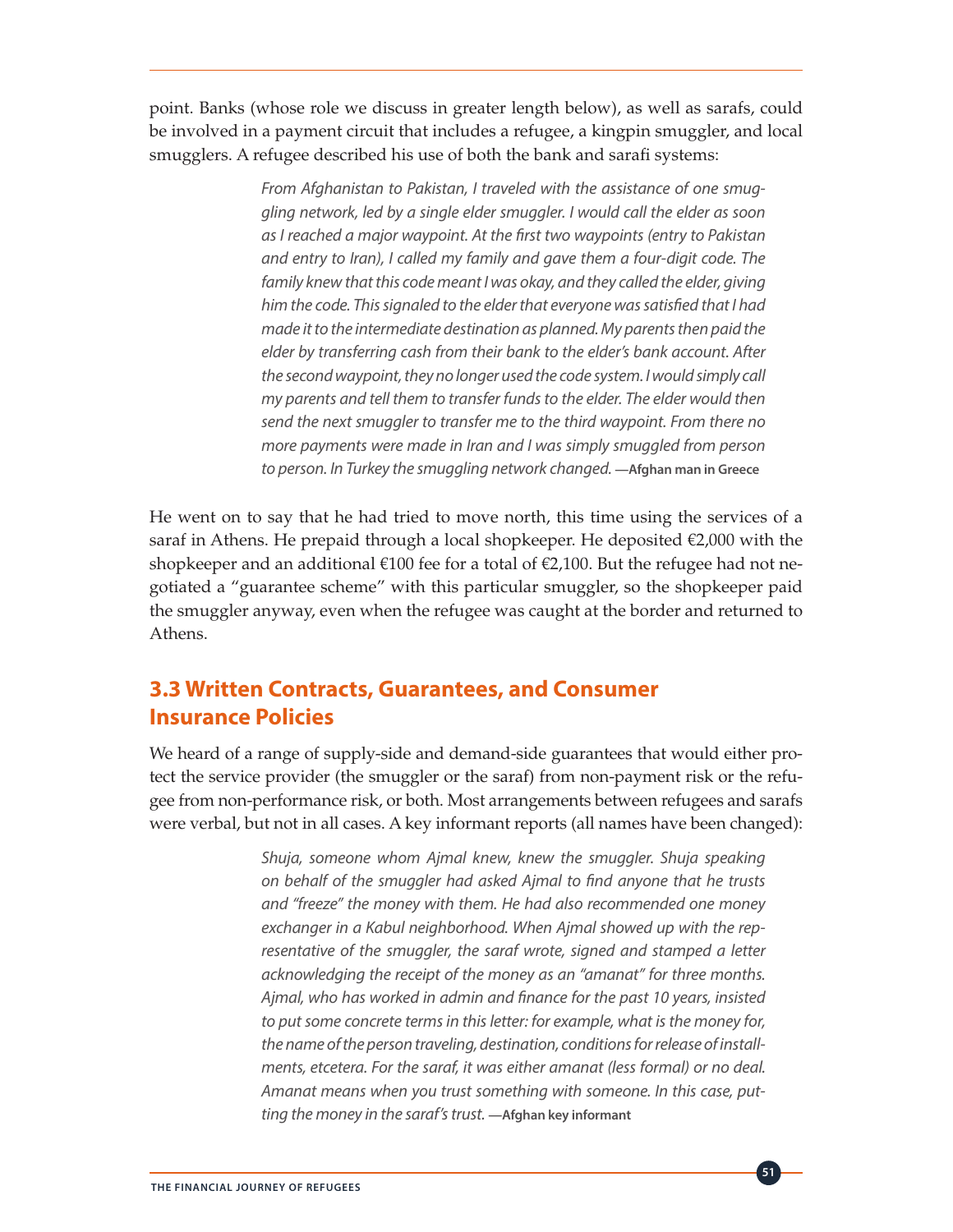point. Banks (whose role we discuss in greater length below), as well as sarafs, could be involved in a payment circuit that includes a refugee, a kingpin smuggler, and local smugglers. A refugee described his use of both the bank and sarafi systems:

> *From Afghanistan to Pakistan, I traveled with the assistance of one smuggling network, led by a single elder smuggler. I would call the elder as soon as I reached a major waypoint. At the first two waypoints (entry to Pakistan and entry to Iran), I called my family and gave them a four-digit code. The family knew that this code meant I was okay, and they called the elder, giving him the code. This signaled to the elder that everyone was satisfied that I had made it to the intermediate destination as planned. My parents then paid the elder by transferring cash from their bank to the elder's bank account. After the second waypoint, they no longer used the code system. I would simply call my parents and tell them to transfer funds to the elder. The elder would then send the next smuggler to transfer me to the third waypoint. From there no more payments were made in Iran and I was simply smuggled from person to person. In Turkey the smuggling network changed.* **—Afghan man in Greece**

He went on to say that he had tried to move north, this time using the services of a saraf in Athens. He prepaid through a local shopkeeper. He deposited €2,000 with the shopkeeper and an additional €100 fee for a total of €2,100. But the refugee had not negotiated a "guarantee scheme" with this particular smuggler, so the shopkeeper paid the smuggler anyway, even when the refugee was caught at the border and returned to Athens.

## 3.3 Written Contracts, Guarantees, and Consumer Insurance Policies

We heard of a range of supply-side and demand-side guarantees that would either protect the service provider (the smuggler or the saraf) from non-payment risk or the refugee from non-performance risk, or both. Most arrangements between refugees and sarafs were verbal, but not in all cases. A key informant reports (all names have been changed):

> *Shuja, someone whom Ajmal knew, knew the smuggler. Shuja speaking on behalf of the smuggler had asked Ajmal to find anyone that he trusts and "freeze" the money with them. He had also recommended one money exchanger in a Kabul neighborhood. When Ajmal showed up with the representative of the smuggler, the saraf wrote, signed and stamped a letter acknowledging the receipt of the money as an "amanat" for three months. Ajmal, who has worked in admin and finance for the past 10 years, insisted to put some concrete terms in this letter: for example, what is the money for, the name of the person traveling, destination, conditions for release of installments, etcetera. For the saraf, it was either amanat (less formal) or no deal. Amanat means when you trust something with someone. In this case, putting the money in the saraf's trust.* **—Afghan key informant**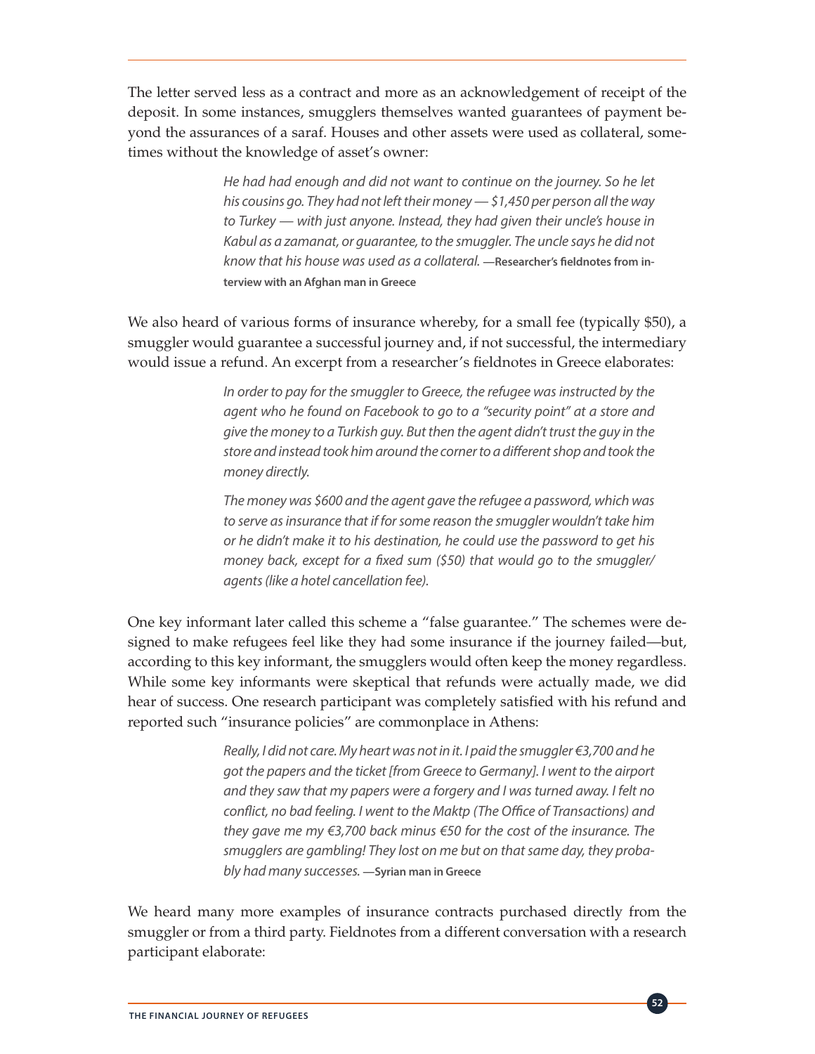The letter served less as a contract and more as an acknowledgement of receipt of the deposit. In some instances, smugglers themselves wanted guarantees of payment beyond the assurances of a saraf. Houses and other assets were used as collateral, sometimes without the knowledge of asset's owner:

> *He had had enough and did not want to continue on the journey. So he let his cousins go. They had not left their money — $1,450 per person all the way to Turkey — with just anyone. Instead, they had given their uncle's house in Kabul as a zamanat, or guarantee, to the smuggler. The uncle says he did not know that his house was used as a collateral.* **—Researcher's fieldnotes from interview with an Afghan man in Greece**

We also heard of various forms of insurance whereby, for a small fee (typically $50), a smuggler would guarantee a successful journey and, if not successful, the intermediary would issue a refund. An excerpt from a researcher's fieldnotes in Greece elaborates:

> *In order to pay for the smuggler to Greece, the refugee was instructed by the agent who he found on Facebook to go to a "security point" at a store and give the money to a Turkish guy. But then the agent didn't trust the guy in the store and instead took him around the corner to a different shop and took the money directly.*
>
> *The money was $600 and the agent gave the refugee a password, which was to serve as insurance that if for some reason the smuggler wouldn't take him or he didn't make it to his destination, he could use the password to get his money back, except for a fixed sum ($50) that would go to the smuggler/agents (like a hotel cancellation fee).*

One key informant later called this scheme a "false guarantee." The schemes were designed to make refugees feel like they had some insurance if the journey failed—but, according to this key informant, the smugglers would often keep the money regardless. While some key informants were skeptical that refunds were actually made, we did hear of success. One research participant was completely satisfied with his refund and reported such "insurance policies" are commonplace in Athens:

> *Really, I did not care. My heart was not in it. I paid the smuggler €3,700 and he got the papers and the ticket [from Greece to Germany]. I went to the airport and they saw that my papers were a forgery and I was turned away. I felt no conflict, no bad feeling. I went to the Maktp (The Office of Transactions) and they gave me my €3,700 back minus €50 for the cost of the insurance. The smugglers are gambling! They lost on me but on that same day, they probably had many successes.* **—Syrian man in Greece**

We heard many more examples of insurance contracts purchased directly from the smuggler or from a third party. Fieldnotes from a different conversation with a research participant elaborate: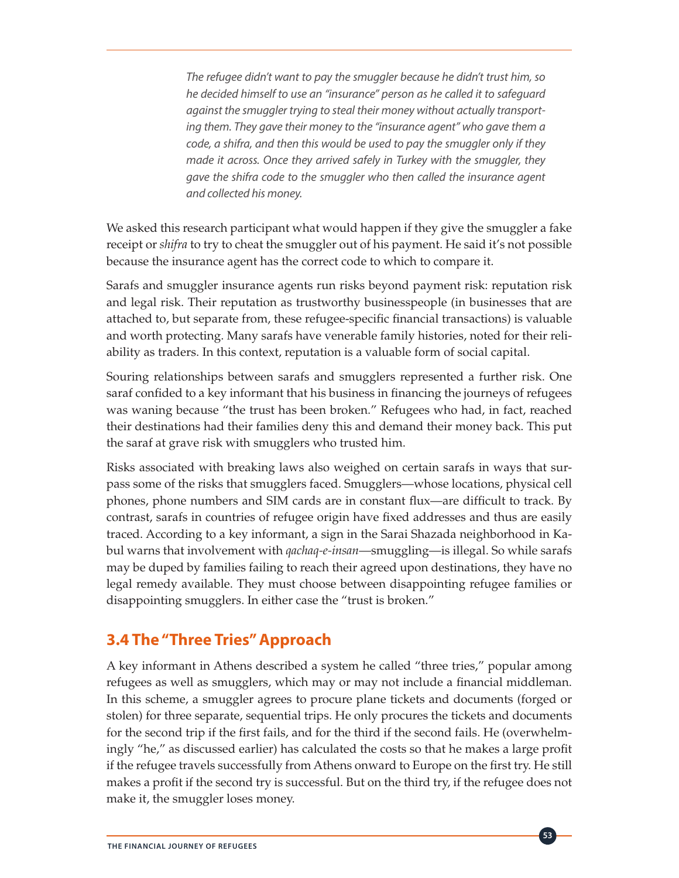> *The refugee didn't want to pay the smuggler because he didn't trust him, so he decided himself to use an "insurance" person as he called it to safeguard against the smuggler trying to steal their money without actually transporting them. They gave their money to the "insurance agent" who gave them a code, a shifra, and then this would be used to pay the smuggler only if they made it across. Once they arrived safely in Turkey with the smuggler, they gave the shifra code to the smuggler who then called the insurance agent and collected his money.*

We asked this research participant what would happen if they give the smuggler a fake receipt or *shifra* to try to cheat the smuggler out of his payment. He said it's not possible because the insurance agent has the correct code to which to compare it.

Sarafs and smuggler insurance agents run risks beyond payment risk: reputation risk and legal risk. Their reputation as trustworthy businesspeople (in businesses that are attached to, but separate from, these refugee-specific financial transactions) is valuable and worth protecting. Many sarafs have venerable family histories, noted for their reliability as traders. In this context, reputation is a valuable form of social capital.

Souring relationships between sarafs and smugglers represented a further risk. One saraf confided to a key informant that his business in financing the journeys of refugees was waning because "the trust has been broken." Refugees who had, in fact, reached their destinations had their families deny this and demand their money back. This put the saraf at grave risk with smugglers who trusted him.

Risks associated with breaking laws also weighed on certain sarafs in ways that surpass some of the risks that smugglers faced. Smugglers—whose locations, physical cell phones, phone numbers and SIM cards are in constant flux—are difficult to track. By contrast, sarafs in countries of refugee origin have fixed addresses and thus are easily traced. According to a key informant, a sign in the Sarai Shazada neighborhood in Kabul warns that involvement with *qachaq-e-insan*—smuggling—is illegal. So while sarafs may be duped by families failing to reach their agreed upon destinations, they have no legal remedy available. They must choose between disappointing refugee families or disappointing smugglers. In either case the "trust is broken."

## 3.4 The "Three Tries" Approach

A key informant in Athens described a system he called "three tries," popular among refugees as well as smugglers, which may or may not include a financial middleman. In this scheme, a smuggler agrees to procure plane tickets and documents (forged or stolen) for three separate, sequential trips. He only procures the tickets and documents for the second trip if the first fails, and for the third if the second fails. He (overwhelmingly "he," as discussed earlier) has calculated the costs so that he makes a large profit if the refugee travels successfully from Athens onward to Europe on the first try. He still makes a profit if the second try is successful. But on the third try, if the refugee does not make it, the smuggler loses money.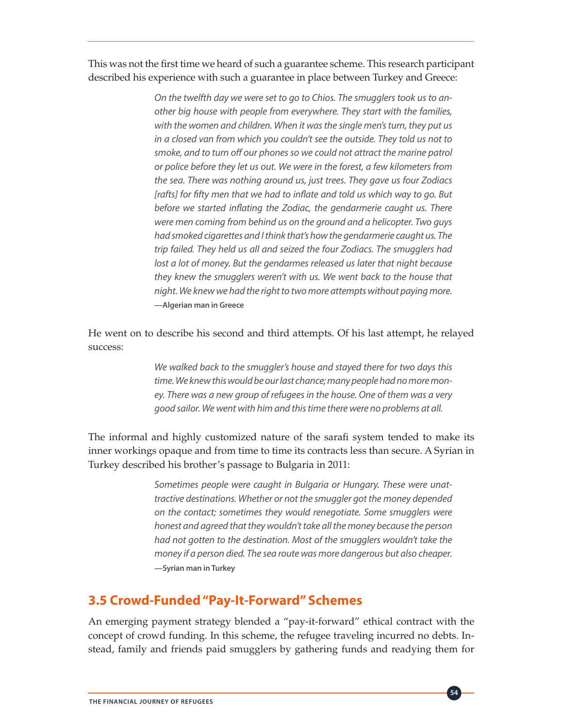This was not the first time we heard of such a guarantee scheme. This research participant described his experience with such a guarantee in place between Turkey and Greece:

> *On the twelfth day we were set to go to Chios. The smugglers took us to another big house with people from everywhere. They start with the families, with the women and children. When it was the single men's turn, they put us in a closed van from which you couldn't see the outside. They told us not to smoke, and to turn off our phones so we could not attract the marine patrol or police before they let us out. We were in the forest, a few kilometers from the sea. There was nothing around us, just trees. They gave us four Zodiacs [rafts] for fifty men that we had to inflate and told us which way to go. But before we started inflating the Zodiac, the gendarmerie caught us. There were men coming from behind us on the ground and a helicopter. Two guys had smoked cigarettes and I think that's how the gendarmerie caught us. The trip failed. They held us all and seized the four Zodiacs. The smugglers had lost a lot of money. But the gendarmes released us later that night because they knew the smugglers weren't with us. We went back to the house that night. We knew we had the right to two more attempts without paying more.*
> **—Algerian man in Greece**

He went on to describe his second and third attempts. Of his last attempt, he relayed success:

> *We walked back to the smuggler's house and stayed there for two days this time. We knew this would be our last chance; many people had no more money. There was a new group of refugees in the house. One of them was a very good sailor. We went with him and this time there were no problems at all.*

The informal and highly customized nature of the sarafi system tended to make its inner workings opaque and from time to time its contracts less than secure. A Syrian in Turkey described his brother's passage to Bulgaria in 2011:

> *Sometimes people were caught in Bulgaria or Hungary. These were unattractive destinations. Whether or not the smuggler got the money depended on the contact; sometimes they would renegotiate. Some smugglers were honest and agreed that they wouldn't take all the money because the person had not gotten to the destination. Most of the smugglers wouldn't take the money if a person died. The sea route was more dangerous but also cheaper.*
> **—Syrian man in Turkey**

## 3.5 Crowd-Funded "Pay-It-Forward" Schemes

An emerging payment strategy blended a "pay-it-forward" ethical contract with the concept of crowd funding. In this scheme, the refugee traveling incurred no debts. Instead, family and friends paid smugglers by gathering funds and readying them for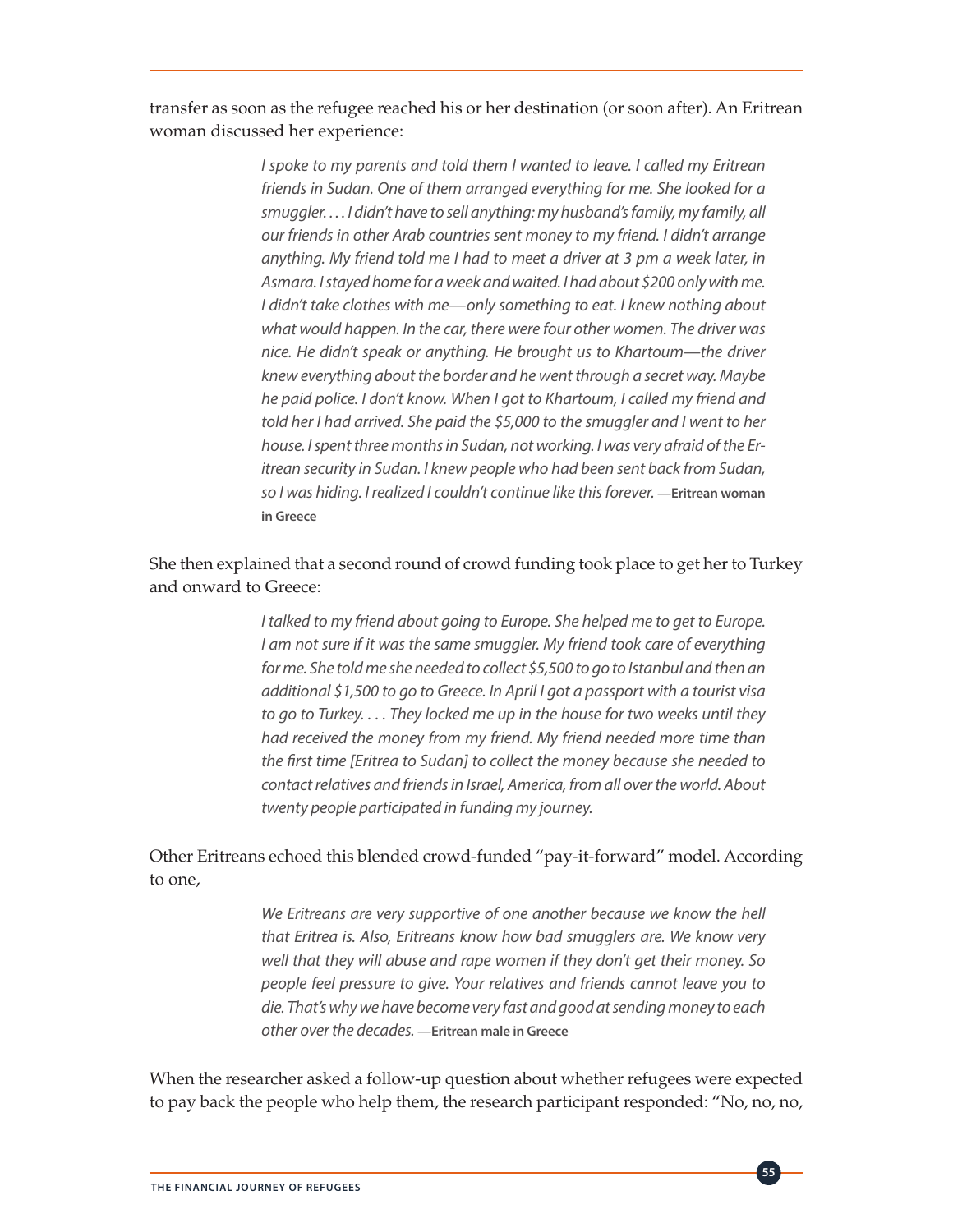transfer as soon as the refugee reached his or her destination (or soon after). An Eritrean woman discussed her experience:

> *I spoke to my parents and told them I wanted to leave. I called my Eritrean friends in Sudan. One of them arranged everything for me. She looked for a smuggler. . . . I didn't have to sell anything: my husband's family, my family, all our friends in other Arab countries sent money to my friend. I didn't arrange anything. My friend told me I had to meet a driver at 3 pm a week later, in Asmara. I stayed home for a week and waited. I had about $200 only with me. I didn't take clothes with me—only something to eat. I knew nothing about what would happen. In the car, there were four other women. The driver was nice. He didn't speak or anything. He brought us to Khartoum—the driver knew everything about the border and he went through a secret way. Maybe he paid police. I don't know. When I got to Khartoum, I called my friend and told her I had arrived. She paid the $5,000 to the smuggler and I went to her house. I spent three months in Sudan, not working. I was very afraid of the Eritrean security in Sudan. I knew people who had been sent back from Sudan, so I was hiding. I realized I couldn't continue like this forever.* **—Eritrean woman in Greece**

She then explained that a second round of crowd funding took place to get her to Turkey and onward to Greece:

> *I talked to my friend about going to Europe. She helped me to get to Europe. I am not sure if it was the same smuggler. My friend took care of everything for me. She told me she needed to collect $5,500 to go to Istanbul and then an additional $1,500 to go to Greece. In April I got a passport with a tourist visa to go to Turkey. . . . They locked me up in the house for two weeks until they had received the money from my friend. My friend needed more time than the first time [Eritrea to Sudan] to collect the money because she needed to contact relatives and friends in Israel, America, from all over the world. About twenty people participated in funding my journey.*

Other Eritreans echoed this blended crowd-funded "pay-it-forward" model. According to one,

> *We Eritreans are very supportive of one another because we know the hell that Eritrea is. Also, Eritreans know how bad smugglers are. We know very well that they will abuse and rape women if they don't get their money. So people feel pressure to give. Your relatives and friends cannot leave you to die. That's why we have become very fast and good at sending money to each other over the decades.* **—Eritrean male in Greece**

When the researcher asked a follow-up question about whether refugees were expected to pay back the people who help them, the research participant responded: "No, no, no,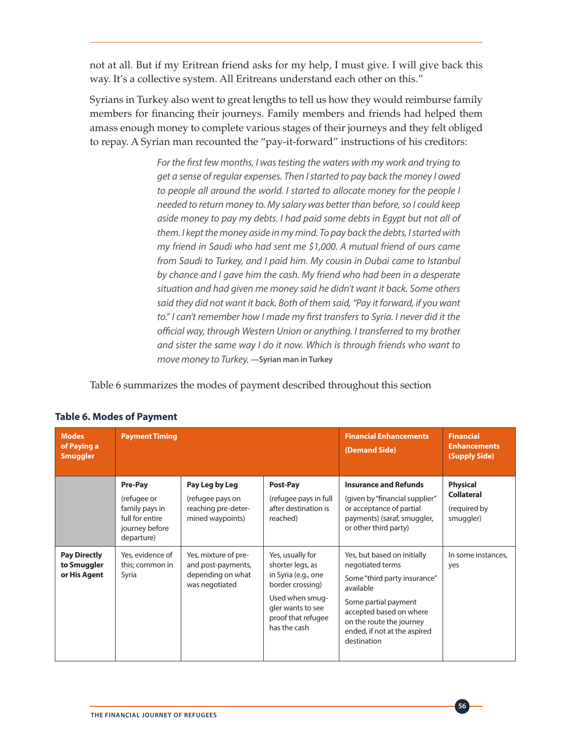not at all. But if my Eritrean friend asks for my help, I must give. I will give back this way. It's a collective system. All Eritreans understand each other on this."

Syrians in Turkey also went to great lengths to tell us how they would reimburse family members for financing their journeys. Family members and friends had helped them amass enough money to complete various stages of their journeys and they felt obliged to repay. A Syrian man recounted the "pay-it-forward" instructions of his creditors:

> *For the first few months, I was testing the waters with my work and trying to get a sense of regular expenses. Then I started to pay back the money I owed to people all around the world. I started to allocate money for the people I needed to return money to. My salary was better than before, so I could keep aside money to pay my debts. I had paid some debts in Egypt but not all of them. I kept the money aside in my mind. To pay back the debts, I started with my friend in Saudi who had sent me $1,000. A mutual friend of ours came from Saudi to Turkey, and I paid him. My cousin in Dubai came to Istanbul by chance and I gave him the cash. My friend who had been in a desperate situation and had given me money said he didn't want it back. Some others said they did not want it back. Both of them said, "Pay it forward, if you want to." I can't remember how I made my first transfers to Syria. I never did it the official way, through Western Union or anything. I transferred to my brother and sister the same way I do it now. Which is through friends who want to move money to Turkey.* **—Syrian man in Turkey**

Table 6 summarizes the modes of payment described throughout this section

**Table 6. Modes of Payment**

| Modes of Paying a Smuggler | Payment Timing | | | Financial Enhancements (Demand Side) | Financial Enhancements (Supply Side) |
|---|---|---|---|---|---|
| | **Pre-Pay** (refugee or family pays in full for entire journey before departure) | **Pay Leg by Leg** (refugee pays on reaching pre-determined waypoints) | **Post-Pay** (refugee pays in full after destination is reached) | **Insurance and Refunds** (given by "financial supplier" or acceptance of partial payments) (saraf, smuggler, or other third party) | **Physical Collateral** (required by smuggler) |
| **Pay Directly to Smuggler or His Agent** | Yes, evidence of this; common in Syria | Yes, mixture of pre- and post-payments, depending on what was negotiated | Yes, usually for shorter legs, as in Syria (e.g., one border crossing)<br>Used when smuggler wants to see proof that refugee has the cash | Yes, but based on initially negotiated terms<br>Some "third party insurance" available<br>Some partial payment accepted based on where on the route the journey ended, if not at the aspired destination | In some instances, yes |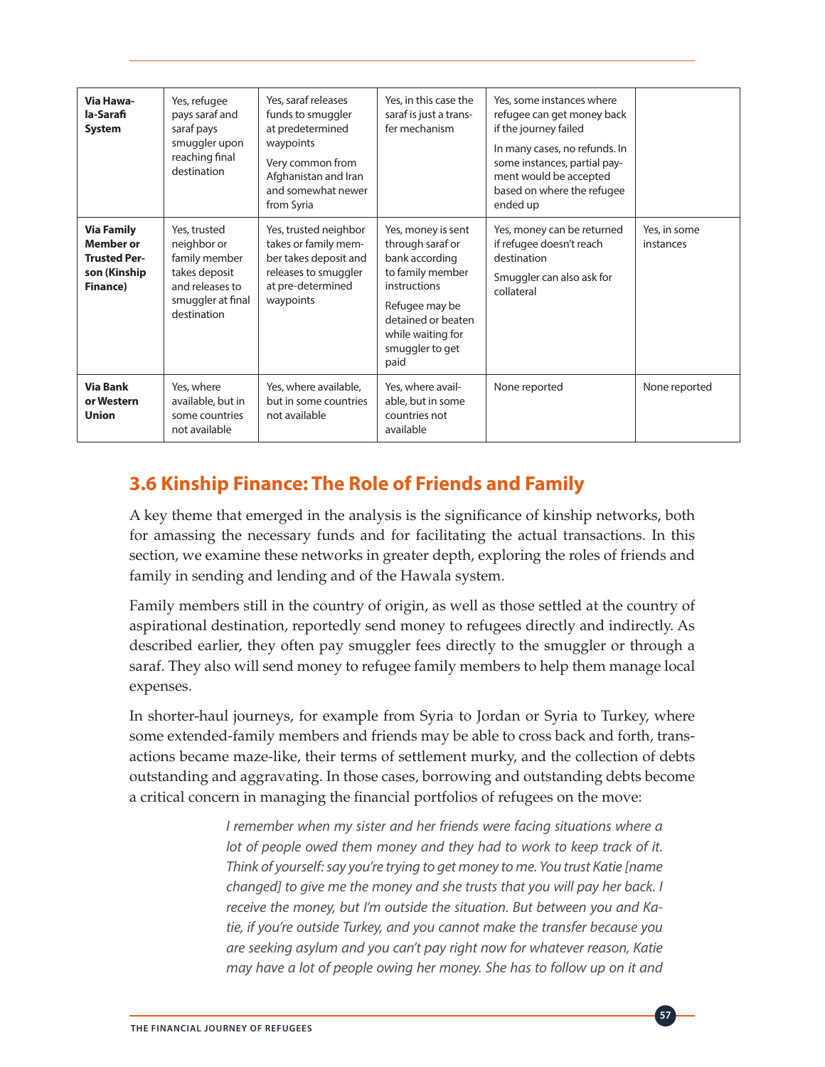| | | | | | |
|---|---|---|---|---|---|
| **Via Hawala-Sarafi System** | Yes, refugee pays saraf and saraf pays smuggler upon reaching final destination | Yes, saraf releases funds to smuggler at predetermined waypoints<br><br>Very common from Afghanistan and Iran and somewhat newer from Syria | Yes, in this case the saraf is just a transfer mechanism | Yes, some instances where refugee can get money back if the journey failed<br><br>In many cases, no refunds. In some instances, partial payment would be accepted based on where the refugee ended up | |
| **Via Family Member or Trusted Person (Kinship Finance)** | Yes, trusted neighbor or family member takes deposit and releases to smuggler at final destination | Yes, trusted neighbor takes or family member takes deposit and releases to smuggler at pre-determined waypoints | Yes, money is sent through saraf or bank according to family member instructions<br><br>Refugee may be detained or beaten while waiting for smuggler to get paid | Yes, money can be returned if refugee doesn't reach destination<br><br>Smuggler can also ask for collateral | Yes, in some instances |
| **Via Bank or Western Union** | Yes, where available, but in some countries not available | Yes, where available, but in some countries not available | Yes, where available, but in some countries not available | None reported | None reported |

## 3.6 Kinship Finance: The Role of Friends and Family

A key theme that emerged in the analysis is the significance of kinship networks, both for amassing the necessary funds and for facilitating the actual transactions. In this section, we examine these networks in greater depth, exploring the roles of friends and family in sending and lending and of the Hawala system.

Family members still in the country of origin, as well as those settled at the country of aspirational destination, reportedly send money to refugees directly and indirectly. As described earlier, they often pay smuggler fees directly to the smuggler or through a saraf. They also will send money to refugee family members to help them manage local expenses.

In shorter-haul journeys, for example from Syria to Jordan or Syria to Turkey, where some extended-family members and friends may be able to cross back and forth, transactions became maze-like, their terms of settlement murky, and the collection of debts outstanding and aggravating. In those cases, borrowing and outstanding debts become a critical concern in managing the financial portfolios of refugees on the move:

> *I remember when my sister and her friends were facing situations where a lot of people owed them money and they had to work to keep track of it. Think of yourself: say you're trying to get money to me. You trust Katie [name changed] to give me the money and she trusts that you will pay her back. I receive the money, but I'm outside the situation. But between you and Katie, if you're outside Turkey, and you cannot make the transfer because you are seeking asylum and you can't pay right now for whatever reason, Katie may have a lot of people owing her money. She has to follow up on it and*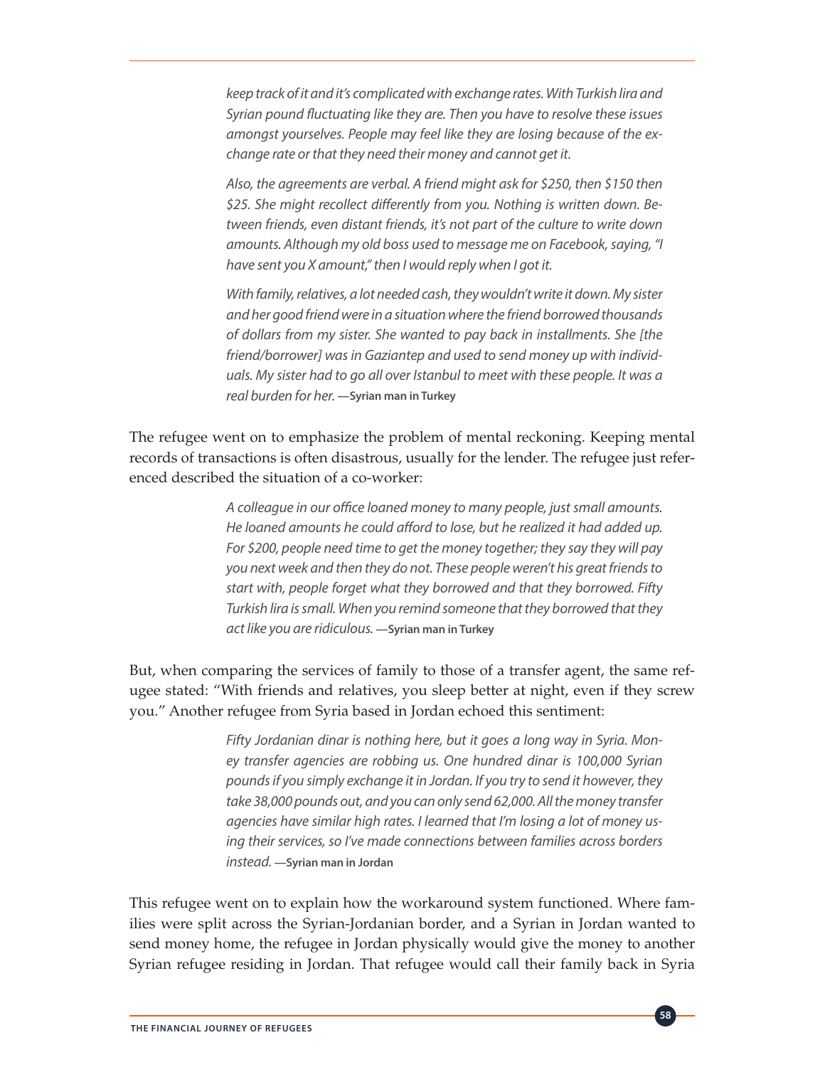> *keep track of it and it's complicated with exchange rates. With Turkish lira and Syrian pound fluctuating like they are. Then you have to resolve these issues amongst yourselves. People may feel like they are losing because of the exchange rate or that they need their money and cannot get it.*
>
> *Also, the agreements are verbal. A friend might ask for $250, then $150 then $25. She might recollect differently from you. Nothing is written down. Between friends, even distant friends, it's not part of the culture to write down amounts. Although my old boss used to message me on Facebook, saying, "I have sent you X amount," then I would reply when I got it.*
>
> *With family, relatives, a lot needed cash, they wouldn't write it down. My sister and her good friend were in a situation where the friend borrowed thousands of dollars from my sister. She wanted to pay back in installments. She [the friend/borrower] was in Gaziantep and used to send money up with individuals. My sister had to go all over Istanbul to meet with these people. It was a real burden for her.* **—Syrian man in Turkey**

The refugee went on to emphasize the problem of mental reckoning. Keeping mental records of transactions is often disastrous, usually for the lender. The refugee just referenced described the situation of a co-worker:

> *A colleague in our office loaned money to many people, just small amounts. He loaned amounts he could afford to lose, but he realized it had added up. For $200, people need time to get the money together; they say they will pay you next week and then they do not. These people weren't his great friends to start with, people forget what they borrowed and that they borrowed. Fifty Turkish lira is small. When you remind someone that they borrowed that they act like you are ridiculous.* **—Syrian man in Turkey**

But, when comparing the services of family to those of a transfer agent, the same refugee stated: "With friends and relatives, you sleep better at night, even if they screw you." Another refugee from Syria based in Jordan echoed this sentiment:

> *Fifty Jordanian dinar is nothing here, but it goes a long way in Syria. Money transfer agencies are robbing us. One hundred dinar is 100,000 Syrian pounds if you simply exchange it in Jordan. If you try to send it however, they take 38,000 pounds out, and you can only send 62,000. All the money transfer agencies have similar high rates. I learned that I'm losing a lot of money using their services, so I've made connections between families across borders instead.* **—Syrian man in Jordan**

This refugee went on to explain how the workaround system functioned. Where families were split across the Syrian-Jordanian border, and a Syrian in Jordan wanted to send money home, the refugee in Jordan physically would give the money to another Syrian refugee residing in Jordan. That refugee would call their family back in Syria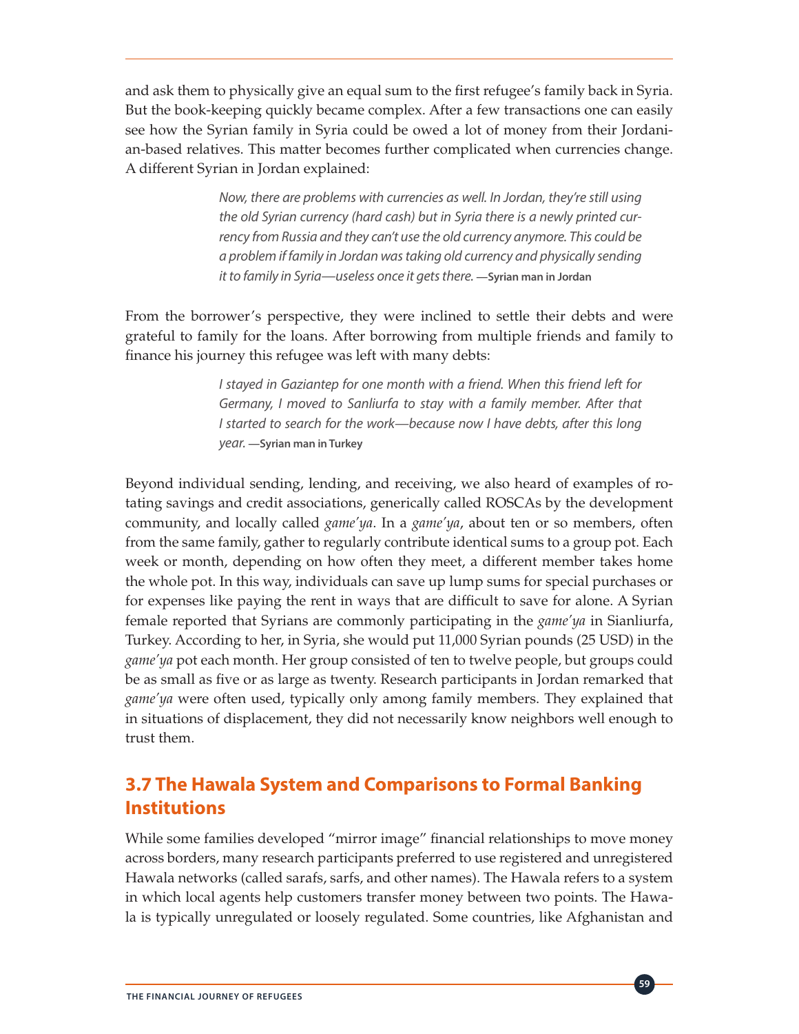and ask them to physically give an equal sum to the first refugee's family back in Syria. But the book-keeping quickly became complex. After a few transactions one can easily see how the Syrian family in Syria could be owed a lot of money from their Jordanian-based relatives. This matter becomes further complicated when currencies change. A different Syrian in Jordan explained:

> *Now, there are problems with currencies as well. In Jordan, they're still using the old Syrian currency (hard cash) but in Syria there is a newly printed currency from Russia and they can't use the old currency anymore. This could be a problem if family in Jordan was taking old currency and physically sending it to family in Syria—useless once it gets there.* **—Syrian man in Jordan**

From the borrower's perspective, they were inclined to settle their debts and were grateful to family for the loans. After borrowing from multiple friends and family to finance his journey this refugee was left with many debts:

> *I stayed in Gaziantep for one month with a friend. When this friend left for Germany, I moved to Sanliurfa to stay with a family member. After that I started to search for the work—because now I have debts, after this long year.* **—Syrian man in Turkey**

Beyond individual sending, lending, and receiving, we also heard of examples of rotating savings and credit associations, generically called ROSCAs by the development community, and locally called *game'ya*. In a *game'ya*, about ten or so members, often from the same family, gather to regularly contribute identical sums to a group pot. Each week or month, depending on how often they meet, a different member takes home the whole pot. In this way, individuals can save up lump sums for special purchases or for expenses like paying the rent in ways that are difficult to save for alone. A Syrian female reported that Syrians are commonly participating in the *game'ya* in Sianliurfa, Turkey. According to her, in Syria, she would put 11,000 Syrian pounds (25 USD) in the *game'ya* pot each month. Her group consisted of ten to twelve people, but groups could be as small as five or as large as twenty. Research participants in Jordan remarked that *game'ya* were often used, typically only among family members. They explained that in situations of displacement, they did not necessarily know neighbors well enough to trust them.

## 3.7 The Hawala System and Comparisons to Formal Banking Institutions

While some families developed "mirror image" financial relationships to move money across borders, many research participants preferred to use registered and unregistered Hawala networks (called sarafs, sarfs, and other names). The Hawala refers to a system in which local agents help customers transfer money between two points. The Hawala is typically unregulated or loosely regulated. Some countries, like Afghanistan and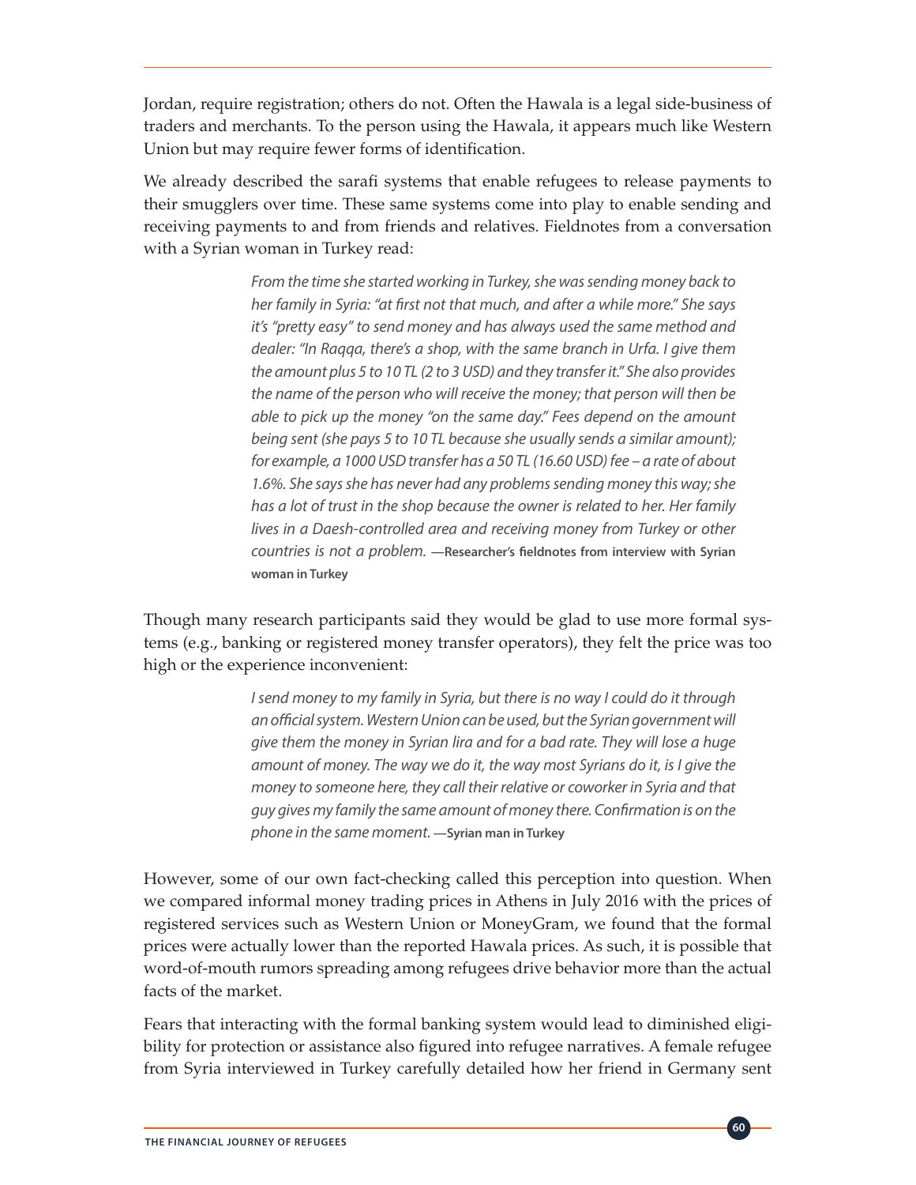Jordan, require registration; others do not. Often the Hawala is a legal side-business of traders and merchants. To the person using the Hawala, it appears much like Western Union but may require fewer forms of identification.

We already described the sarafi systems that enable refugees to release payments to their smugglers over time. These same systems come into play to enable sending and receiving payments to and from friends and relatives. Fieldnotes from a conversation with a Syrian woman in Turkey read:

> *From the time she started working in Turkey, she was sending money back to her family in Syria: "at first not that much, and after a while more." She says it's "pretty easy" to send money and has always used the same method and dealer: "In Raqqa, there's a shop, with the same branch in Urfa. I give them the amount plus 5 to 10 TL (2 to 3 USD) and they transfer it." She also provides the name of the person who will receive the money; that person will then be able to pick up the money "on the same day." Fees depend on the amount being sent (she pays 5 to 10 TL because she usually sends a similar amount); for example, a 1000 USD transfer has a 50 TL (16.60 USD) fee – a rate of about 1.6%. She says she has never had any problems sending money this way; she has a lot of trust in the shop because the owner is related to her. Her family lives in a Daesh-controlled area and receiving money from Turkey or other countries is not a problem.* **—Researcher's fieldnotes from interview with Syrian woman in Turkey**

Though many research participants said they would be glad to use more formal systems (e.g., banking or registered money transfer operators), they felt the price was too high or the experience inconvenient:

> *I send money to my family in Syria, but there is no way I could do it through an official system. Western Union can be used, but the Syrian government will give them the money in Syrian lira and for a bad rate. They will lose a huge amount of money. The way we do it, the way most Syrians do it, is I give the money to someone here, they call their relative or coworker in Syria and that guy gives my family the same amount of money there. Confirmation is on the phone in the same moment.* **—Syrian man in Turkey**

However, some of our own fact-checking called this perception into question. When we compared informal money trading prices in Athens in July 2016 with the prices of registered services such as Western Union or MoneyGram, we found that the formal prices were actually lower than the reported Hawala prices. As such, it is possible that word-of-mouth rumors spreading among refugees drive behavior more than the actual facts of the market.

Fears that interacting with the formal banking system would lead to diminished eligibility for protection or assistance also figured into refugee narratives. A female refugee from Syria interviewed in Turkey carefully detailed how her friend in Germany sent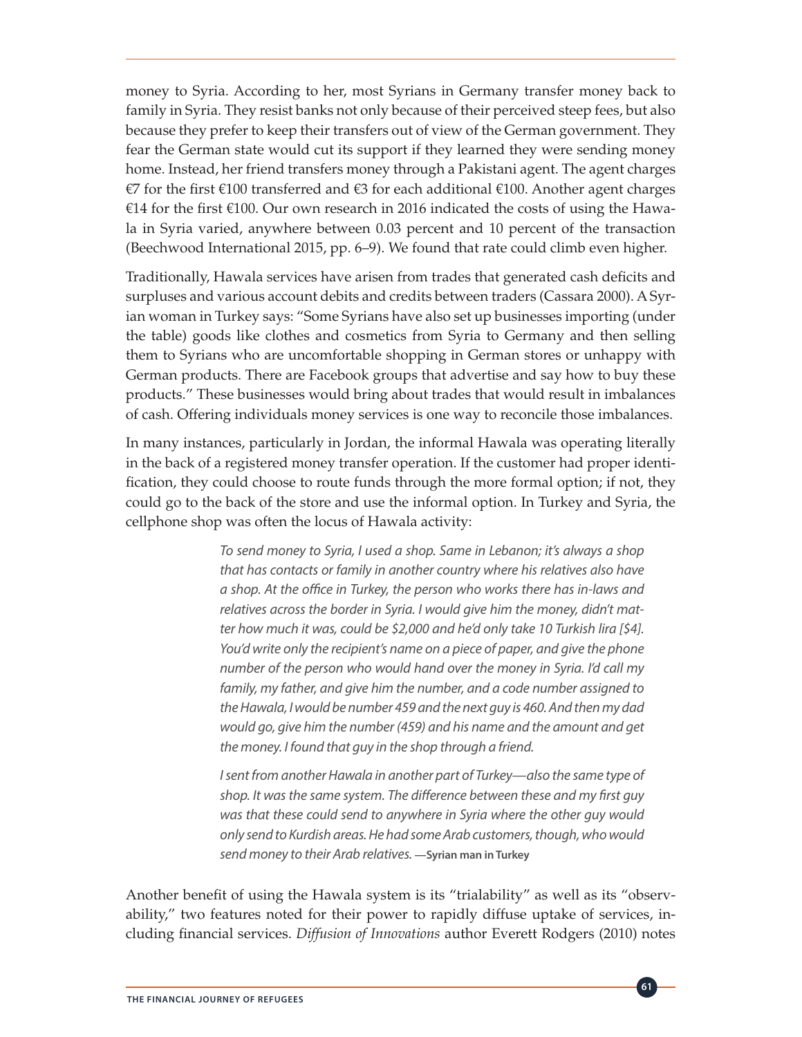money to Syria. According to her, most Syrians in Germany transfer money back to family in Syria. They resist banks not only because of their perceived steep fees, but also because they prefer to keep their transfers out of view of the German government. They fear the German state would cut its support if they learned they were sending money home. Instead, her friend transfers money through a Pakistani agent. The agent charges €7 for the first €100 transferred and €3 for each additional €100. Another agent charges €14 for the first €100. Our own research in 2016 indicated the costs of using the Hawala in Syria varied, anywhere between 0.03 percent and 10 percent of the transaction (Beechwood International 2015, pp. 6–9). We found that rate could climb even higher.

Traditionally, Hawala services have arisen from trades that generated cash deficits and surpluses and various account debits and credits between traders (Cassara 2000). A Syrian woman in Turkey says: "Some Syrians have also set up businesses importing (under the table) goods like clothes and cosmetics from Syria to Germany and then selling them to Syrians who are uncomfortable shopping in German stores or unhappy with German products. There are Facebook groups that advertise and say how to buy these products." These businesses would bring about trades that would result in imbalances of cash. Offering individuals money services is one way to reconcile those imbalances.

In many instances, particularly in Jordan, the informal Hawala was operating literally in the back of a registered money transfer operation. If the customer had proper identification, they could choose to route funds through the more formal option; if not, they could go to the back of the store and use the informal option. In Turkey and Syria, the cellphone shop was often the locus of Hawala activity:

> *To send money to Syria, I used a shop. Same in Lebanon; it's always a shop that has contacts or family in another country where his relatives also have a shop. At the office in Turkey, the person who works there has in-laws and relatives across the border in Syria. I would give him the money, didn't matter how much it was, could be $2,000 and he'd only take 10 Turkish lira [$4]. You'd write only the recipient's name on a piece of paper, and give the phone number of the person who would hand over the money in Syria. I'd call my family, my father, and give him the number, and a code number assigned to the Hawala, I would be number 459 and the next guy is 460. And then my dad would go, give him the number (459) and his name and the amount and get the money. I found that guy in the shop through a friend.*
>
> *I sent from another Hawala in another part of Turkey—also the same type of shop. It was the same system. The difference between these and my first guy was that these could send to anywhere in Syria where the other guy would only send to Kurdish areas. He had some Arab customers, though, who would send money to their Arab relatives.* —**Syrian man in Turkey**

Another benefit of using the Hawala system is its "trialability" as well as its "observability," two features noted for their power to rapidly diffuse uptake of services, including financial services. *Diffusion of Innovations* author Everett Rodgers (2010) notes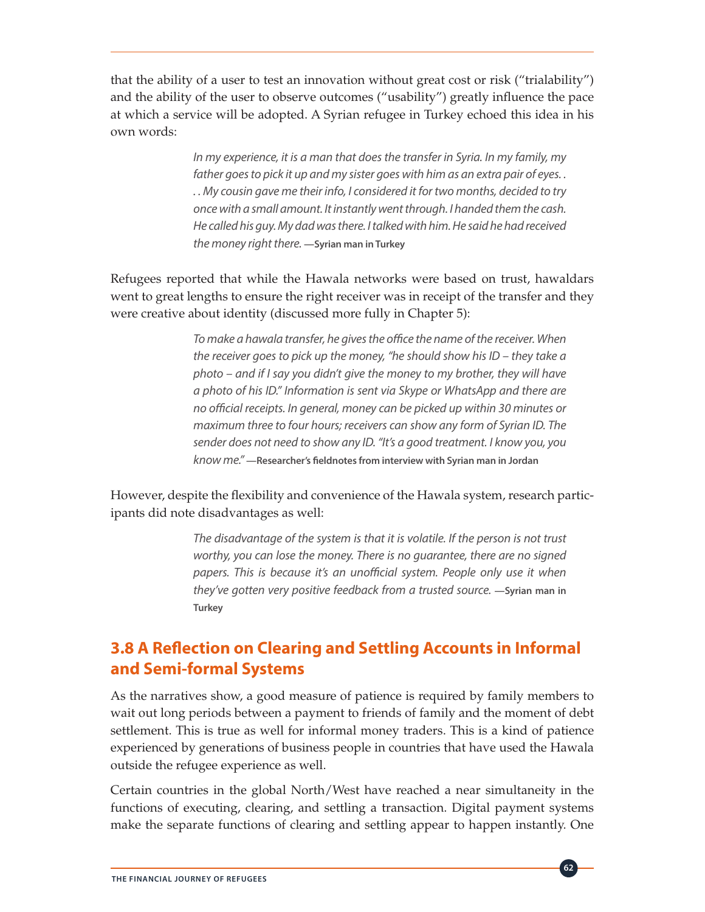that the ability of a user to test an innovation without great cost or risk ("trialability") and the ability of the user to observe outcomes ("usability") greatly influence the pace at which a service will be adopted. A Syrian refugee in Turkey echoed this idea in his own words:

> *In my experience, it is a man that does the transfer in Syria. In my family, my father goes to pick it up and my sister goes with him as an extra pair of eyes. . . . My cousin gave me their info, I considered it for two months, decided to try once with a small amount. It instantly went through. I handed them the cash. He called his guy. My dad was there. I talked with him. He said he had received the money right there.* **—Syrian man in Turkey**

Refugees reported that while the Hawala networks were based on trust, hawaldars went to great lengths to ensure the right receiver was in receipt of the transfer and they were creative about identity (discussed more fully in Chapter 5):

> *To make a hawala transfer, he gives the office the name of the receiver. When the receiver goes to pick up the money, "he should show his ID – they take a photo – and if I say you didn't give the money to my brother, they will have a photo of his ID." Information is sent via Skype or WhatsApp and there are no official receipts. In general, money can be picked up within 30 minutes or maximum three to four hours; receivers can show any form of Syrian ID. The sender does not need to show any ID. "It's a good treatment. I know you, you know me."* **—Researcher's fieldnotes from interview with Syrian man in Jordan**

However, despite the flexibility and convenience of the Hawala system, research participants did note disadvantages as well:

> *The disadvantage of the system is that it is volatile. If the person is not trust worthy, you can lose the money. There is no guarantee, there are no signed papers. This is because it's an unofficial system. People only use it when they've gotten very positive feedback from a trusted source.* **—Syrian man in Turkey**

## 3.8 A Reflection on Clearing and Settling Accounts in Informal and Semi-formal Systems

As the narratives show, a good measure of patience is required by family members to wait out long periods between a payment to friends of family and the moment of debt settlement. This is true as well for informal money traders. This is a kind of patience experienced by generations of business people in countries that have used the Hawala outside the refugee experience as well.

Certain countries in the global North/West have reached a near simultaneity in the functions of executing, clearing, and settling a transaction. Digital payment systems make the separate functions of clearing and settling appear to happen instantly. One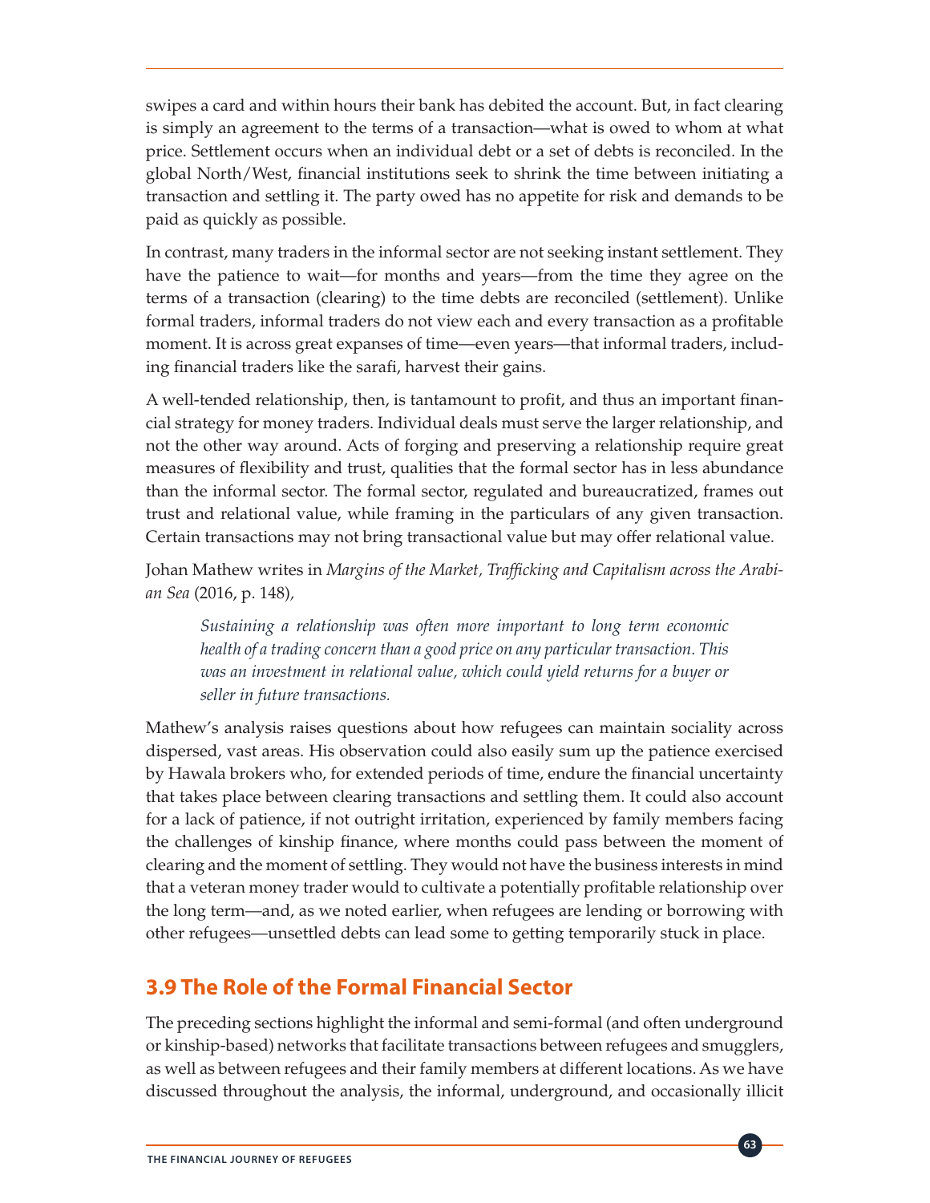swipes a card and within hours their bank has debited the account. But, in fact clearing is simply an agreement to the terms of a transaction—what is owed to whom at what price. Settlement occurs when an individual debt or a set of debts is reconciled. In the global North/West, financial institutions seek to shrink the time between initiating a transaction and settling it. The party owed has no appetite for risk and demands to be paid as quickly as possible.

In contrast, many traders in the informal sector are not seeking instant settlement. They have the patience to wait—for months and years—from the time they agree on the terms of a transaction (clearing) to the time debts are reconciled (settlement). Unlike formal traders, informal traders do not view each and every transaction as a profitable moment. It is across great expanses of time—even years—that informal traders, including financial traders like the sarafi, harvest their gains.

A well-tended relationship, then, is tantamount to profit, and thus an important financial strategy for money traders. Individual deals must serve the larger relationship, and not the other way around. Acts of forging and preserving a relationship require great measures of flexibility and trust, qualities that the formal sector has in less abundance than the informal sector. The formal sector, regulated and bureaucratized, frames out trust and relational value, while framing in the particulars of any given transaction. Certain transactions may not bring transactional value but may offer relational value.

Johan Mathew writes in *Margins of the Market, Trafficking and Capitalism across the Arabian Sea* (2016, p. 148),

> *Sustaining a relationship was often more important to long term economic health of a trading concern than a good price on any particular transaction. This was an investment in relational value, which could yield returns for a buyer or seller in future transactions.*

Mathew's analysis raises questions about how refugees can maintain sociality across dispersed, vast areas. His observation could also easily sum up the patience exercised by Hawala brokers who, for extended periods of time, endure the financial uncertainty that takes place between clearing transactions and settling them. It could also account for a lack of patience, if not outright irritation, experienced by family members facing the challenges of kinship finance, where months could pass between the moment of clearing and the moment of settling. They would not have the business interests in mind that a veteran money trader would to cultivate a potentially profitable relationship over the long term—and, as we noted earlier, when refugees are lending or borrowing with other refugees—unsettled debts can lead some to getting temporarily stuck in place.

## 3.9 The Role of the Formal Financial Sector

The preceding sections highlight the informal and semi-formal (and often underground or kinship-based) networks that facilitate transactions between refugees and smugglers, as well as between refugees and their family members at different locations. As we have discussed throughout the analysis, the informal, underground, and occasionally illicit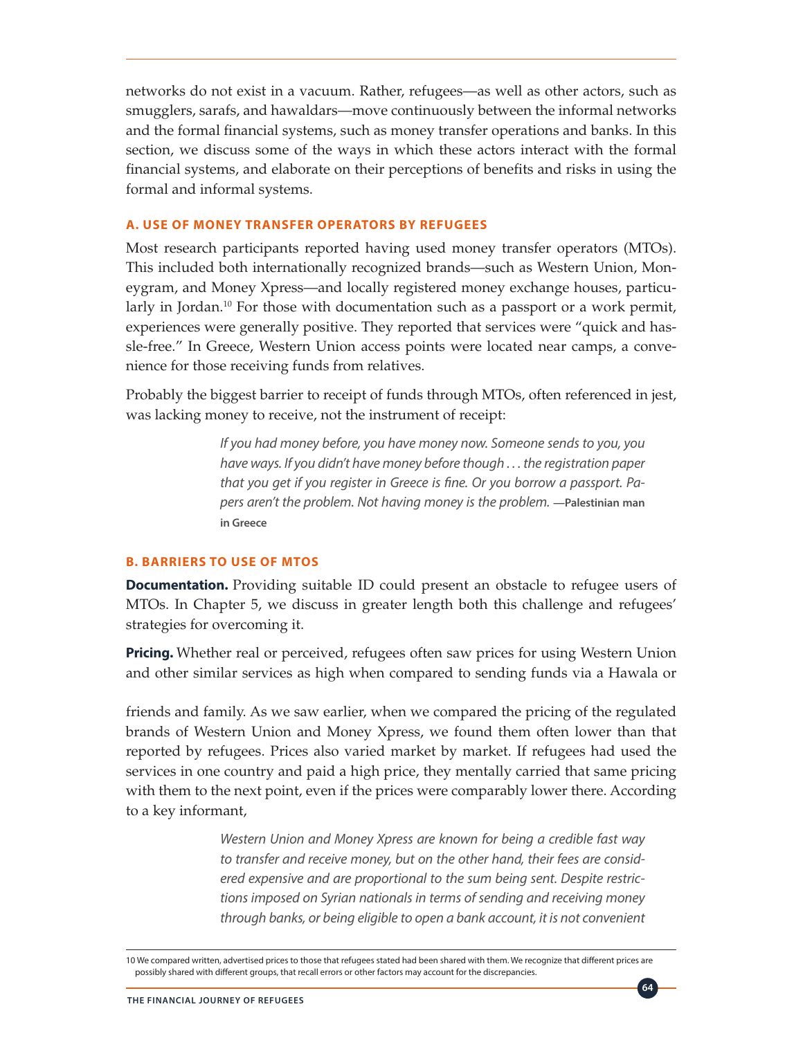networks do not exist in a vacuum. Rather, refugees—as well as other actors, such as smugglers, sarafs, and hawaldars—move continuously between the informal networks and the formal financial systems, such as money transfer operations and banks. In this section, we discuss some of the ways in which these actors interact with the formal financial systems, and elaborate on their perceptions of benefits and risks in using the formal and informal systems.

### A. USE OF MONEY TRANSFER OPERATORS BY REFUGEES

Most research participants reported having used money transfer operators (MTOs). This included both internationally recognized brands—such as Western Union, Moneygram, and Money Xpress—and locally registered money exchange houses, particularly in Jordan.[10] For those with documentation such as a passport or a work permit, experiences were generally positive. They reported that services were "quick and hassle-free." In Greece, Western Union access points were located near camps, a convenience for those receiving funds from relatives.

Probably the biggest barrier to receipt of funds through MTOs, often referenced in jest, was lacking money to receive, not the instrument of receipt:

> *If you had money before, you have money now. Someone sends to you, you have ways. If you didn't have money before though . . . the registration paper that you get if you register in Greece is fine. Or you borrow a passport. Papers aren't the problem. Not having money is the problem.* —**Palestinian man in Greece**

### B. BARRIERS TO USE OF MTOS

**Documentation.** Providing suitable ID could present an obstacle to refugee users of MTOs. In Chapter 5, we discuss in greater length both this challenge and refugees' strategies for overcoming it.

**Pricing.** Whether real or perceived, refugees often saw prices for using Western Union and other similar services as high when compared to sending funds via a Hawala or friends and family. As we saw earlier, when we compared the pricing of the regulated brands of Western Union and Money Xpress, we found them often lower than that reported by refugees. Prices also varied market by market. If refugees had used the services in one country and paid a high price, they mentally carried that same pricing with them to the next point, even if the prices were comparably lower there. According to a key informant,

> *Western Union and Money Xpress are known for being a credible fast way to transfer and receive money, but on the other hand, their fees are considered expensive and are proportional to the sum being sent. Despite restrictions imposed on Syrian nationals in terms of sending and receiving money through banks, or being eligible to open a bank account, it is not convenient*

10 We compared written, advertised prices to those that refugees stated had been shared with them. We recognize that different prices are possibly shared with different groups, that recall errors or other factors may account for the discrepancies.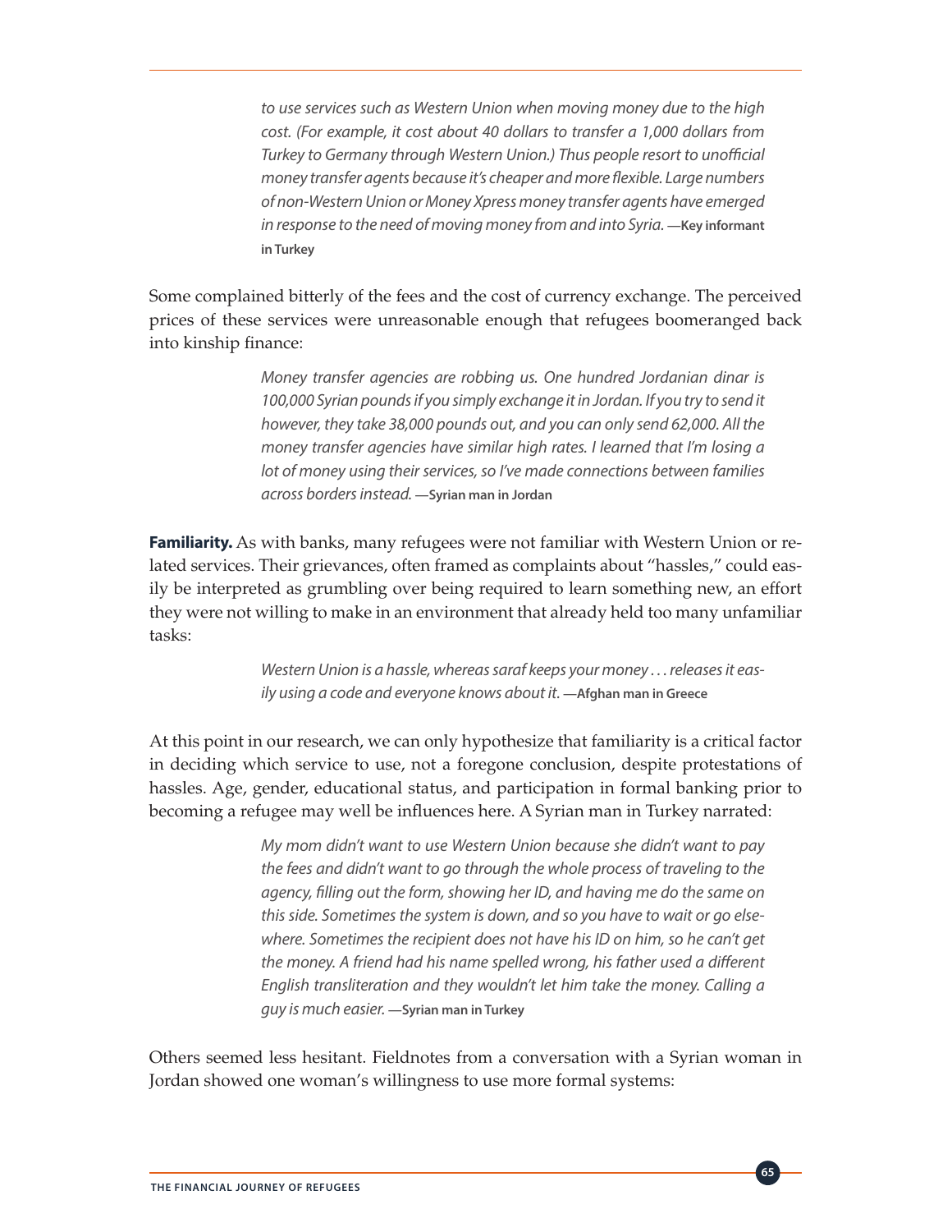> *to use services such as Western Union when moving money due to the high cost. (For example, it cost about 40 dollars to transfer a 1,000 dollars from Turkey to Germany through Western Union.) Thus people resort to unofficial money transfer agents because it's cheaper and more flexible. Large numbers of non-Western Union or Money Xpress money transfer agents have emerged in response to the need of moving money from and into Syria.* —**Key informant in Turkey**

Some complained bitterly of the fees and the cost of currency exchange. The perceived prices of these services were unreasonable enough that refugees boomeranged back into kinship finance:

> *Money transfer agencies are robbing us. One hundred Jordanian dinar is 100,000 Syrian pounds if you simply exchange it in Jordan. If you try to send it however, they take 38,000 pounds out, and you can only send 62,000. All the money transfer agencies have similar high rates. I learned that I'm losing a lot of money using their services, so I've made connections between families across borders instead.* —**Syrian man in Jordan**

**Familiarity.** As with banks, many refugees were not familiar with Western Union or related services. Their grievances, often framed as complaints about "hassles," could easily be interpreted as grumbling over being required to learn something new, an effort they were not willing to make in an environment that already held too many unfamiliar tasks:

> *Western Union is a hassle, whereas saraf keeps your money . . . releases it easily using a code and everyone knows about it.* —**Afghan man in Greece**

At this point in our research, we can only hypothesize that familiarity is a critical factor in deciding which service to use, not a foregone conclusion, despite protestations of hassles. Age, gender, educational status, and participation in formal banking prior to becoming a refugee may well be influences here. A Syrian man in Turkey narrated:

> *My mom didn't want to use Western Union because she didn't want to pay the fees and didn't want to go through the whole process of traveling to the agency, filling out the form, showing her ID, and having me do the same on this side. Sometimes the system is down, and so you have to wait or go elsewhere. Sometimes the recipient does not have his ID on him, so he can't get the money. A friend had his name spelled wrong, his father used a different English transliteration and they wouldn't let him take the money. Calling a guy is much easier.* —**Syrian man in Turkey**

Others seemed less hesitant. Fieldnotes from a conversation with a Syrian woman in Jordan showed one woman's willingness to use more formal systems: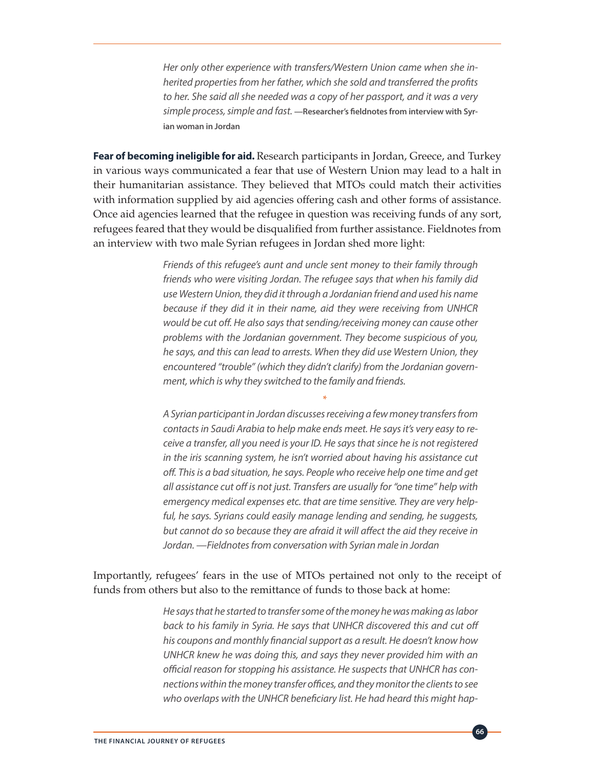*Her only other experience with transfers/Western Union came when she inherited properties from her father, which she sold and transferred the profits to her. She said all she needed was a copy of her passport, and it was a very simple process, simple and fast.* **—Researcher's fieldnotes from interview with Syrian woman in Jordan**

**Fear of becoming ineligible for aid.** Research participants in Jordan, Greece, and Turkey in various ways communicated a fear that use of Western Union may lead to a halt in their humanitarian assistance. They believed that MTOs could match their activities with information supplied by aid agencies offering cash and other forms of assistance. Once aid agencies learned that the refugee in question was receiving funds of any sort, refugees feared that they would be disqualified from further assistance. Fieldnotes from an interview with two male Syrian refugees in Jordan shed more light:

*Friends of this refugee's aunt and uncle sent money to their family through friends who were visiting Jordan. The refugee says that when his family did use Western Union, they did it through a Jordanian friend and used his name because if they did it in their name, aid they were receiving from UNHCR would be cut off. He also says that sending/receiving money can cause other problems with the Jordanian government. They become suspicious of you, he says, and this can lead to arrests. When they did use Western Union, they encountered "trouble" (which they didn't clarify) from the Jordanian government, which is why they switched to the family and friends.*

*

*A Syrian participant in Jordan discusses receiving a few money transfers from contacts in Saudi Arabia to help make ends meet. He says it's very easy to receive a transfer, all you need is your ID. He says that since he is not registered in the iris scanning system, he isn't worried about having his assistance cut off. This is a bad situation, he says. People who receive help one time and get all assistance cut off is not just. Transfers are usually for "one time" help with emergency medical expenses etc. that are time sensitive. They are very helpful, he says. Syrians could easily manage lending and sending, he suggests, but cannot do so because they are afraid it will affect the aid they receive in Jordan. —Fieldnotes from conversation with Syrian male in Jordan*

Importantly, refugees' fears in the use of MTOs pertained not only to the receipt of funds from others but also to the remittance of funds to those back at home:

*He says that he started to transfer some of the money he was making as labor back to his family in Syria. He says that UNHCR discovered this and cut off his coupons and monthly financial support as a result. He doesn't know how UNHCR knew he was doing this, and says they never provided him with an official reason for stopping his assistance. He suspects that UNHCR has connections within the money transfer offices, and they monitor the clients to see who overlaps with the UNHCR beneficiary list. He had heard this might hap-*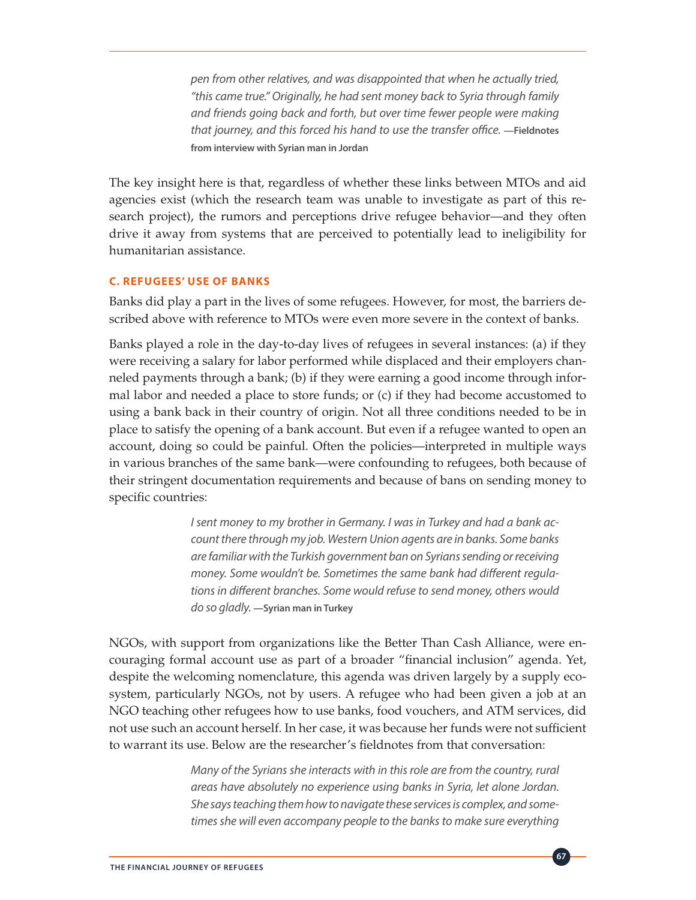*pen from other relatives, and was disappointed that when he actually tried, "this came true." Originally, he had sent money back to Syria through family and friends going back and forth, but over time fewer people were making that journey, and this forced his hand to use the transfer office.* **—Fieldnotes from interview with Syrian man in Jordan**

The key insight here is that, regardless of whether these links between MTOs and aid agencies exist (which the research team was unable to investigate as part of this research project), the rumors and perceptions drive refugee behavior—and they often drive it away from systems that are perceived to potentially lead to ineligibility for humanitarian assistance.

### C. REFUGEES' USE OF BANKS

Banks did play a part in the lives of some refugees. However, for most, the barriers described above with reference to MTOs were even more severe in the context of banks.

Banks played a role in the day-to-day lives of refugees in several instances: (a) if they were receiving a salary for labor performed while displaced and their employers channeled payments through a bank; (b) if they were earning a good income through informal labor and needed a place to store funds; or (c) if they had become accustomed to using a bank back in their country of origin. Not all three conditions needed to be in place to satisfy the opening of a bank account. But even if a refugee wanted to open an account, doing so could be painful. Often the policies—interpreted in multiple ways in various branches of the same bank—were confounding to refugees, both because of their stringent documentation requirements and because of bans on sending money to specific countries:

> *I sent money to my brother in Germany. I was in Turkey and had a bank account there through my job. Western Union agents are in banks. Some banks are familiar with the Turkish government ban on Syrians sending or receiving money. Some wouldn't be. Sometimes the same bank had different regulations in different branches. Some would refuse to send money, others would do so gladly.* **—Syrian man in Turkey**

NGOs, with support from organizations like the Better Than Cash Alliance, were encouraging formal account use as part of a broader "financial inclusion" agenda. Yet, despite the welcoming nomenclature, this agenda was driven largely by a supply ecosystem, particularly NGOs, not by users. A refugee who had been given a job at an NGO teaching other refugees how to use banks, food vouchers, and ATM services, did not use such an account herself. In her case, it was because her funds were not sufficient to warrant its use. Below are the researcher's fieldnotes from that conversation:

> *Many of the Syrians she interacts with in this role are from the country, rural areas have absolutely no experience using banks in Syria, let alone Jordan. She says teaching them how to navigate these services is complex, and sometimes she will even accompany people to the banks to make sure everything*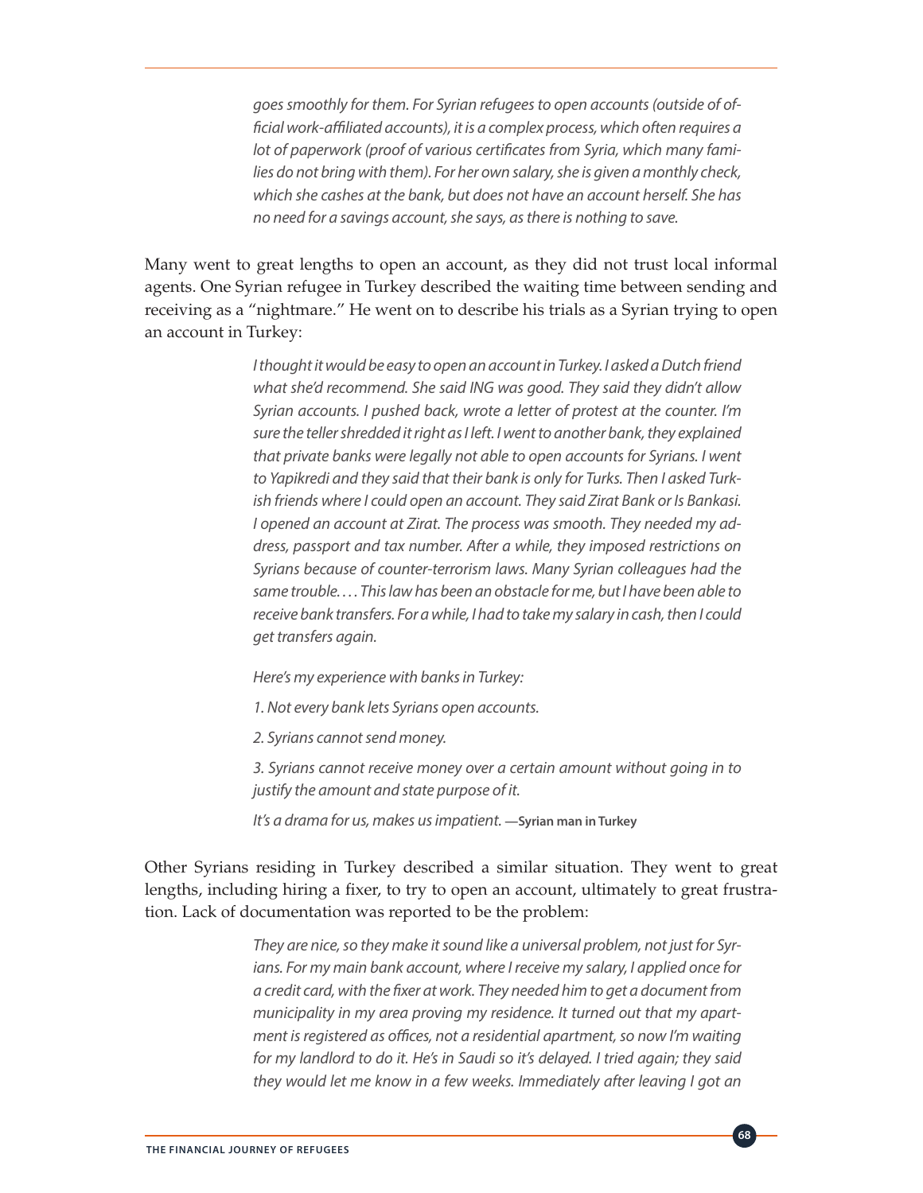*goes smoothly for them. For Syrian refugees to open accounts (outside of official work-affiliated accounts), it is a complex process, which often requires a lot of paperwork (proof of various certificates from Syria, which many families do not bring with them). For her own salary, she is given a monthly check, which she cashes at the bank, but does not have an account herself. She has no need for a savings account, she says, as there is nothing to save.*

Many went to great lengths to open an account, as they did not trust local informal agents. One Syrian refugee in Turkey described the waiting time between sending and receiving as a "nightmare." He went on to describe his trials as a Syrian trying to open an account in Turkey:

> *I thought it would be easy to open an account in Turkey. I asked a Dutch friend what she'd recommend. She said ING was good. They said they didn't allow Syrian accounts. I pushed back, wrote a letter of protest at the counter. I'm sure the teller shredded it right as I left. I went to another bank, they explained that private banks were legally not able to open accounts for Syrians. I went to Yapikredi and they said that their bank is only for Turks. Then I asked Turkish friends where I could open an account. They said Zirat Bank or Is Bankasi. I opened an account at Zirat. The process was smooth. They needed my address, passport and tax number. After a while, they imposed restrictions on Syrians because of counter-terrorism laws. Many Syrian colleagues had the same trouble. . . . This law has been an obstacle for me, but I have been able to receive bank transfers. For a while, I had to take my salary in cash, then I could get transfers again.*
>
> *Here's my experience with banks in Turkey:*
>
> *1. Not every bank lets Syrians open accounts.*
>
> *2. Syrians cannot send money.*
>
> *3. Syrians cannot receive money over a certain amount without going in to justify the amount and state purpose of it.*
>
> *It's a drama for us, makes us impatient.* —**Syrian man in Turkey**

Other Syrians residing in Turkey described a similar situation. They went to great lengths, including hiring a fixer, to try to open an account, ultimately to great frustration. Lack of documentation was reported to be the problem:

> *They are nice, so they make it sound like a universal problem, not just for Syrians. For my main bank account, where I receive my salary, I applied once for a credit card, with the fixer at work. They needed him to get a document from municipality in my area proving my residence. It turned out that my apartment is registered as offices, not a residential apartment, so now I'm waiting for my landlord to do it. He's in Saudi so it's delayed. I tried again; they said they would let me know in a few weeks. Immediately after leaving I got an*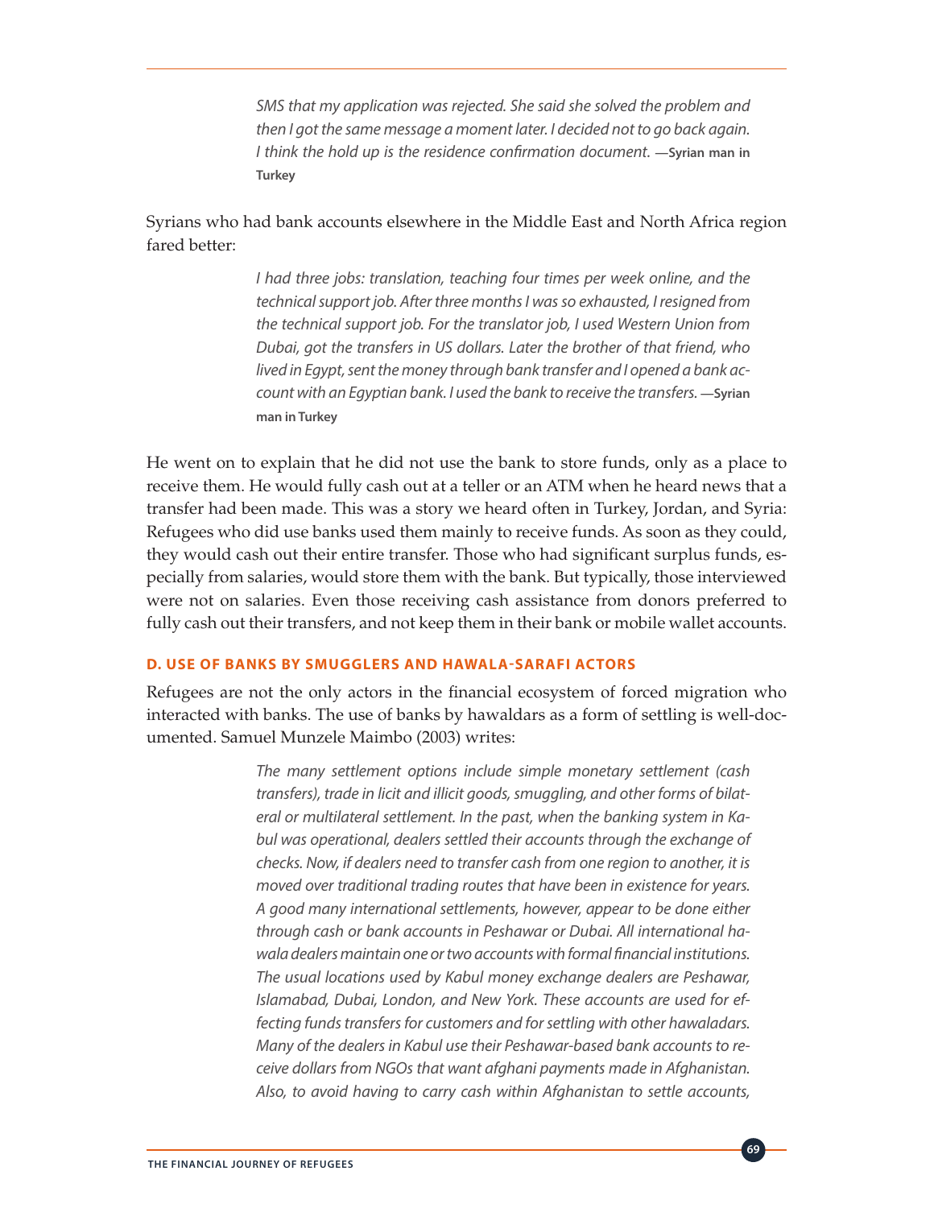> *SMS that my application was rejected. She said she solved the problem and then I got the same message a moment later. I decided not to go back again. I think the hold up is the residence confirmation document.* —**Syrian man in Turkey**

Syrians who had bank accounts elsewhere in the Middle East and North Africa region fared better:

> *I had three jobs: translation, teaching four times per week online, and the technical support job. After three months I was so exhausted, I resigned from the technical support job. For the translator job, I used Western Union from Dubai, got the transfers in US dollars. Later the brother of that friend, who lived in Egypt, sent the money through bank transfer and I opened a bank account with an Egyptian bank. I used the bank to receive the transfers.* —**Syrian man in Turkey**

He went on to explain that he did not use the bank to store funds, only as a place to receive them. He would fully cash out at a teller or an ATM when he heard news that a transfer had been made. This was a story we heard often in Turkey, Jordan, and Syria: Refugees who did use banks used them mainly to receive funds. As soon as they could, they would cash out their entire transfer. Those who had significant surplus funds, especially from salaries, would store them with the bank. But typically, those interviewed were not on salaries. Even those receiving cash assistance from donors preferred to fully cash out their transfers, and not keep them in their bank or mobile wallet accounts.

### D. USE OF BANKS BY SMUGGLERS AND HAWALA-SARAFI ACTORS

Refugees are not the only actors in the financial ecosystem of forced migration who interacted with banks. The use of banks by hawaldars as a form of settling is well-documented. Samuel Munzele Maimbo (2003) writes:

> *The many settlement options include simple monetary settlement (cash transfers), trade in licit and illicit goods, smuggling, and other forms of bilateral or multilateral settlement. In the past, when the banking system in Kabul was operational, dealers settled their accounts through the exchange of checks. Now, if dealers need to transfer cash from one region to another, it is moved over traditional trading routes that have been in existence for years. A good many international settlements, however, appear to be done either through cash or bank accounts in Peshawar or Dubai. All international hawala dealers maintain one or two accounts with formal financial institutions. The usual locations used by Kabul money exchange dealers are Peshawar, Islamabad, Dubai, London, and New York. These accounts are used for effecting funds transfers for customers and for settling with other hawaladars. Many of the dealers in Kabul use their Peshawar-based bank accounts to receive dollars from NGOs that want afghani payments made in Afghanistan. Also, to avoid having to carry cash within Afghanistan to settle accounts,*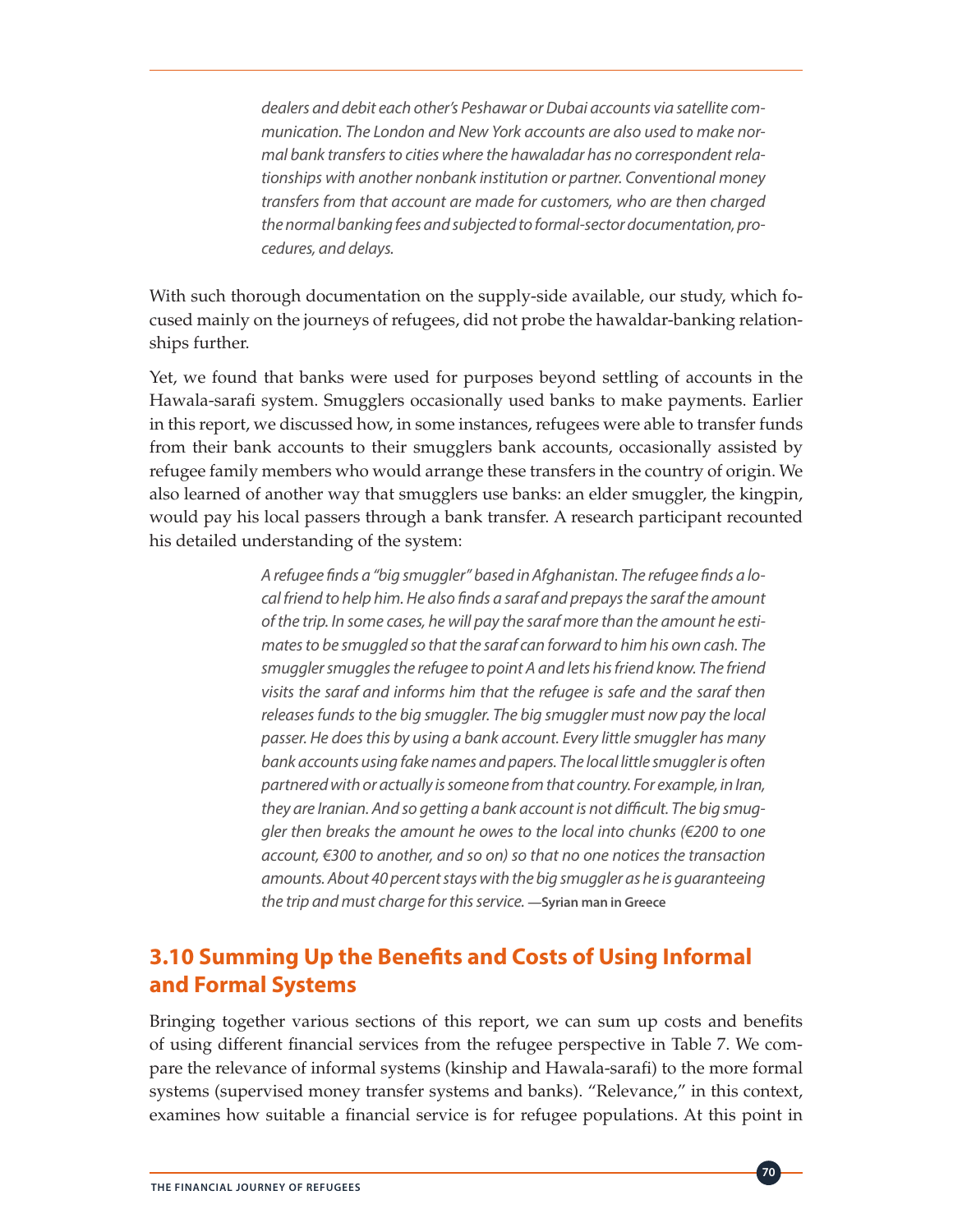*dealers and debit each other's Peshawar or Dubai accounts via satellite communication. The London and New York accounts are also used to make normal bank transfers to cities where the hawaladar has no correspondent relationships with another nonbank institution or partner. Conventional money transfers from that account are made for customers, who are then charged the normal banking fees and subjected to formal-sector documentation, procedures, and delays.*

With such thorough documentation on the supply-side available, our study, which focused mainly on the journeys of refugees, did not probe the hawaldar-banking relationships further.

Yet, we found that banks were used for purposes beyond settling of accounts in the Hawala-sarafi system. Smugglers occasionally used banks to make payments. Earlier in this report, we discussed how, in some instances, refugees were able to transfer funds from their bank accounts to their smugglers bank accounts, occasionally assisted by refugee family members who would arrange these transfers in the country of origin. We also learned of another way that smugglers use banks: an elder smuggler, the kingpin, would pay his local passers through a bank transfer. A research participant recounted his detailed understanding of the system:

> *A refugee finds a "big smuggler" based in Afghanistan. The refugee finds a local friend to help him. He also finds a saraf and prepays the saraf the amount of the trip. In some cases, he will pay the saraf more than the amount he estimates to be smuggled so that the saraf can forward to him his own cash. The smuggler smuggles the refugee to point A and lets his friend know. The friend visits the saraf and informs him that the refugee is safe and the saraf then releases funds to the big smuggler. The big smuggler must now pay the local passer. He does this by using a bank account. Every little smuggler has many bank accounts using fake names and papers. The local little smuggler is often partnered with or actually is someone from that country. For example, in Iran, they are Iranian. And so getting a bank account is not difficult. The big smuggler then breaks the amount he owes to the local into chunks (€200 to one account, €300 to another, and so on) so that no one notices the transaction amounts. About 40 percent stays with the big smuggler as he is guaranteeing the trip and must charge for this service.* **—Syrian man in Greece**

## 3.10 Summing Up the Benefits and Costs of Using Informal and Formal Systems

Bringing together various sections of this report, we can sum up costs and benefits of using different financial services from the refugee perspective in Table 7. We compare the relevance of informal systems (kinship and Hawala-sarafi) to the more formal systems (supervised money transfer systems and banks). "Relevance," in this context, examines how suitable a financial service is for refugee populations. At this point in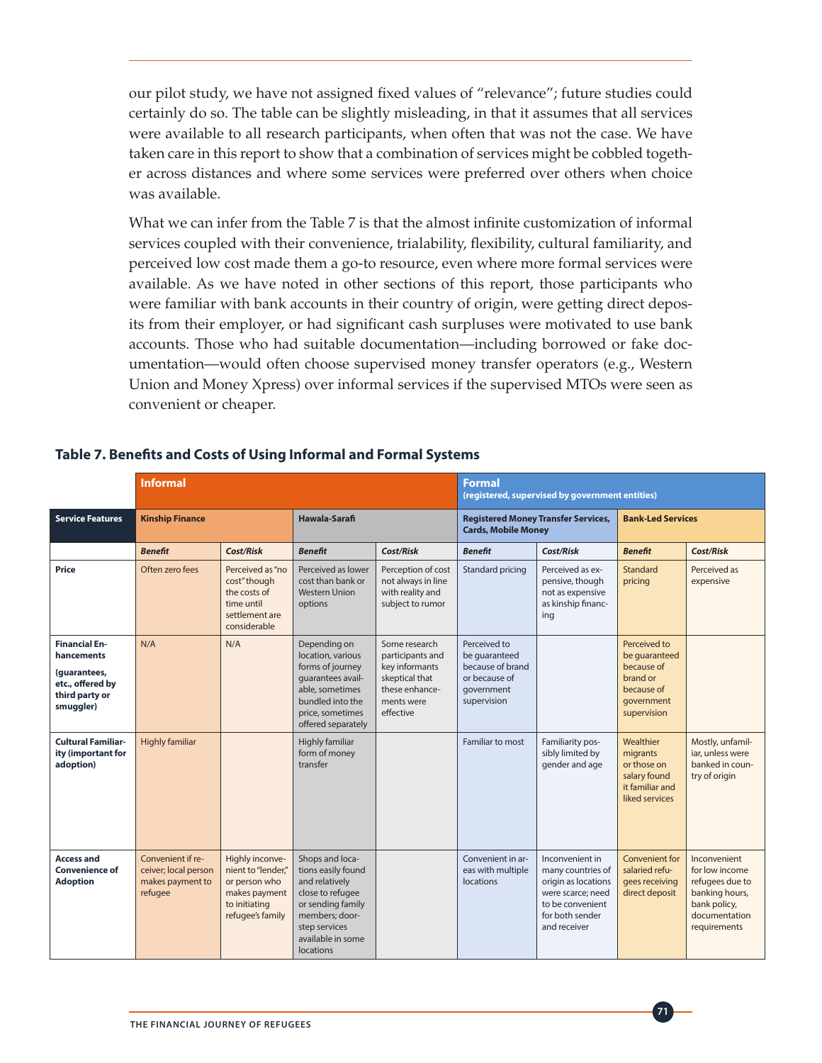our pilot study, we have not assigned fixed values of "relevance"; future studies could certainly do so. The table can be slightly misleading, in that it assumes that all services were available to all research participants, when often that was not the case. We have taken care in this report to show that a combination of services might be cobbled together across distances and where some services were preferred over others when choice was available.

What we can infer from the Table 7 is that the almost infinite customization of informal services coupled with their convenience, trialability, flexibility, cultural familiarity, and perceived low cost made them a go-to resource, even where more formal services were available. As we have noted in other sections of this report, those participants who were familiar with bank accounts in their country of origin, were getting direct deposits from their employer, or had significant cash surpluses were motivated to use bank accounts. Those who had suitable documentation—including borrowed or fake documentation—would often choose supervised money transfer operators (e.g., Western Union and Money Xpress) over informal services if the supervised MTOs were seen as convenient or cheaper.

**Table 7. Benefits and Costs of Using Informal and Formal Systems**

| | **Informal** | | | | **Formal** (registered, supervised by government entities) | | | |
|---|---|---|---|---|---|---|---|---|
| **Service Features** | **Kinship Finance** | | **Hawala-Sarafi** | | **Registered Money Transfer Services, Cards, Mobile Money** | | **Bank-Led Services** | |
| | ***Benefit*** | ***Cost/Risk*** | ***Benefit*** | ***Cost/Risk*** | ***Benefit*** | ***Cost/Risk*** | ***Benefit*** | ***Cost/Risk*** |
| **Price** | Often zero fees | Perceived as "no cost" though the costs of time until settlement are considerable | Perceived as lower cost than bank or Western Union options | Perception of cost not always in line with reality and subject to rumor | Standard pricing | Perceived as expensive, though not as expensive as kinship financing | Standard pricing | Perceived as expensive |
| **Financial Enhancements (guarantees, etc., offered by third party or smuggler)** | N/A | N/A | Depending on location, various forms of journey guarantees available, sometimes bundled into the price, sometimes offered separately | Some research participants and key informants skeptical that these enhancements were effective | Perceived to be guaranteed because of brand or because of government supervision | | Perceived to be guaranteed because of brand or because of government supervision | |
| **Cultural Familiarity (important for adoption)** | Highly familiar | | Highly familiar form of money transfer | | Familiar to most | Familiarity possibly limited by gender and age | Wealthier migrants or those on salary found it familiar and liked services | Mostly, unfamiliar, unless were banked in country of origin |
| **Access and Convenience of Adoption** | Convenient if receiver; local person makes payment to refugee | Highly inconvenient to "lender," or person who makes payment to initiating refugee's family | Shops and locations easily found and relatively close to refugee or sending family members; doorstep services available in some locations | | Convenient in areas with multiple locations | Inconvenient in many countries of origin as locations were scarce; need to be convenient for both sender and receiver | Convenient for salaried refugees receiving direct deposit | Inconvenient for low income refugees due to banking hours, bank policy, documentation requirements |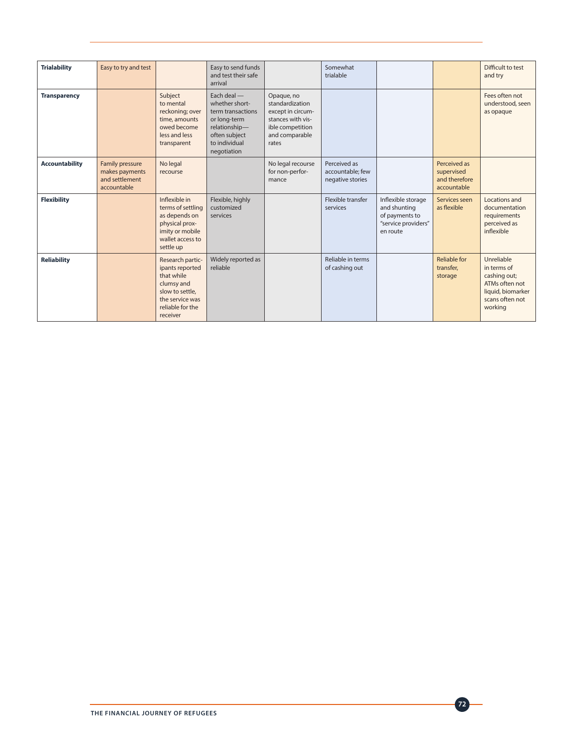| | | | | | | | | |
|---|---|---|---|---|---|---|---|---|
| **Trialability** | Easy to try and test | | Easy to send funds and test their safe arrival | | Somewhat trialable | | | Difficult to test and try |
| **Transparency** | | Subject to mental reckoning; over time, amounts owed become less and less transparent | Each deal — whether short-term transactions or long-term relationship—often subject to individual negotiation | Opaque, no standardization except in circumstances with visible competition and comparable rates | | | | Fees often not understood, seen as opaque |
| **Accountability** | Family pressure makes payments and settlement accountable | No legal recourse | | No legal recourse for non-performance | Perceived as accountable; few negative stories | | Perceived as supervised and therefore accountable | |
| **Flexibility** | | Inflexible in terms of settling as depends on physical proximity or mobile wallet access to settle up | Flexible, highly customized services | | Flexible transfer services | Inflexible storage and shunting of payments to "service providers" en route | Services seen as flexible | Locations and documentation requirements perceived as inflexible |
| **Reliability** | | Research participants reported that while clumsy and slow to settle, the service was reliable for the receiver | Widely reported as reliable | | Reliable in terms of cashing out | | Reliable for transfer, storage | Unreliable in terms of cashing out; ATMs often not liquid, biomarker scans often not working |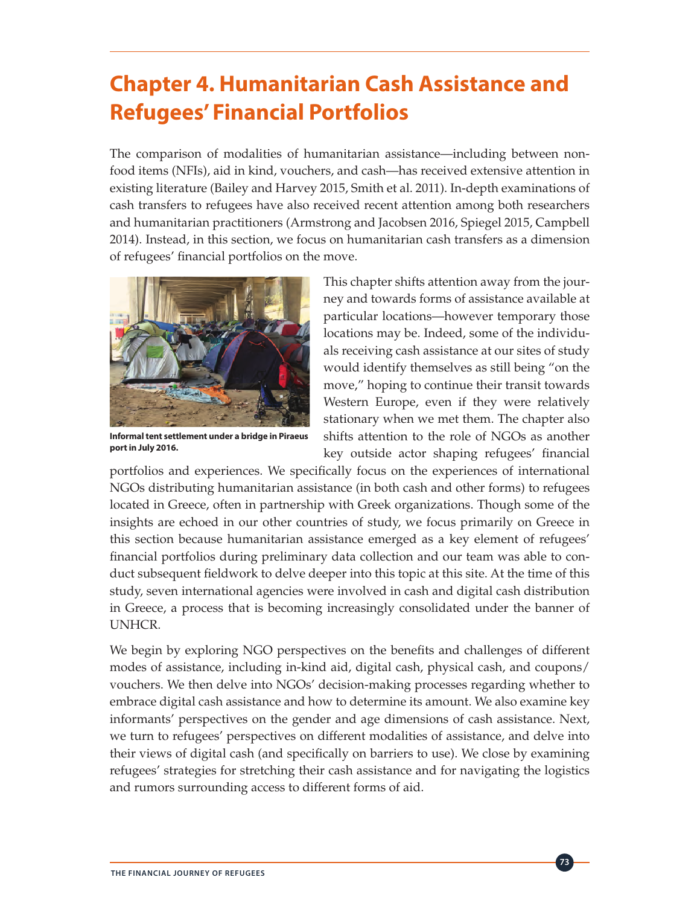# Chapter 4. Humanitarian Cash Assistance and Refugees' Financial Portfolios

The comparison of modalities of humanitarian assistance—including between non-food items (NFIs), aid in kind, vouchers, and cash—has received extensive attention in existing literature (Bailey and Harvey 2015, Smith et al. 2011). In-depth examinations of cash transfers to refugees have also received recent attention among both researchers and humanitarian practitioners (Armstrong and Jacobsen 2016, Spiegel 2015, Campbell 2014). Instead, in this section, we focus on humanitarian cash transfers as a dimension of refugees' financial portfolios on the move.

**Informal tent settlement under a bridge in Piraeus port in July 2016.**

This chapter shifts attention away from the journey and towards forms of assistance available at particular locations—however temporary those locations may be. Indeed, some of the individuals receiving cash assistance at our sites of study would identify themselves as still being "on the move," hoping to continue their transit towards Western Europe, even if they were relatively stationary when we met them. The chapter also shifts attention to the role of NGOs as another key outside actor shaping refugees' financial portfolios and experiences. We specifically focus on the experiences of international NGOs distributing humanitarian assistance (in both cash and other forms) to refugees located in Greece, often in partnership with Greek organizations. Though some of the insights are echoed in our other countries of study, we focus primarily on Greece in this section because humanitarian assistance emerged as a key element of refugees' financial portfolios during preliminary data collection and our team was able to conduct subsequent fieldwork to delve deeper into this topic at this site. At the time of this study, seven international agencies were involved in cash and digital cash distribution in Greece, a process that is becoming increasingly consolidated under the banner of UNHCR.

We begin by exploring NGO perspectives on the benefits and challenges of different modes of assistance, including in-kind aid, digital cash, physical cash, and coupons/vouchers. We then delve into NGOs' decision-making processes regarding whether to embrace digital cash assistance and how to determine its amount. We also examine key informants' perspectives on the gender and age dimensions of cash assistance. Next, we turn to refugees' perspectives on different modalities of assistance, and delve into their views of digital cash (and specifically on barriers to use). We close by examining refugees' strategies for stretching their cash assistance and for navigating the logistics and rumors surrounding access to different forms of aid.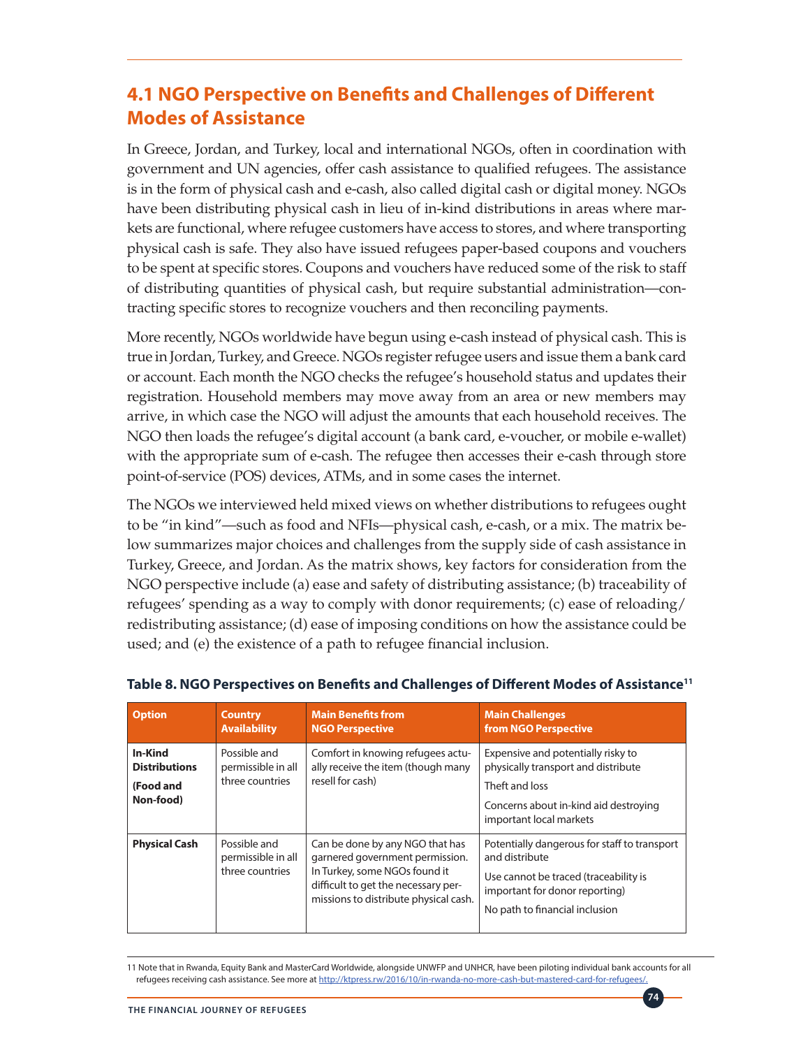## 4.1 NGO Perspective on Benefits and Challenges of Different Modes of Assistance

In Greece, Jordan, and Turkey, local and international NGOs, often in coordination with government and UN agencies, offer cash assistance to qualified refugees. The assistance is in the form of physical cash and e-cash, also called digital cash or digital money. NGOs have been distributing physical cash in lieu of in-kind distributions in areas where markets are functional, where refugee customers have access to stores, and where transporting physical cash is safe. They also have issued refugees paper-based coupons and vouchers to be spent at specific stores. Coupons and vouchers have reduced some of the risk to staff of distributing quantities of physical cash, but require substantial administration—contracting specific stores to recognize vouchers and then reconciling payments.

More recently, NGOs worldwide have begun using e-cash instead of physical cash. This is true in Jordan, Turkey, and Greece. NGOs register refugee users and issue them a bank card or account. Each month the NGO checks the refugee's household status and updates their registration. Household members may move away from an area or new members may arrive, in which case the NGO will adjust the amounts that each household receives. The NGO then loads the refugee's digital account (a bank card, e-voucher, or mobile e-wallet) with the appropriate sum of e-cash. The refugee then accesses their e-cash through store point-of-service (POS) devices, ATMs, and in some cases the internet.

The NGOs we interviewed held mixed views on whether distributions to refugees ought to be "in kind"—such as food and NFIs—physical cash, e-cash, or a mix. The matrix below summarizes major choices and challenges from the supply side of cash assistance in Turkey, Greece, and Jordan. As the matrix shows, key factors for consideration from the NGO perspective include (a) ease and safety of distributing assistance; (b) traceability of refugees' spending as a way to comply with donor requirements; (c) ease of reloading/redistributing assistance; (d) ease of imposing conditions on how the assistance could be used; and (e) the existence of a path to refugee financial inclusion.

**Table 8. NGO Perspectives on Benefits and Challenges of Different Modes of Assistance[11]**

| Option | Country Availability | Main Benefits from NGO Perspective | Main Challenges from NGO Perspective |
|---|---|---|---|
| **In-Kind Distributions (Food and Non-food)** | Possible and permissible in all three countries | Comfort in knowing refugees actually receive the item (though many resell for cash) | Expensive and potentially risky to physically transport and distribute<br>Theft and loss<br>Concerns about in-kind aid destroying important local markets |
| **Physical Cash** | Possible and permissible in all three countries | Can be done by any NGO that has garnered government permission. In Turkey, some NGOs found it difficult to get the necessary permissions to distribute physical cash. | Potentially dangerous for staff to transport and distribute<br>Use cannot be traced (traceability is important for donor reporting)<br>No path to financial inclusion |

11 Note that in Rwanda, Equity Bank and MasterCard Worldwide, alongside UNWFP and UNHCR, have been piloting individual bank accounts for all refugees receiving cash assistance. See more at http://ktpress.rw/2016/10/in-rwanda-no-more-cash-but-mastered-card-for-refugees/.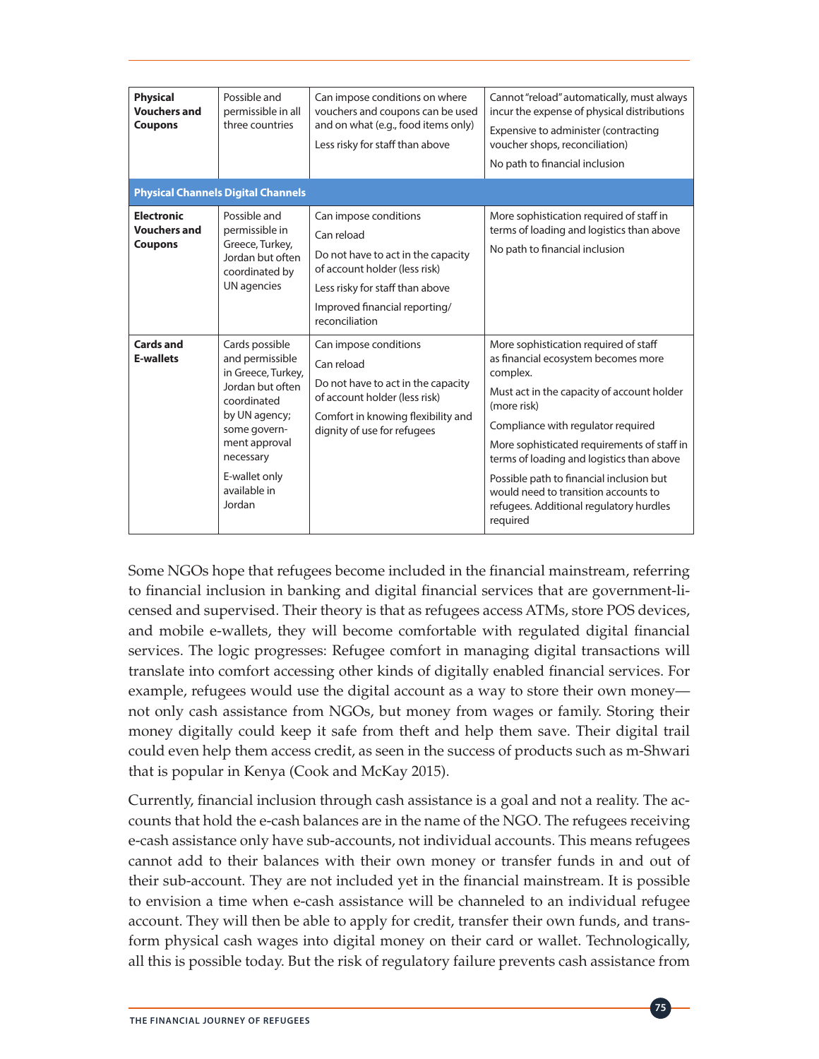| | | | |
|---|---|---|---|
| **Physical Vouchers and Coupons** | Possible and permissible in all three countries | Can impose conditions on where vouchers and coupons can be used and on what (e.g., food items only)<br><br>Less risky for staff than above | Cannot "reload" automatically, must always incur the expense of physical distributions<br><br>Expensive to administer (contracting voucher shops, reconciliation)<br><br>No path to financial inclusion |
| **Physical Channels Digital Channels** | | | |
| **Electronic Vouchers and Coupons** | Possible and permissible in Greece, Turkey, Jordan but often coordinated by UN agencies | Can impose conditions<br><br>Can reload<br><br>Do not have to act in the capacity of account holder (less risk)<br><br>Less risky for staff than above<br><br>Improved financial reporting/ reconciliation | More sophistication required of staff in terms of loading and logistics than above<br><br>No path to financial inclusion |
| **Cards and E-wallets** | Cards possible and permissible in Greece, Turkey, Jordan but often coordinated by UN agency; some government approval necessary<br><br>E-wallet only available in Jordan | Can impose conditions<br><br>Can reload<br><br>Do not have to act in the capacity of account holder (less risk)<br><br>Comfort in knowing flexibility and dignity of use for refugees | More sophistication required of staff as financial ecosystem becomes more complex.<br><br>Must act in the capacity of account holder (more risk)<br><br>Compliance with regulator required<br><br>More sophisticated requirements of staff in terms of loading and logistics than above<br><br>Possible path to financial inclusion but would need to transition accounts to refugees. Additional regulatory hurdles required |

Some NGOs hope that refugees become included in the financial mainstream, referring to financial inclusion in banking and digital financial services that are government-licensed and supervised. Their theory is that as refugees access ATMs, store POS devices, and mobile e-wallets, they will become comfortable with regulated digital financial services. The logic progresses: Refugee comfort in managing digital transactions will translate into comfort accessing other kinds of digitally enabled financial services. For example, refugees would use the digital account as a way to store their own money—not only cash assistance from NGOs, but money from wages or family. Storing their money digitally could keep it safe from theft and help them save. Their digital trail could even help them access credit, as seen in the success of products such as m-Shwari that is popular in Kenya (Cook and McKay 2015).

Currently, financial inclusion through cash assistance is a goal and not a reality. The accounts that hold the e-cash balances are in the name of the NGO. The refugees receiving e-cash assistance only have sub-accounts, not individual accounts. This means refugees cannot add to their balances with their own money or transfer funds in and out of their sub-account. They are not included yet in the financial mainstream. It is possible to envision a time when e-cash assistance will be channeled to an individual refugee account. They will then be able to apply for credit, transfer their own funds, and transform physical cash wages into digital money on their card or wallet. Technologically, all this is possible today. But the risk of regulatory failure prevents cash assistance from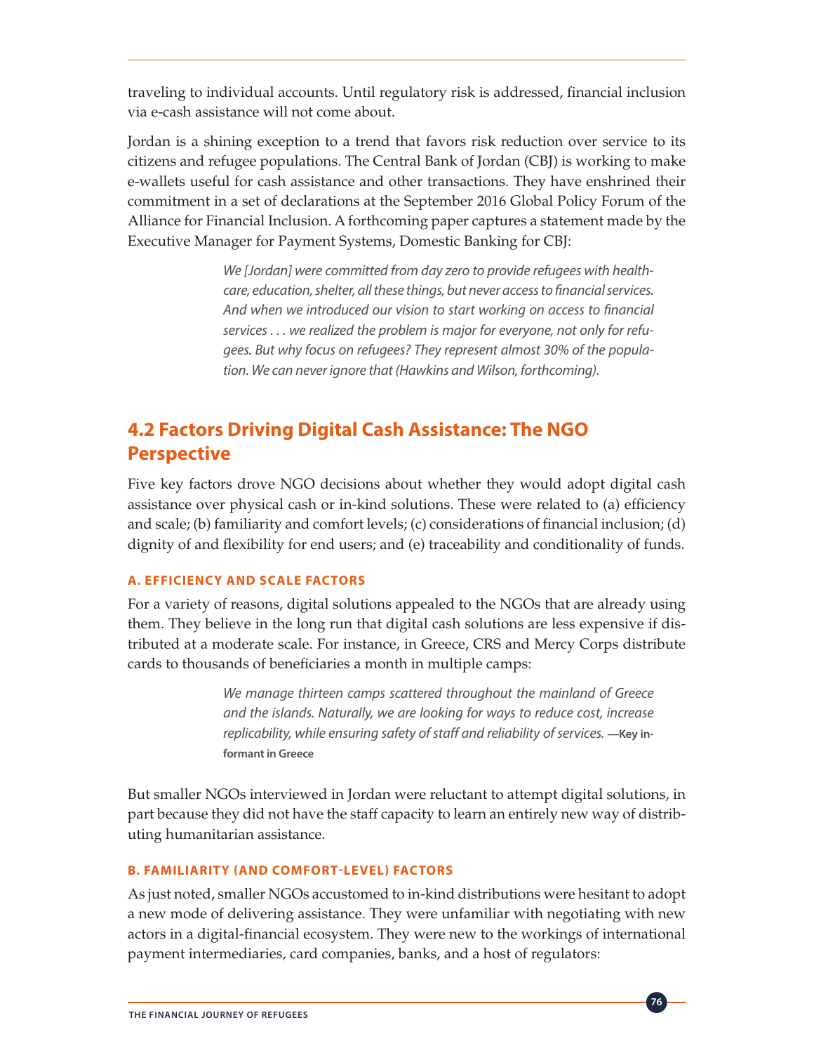traveling to individual accounts. Until regulatory risk is addressed, financial inclusion via e-cash assistance will not come about.

Jordan is a shining exception to a trend that favors risk reduction over service to its citizens and refugee populations. The Central Bank of Jordan (CBJ) is working to make e-wallets useful for cash assistance and other transactions. They have enshrined their commitment in a set of declarations at the September 2016 Global Policy Forum of the Alliance for Financial Inclusion. A forthcoming paper captures a statement made by the Executive Manager for Payment Systems, Domestic Banking for CBJ:

> *We [Jordan] were committed from day zero to provide refugees with healthcare, education, shelter, all these things, but never access to financial services. And when we introduced our vision to start working on access to financial services . . . we realized the problem is major for everyone, not only for refugees. But why focus on refugees? They represent almost 30% of the population. We can never ignore that (Hawkins and Wilson, forthcoming).*

## 4.2 Factors Driving Digital Cash Assistance: The NGO Perspective

Five key factors drove NGO decisions about whether they would adopt digital cash assistance over physical cash or in-kind solutions. These were related to (a) efficiency and scale; (b) familiarity and comfort levels; (c) considerations of financial inclusion; (d) dignity of and flexibility for end users; and (e) traceability and conditionality of funds.

### A. EFFICIENCY AND SCALE FACTORS

For a variety of reasons, digital solutions appealed to the NGOs that are already using them. They believe in the long run that digital cash solutions are less expensive if distributed at a moderate scale. For instance, in Greece, CRS and Mercy Corps distribute cards to thousands of beneficiaries a month in multiple camps:

> *We manage thirteen camps scattered throughout the mainland of Greece and the islands. Naturally, we are looking for ways to reduce cost, increase replicability, while ensuring safety of staff and reliability of services.* **—Key informant in Greece**

But smaller NGOs interviewed in Jordan were reluctant to attempt digital solutions, in part because they did not have the staff capacity to learn an entirely new way of distributing humanitarian assistance.

### B. FAMILIARITY (AND COMFORT-LEVEL) FACTORS

As just noted, smaller NGOs accustomed to in-kind distributions were hesitant to adopt a new mode of delivering assistance. They were unfamiliar with negotiating with new actors in a digital-financial ecosystem. They were new to the workings of international payment intermediaries, card companies, banks, and a host of regulators: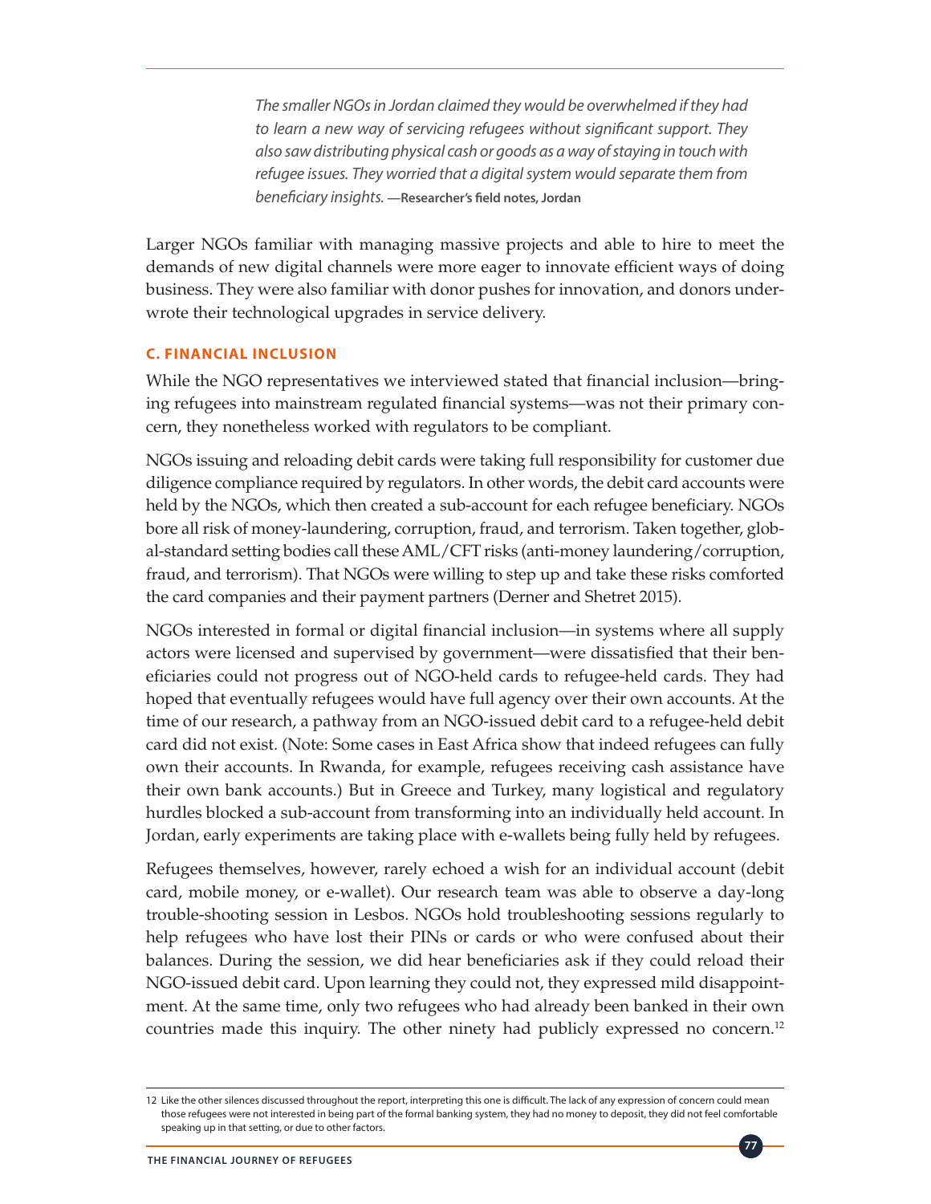*The smaller NGOs in Jordan claimed they would be overwhelmed if they had to learn a new way of servicing refugees without significant support. They also saw distributing physical cash or goods as a way of staying in touch with refugee issues. They worried that a digital system would separate them from beneficiary insights.* **—Researcher's field notes, Jordan**

Larger NGOs familiar with managing massive projects and able to hire to meet the demands of new digital channels were more eager to innovate efficient ways of doing business. They were also familiar with donor pushes for innovation, and donors underwrote their technological upgrades in service delivery.

### C. FINANCIAL INCLUSION

While the NGO representatives we interviewed stated that financial inclusion—bringing refugees into mainstream regulated financial systems—was not their primary concern, they nonetheless worked with regulators to be compliant.

NGOs issuing and reloading debit cards were taking full responsibility for customer due diligence compliance required by regulators. In other words, the debit card accounts were held by the NGOs, which then created a sub-account for each refugee beneficiary. NGOs bore all risk of money-laundering, corruption, fraud, and terrorism. Taken together, global-standard setting bodies call these AML/CFT risks (anti-money laundering/corruption, fraud, and terrorism). That NGOs were willing to step up and take these risks comforted the card companies and their payment partners (Derner and Shetret 2015).

NGOs interested in formal or digital financial inclusion—in systems where all supply actors were licensed and supervised by government—were dissatisfied that their beneficiaries could not progress out of NGO-held cards to refugee-held cards. They had hoped that eventually refugees would have full agency over their own accounts. At the time of our research, a pathway from an NGO-issued debit card to a refugee-held debit card did not exist. (Note: Some cases in East Africa show that indeed refugees can fully own their accounts. In Rwanda, for example, refugees receiving cash assistance have their own bank accounts.) But in Greece and Turkey, many logistical and regulatory hurdles blocked a sub-account from transforming into an individually held account. In Jordan, early experiments are taking place with e-wallets being fully held by refugees.

Refugees themselves, however, rarely echoed a wish for an individual account (debit card, mobile money, or e-wallet). Our research team was able to observe a day-long trouble-shooting session in Lesbos. NGOs hold troubleshooting sessions regularly to help refugees who have lost their PINs or cards or who were confused about their balances. During the session, we did hear beneficiaries ask if they could reload their NGO-issued debit card. Upon learning they could not, they expressed mild disappointment. At the same time, only two refugees who had already been banked in their own countries made this inquiry. The other ninety had publicly expressed no concern.[12]

---

12 Like the other silences discussed throughout the report, interpreting this one is difficult. The lack of any expression of concern could mean those refugees were not interested in being part of the formal banking system, they had no money to deposit, they did not feel comfortable speaking up in that setting, or due to other factors.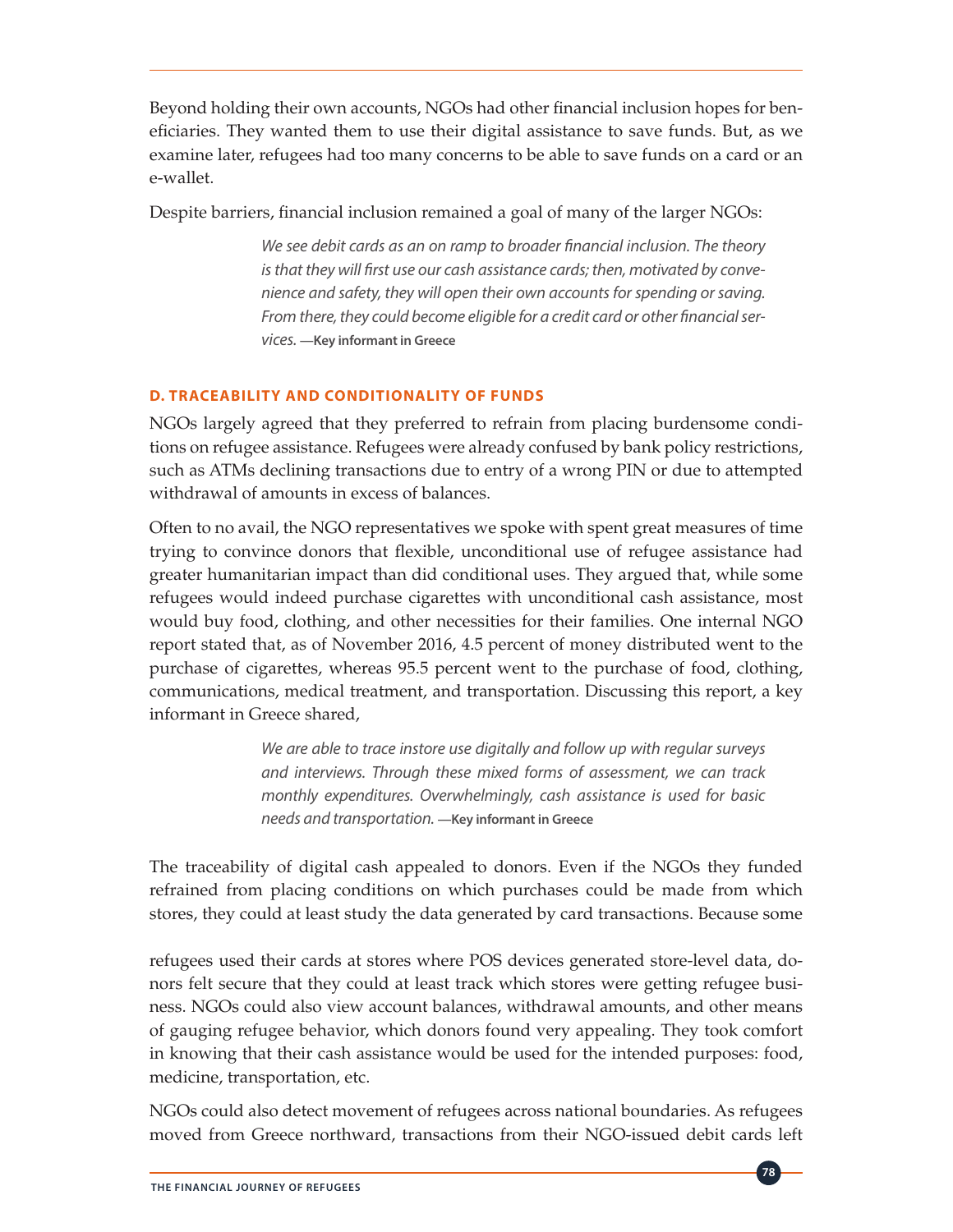Beyond holding their own accounts, NGOs had other financial inclusion hopes for beneficiaries. They wanted them to use their digital assistance to save funds. But, as we examine later, refugees had too many concerns to be able to save funds on a card or an e-wallet.

Despite barriers, financial inclusion remained a goal of many of the larger NGOs:

> *We see debit cards as an on ramp to broader financial inclusion. The theory is that they will first use our cash assistance cards; then, motivated by convenience and safety, they will open their own accounts for spending or saving. From there, they could become eligible for a credit card or other financial services.* **—Key informant in Greece**

### D. TRACEABILITY AND CONDITIONALITY OF FUNDS

NGOs largely agreed that they preferred to refrain from placing burdensome conditions on refugee assistance. Refugees were already confused by bank policy restrictions, such as ATMs declining transactions due to entry of a wrong PIN or due to attempted withdrawal of amounts in excess of balances.

Often to no avail, the NGO representatives we spoke with spent great measures of time trying to convince donors that flexible, unconditional use of refugee assistance had greater humanitarian impact than did conditional uses. They argued that, while some refugees would indeed purchase cigarettes with unconditional cash assistance, most would buy food, clothing, and other necessities for their families. One internal NGO report stated that, as of November 2016, 4.5 percent of money distributed went to the purchase of cigarettes, whereas 95.5 percent went to the purchase of food, clothing, communications, medical treatment, and transportation. Discussing this report, a key informant in Greece shared,

> *We are able to trace instore use digitally and follow up with regular surveys and interviews. Through these mixed forms of assessment, we can track monthly expenditures. Overwhelmingly, cash assistance is used for basic needs and transportation.* **—Key informant in Greece**

The traceability of digital cash appealed to donors. Even if the NGOs they funded refrained from placing conditions on which purchases could be made from which stores, they could at least study the data generated by card transactions. Because some refugees used their cards at stores where POS devices generated store-level data, donors felt secure that they could at least track which stores were getting refugee business. NGOs could also view account balances, withdrawal amounts, and other means of gauging refugee behavior, which donors found very appealing. They took comfort in knowing that their cash assistance would be used for the intended purposes: food, medicine, transportation, etc.

NGOs could also detect movement of refugees across national boundaries. As refugees moved from Greece northward, transactions from their NGO-issued debit cards left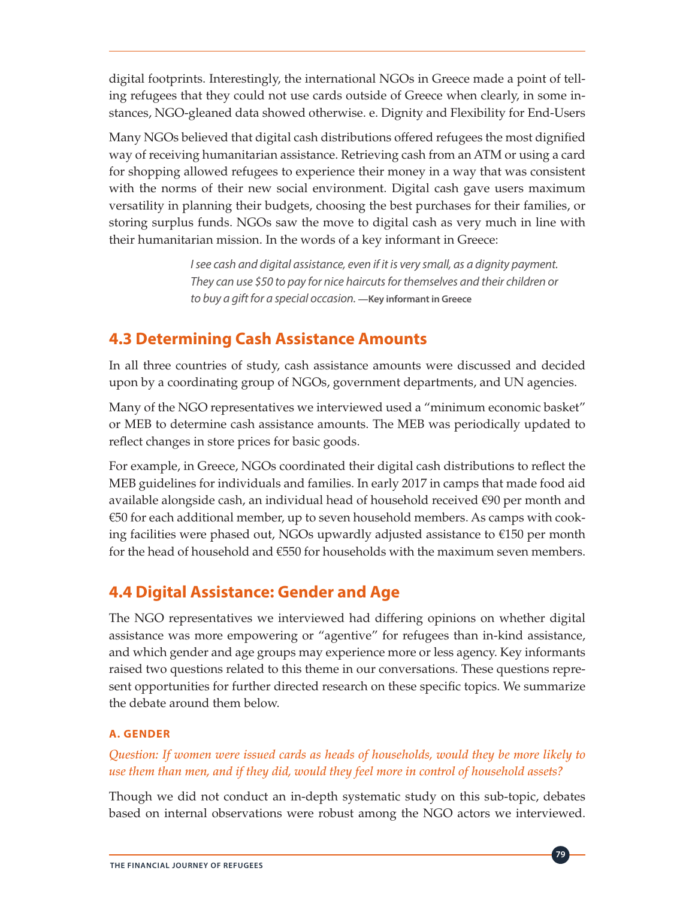digital footprints. Interestingly, the international NGOs in Greece made a point of telling refugees that they could not use cards outside of Greece when clearly, in some instances, NGO-gleaned data showed otherwise. e. Dignity and Flexibility for End-Users

Many NGOs believed that digital cash distributions offered refugees the most dignified way of receiving humanitarian assistance. Retrieving cash from an ATM or using a card for shopping allowed refugees to experience their money in a way that was consistent with the norms of their new social environment. Digital cash gave users maximum versatility in planning their budgets, choosing the best purchases for their families, or storing surplus funds. NGOs saw the move to digital cash as very much in line with their humanitarian mission. In the words of a key informant in Greece:

> *I see cash and digital assistance, even if it is very small, as a dignity payment. They can use $50 to pay for nice haircuts for themselves and their children or to buy a gift for a special occasion.* **—Key informant in Greece**

## 4.3 Determining Cash Assistance Amounts

In all three countries of study, cash assistance amounts were discussed and decided upon by a coordinating group of NGOs, government departments, and UN agencies.

Many of the NGO representatives we interviewed used a "minimum economic basket" or MEB to determine cash assistance amounts. The MEB was periodically updated to reflect changes in store prices for basic goods.

For example, in Greece, NGOs coordinated their digital cash distributions to reflect the MEB guidelines for individuals and families. In early 2017 in camps that made food aid available alongside cash, an individual head of household received €90 per month and €50 for each additional member, up to seven household members. As camps with cooking facilities were phased out, NGOs upwardly adjusted assistance to €150 per month for the head of household and €550 for households with the maximum seven members.

## 4.4 Digital Assistance: Gender and Age

The NGO representatives we interviewed had differing opinions on whether digital assistance was more empowering or "agentive" for refugees than in-kind assistance, and which gender and age groups may experience more or less agency. Key informants raised two questions related to this theme in our conversations. These questions represent opportunities for further directed research on these specific topics. We summarize the debate around them below.

### A. GENDER

*Question: If women were issued cards as heads of households, would they be more likely to use them than men, and if they did, would they feel more in control of household assets?*

Though we did not conduct an in-depth systematic study on this sub-topic, debates based on internal observations were robust among the NGO actors we interviewed.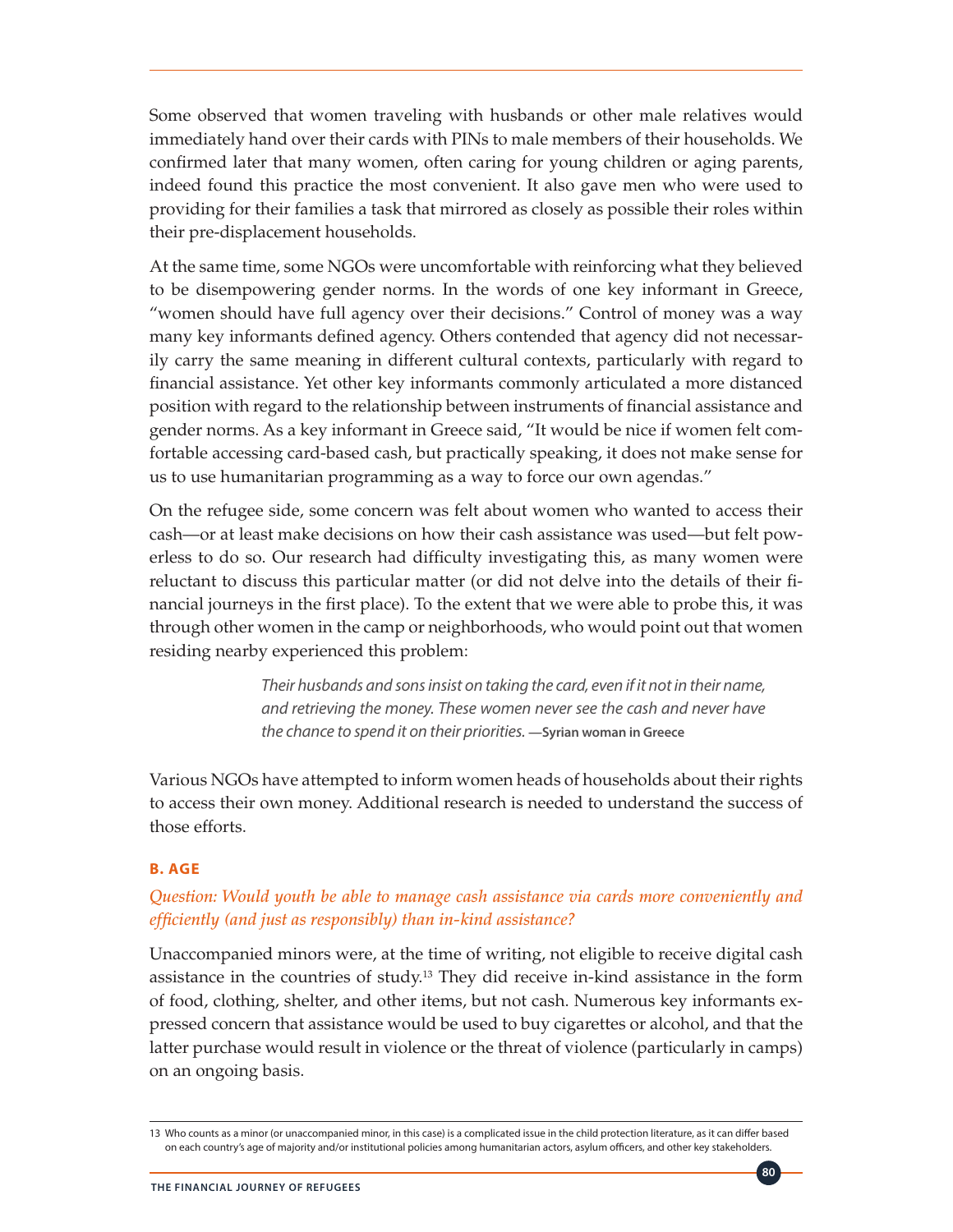Some observed that women traveling with husbands or other male relatives would immediately hand over their cards with PINs to male members of their households. We confirmed later that many women, often caring for young children or aging parents, indeed found this practice the most convenient. It also gave men who were used to providing for their families a task that mirrored as closely as possible their roles within their pre-displacement households.

At the same time, some NGOs were uncomfortable with reinforcing what they believed to be disempowering gender norms. In the words of one key informant in Greece, "women should have full agency over their decisions." Control of money was a way many key informants defined agency. Others contended that agency did not necessarily carry the same meaning in different cultural contexts, particularly with regard to financial assistance. Yet other key informants commonly articulated a more distanced position with regard to the relationship between instruments of financial assistance and gender norms. As a key informant in Greece said, "It would be nice if women felt comfortable accessing card-based cash, but practically speaking, it does not make sense for us to use humanitarian programming as a way to force our own agendas."

On the refugee side, some concern was felt about women who wanted to access their cash—or at least make decisions on how their cash assistance was used—but felt powerless to do so. Our research had difficulty investigating this, as many women were reluctant to discuss this particular matter (or did not delve into the details of their financial journeys in the first place). To the extent that we were able to probe this, it was through other women in the camp or neighborhoods, who would point out that women residing nearby experienced this problem:

> *Their husbands and sons insist on taking the card, even if it not in their name, and retrieving the money. These women never see the cash and never have the chance to spend it on their priorities.* **—Syrian woman in Greece**

Various NGOs have attempted to inform women heads of households about their rights to access their own money. Additional research is needed to understand the success of those efforts.

### B. AGE

*Question: Would youth be able to manage cash assistance via cards more conveniently and efficiently (and just as responsibly) than in-kind assistance?*

Unaccompanied minors were, at the time of writing, not eligible to receive digital cash assistance in the countries of study.[13] They did receive in-kind assistance in the form of food, clothing, shelter, and other items, but not cash. Numerous key informants expressed concern that assistance would be used to buy cigarettes or alcohol, and that the latter purchase would result in violence or the threat of violence (particularly in camps) on an ongoing basis.

13 Who counts as a minor (or unaccompanied minor, in this case) is a complicated issue in the child protection literature, as it can differ based on each country's age of majority and/or institutional policies among humanitarian actors, asylum officers, and other key stakeholders.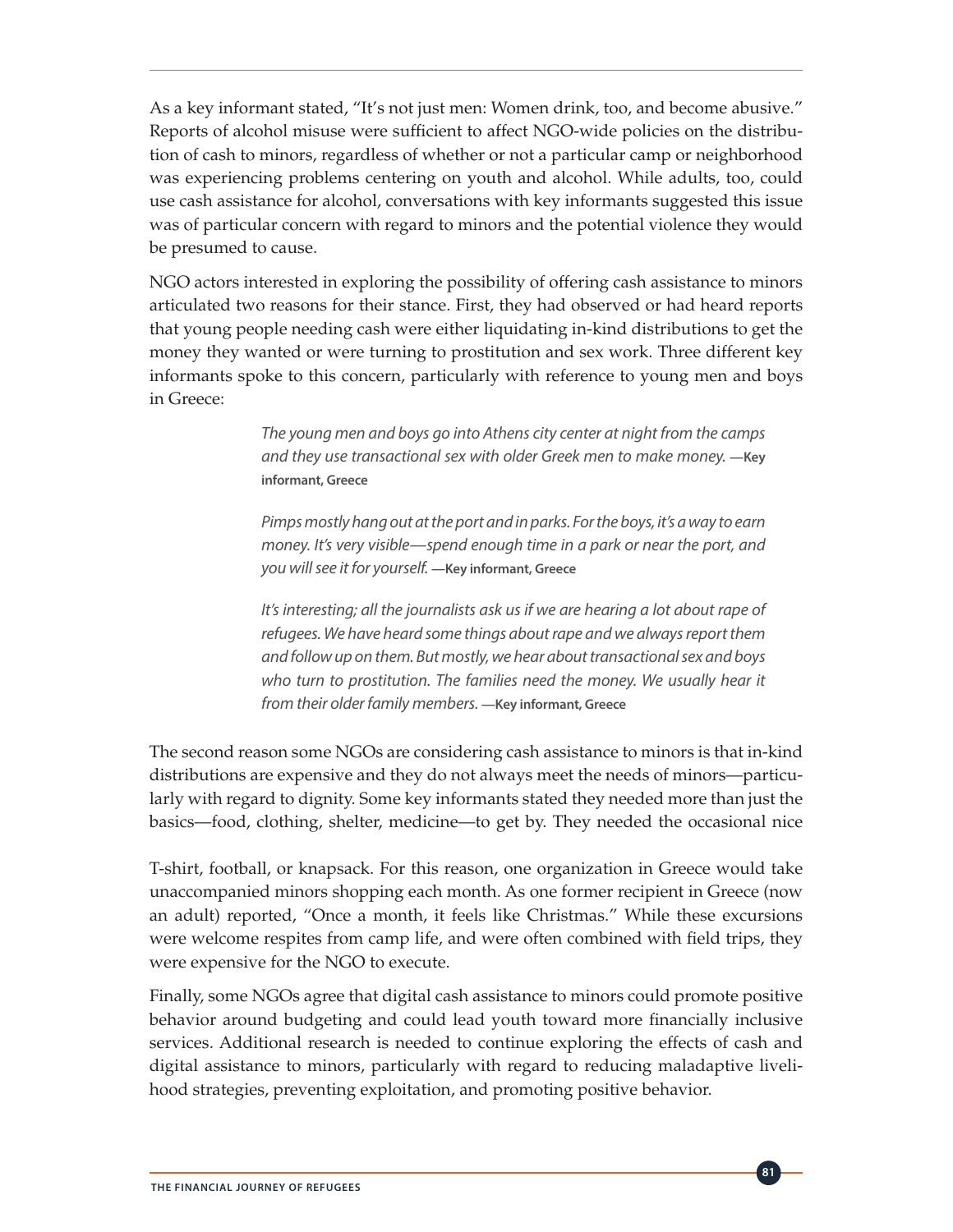As a key informant stated, "It's not just men: Women drink, too, and become abusive." Reports of alcohol misuse were sufficient to affect NGO-wide policies on the distribution of cash to minors, regardless of whether or not a particular camp or neighborhood was experiencing problems centering on youth and alcohol. While adults, too, could use cash assistance for alcohol, conversations with key informants suggested this issue was of particular concern with regard to minors and the potential violence they would be presumed to cause.

NGO actors interested in exploring the possibility of offering cash assistance to minors articulated two reasons for their stance. First, they had observed or had heard reports that young people needing cash were either liquidating in-kind distributions to get the money they wanted or were turning to prostitution and sex work. Three different key informants spoke to this concern, particularly with reference to young men and boys in Greece:

> *The young men and boys go into Athens city center at night from the camps and they use transactional sex with older Greek men to make money.* **—Key informant, Greece**

> *Pimps mostly hang out at the port and in parks. For the boys, it's a way to earn money. It's very visible—spend enough time in a park or near the port, and you will see it for yourself.* **—Key informant, Greece**

> *It's interesting; all the journalists ask us if we are hearing a lot about rape of refugees. We have heard some things about rape and we always report them and follow up on them. But mostly, we hear about transactional sex and boys who turn to prostitution. The families need the money. We usually hear it from their older family members.* **—Key informant, Greece**

The second reason some NGOs are considering cash assistance to minors is that in-kind distributions are expensive and they do not always meet the needs of minors—particularly with regard to dignity. Some key informants stated they needed more than just the basics—food, clothing, shelter, medicine—to get by. They needed the occasional nice T-shirt, football, or knapsack. For this reason, one organization in Greece would take unaccompanied minors shopping each month. As one former recipient in Greece (now an adult) reported, "Once a month, it feels like Christmas." While these excursions were welcome respites from camp life, and were often combined with field trips, they were expensive for the NGO to execute.

Finally, some NGOs agree that digital cash assistance to minors could promote positive behavior around budgeting and could lead youth toward more financially inclusive services. Additional research is needed to continue exploring the effects of cash and digital assistance to minors, particularly with regard to reducing maladaptive livelihood strategies, preventing exploitation, and promoting positive behavior.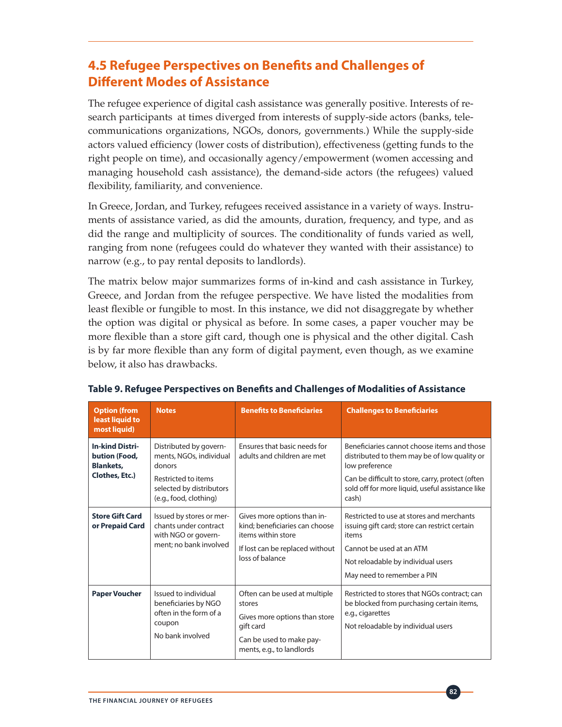## 4.5 Refugee Perspectives on Benefits and Challenges of Different Modes of Assistance

The refugee experience of digital cash assistance was generally positive. Interests of research participants at times diverged from interests of supply-side actors (banks, telecommunications organizations, NGOs, donors, governments.) While the supply-side actors valued efficiency (lower costs of distribution), effectiveness (getting funds to the right people on time), and occasionally agency/empowerment (women accessing and managing household cash assistance), the demand-side actors (the refugees) valued flexibility, familiarity, and convenience.

In Greece, Jordan, and Turkey, refugees received assistance in a variety of ways. Instruments of assistance varied, as did the amounts, duration, frequency, and type, and as did the range and multiplicity of sources. The conditionality of funds varied as well, ranging from none (refugees could do whatever they wanted with their assistance) to narrow (e.g., to pay rental deposits to landlords).

The matrix below major summarizes forms of in-kind and cash assistance in Turkey, Greece, and Jordan from the refugee perspective. We have listed the modalities from least flexible or fungible to most. In this instance, we did not disaggregate by whether the option was digital or physical as before. In some cases, a paper voucher may be more flexible than a store gift card, though one is physical and the other digital. Cash is by far more flexible than any form of digital payment, even though, as we examine below, it also has drawbacks.

**Table 9. Refugee Perspectives on Benefits and Challenges of Modalities of Assistance**

| Option (from least liquid to most liquid) | Notes | Benefits to Beneficiaries | Challenges to Beneficiaries |
|---|---|---|---|
| **In-kind Distribution (Food, Blankets, Clothes, Etc.)** | Distributed by governments, NGOs, individual donors<br><br>Restricted to items selected by distributors (e.g., food, clothing) | Ensures that basic needs for adults and children are met | Beneficiaries cannot choose items and those distributed to them may be of low quality or low preference<br><br>Can be difficult to store, carry, protect (often sold off for more liquid, useful assistance like cash) |
| **Store Gift Card or Prepaid Card** | Issued by stores or merchants under contract with NGO or government; no bank involved | Gives more options than in-kind; beneficiaries can choose items within store<br><br>If lost can be replaced without loss of balance | Restricted to use at stores and merchants issuing gift card; store can restrict certain items<br><br>Cannot be used at an ATM<br><br>Not reloadable by individual users<br><br>May need to remember a PIN |
| **Paper Voucher** | Issued to individual beneficiaries by NGO often in the form of a coupon<br><br>No bank involved | Often can be used at multiple stores<br><br>Gives more options than store gift card<br><br>Can be used to make payments, e.g., to landlords | Restricted to stores that NGOs contract; can be blocked from purchasing certain items, e.g., cigarettes<br><br>Not reloadable by individual users |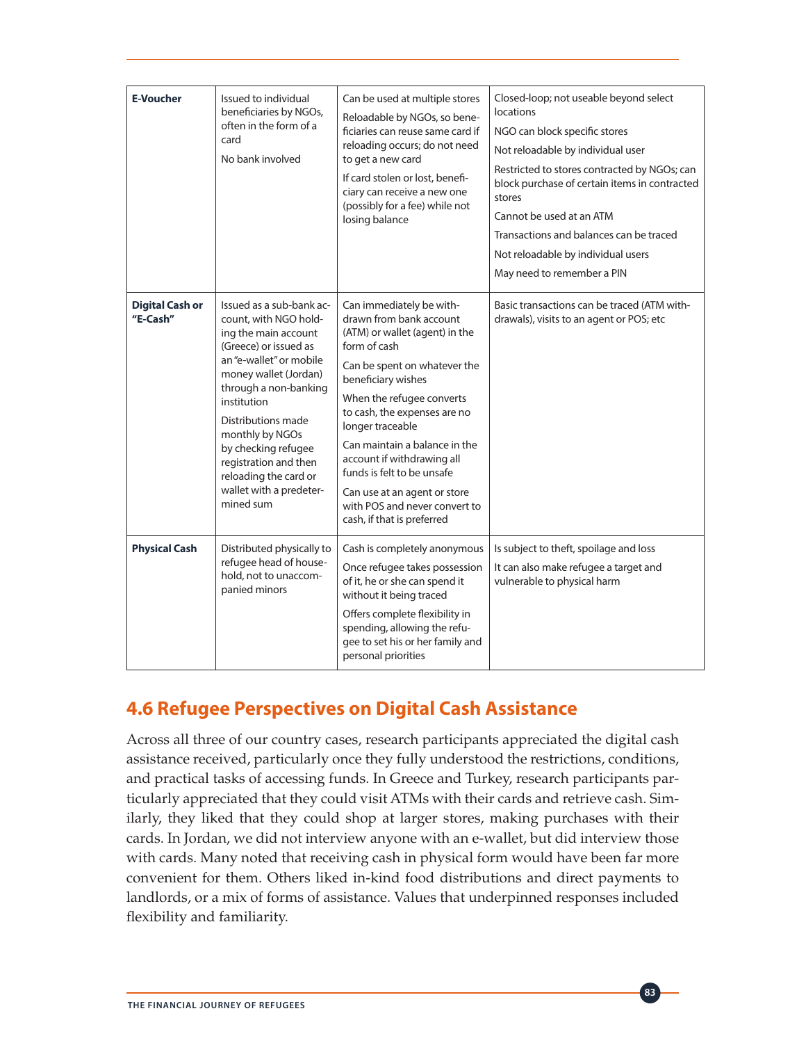| **E-Voucher** | Issued to individual beneficiaries by NGOs, often in the form of a card<br><br>No bank involved | Can be used at multiple stores<br><br>Reloadable by NGOs, so beneficiaries can reuse same card if reloading occurs; do not need to get a new card<br><br>If card stolen or lost, beneficiary can receive a new one (possibly for a fee) while not losing balance | Closed-loop; not useable beyond select locations<br><br>NGO can block specific stores<br><br>Not reloadable by individual user<br><br>Restricted to stores contracted by NGOs; can block purchase of certain items in contracted stores<br><br>Cannot be used at an ATM<br><br>Transactions and balances can be traced<br><br>Not reloadable by individual users<br><br>May need to remember a PIN |
|---|---|---|---|
| **Digital Cash or "E-Cash"** | Issued as a sub-bank account, with NGO holding the main account (Greece) or issued as an "e-wallet" or mobile money wallet (Jordan) through a non-banking institution<br><br>Distributions made monthly by NGOs by checking refugee registration and then reloading the card or wallet with a predetermined sum | Can immediately be withdrawn from bank account (ATM) or wallet (agent) in the form of cash<br><br>Can be spent on whatever the beneficiary wishes<br><br>When the refugee converts to cash, the expenses are no longer traceable<br><br>Can maintain a balance in the account if withdrawing all funds is felt to be unsafe<br><br>Can use at an agent or store with POS and never convert to cash, if that is preferred | Basic transactions can be traced (ATM withdrawals), visits to an agent or POS; etc |
| **Physical Cash** | Distributed physically to refugee head of household, not to unaccompanied minors | Cash is completely anonymous<br><br>Once refugee takes possession of it, he or she can spend it without it being traced<br><br>Offers complete flexibility in spending, allowing the refugee to set his or her family and personal priorities | Is subject to theft, spoilage and loss<br><br>It can also make refugee a target and vulnerable to physical harm |

## 4.6 Refugee Perspectives on Digital Cash Assistance

Across all three of our country cases, research participants appreciated the digital cash assistance received, particularly once they fully understood the restrictions, conditions, and practical tasks of accessing funds. In Greece and Turkey, research participants particularly appreciated that they could visit ATMs with their cards and retrieve cash. Similarly, they liked that they could shop at larger stores, making purchases with their cards. In Jordan, we did not interview anyone with an e-wallet, but did interview those with cards. Many noted that receiving cash in physical form would have been far more convenient for them. Others liked in-kind food distributions and direct payments to landlords, or a mix of forms of assistance. Values that underpinned responses included flexibility and familiarity.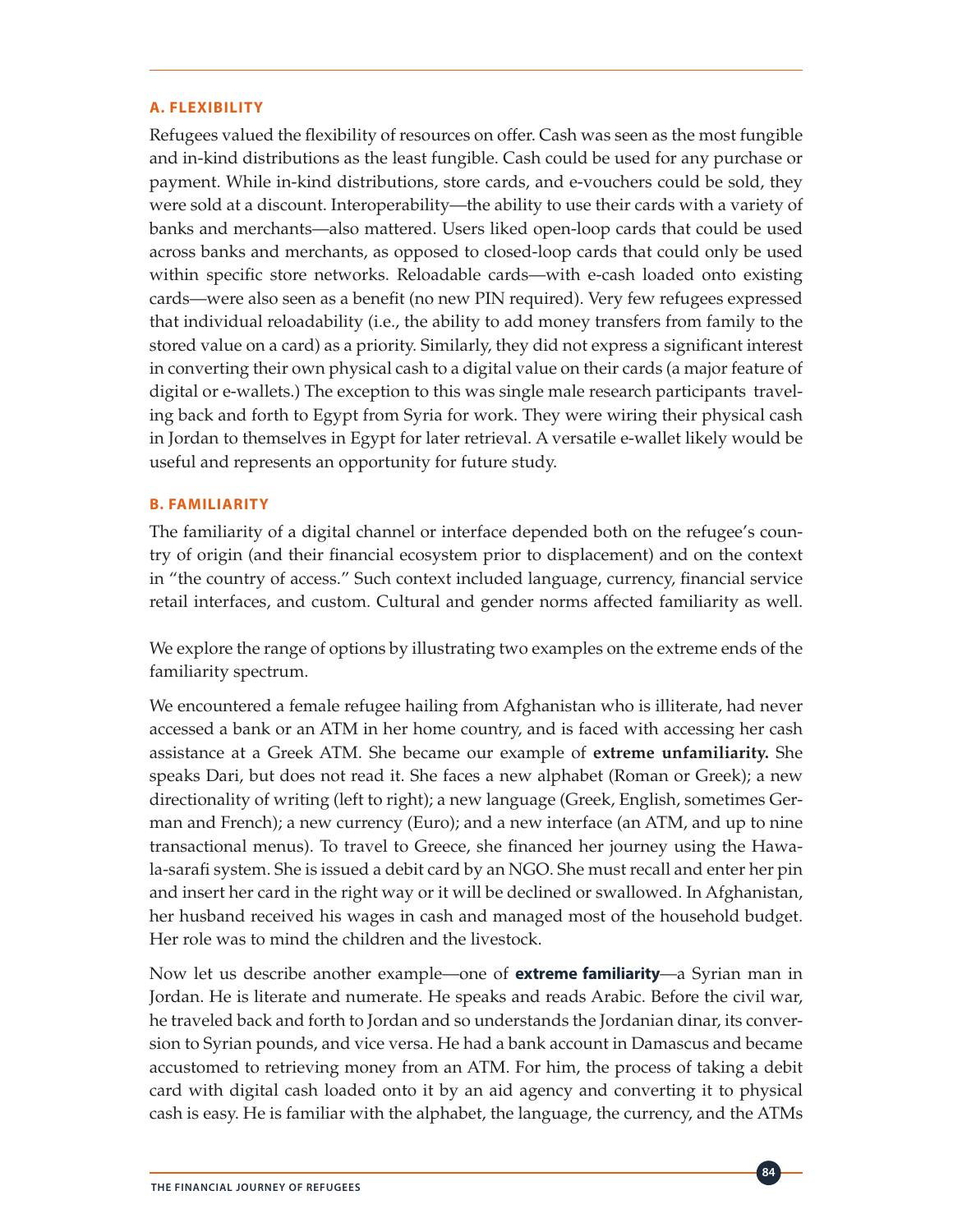### A. FLEXIBILITY

Refugees valued the flexibility of resources on offer. Cash was seen as the most fungible and in-kind distributions as the least fungible. Cash could be used for any purchase or payment. While in-kind distributions, store cards, and e-vouchers could be sold, they were sold at a discount. Interoperability—the ability to use their cards with a variety of banks and merchants—also mattered. Users liked open-loop cards that could be used across banks and merchants, as opposed to closed-loop cards that could only be used within specific store networks. Reloadable cards—with e-cash loaded onto existing cards—were also seen as a benefit (no new PIN required). Very few refugees expressed that individual reloadability (i.e., the ability to add money transfers from family to the stored value on a card) as a priority. Similarly, they did not express a significant interest in converting their own physical cash to a digital value on their cards (a major feature of digital or e-wallets.) The exception to this was single male research participants traveling back and forth to Egypt from Syria for work. They were wiring their physical cash in Jordan to themselves in Egypt for later retrieval. A versatile e-wallet likely would be useful and represents an opportunity for future study.

### B. FAMILIARITY

The familiarity of a digital channel or interface depended both on the refugee's country of origin (and their financial ecosystem prior to displacement) and on the context in "the country of access." Such context included language, currency, financial service retail interfaces, and custom. Cultural and gender norms affected familiarity as well.

We explore the range of options by illustrating two examples on the extreme ends of the familiarity spectrum.

We encountered a female refugee hailing from Afghanistan who is illiterate, had never accessed a bank or an ATM in her home country, and is faced with accessing her cash assistance at a Greek ATM. She became our example of **extreme unfamiliarity.** She speaks Dari, but does not read it. She faces a new alphabet (Roman or Greek); a new directionality of writing (left to right); a new language (Greek, English, sometimes German and French); a new currency (Euro); and a new interface (an ATM, and up to nine transactional menus). To travel to Greece, she financed her journey using the Hawala-sarafi system. She is issued a debit card by an NGO. She must recall and enter her pin and insert her card in the right way or it will be declined or swallowed. In Afghanistan, her husband received his wages in cash and managed most of the household budget. Her role was to mind the children and the livestock.

Now let us describe another example—one of **extreme familiarity**—a Syrian man in Jordan. He is literate and numerate. He speaks and reads Arabic. Before the civil war, he traveled back and forth to Jordan and so understands the Jordanian dinar, its conversion to Syrian pounds, and vice versa. He had a bank account in Damascus and became accustomed to retrieving money from an ATM. For him, the process of taking a debit card with digital cash loaded onto it by an aid agency and converting it to physical cash is easy. He is familiar with the alphabet, the language, the currency, and the ATMs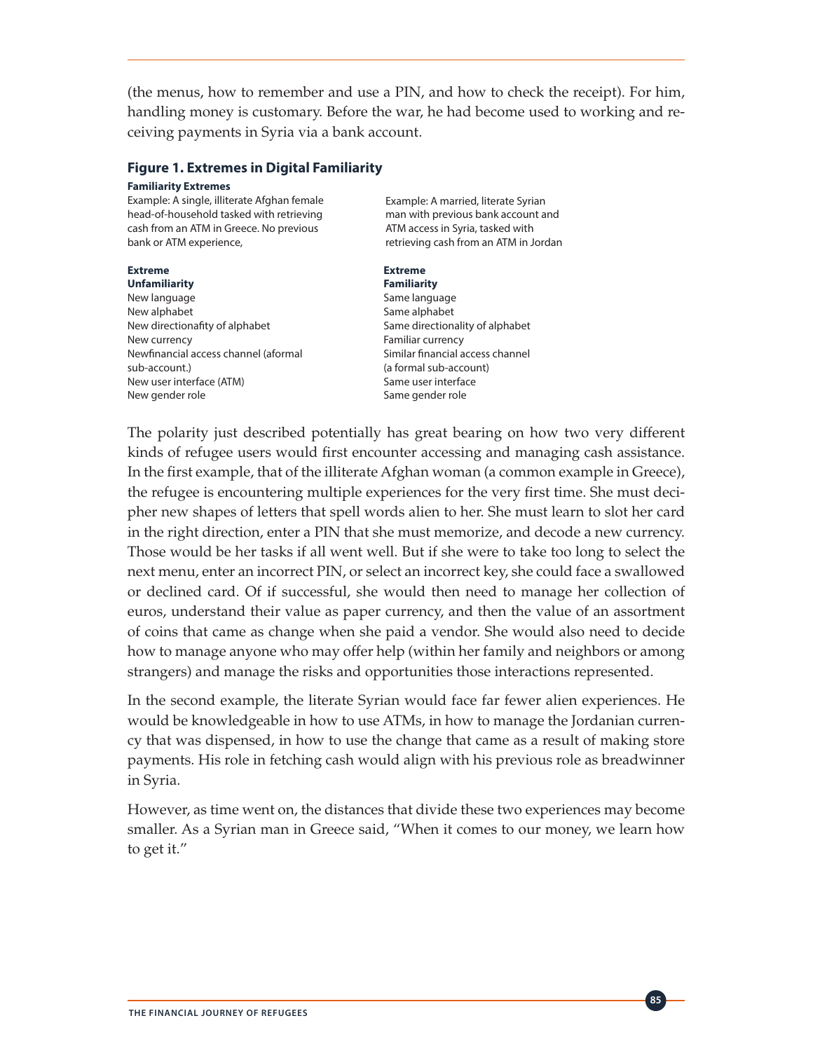(the menus, how to remember and use a PIN, and how to check the receipt). For him, handling money is customary. Before the war, he had become used to working and receiving payments in Syria via a bank account.

### Figure 1. Extremes in Digital Familiarity

**Familiarity Extremes**

| Example: A single, illiterate Afghan female head-of-household tasked with retrieving cash from an ATM in Greece. No previous bank or ATM experience, | Example: A married, literate Syrian man with previous bank account and ATM access in Syria, tasked with retrieving cash from an ATM in Jordan |
|---|---|
| **Extreme Unfamiliarity** | **Extreme Familiarity** |
| New language | Same language |
| New alphabet | Same alphabet |
| New directionafity of alphabet | Same directionality of alphabet |
| New currency | Familiar currency |
| Newfinancial access channel (aformal sub-account.) | Similar financial access channel (a formal sub-account) |
| New user interface (ATM) | Same user interface |
| New gender role | Same gender role |

The polarity just described potentially has great bearing on how two very different kinds of refugee users would first encounter accessing and managing cash assistance. In the first example, that of the illiterate Afghan woman (a common example in Greece), the refugee is encountering multiple experiences for the very first time. She must decipher new shapes of letters that spell words alien to her. She must learn to slot her card in the right direction, enter a PIN that she must memorize, and decode a new currency. Those would be her tasks if all went well. But if she were to take too long to select the next menu, enter an incorrect PIN, or select an incorrect key, she could face a swallowed or declined card. Of if successful, she would then need to manage her collection of euros, understand their value as paper currency, and then the value of an assortment of coins that came as change when she paid a vendor. She would also need to decide how to manage anyone who may offer help (within her family and neighbors or among strangers) and manage the risks and opportunities those interactions represented.

In the second example, the literate Syrian would face far fewer alien experiences. He would be knowledgeable in how to use ATMs, in how to manage the Jordanian currency that was dispensed, in how to use the change that came as a result of making store payments. His role in fetching cash would align with his previous role as breadwinner in Syria.

However, as time went on, the distances that divide these two experiences may become smaller. As a Syrian man in Greece said, "When it comes to our money, we learn how to get it."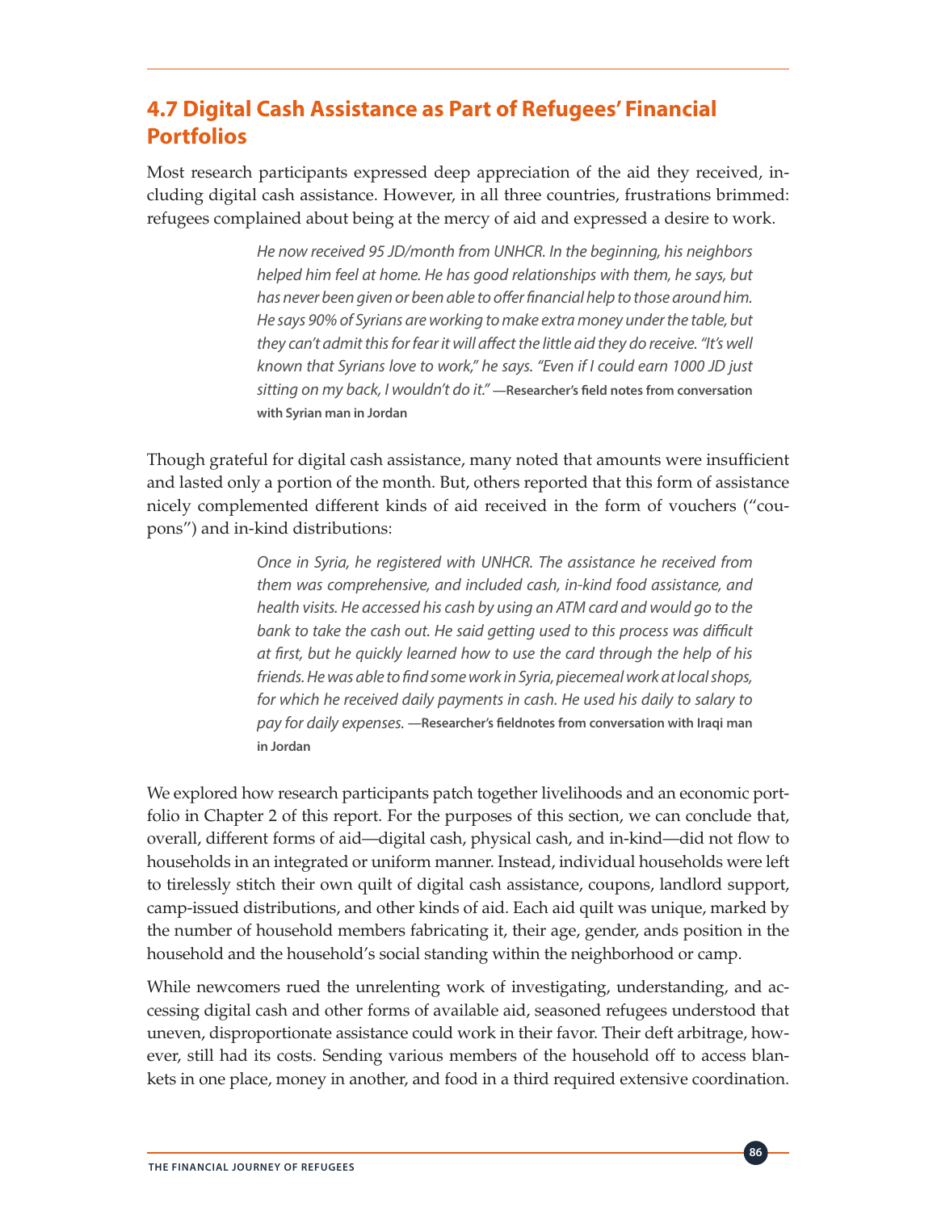## 4.7 Digital Cash Assistance as Part of Refugees' Financial Portfolios

Most research participants expressed deep appreciation of the aid they received, including digital cash assistance. However, in all three countries, frustrations brimmed: refugees complained about being at the mercy of aid and expressed a desire to work.

> *He now received 95 JD/month from UNHCR. In the beginning, his neighbors helped him feel at home. He has good relationships with them, he says, but has never been given or been able to offer financial help to those around him. He says 90% of Syrians are working to make extra money under the table, but they can't admit this for fear it will affect the little aid they do receive. "It's well known that Syrians love to work," he says. "Even if I could earn 1000 JD just sitting on my back, I wouldn't do it."* **—Researcher's field notes from conversation with Syrian man in Jordan**

Though grateful for digital cash assistance, many noted that amounts were insufficient and lasted only a portion of the month. But, others reported that this form of assistance nicely complemented different kinds of aid received in the form of vouchers ("coupons") and in-kind distributions:

> *Once in Syria, he registered with UNHCR. The assistance he received from them was comprehensive, and included cash, in-kind food assistance, and health visits. He accessed his cash by using an ATM card and would go to the bank to take the cash out. He said getting used to this process was difficult at first, but he quickly learned how to use the card through the help of his friends. He was able to find some work in Syria, piecemeal work at local shops, for which he received daily payments in cash. He used his daily to salary to pay for daily expenses.* **—Researcher's fieldnotes from conversation with Iraqi man in Jordan**

We explored how research participants patch together livelihoods and an economic portfolio in Chapter 2 of this report. For the purposes of this section, we can conclude that, overall, different forms of aid—digital cash, physical cash, and in-kind—did not flow to households in an integrated or uniform manner. Instead, individual households were left to tirelessly stitch their own quilt of digital cash assistance, coupons, landlord support, camp-issued distributions, and other kinds of aid. Each aid quilt was unique, marked by the number of household members fabricating it, their age, gender, ands position in the household and the household's social standing within the neighborhood or camp.

While newcomers rued the unrelenting work of investigating, understanding, and accessing digital cash and other forms of available aid, seasoned refugees understood that uneven, disproportionate assistance could work in their favor. Their deft arbitrage, however, still had its costs. Sending various members of the household off to access blankets in one place, money in another, and food in a third required extensive coordination.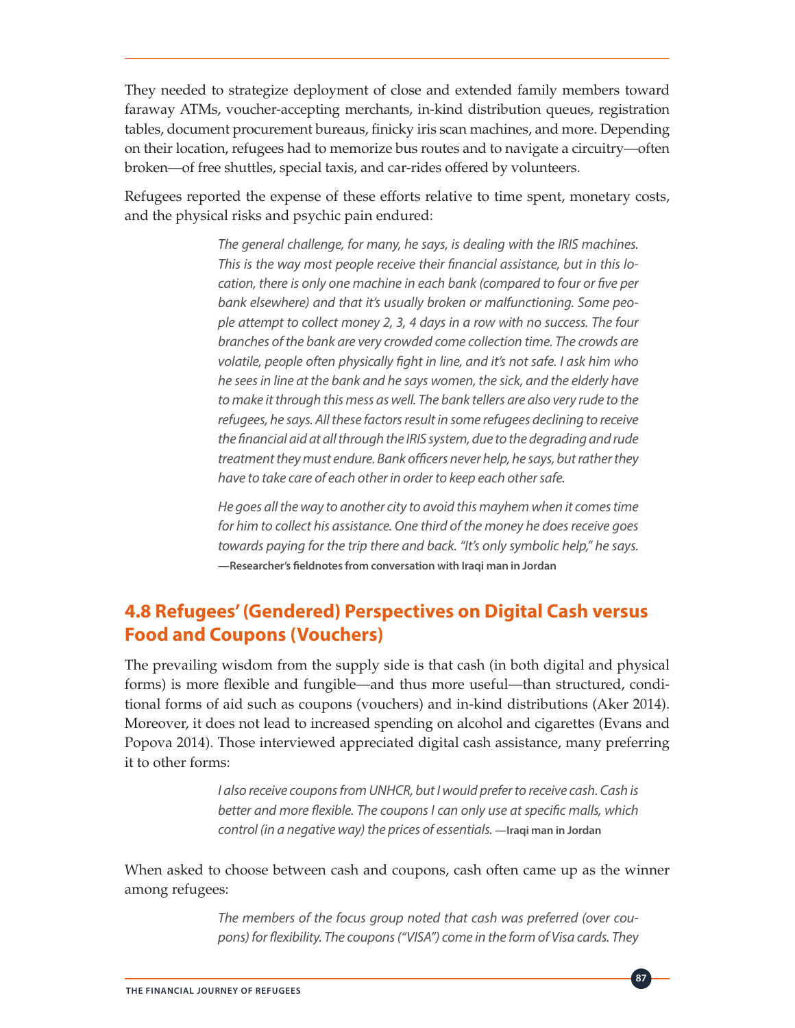They needed to strategize deployment of close and extended family members toward faraway ATMs, voucher-accepting merchants, in-kind distribution queues, registration tables, document procurement bureaus, finicky iris scan machines, and more. Depending on their location, refugees had to memorize bus routes and to navigate a circuitry—often broken—of free shuttles, special taxis, and car-rides offered by volunteers.

Refugees reported the expense of these efforts relative to time spent, monetary costs, and the physical risks and psychic pain endured:

> *The general challenge, for many, he says, is dealing with the IRIS machines. This is the way most people receive their financial assistance, but in this location, there is only one machine in each bank (compared to four or five per bank elsewhere) and that it's usually broken or malfunctioning. Some people attempt to collect money 2, 3, 4 days in a row with no success. The four branches of the bank are very crowded come collection time. The crowds are volatile, people often physically fight in line, and it's not safe. I ask him who he sees in line at the bank and he says women, the sick, and the elderly have to make it through this mess as well. The bank tellers are also very rude to the refugees, he says. All these factors result in some refugees declining to receive the financial aid at all through the IRIS system, due to the degrading and rude treatment they must endure. Bank officers never help, he says, but rather they have to take care of each other in order to keep each other safe.*
>
> *He goes all the way to another city to avoid this mayhem when it comes time for him to collect his assistance. One third of the money he does receive goes towards paying for the trip there and back. "It's only symbolic help," he says.* **—Researcher's fieldnotes from conversation with Iraqi man in Jordan**

## 4.8 Refugees' (Gendered) Perspectives on Digital Cash versus Food and Coupons (Vouchers)

The prevailing wisdom from the supply side is that cash (in both digital and physical forms) is more flexible and fungible—and thus more useful—than structured, conditional forms of aid such as coupons (vouchers) and in-kind distributions (Aker 2014). Moreover, it does not lead to increased spending on alcohol and cigarettes (Evans and Popova 2014). Those interviewed appreciated digital cash assistance, many preferring it to other forms:

> *I also receive coupons from UNHCR, but I would prefer to receive cash. Cash is better and more flexible. The coupons I can only use at specific malls, which control (in a negative way) the prices of essentials.* **—Iraqi man in Jordan**

When asked to choose between cash and coupons, cash often came up as the winner among refugees:

> *The members of the focus group noted that cash was preferred (over coupons) for flexibility. The coupons ("VISA") come in the form of Visa cards. They*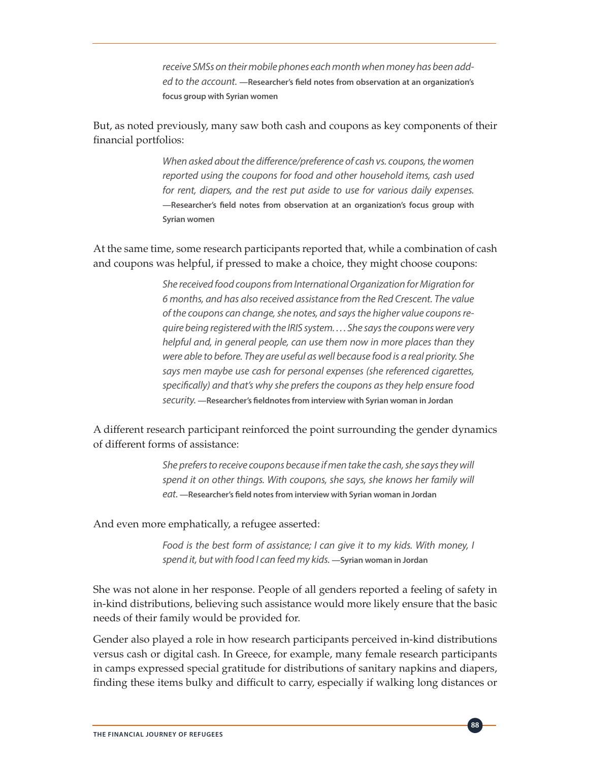*receive SMSs on their mobile phones each month when money has been added to the account.* **—Researcher's field notes from observation at an organization's focus group with Syrian women**

But, as noted previously, many saw both cash and coupons as key components of their financial portfolios:

> *When asked about the difference/preference of cash vs. coupons, the women reported using the coupons for food and other household items, cash used for rent, diapers, and the rest put aside to use for various daily expenses.* **—Researcher's field notes from observation at an organization's focus group with Syrian women**

At the same time, some research participants reported that, while a combination of cash and coupons was helpful, if pressed to make a choice, they might choose coupons:

> *She received food coupons from International Organization for Migration for 6 months, and has also received assistance from the Red Crescent. The value of the coupons can change, she notes, and says the higher value coupons require being registered with the IRIS system. . . . She says the coupons were very helpful and, in general people, can use them now in more places than they were able to before. They are useful as well because food is a real priority. She says men maybe use cash for personal expenses (she referenced cigarettes, specifically) and that's why she prefers the coupons as they help ensure food security.* **—Researcher's fieldnotes from interview with Syrian woman in Jordan**

A different research participant reinforced the point surrounding the gender dynamics of different forms of assistance:

> *She prefers to receive coupons because if men take the cash, she says they will spend it on other things. With coupons, she says, she knows her family will eat.* **—Researcher's field notes from interview with Syrian woman in Jordan**

And even more emphatically, a refugee asserted:

> *Food is the best form of assistance; I can give it to my kids. With money, I spend it, but with food I can feed my kids.* **—Syrian woman in Jordan**

She was not alone in her response. People of all genders reported a feeling of safety in in-kind distributions, believing such assistance would more likely ensure that the basic needs of their family would be provided for.

Gender also played a role in how research participants perceived in-kind distributions versus cash or digital cash. In Greece, for example, many female research participants in camps expressed special gratitude for distributions of sanitary napkins and diapers, finding these items bulky and difficult to carry, especially if walking long distances or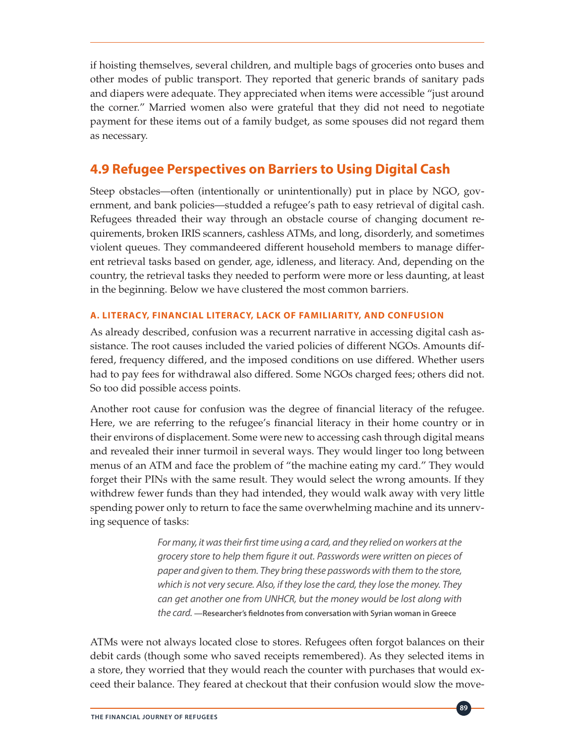if hoisting themselves, several children, and multiple bags of groceries onto buses and other modes of public transport. They reported that generic brands of sanitary pads and diapers were adequate. They appreciated when items were accessible "just around the corner." Married women also were grateful that they did not need to negotiate payment for these items out of a family budget, as some spouses did not regard them as necessary.

## 4.9 Refugee Perspectives on Barriers to Using Digital Cash

Steep obstacles—often (intentionally or unintentionally) put in place by NGO, government, and bank policies—studded a refugee's path to easy retrieval of digital cash. Refugees threaded their way through an obstacle course of changing document requirements, broken IRIS scanners, cashless ATMs, and long, disorderly, and sometimes violent queues. They commandeered different household members to manage different retrieval tasks based on gender, age, idleness, and literacy. And, depending on the country, the retrieval tasks they needed to perform were more or less daunting, at least in the beginning. Below we have clustered the most common barriers.

#### A. LITERACY, FINANCIAL LITERACY, LACK OF FAMILIARITY, AND CONFUSION

As already described, confusion was a recurrent narrative in accessing digital cash assistance. The root causes included the varied policies of different NGOs. Amounts differed, frequency differed, and the imposed conditions on use differed. Whether users had to pay fees for withdrawal also differed. Some NGOs charged fees; others did not. So too did possible access points.

Another root cause for confusion was the degree of financial literacy of the refugee. Here, we are referring to the refugee's financial literacy in their home country or in their environs of displacement. Some were new to accessing cash through digital means and revealed their inner turmoil in several ways. They would linger too long between menus of an ATM and face the problem of "the machine eating my card." They would forget their PINs with the same result. They would select the wrong amounts. If they withdrew fewer funds than they had intended, they would walk away with very little spending power only to return to face the same overwhelming machine and its unnerving sequence of tasks:

> *For many, it was their first time using a card, and they relied on workers at the grocery store to help them figure it out. Passwords were written on pieces of paper and given to them. They bring these passwords with them to the store, which is not very secure. Also, if they lose the card, they lose the money. They can get another one from UNHCR, but the money would be lost along with the card.* **—Researcher's fieldnotes from conversation with Syrian woman in Greece**

ATMs were not always located close to stores. Refugees often forgot balances on their debit cards (though some who saved receipts remembered). As they selected items in a store, they worried that they would reach the counter with purchases that would exceed their balance. They feared at checkout that their confusion would slow the move-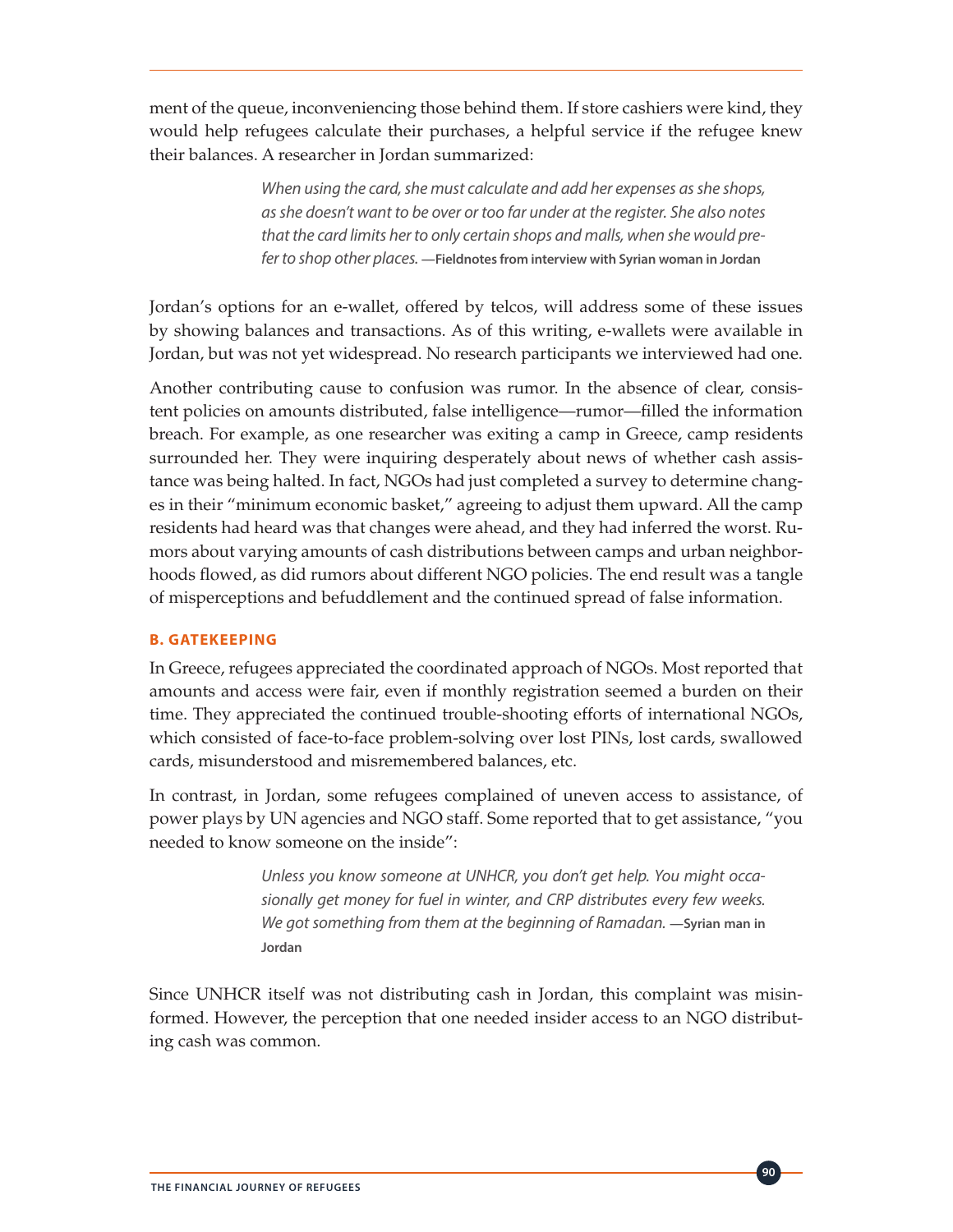ment of the queue, inconveniencing those behind them. If store cashiers were kind, they would help refugees calculate their purchases, a helpful service if the refugee knew their balances. A researcher in Jordan summarized:

> *When using the card, she must calculate and add her expenses as she shops, as she doesn't want to be over or too far under at the register. She also notes that the card limits her to only certain shops and malls, when she would prefer to shop other places.* **—Fieldnotes from interview with Syrian woman in Jordan**

Jordan's options for an e-wallet, offered by telcos, will address some of these issues by showing balances and transactions. As of this writing, e-wallets were available in Jordan, but was not yet widespread. No research participants we interviewed had one.

Another contributing cause to confusion was rumor. In the absence of clear, consistent policies on amounts distributed, false intelligence—rumor—filled the information breach. For example, as one researcher was exiting a camp in Greece, camp residents surrounded her. They were inquiring desperately about news of whether cash assistance was being halted. In fact, NGOs had just completed a survey to determine changes in their "minimum economic basket," agreeing to adjust them upward. All the camp residents had heard was that changes were ahead, and they had inferred the worst. Rumors about varying amounts of cash distributions between camps and urban neighborhoods flowed, as did rumors about different NGO policies. The end result was a tangle of misperceptions and befuddlement and the continued spread of false information.

### B. GATEKEEPING

In Greece, refugees appreciated the coordinated approach of NGOs. Most reported that amounts and access were fair, even if monthly registration seemed a burden on their time. They appreciated the continued trouble-shooting efforts of international NGOs, which consisted of face-to-face problem-solving over lost PINs, lost cards, swallowed cards, misunderstood and misremembered balances, etc.

In contrast, in Jordan, some refugees complained of uneven access to assistance, of power plays by UN agencies and NGO staff. Some reported that to get assistance, "you needed to know someone on the inside":

> *Unless you know someone at UNHCR, you don't get help. You might occasionally get money for fuel in winter, and CRP distributes every few weeks. We got something from them at the beginning of Ramadan.* **—Syrian man in Jordan**

Since UNHCR itself was not distributing cash in Jordan, this complaint was misinformed. However, the perception that one needed insider access to an NGO distributing cash was common.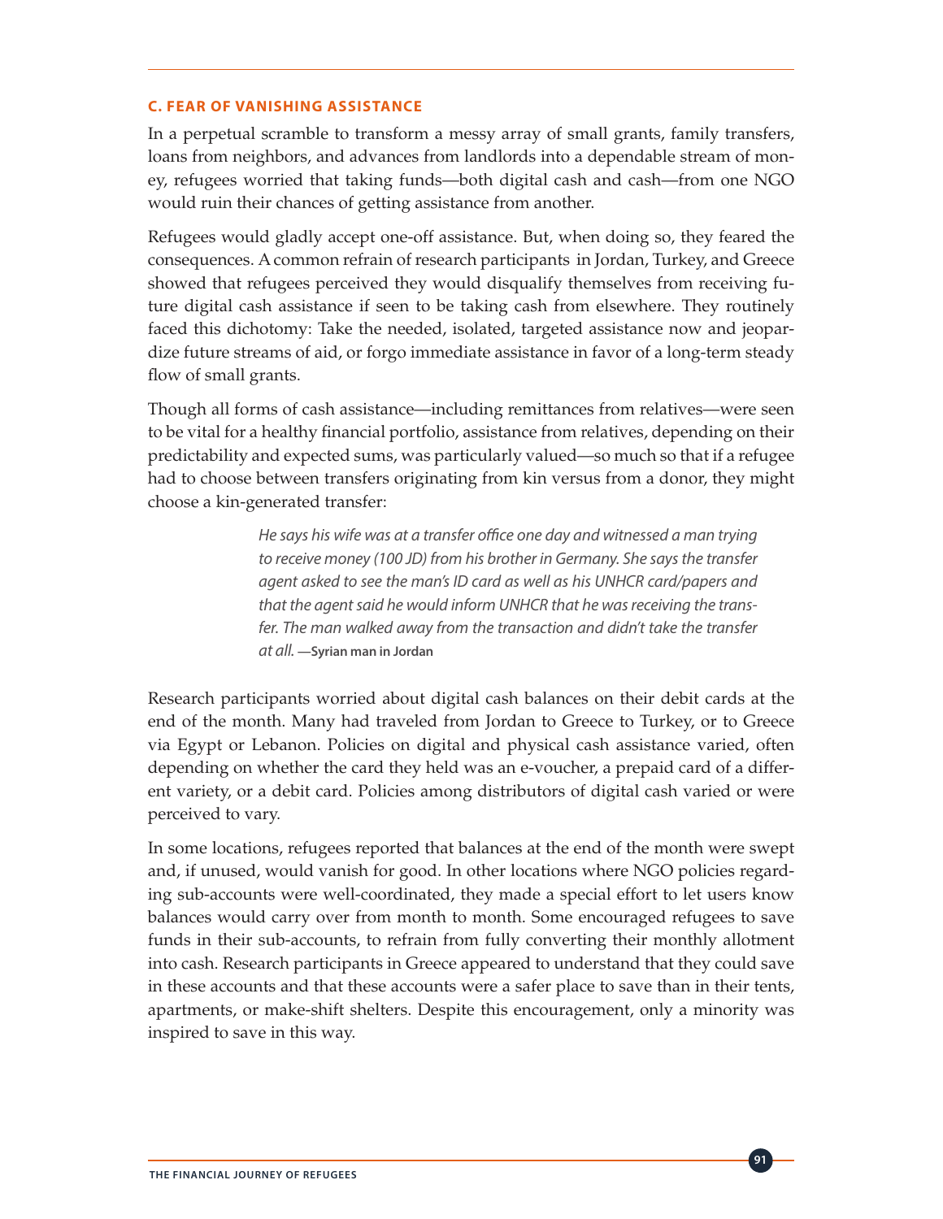### C. FEAR OF VANISHING ASSISTANCE

In a perpetual scramble to transform a messy array of small grants, family transfers, loans from neighbors, and advances from landlords into a dependable stream of money, refugees worried that taking funds—both digital cash and cash—from one NGO would ruin their chances of getting assistance from another.

Refugees would gladly accept one-off assistance. But, when doing so, they feared the consequences. A common refrain of research participants in Jordan, Turkey, and Greece showed that refugees perceived they would disqualify themselves from receiving future digital cash assistance if seen to be taking cash from elsewhere. They routinely faced this dichotomy: Take the needed, isolated, targeted assistance now and jeopardize future streams of aid, or forgo immediate assistance in favor of a long-term steady flow of small grants.

Though all forms of cash assistance—including remittances from relatives—were seen to be vital for a healthy financial portfolio, assistance from relatives, depending on their predictability and expected sums, was particularly valued—so much so that if a refugee had to choose between transfers originating from kin versus from a donor, they might choose a kin-generated transfer:

> *He says his wife was at a transfer office one day and witnessed a man trying to receive money (100 JD) from his brother in Germany. She says the transfer agent asked to see the man's ID card as well as his UNHCR card/papers and that the agent said he would inform UNHCR that he was receiving the transfer. The man walked away from the transaction and didn't take the transfer at all.* **—Syrian man in Jordan**

Research participants worried about digital cash balances on their debit cards at the end of the month. Many had traveled from Jordan to Greece to Turkey, or to Greece via Egypt or Lebanon. Policies on digital and physical cash assistance varied, often depending on whether the card they held was an e-voucher, a prepaid card of a different variety, or a debit card. Policies among distributors of digital cash varied or were perceived to vary.

In some locations, refugees reported that balances at the end of the month were swept and, if unused, would vanish for good. In other locations where NGO policies regarding sub-accounts were well-coordinated, they made a special effort to let users know balances would carry over from month to month. Some encouraged refugees to save funds in their sub-accounts, to refrain from fully converting their monthly allotment into cash. Research participants in Greece appeared to understand that they could save in these accounts and that these accounts were a safer place to save than in their tents, apartments, or make-shift shelters. Despite this encouragement, only a minority was inspired to save in this way.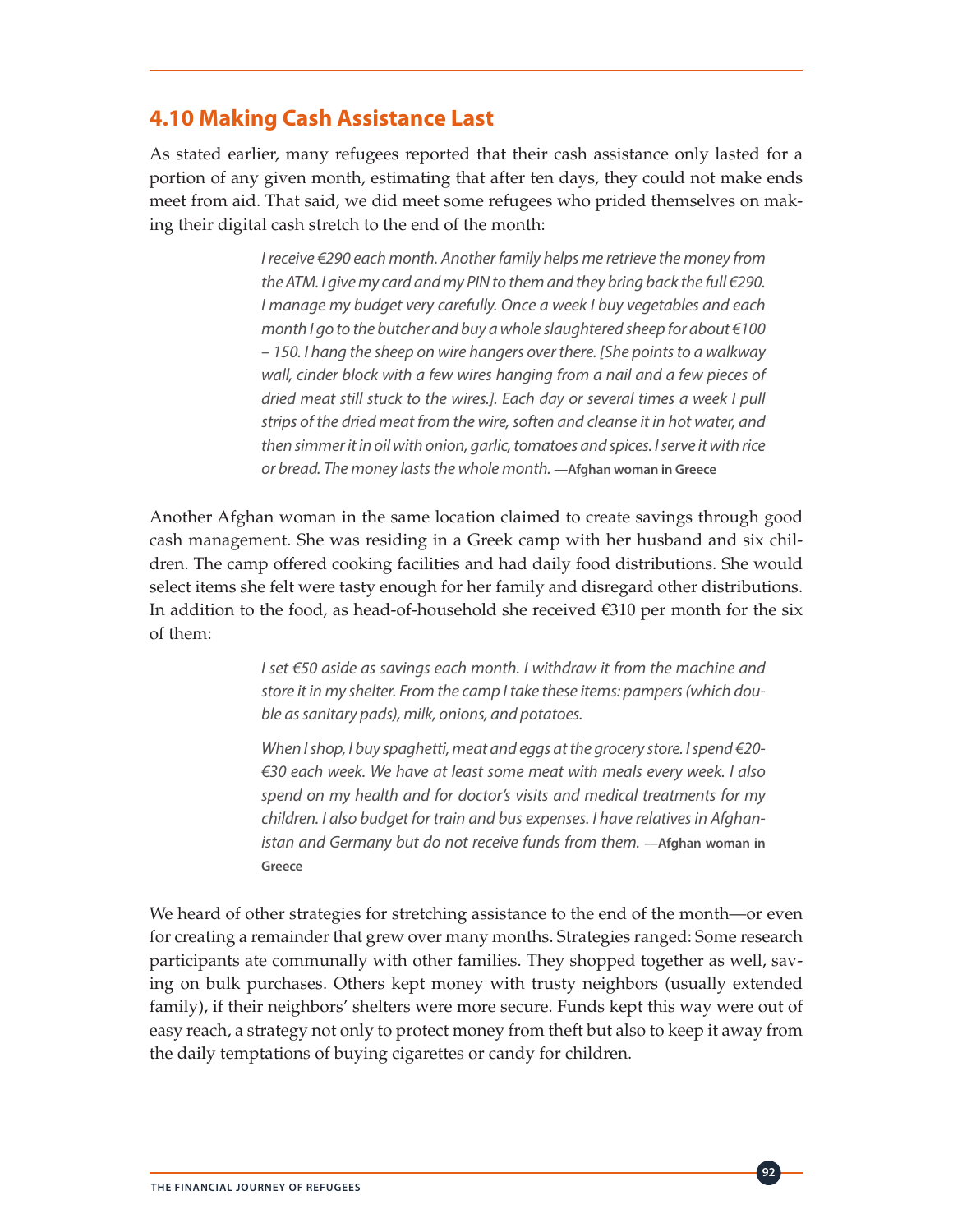## 4.10 Making Cash Assistance Last

As stated earlier, many refugees reported that their cash assistance only lasted for a portion of any given month, estimating that after ten days, they could not make ends meet from aid. That said, we did meet some refugees who prided themselves on making their digital cash stretch to the end of the month:

> *I receive €290 each month. Another family helps me retrieve the money from the ATM. I give my card and my PIN to them and they bring back the full €290. I manage my budget very carefully. Once a week I buy vegetables and each month I go to the butcher and buy a whole slaughtered sheep for about €100 – 150. I hang the sheep on wire hangers over there. [She points to a walkway wall, cinder block with a few wires hanging from a nail and a few pieces of dried meat still stuck to the wires.]. Each day or several times a week I pull strips of the dried meat from the wire, soften and cleanse it in hot water, and then simmer it in oil with onion, garlic, tomatoes and spices. I serve it with rice or bread. The money lasts the whole month.* **—Afghan woman in Greece**

Another Afghan woman in the same location claimed to create savings through good cash management. She was residing in a Greek camp with her husband and six children. The camp offered cooking facilities and had daily food distributions. She would select items she felt were tasty enough for her family and disregard other distributions. In addition to the food, as head-of-household she received €310 per month for the six of them:

> *I set €50 aside as savings each month. I withdraw it from the machine and store it in my shelter. From the camp I take these items: pampers (which double as sanitary pads), milk, onions, and potatoes.*
>
> *When I shop, I buy spaghetti, meat and eggs at the grocery store. I spend €20-€30 each week. We have at least some meat with meals every week. I also spend on my health and for doctor's visits and medical treatments for my children. I also budget for train and bus expenses. I have relatives in Afghanistan and Germany but do not receive funds from them.* **—Afghan woman in Greece**

We heard of other strategies for stretching assistance to the end of the month—or even for creating a remainder that grew over many months. Strategies ranged: Some research participants ate communally with other families. They shopped together as well, saving on bulk purchases. Others kept money with trusty neighbors (usually extended family), if their neighbors' shelters were more secure. Funds kept this way were out of easy reach, a strategy not only to protect money from theft but also to keep it away from the daily temptations of buying cigarettes or candy for children.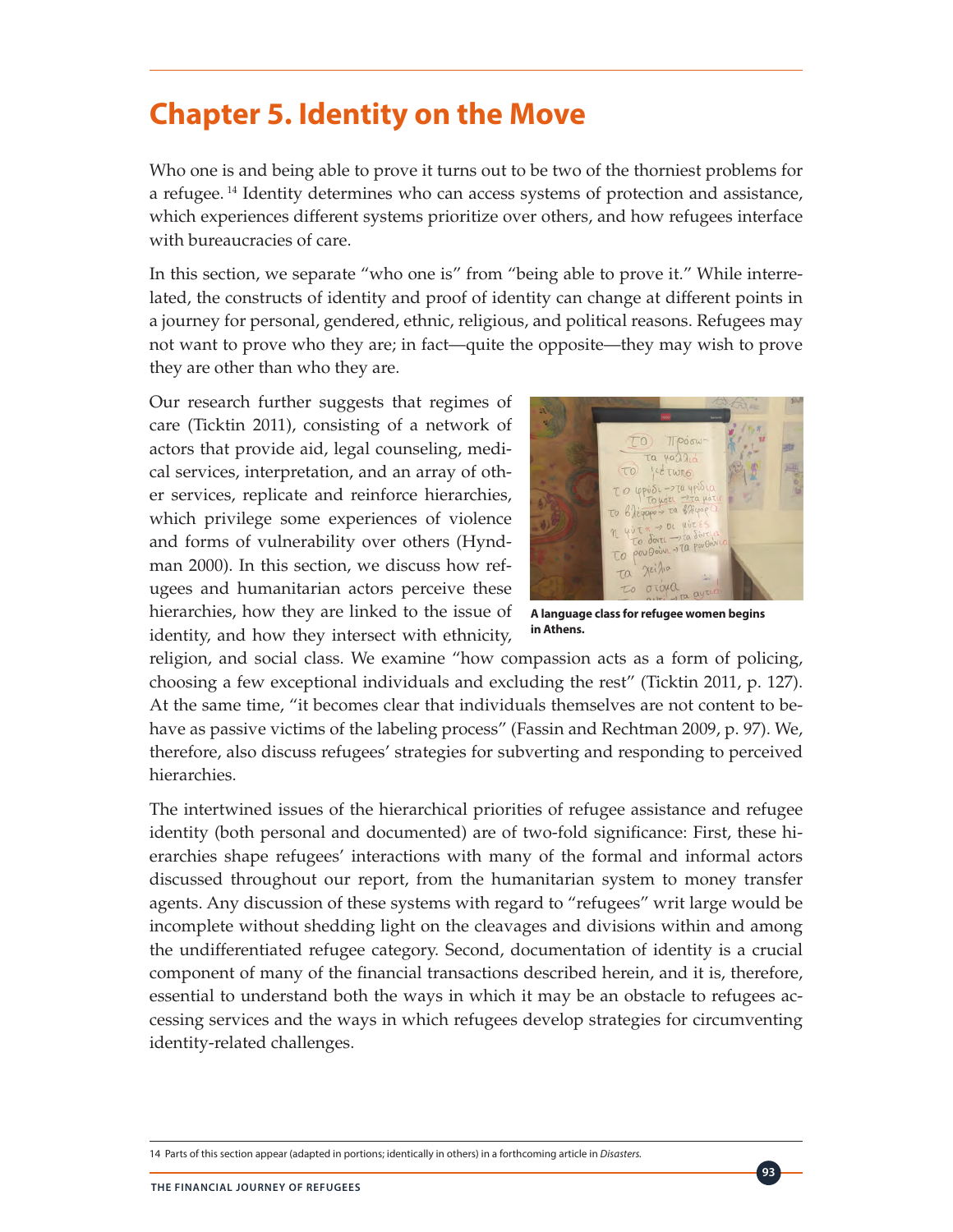# Chapter 5. Identity on the Move

Who one is and being able to prove it turns out to be two of the thorniest problems for a refugee.[14] Identity determines who can access systems of protection and assistance, which experiences different systems prioritize over others, and how refugees interface with bureaucracies of care.

In this section, we separate "who one is" from "being able to prove it." While interrelated, the constructs of identity and proof of identity can change at different points in a journey for personal, gendered, ethnic, religious, and political reasons. Refugees may not want to prove who they are; in fact—quite the opposite—they may wish to prove they are other than who they are.

Our research further suggests that regimes of care (Ticktin 2011), consisting of a network of actors that provide aid, legal counseling, medical services, interpretation, and an array of other services, replicate and reinforce hierarchies, which privilege some experiences of violence and forms of vulnerability over others (Hyndman 2000). In this section, we discuss how refugees and humanitarian actors perceive these hierarchies, how they are linked to the issue of identity, and how they intersect with ethnicity, religion, and social class. We examine "how compassion acts as a form of policing, choosing a few exceptional individuals and excluding the rest" (Ticktin 2011, p. 127). At the same time, "it becomes clear that individuals themselves are not content to behave as passive victims of the labeling process" (Fassin and Rechtman 2009, p. 97). We, therefore, also discuss refugees' strategies for subverting and responding to perceived hierarchies.

**A language class for refugee women begins in Athens.**

The intertwined issues of the hierarchical priorities of refugee assistance and refugee identity (both personal and documented) are of two-fold significance: First, these hierarchies shape refugees' interactions with many of the formal and informal actors discussed throughout our report, from the humanitarian system to money transfer agents. Any discussion of these systems with regard to "refugees" writ large would be incomplete without shedding light on the cleavages and divisions within and among the undifferentiated refugee category. Second, documentation of identity is a crucial component of many of the financial transactions described herein, and it is, therefore, essential to understand both the ways in which it may be an obstacle to refugees accessing services and the ways in which refugees develop strategies for circumventing identity-related challenges.

14 Parts of this section appear (adapted in portions; identically in others) in a forthcoming article in *Disasters*.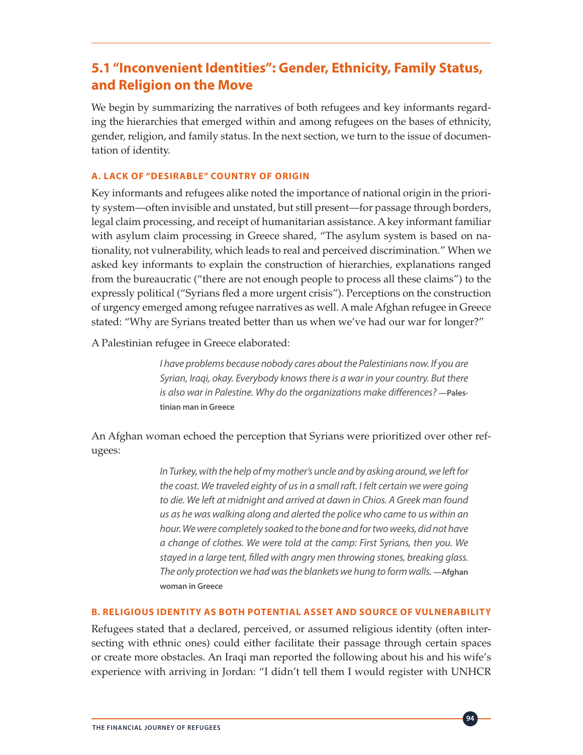## 5.1 "Inconvenient Identities": Gender, Ethnicity, Family Status, and Religion on the Move

We begin by summarizing the narratives of both refugees and key informants regarding the hierarchies that emerged within and among refugees on the bases of ethnicity, gender, religion, and family status. In the next section, we turn to the issue of documentation of identity.

### A. LACK OF "DESIRABLE" COUNTRY OF ORIGIN

Key informants and refugees alike noted the importance of national origin in the priority system—often invisible and unstated, but still present—for passage through borders, legal claim processing, and receipt of humanitarian assistance. A key informant familiar with asylum claim processing in Greece shared, "The asylum system is based on nationality, not vulnerability, which leads to real and perceived discrimination." When we asked key informants to explain the construction of hierarchies, explanations ranged from the bureaucratic ("there are not enough people to process all these claims") to the expressly political ("Syrians fled a more urgent crisis"). Perceptions on the construction of urgency emerged among refugee narratives as well. A male Afghan refugee in Greece stated: "Why are Syrians treated better than us when we've had our war for longer?"

A Palestinian refugee in Greece elaborated:

> *I have problems because nobody cares about the Palestinians now. If you are Syrian, Iraqi, okay. Everybody knows there is a war in your country. But there is also war in Palestine. Why do the organizations make differences?* **—Palestinian man in Greece**

An Afghan woman echoed the perception that Syrians were prioritized over other refugees:

> *In Turkey, with the help of my mother's uncle and by asking around, we left for the coast. We traveled eighty of us in a small raft. I felt certain we were going to die. We left at midnight and arrived at dawn in Chios. A Greek man found us as he was walking along and alerted the police who came to us within an hour. We were completely soaked to the bone and for two weeks, did not have a change of clothes. We were told at the camp: First Syrians, then you. We stayed in a large tent, filled with angry men throwing stones, breaking glass. The only protection we had was the blankets we hung to form walls.* **—Afghan woman in Greece**

### B. RELIGIOUS IDENTITY AS BOTH POTENTIAL ASSET AND SOURCE OF VULNERABILITY

Refugees stated that a declared, perceived, or assumed religious identity (often intersecting with ethnic ones) could either facilitate their passage through certain spaces or create more obstacles. An Iraqi man reported the following about his and his wife's experience with arriving in Jordan: "I didn't tell them I would register with UNHCR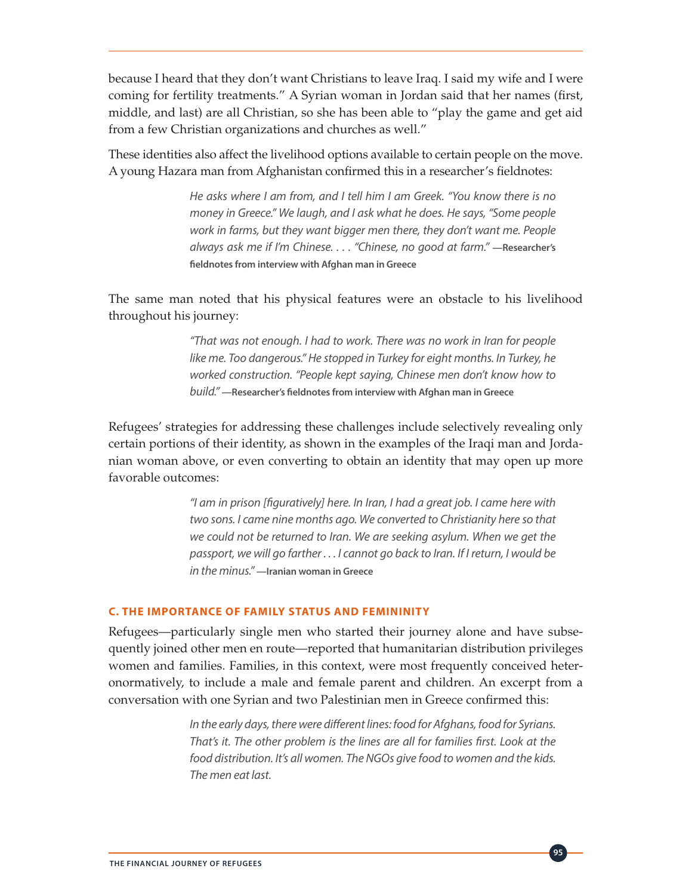because I heard that they don't want Christians to leave Iraq. I said my wife and I were coming for fertility treatments." A Syrian woman in Jordan said that her names (first, middle, and last) are all Christian, so she has been able to "play the game and get aid from a few Christian organizations and churches as well."

These identities also affect the livelihood options available to certain people on the move. A young Hazara man from Afghanistan confirmed this in a researcher's fieldnotes:

> *He asks where I am from, and I tell him I am Greek. "You know there is no money in Greece." We laugh, and I ask what he does. He says, "Some people work in farms, but they want bigger men there, they don't want me. People always ask me if I'm Chinese. . . . "Chinese, no good at farm."* **—Researcher's fieldnotes from interview with Afghan man in Greece**

The same man noted that his physical features were an obstacle to his livelihood throughout his journey:

> *"That was not enough. I had to work. There was no work in Iran for people like me. Too dangerous." He stopped in Turkey for eight months. In Turkey, he worked construction. "People kept saying, Chinese men don't know how to build."* **—Researcher's fieldnotes from interview with Afghan man in Greece**

Refugees' strategies for addressing these challenges include selectively revealing only certain portions of their identity, as shown in the examples of the Iraqi man and Jordanian woman above, or even converting to obtain an identity that may open up more favorable outcomes:

> *"I am in prison [figuratively] here. In Iran, I had a great job. I came here with two sons. I came nine months ago. We converted to Christianity here so that we could not be returned to Iran. We are seeking asylum. When we get the passport, we will go farther . . . I cannot go back to Iran. If I return, I would be in the minus."* **—Iranian woman in Greece**

### C. THE IMPORTANCE OF FAMILY STATUS AND FEMININITY

Refugees—particularly single men who started their journey alone and have subsequently joined other men en route—reported that humanitarian distribution privileges women and families. Families, in this context, were most frequently conceived heteronormatively, to include a male and female parent and children. An excerpt from a conversation with one Syrian and two Palestinian men in Greece confirmed this:

> *In the early days, there were different lines: food for Afghans, food for Syrians. That's it. The other problem is the lines are all for families first. Look at the food distribution. It's all women. The NGOs give food to women and the kids. The men eat last.*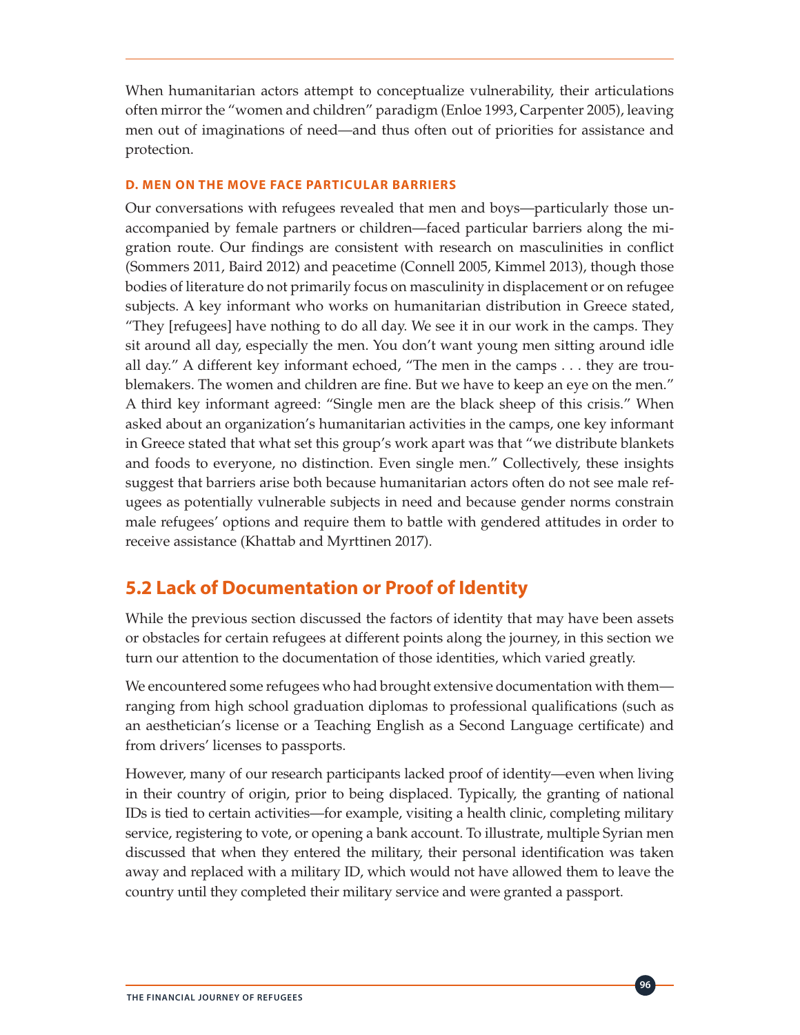When humanitarian actors attempt to conceptualize vulnerability, their articulations often mirror the "women and children" paradigm (Enloe 1993, Carpenter 2005), leaving men out of imaginations of need—and thus often out of priorities for assistance and protection.

#### D. MEN ON THE MOVE FACE PARTICULAR BARRIERS

Our conversations with refugees revealed that men and boys—particularly those unaccompanied by female partners or children—faced particular barriers along the migration route. Our findings are consistent with research on masculinities in conflict (Sommers 2011, Baird 2012) and peacetime (Connell 2005, Kimmel 2013), though those bodies of literature do not primarily focus on masculinity in displacement or on refugee subjects. A key informant who works on humanitarian distribution in Greece stated, "They [refugees] have nothing to do all day. We see it in our work in the camps. They sit around all day, especially the men. You don't want young men sitting around idle all day." A different key informant echoed, "The men in the camps . . . they are troublemakers. The women and children are fine. But we have to keep an eye on the men." A third key informant agreed: "Single men are the black sheep of this crisis." When asked about an organization's humanitarian activities in the camps, one key informant in Greece stated that what set this group's work apart was that "we distribute blankets and foods to everyone, no distinction. Even single men." Collectively, these insights suggest that barriers arise both because humanitarian actors often do not see male refugees as potentially vulnerable subjects in need and because gender norms constrain male refugees' options and require them to battle with gendered attitudes in order to receive assistance (Khattab and Myrttinen 2017).

## 5.2 Lack of Documentation or Proof of Identity

While the previous section discussed the factors of identity that may have been assets or obstacles for certain refugees at different points along the journey, in this section we turn our attention to the documentation of those identities, which varied greatly.

We encountered some refugees who had brought extensive documentation with them—ranging from high school graduation diplomas to professional qualifications (such as an aesthetician's license or a Teaching English as a Second Language certificate) and from drivers' licenses to passports.

However, many of our research participants lacked proof of identity—even when living in their country of origin, prior to being displaced. Typically, the granting of national IDs is tied to certain activities—for example, visiting a health clinic, completing military service, registering to vote, or opening a bank account. To illustrate, multiple Syrian men discussed that when they entered the military, their personal identification was taken away and replaced with a military ID, which would not have allowed them to leave the country until they completed their military service and were granted a passport.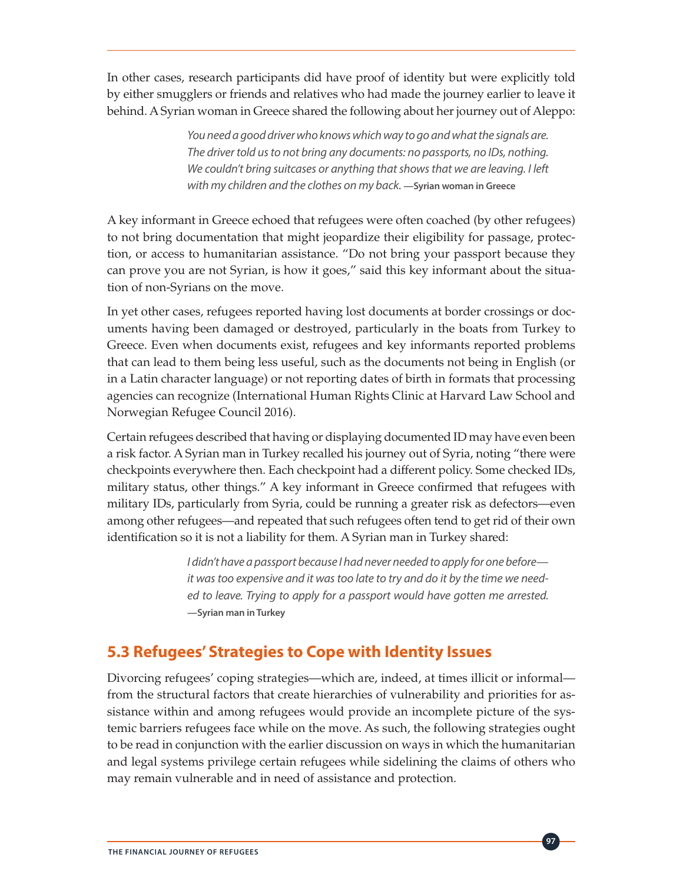In other cases, research participants did have proof of identity but were explicitly told by either smugglers or friends and relatives who had made the journey earlier to leave it behind. A Syrian woman in Greece shared the following about her journey out of Aleppo:

> *You need a good driver who knows which way to go and what the signals are. The driver told us to not bring any documents: no passports, no IDs, nothing. We couldn't bring suitcases or anything that shows that we are leaving. I left with my children and the clothes on my back.* **—Syrian woman in Greece**

A key informant in Greece echoed that refugees were often coached (by other refugees) to not bring documentation that might jeopardize their eligibility for passage, protection, or access to humanitarian assistance. "Do not bring your passport because they can prove you are not Syrian, is how it goes," said this key informant about the situation of non-Syrians on the move.

In yet other cases, refugees reported having lost documents at border crossings or documents having been damaged or destroyed, particularly in the boats from Turkey to Greece. Even when documents exist, refugees and key informants reported problems that can lead to them being less useful, such as the documents not being in English (or in a Latin character language) or not reporting dates of birth in formats that processing agencies can recognize (International Human Rights Clinic at Harvard Law School and Norwegian Refugee Council 2016).

Certain refugees described that having or displaying documented ID may have even been a risk factor. A Syrian man in Turkey recalled his journey out of Syria, noting "there were checkpoints everywhere then. Each checkpoint had a different policy. Some checked IDs, military status, other things." A key informant in Greece confirmed that refugees with military IDs, particularly from Syria, could be running a greater risk as defectors—even among other refugees—and repeated that such refugees often tend to get rid of their own identification so it is not a liability for them. A Syrian man in Turkey shared:

> *I didn't have a passport because I had never needed to apply for one before—it was too expensive and it was too late to try and do it by the time we needed to leave. Trying to apply for a passport would have gotten me arrested.* **—Syrian man in Turkey**

## 5.3 Refugees' Strategies to Cope with Identity Issues

Divorcing refugees' coping strategies—which are, indeed, at times illicit or informal—from the structural factors that create hierarchies of vulnerability and priorities for assistance within and among refugees would provide an incomplete picture of the systemic barriers refugees face while on the move. As such, the following strategies ought to be read in conjunction with the earlier discussion on ways in which the humanitarian and legal systems privilege certain refugees while sidelining the claims of others who may remain vulnerable and in need of assistance and protection.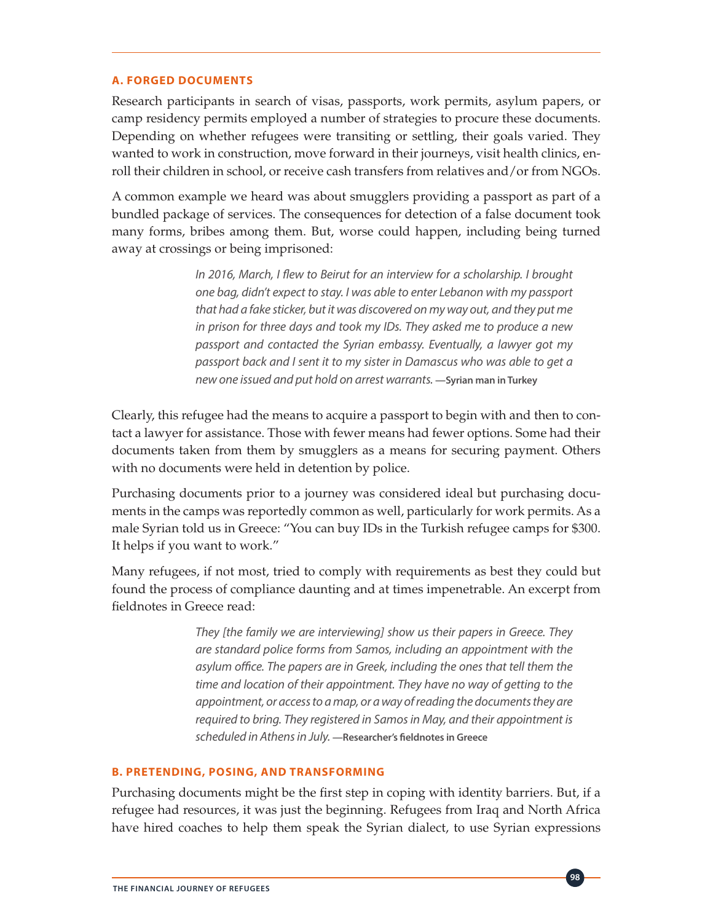### A. FORGED DOCUMENTS

Research participants in search of visas, passports, work permits, asylum papers, or camp residency permits employed a number of strategies to procure these documents. Depending on whether refugees were transiting or settling, their goals varied. They wanted to work in construction, move forward in their journeys, visit health clinics, enroll their children in school, or receive cash transfers from relatives and/or from NGOs.

A common example we heard was about smugglers providing a passport as part of a bundled package of services. The consequences for detection of a false document took many forms, bribes among them. But, worse could happen, including being turned away at crossings or being imprisoned:

> *In 2016, March, I flew to Beirut for an interview for a scholarship. I brought one bag, didn't expect to stay. I was able to enter Lebanon with my passport that had a fake sticker, but it was discovered on my way out, and they put me in prison for three days and took my IDs. They asked me to produce a new passport and contacted the Syrian embassy. Eventually, a lawyer got my passport back and I sent it to my sister in Damascus who was able to get a new one issued and put hold on arrest warrants.* **—Syrian man in Turkey**

Clearly, this refugee had the means to acquire a passport to begin with and then to contact a lawyer for assistance. Those with fewer means had fewer options. Some had their documents taken from them by smugglers as a means for securing payment. Others with no documents were held in detention by police.

Purchasing documents prior to a journey was considered ideal but purchasing documents in the camps was reportedly common as well, particularly for work permits. As a male Syrian told us in Greece: "You can buy IDs in the Turkish refugee camps for $300. It helps if you want to work."

Many refugees, if not most, tried to comply with requirements as best they could but found the process of compliance daunting and at times impenetrable. An excerpt from fieldnotes in Greece read:

> *They [the family we are interviewing] show us their papers in Greece. They are standard police forms from Samos, including an appointment with the asylum office. The papers are in Greek, including the ones that tell them the time and location of their appointment. They have no way of getting to the appointment, or access to a map, or a way of reading the documents they are required to bring. They registered in Samos in May, and their appointment is scheduled in Athens in July.* **—Researcher's fieldnotes in Greece**

### B. PRETENDING, POSING, AND TRANSFORMING

Purchasing documents might be the first step in coping with identity barriers. But, if a refugee had resources, it was just the beginning. Refugees from Iraq and North Africa have hired coaches to help them speak the Syrian dialect, to use Syrian expressions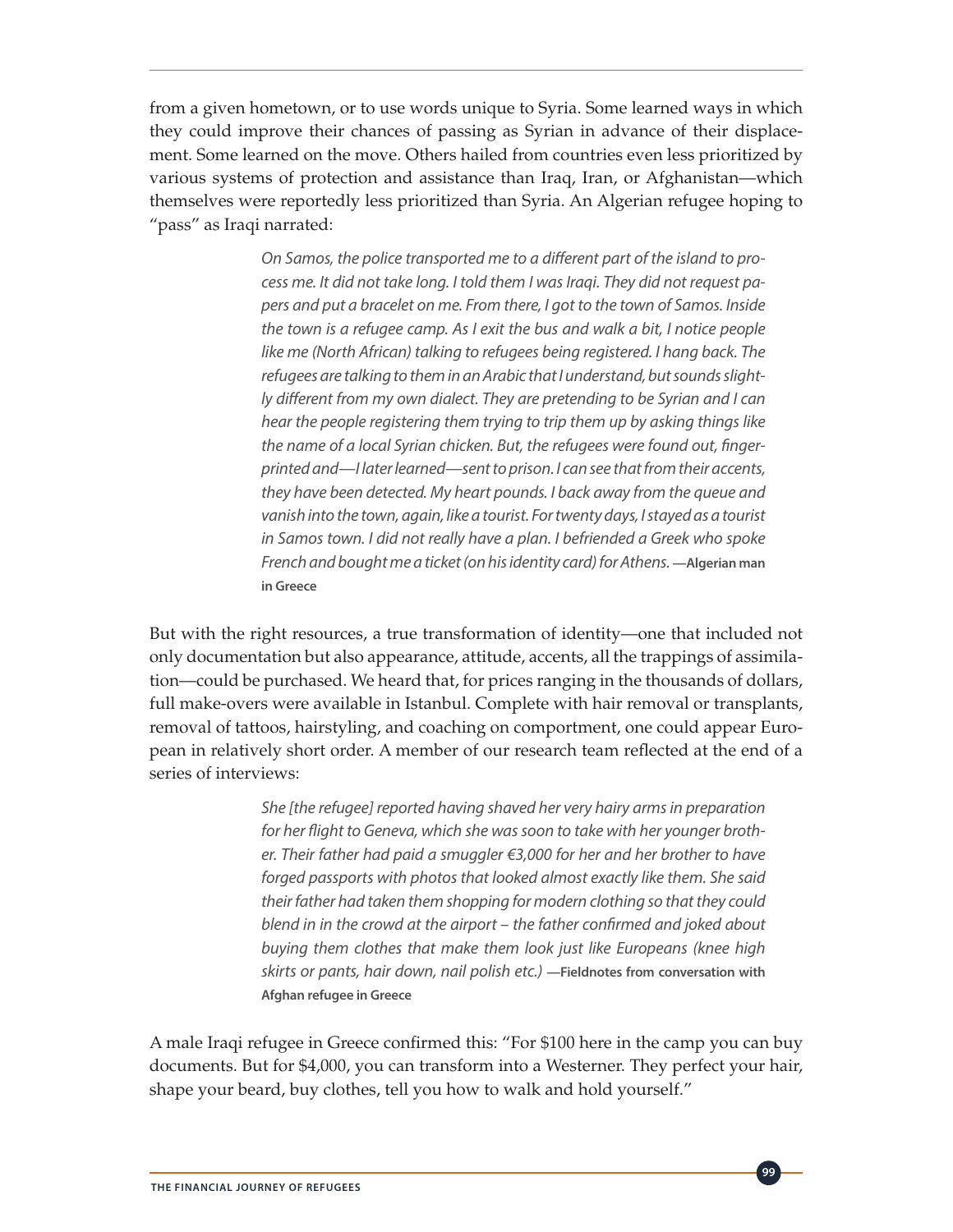from a given hometown, or to use words unique to Syria. Some learned ways in which they could improve their chances of passing as Syrian in advance of their displacement. Some learned on the move. Others hailed from countries even less prioritized by various systems of protection and assistance than Iraq, Iran, or Afghanistan—which themselves were reportedly less prioritized than Syria. An Algerian refugee hoping to "pass" as Iraqi narrated:

> *On Samos, the police transported me to a different part of the island to process me. It did not take long. I told them I was Iraqi. They did not request papers and put a bracelet on me. From there, I got to the town of Samos. Inside the town is a refugee camp. As I exit the bus and walk a bit, I notice people like me (North African) talking to refugees being registered. I hang back. The refugees are talking to them in an Arabic that I understand, but sounds slightly different from my own dialect. They are pretending to be Syrian and I can hear the people registering them trying to trip them up by asking things like the name of a local Syrian chicken. But, the refugees were found out, fingerprinted and—I later learned—sent to prison. I can see that from their accents, they have been detected. My heart pounds. I back away from the queue and vanish into the town, again, like a tourist. For twenty days, I stayed as a tourist in Samos town. I did not really have a plan. I befriended a Greek who spoke French and bought me a ticket (on his identity card) for Athens.* **—Algerian man in Greece**

But with the right resources, a true transformation of identity—one that included not only documentation but also appearance, attitude, accents, all the trappings of assimilation—could be purchased. We heard that, for prices ranging in the thousands of dollars, full make-overs were available in Istanbul. Complete with hair removal or transplants, removal of tattoos, hairstyling, and coaching on comportment, one could appear European in relatively short order. A member of our research team reflected at the end of a series of interviews:

> *She [the refugee] reported having shaved her very hairy arms in preparation for her flight to Geneva, which she was soon to take with her younger brother. Their father had paid a smuggler €3,000 for her and her brother to have forged passports with photos that looked almost exactly like them. She said their father had taken them shopping for modern clothing so that they could blend in in the crowd at the airport – the father confirmed and joked about buying them clothes that make them look just like Europeans (knee high skirts or pants, hair down, nail polish etc.)* **—Fieldnotes from conversation with Afghan refugee in Greece**

A male Iraqi refugee in Greece confirmed this: "For $100 here in the camp you can buy documents. But for $4,000, you can transform into a Westerner. They perfect your hair, shape your beard, buy clothes, tell you how to walk and hold yourself."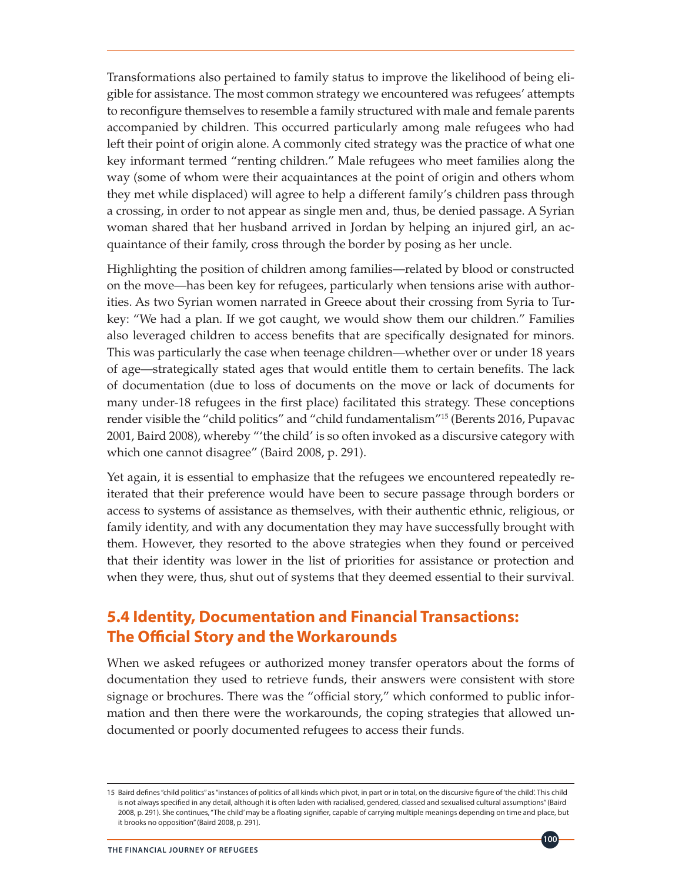Transformations also pertained to family status to improve the likelihood of being eligible for assistance. The most common strategy we encountered was refugees' attempts to reconfigure themselves to resemble a family structured with male and female parents accompanied by children. This occurred particularly among male refugees who had left their point of origin alone. A commonly cited strategy was the practice of what one key informant termed "renting children." Male refugees who meet families along the way (some of whom were their acquaintances at the point of origin and others whom they met while displaced) will agree to help a different family's children pass through a crossing, in order to not appear as single men and, thus, be denied passage. A Syrian woman shared that her husband arrived in Jordan by helping an injured girl, an acquaintance of their family, cross through the border by posing as her uncle.

Highlighting the position of children among families—related by blood or constructed on the move—has been key for refugees, particularly when tensions arise with authorities. As two Syrian women narrated in Greece about their crossing from Syria to Turkey: "We had a plan. If we got caught, we would show them our children." Families also leveraged children to access benefits that are specifically designated for minors. This was particularly the case when teenage children—whether over or under 18 years of age—strategically stated ages that would entitle them to certain benefits. The lack of documentation (due to loss of documents on the move or lack of documents for many under-18 refugees in the first place) facilitated this strategy. These conceptions render visible the "child politics" and "child fundamentalism"[15] (Berents 2016, Pupavac 2001, Baird 2008), whereby "'the child' is so often invoked as a discursive category with which one cannot disagree" (Baird 2008, p. 291).

Yet again, it is essential to emphasize that the refugees we encountered repeatedly reiterated that their preference would have been to secure passage through borders or access to systems of assistance as themselves, with their authentic ethnic, religious, or family identity, and with any documentation they may have successfully brought with them. However, they resorted to the above strategies when they found or perceived that their identity was lower in the list of priorities for assistance or protection and when they were, thus, shut out of systems that they deemed essential to their survival.

## 5.4 Identity, Documentation and Financial Transactions: The Official Story and the Workarounds

When we asked refugees or authorized money transfer operators about the forms of documentation they used to retrieve funds, their answers were consistent with store signage or brochures. There was the "official story," which conformed to public information and then there were the workarounds, the coping strategies that allowed undocumented or poorly documented refugees to access their funds.

15 Baird defines "child politics" as "instances of politics of all kinds which pivot, in part or in total, on the discursive figure of 'the child'. This child is not always specified in any detail, although it is often laden with racialised, gendered, classed and sexualised cultural assumptions" (Baird 2008, p. 291). She continues, "The child' may be a floating signifier, capable of carrying multiple meanings depending on time and place, but it brooks no opposition" (Baird 2008, p. 291).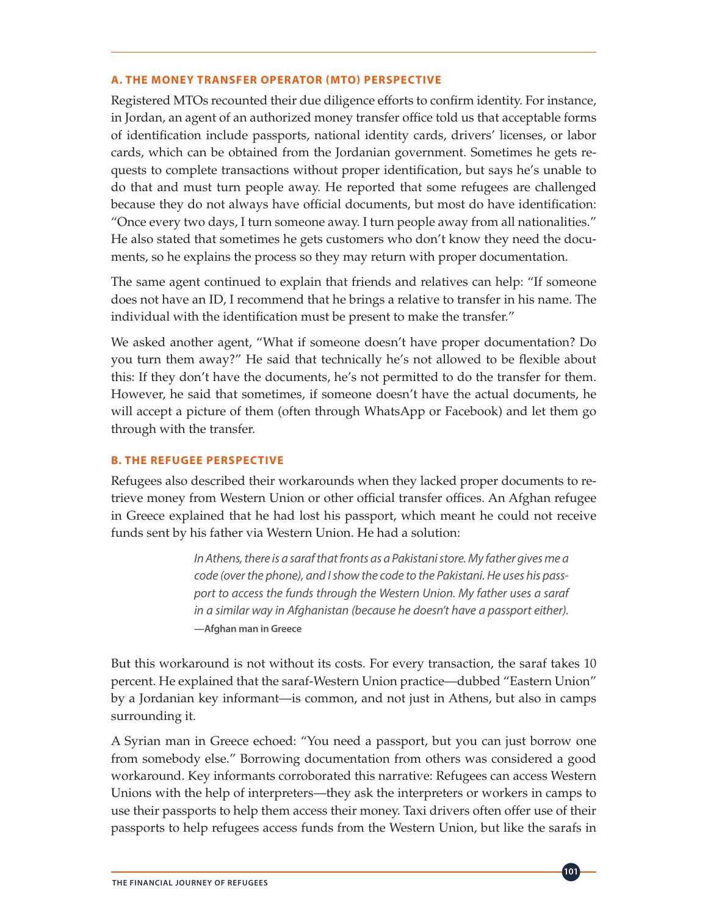### A. THE MONEY TRANSFER OPERATOR (MTO) PERSPECTIVE

Registered MTOs recounted their due diligence efforts to confirm identity. For instance, in Jordan, an agent of an authorized money transfer office told us that acceptable forms of identification include passports, national identity cards, drivers' licenses, or labor cards, which can be obtained from the Jordanian government. Sometimes he gets requests to complete transactions without proper identification, but says he's unable to do that and must turn people away. He reported that some refugees are challenged because they do not always have official documents, but most do have identification: "Once every two days, I turn someone away. I turn people away from all nationalities." He also stated that sometimes he gets customers who don't know they need the documents, so he explains the process so they may return with proper documentation.

The same agent continued to explain that friends and relatives can help: "If someone does not have an ID, I recommend that he brings a relative to transfer in his name. The individual with the identification must be present to make the transfer."

We asked another agent, "What if someone doesn't have proper documentation? Do you turn them away?" He said that technically he's not allowed to be flexible about this: If they don't have the documents, he's not permitted to do the transfer for them. However, he said that sometimes, if someone doesn't have the actual documents, he will accept a picture of them (often through WhatsApp or Facebook) and let them go through with the transfer.

### B. THE REFUGEE PERSPECTIVE

Refugees also described their workarounds when they lacked proper documents to retrieve money from Western Union or other official transfer offices. An Afghan refugee in Greece explained that he had lost his passport, which meant he could not receive funds sent by his father via Western Union. He had a solution:

> *In Athens, there is a saraf that fronts as a Pakistani store. My father gives me a code (over the phone), and I show the code to the Pakistani. He uses his passport to access the funds through the Western Union. My father uses a saraf in a similar way in Afghanistan (because he doesn't have a passport either).*
>
> **—Afghan man in Greece**

But this workaround is not without its costs. For every transaction, the saraf takes 10 percent. He explained that the saraf-Western Union practice—dubbed "Eastern Union" by a Jordanian key informant—is common, and not just in Athens, but also in camps surrounding it.

A Syrian man in Greece echoed: "You need a passport, but you can just borrow one from somebody else." Borrowing documentation from others was considered a good workaround. Key informants corroborated this narrative: Refugees can access Western Unions with the help of interpreters—they ask the interpreters or workers in camps to use their passports to help them access their money. Taxi drivers often offer use of their passports to help refugees access funds from the Western Union, but like the sarafs in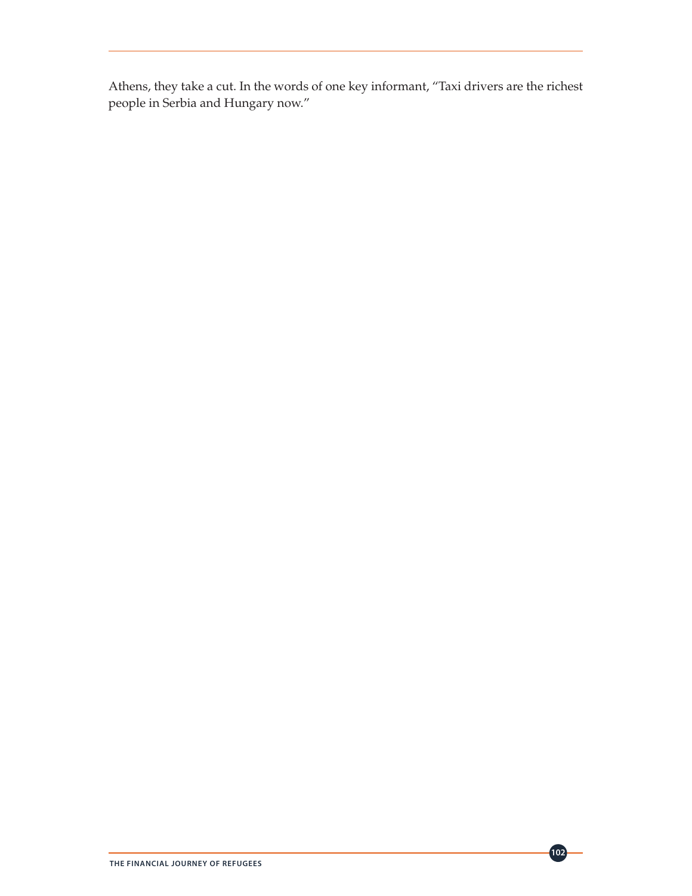Athens, they take a cut. In the words of one key informant, "Taxi drivers are the richest people in Serbia and Hungary now."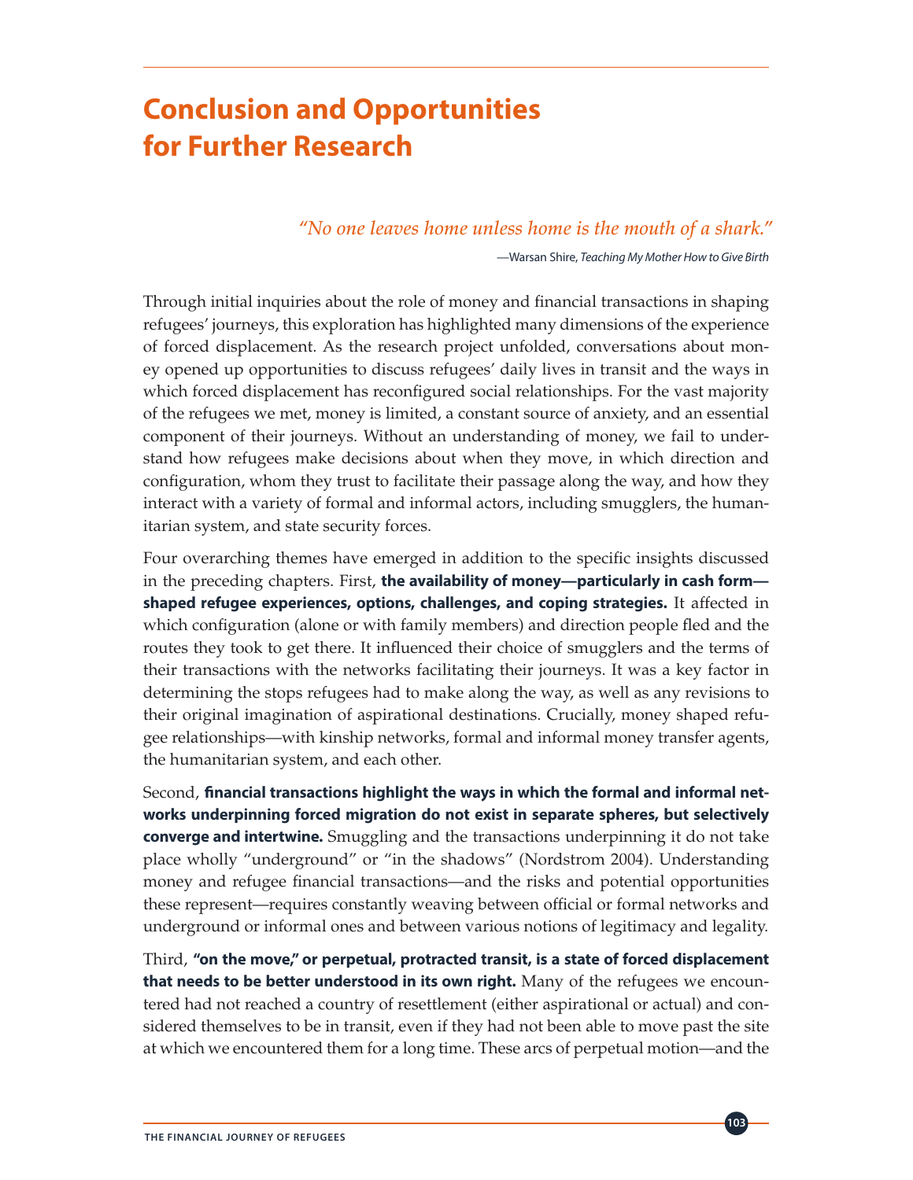# Conclusion and Opportunities for Further Research

*"No one leaves home unless home is the mouth of a shark."*

—Warsan Shire, *Teaching My Mother How to Give Birth*

Through initial inquiries about the role of money and financial transactions in shaping refugees' journeys, this exploration has highlighted many dimensions of the experience of forced displacement. As the research project unfolded, conversations about money opened up opportunities to discuss refugees' daily lives in transit and the ways in which forced displacement has reconfigured social relationships. For the vast majority of the refugees we met, money is limited, a constant source of anxiety, and an essential component of their journeys. Without an understanding of money, we fail to understand how refugees make decisions about when they move, in which direction and configuration, whom they trust to facilitate their passage along the way, and how they interact with a variety of formal and informal actors, including smugglers, the humanitarian system, and state security forces.

Four overarching themes have emerged in addition to the specific insights discussed in the preceding chapters. First, **the availability of money—particularly in cash form—shaped refugee experiences, options, challenges, and coping strategies.** It affected in which configuration (alone or with family members) and direction people fled and the routes they took to get there. It influenced their choice of smugglers and the terms of their transactions with the networks facilitating their journeys. It was a key factor in determining the stops refugees had to make along the way, as well as any revisions to their original imagination of aspirational destinations. Crucially, money shaped refugee relationships—with kinship networks, formal and informal money transfer agents, the humanitarian system, and each other.

Second, **financial transactions highlight the ways in which the formal and informal networks underpinning forced migration do not exist in separate spheres, but selectively converge and intertwine.** Smuggling and the transactions underpinning it do not take place wholly "underground" or "in the shadows" (Nordstrom 2004). Understanding money and refugee financial transactions—and the risks and potential opportunities these represent—requires constantly weaving between official or formal networks and underground or informal ones and between various notions of legitimacy and legality.

Third, **"on the move," or perpetual, protracted transit, is a state of forced displacement that needs to be better understood in its own right.** Many of the refugees we encountered had not reached a country of resettlement (either aspirational or actual) and considered themselves to be in transit, even if they had not been able to move past the site at which we encountered them for a long time. These arcs of perpetual motion—and the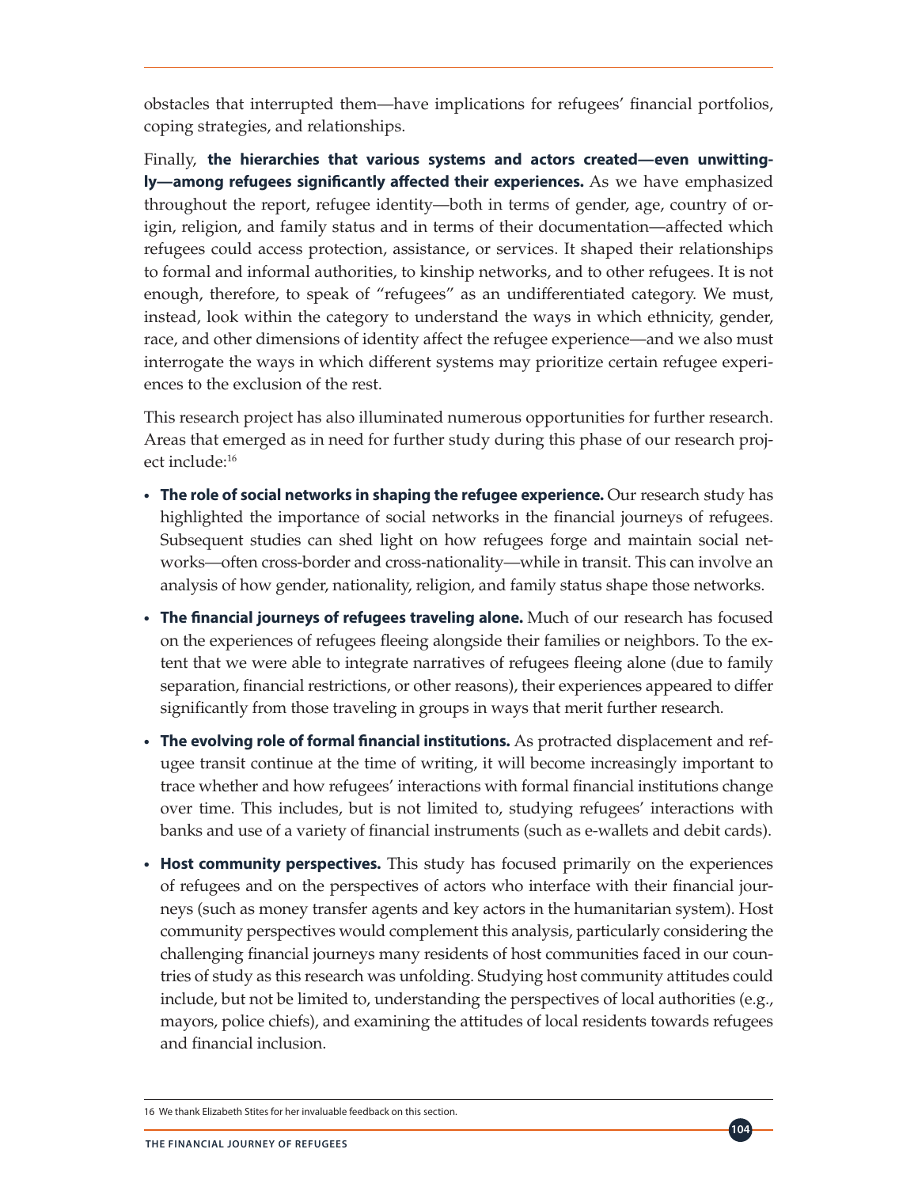obstacles that interrupted them—have implications for refugees' financial portfolios, coping strategies, and relationships.

Finally, **the hierarchies that various systems and actors created—even unwittingly—among refugees significantly affected their experiences.** As we have emphasized throughout the report, refugee identity—both in terms of gender, age, country of origin, religion, and family status and in terms of their documentation—affected which refugees could access protection, assistance, or services. It shaped their relationships to formal and informal authorities, to kinship networks, and to other refugees. It is not enough, therefore, to speak of "refugees" as an undifferentiated category. We must, instead, look within the category to understand the ways in which ethnicity, gender, race, and other dimensions of identity affect the refugee experience—and we also must interrogate the ways in which different systems may prioritize certain refugee experiences to the exclusion of the rest.

This research project has also illuminated numerous opportunities for further research. Areas that emerged as in need for further study during this phase of our research project include:[16]

- **The role of social networks in shaping the refugee experience.** Our research study has highlighted the importance of social networks in the financial journeys of refugees. Subsequent studies can shed light on how refugees forge and maintain social networks—often cross-border and cross-nationality—while in transit. This can involve an analysis of how gender, nationality, religion, and family status shape those networks.
- **The financial journeys of refugees traveling alone.** Much of our research has focused on the experiences of refugees fleeing alongside their families or neighbors. To the extent that we were able to integrate narratives of refugees fleeing alone (due to family separation, financial restrictions, or other reasons), their experiences appeared to differ significantly from those traveling in groups in ways that merit further research.
- **The evolving role of formal financial institutions.** As protracted displacement and refugee transit continue at the time of writing, it will become increasingly important to trace whether and how refugees' interactions with formal financial institutions change over time. This includes, but is not limited to, studying refugees' interactions with banks and use of a variety of financial instruments (such as e-wallets and debit cards).
- **Host community perspectives.** This study has focused primarily on the experiences of refugees and on the perspectives of actors who interface with their financial journeys (such as money transfer agents and key actors in the humanitarian system). Host community perspectives would complement this analysis, particularly considering the challenging financial journeys many residents of host communities faced in our countries of study as this research was unfolding. Studying host community attitudes could include, but not be limited to, understanding the perspectives of local authorities (e.g., mayors, police chiefs), and examining the attitudes of local residents towards refugees and financial inclusion.

16 We thank Elizabeth Stites for her invaluable feedback on this section.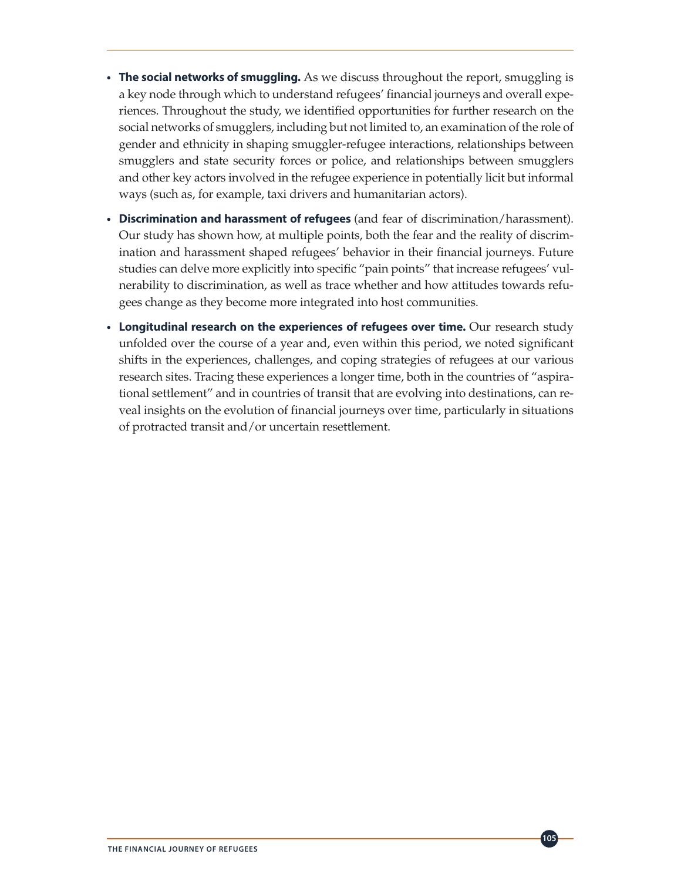- **The social networks of smuggling.** As we discuss throughout the report, smuggling is a key node through which to understand refugees' financial journeys and overall experiences. Throughout the study, we identified opportunities for further research on the social networks of smugglers, including but not limited to, an examination of the role of gender and ethnicity in shaping smuggler-refugee interactions, relationships between smugglers and state security forces or police, and relationships between smugglers and other key actors involved in the refugee experience in potentially licit but informal ways (such as, for example, taxi drivers and humanitarian actors).

- **Discrimination and harassment of refugees** (and fear of discrimination/harassment). Our study has shown how, at multiple points, both the fear and the reality of discrimination and harassment shaped refugees' behavior in their financial journeys. Future studies can delve more explicitly into specific "pain points" that increase refugees' vulnerability to discrimination, as well as trace whether and how attitudes towards refugees change as they become more integrated into host communities.

- **Longitudinal research on the experiences of refugees over time.** Our research study unfolded over the course of a year and, even within this period, we noted significant shifts in the experiences, challenges, and coping strategies of refugees at our various research sites. Tracing these experiences a longer time, both in the countries of "aspirational settlement" and in countries of transit that are evolving into destinations, can reveal insights on the evolution of financial journeys over time, particularly in situations of protracted transit and/or uncertain resettlement.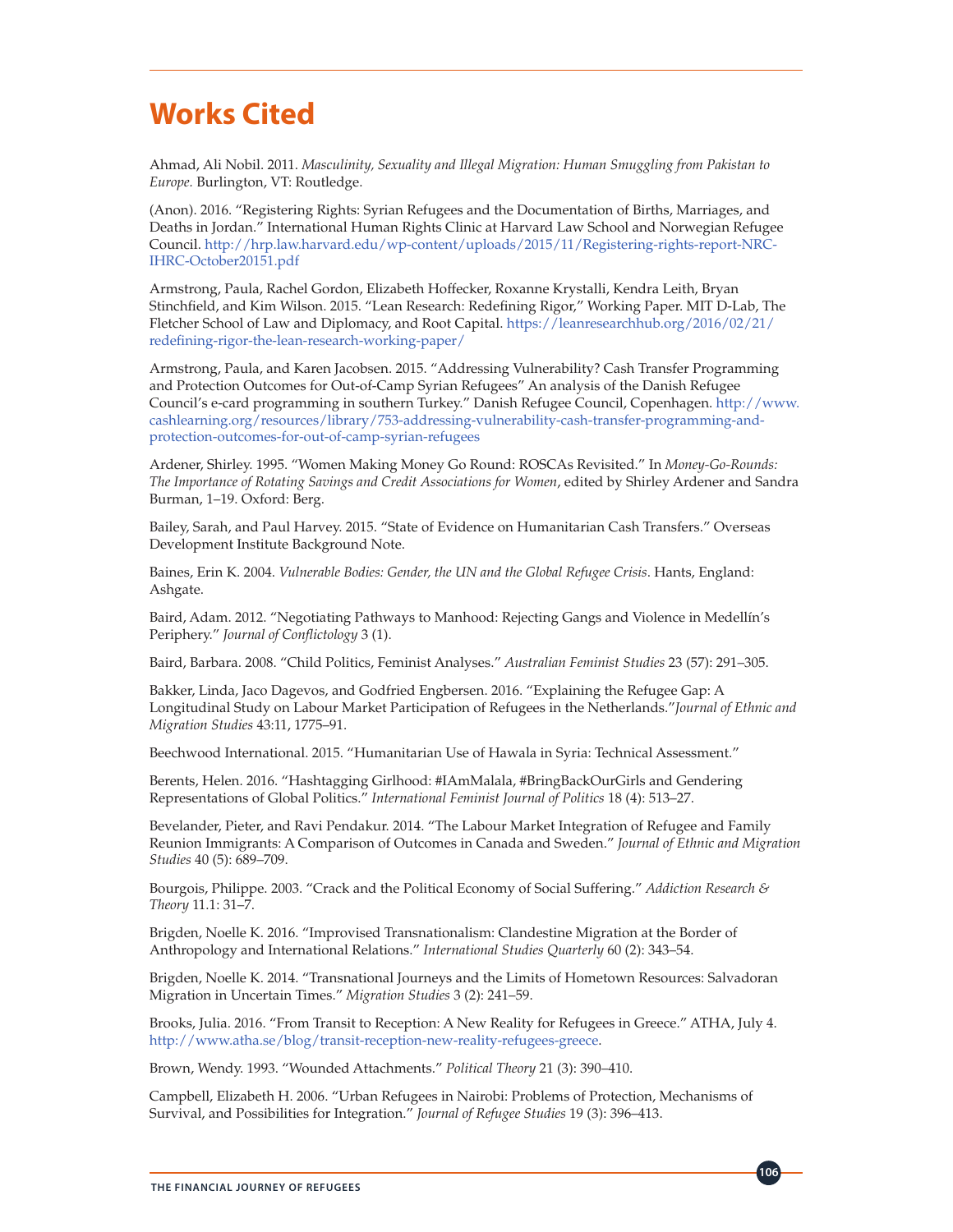# Works Cited

Ahmad, Ali Nobil. 2011. *Masculinity, Sexuality and Illegal Migration: Human Smuggling from Pakistan to Europe*. Burlington, VT: Routledge.

(Anon). 2016. "Registering Rights: Syrian Refugees and the Documentation of Births, Marriages, and Deaths in Jordan." International Human Rights Clinic at Harvard Law School and Norwegian Refugee Council. http://hrp.law.harvard.edu/wp-content/uploads/2015/11/Registering-rights-report-NRC-IHRC-October20151.pdf

Armstrong, Paula, Rachel Gordon, Elizabeth Hoffecker, Roxanne Krystalli, Kendra Leith, Bryan Stinchfield, and Kim Wilson. 2015. "Lean Research: Redefining Rigor," Working Paper. MIT D-Lab, The Fletcher School of Law and Diplomacy, and Root Capital. https://leanresearchhub.org/2016/02/21/redefining-rigor-the-lean-research-working-paper/

Armstrong, Paula, and Karen Jacobsen. 2015. "Addressing Vulnerability? Cash Transfer Programming and Protection Outcomes for Out-of-Camp Syrian Refugees" An analysis of the Danish Refugee Council's e-card programming in southern Turkey." Danish Refugee Council, Copenhagen. http://www.cashlearning.org/resources/library/753-addressing-vulnerability-cash-transfer-programming-and-protection-outcomes-for-out-of-camp-syrian-refugees

Ardener, Shirley. 1995. "Women Making Money Go Round: ROSCAs Revisited." In *Money-Go-Rounds: The Importance of Rotating Savings and Credit Associations for Women*, edited by Shirley Ardener and Sandra Burman, 1–19. Oxford: Berg.

Bailey, Sarah, and Paul Harvey. 2015. "State of Evidence on Humanitarian Cash Transfers." Overseas Development Institute Background Note.

Baines, Erin K. 2004. *Vulnerable Bodies: Gender, the UN and the Global Refugee Crisis*. Hants, England: Ashgate.

Baird, Adam. 2012. "Negotiating Pathways to Manhood: Rejecting Gangs and Violence in Medellín's Periphery." *Journal of Conflictology* 3 (1).

Baird, Barbara. 2008. "Child Politics, Feminist Analyses." *Australian Feminist Studies* 23 (57): 291–305.

Bakker, Linda, Jaco Dagevos, and Godfried Engbersen. 2016. "Explaining the Refugee Gap: A Longitudinal Study on Labour Market Participation of Refugees in the Netherlands."*Journal of Ethnic and Migration Studies* 43:11, 1775–91.

Beechwood International. 2015. "Humanitarian Use of Hawala in Syria: Technical Assessment."

Berents, Helen. 2016. "Hashtagging Girlhood: #IAmMalala, #BringBackOurGirls and Gendering Representations of Global Politics." *International Feminist Journal of Politics* 18 (4): 513–27.

Bevelander, Pieter, and Ravi Pendakur. 2014. "The Labour Market Integration of Refugee and Family Reunion Immigrants: A Comparison of Outcomes in Canada and Sweden." *Journal of Ethnic and Migration Studies* 40 (5): 689–709.

Bourgois, Philippe. 2003. "Crack and the Political Economy of Social Suffering." *Addiction Research & Theory* 11.1: 31–7.

Brigden, Noelle K. 2016. "Improvised Transnationalism: Clandestine Migration at the Border of Anthropology and International Relations." *International Studies Quarterly* 60 (2): 343–54.

Brigden, Noelle K. 2014. "Transnational Journeys and the Limits of Hometown Resources: Salvadoran Migration in Uncertain Times." *Migration Studies* 3 (2): 241–59.

Brooks, Julia. 2016. "From Transit to Reception: A New Reality for Refugees in Greece." ATHA, July 4. http://www.atha.se/blog/transit-reception-new-reality-refugees-greece.

Brown, Wendy. 1993. "Wounded Attachments." *Political Theory* 21 (3): 390–410.

Campbell, Elizabeth H. 2006. "Urban Refugees in Nairobi: Problems of Protection, Mechanisms of Survival, and Possibilities for Integration." *Journal of Refugee Studies* 19 (3): 396–413.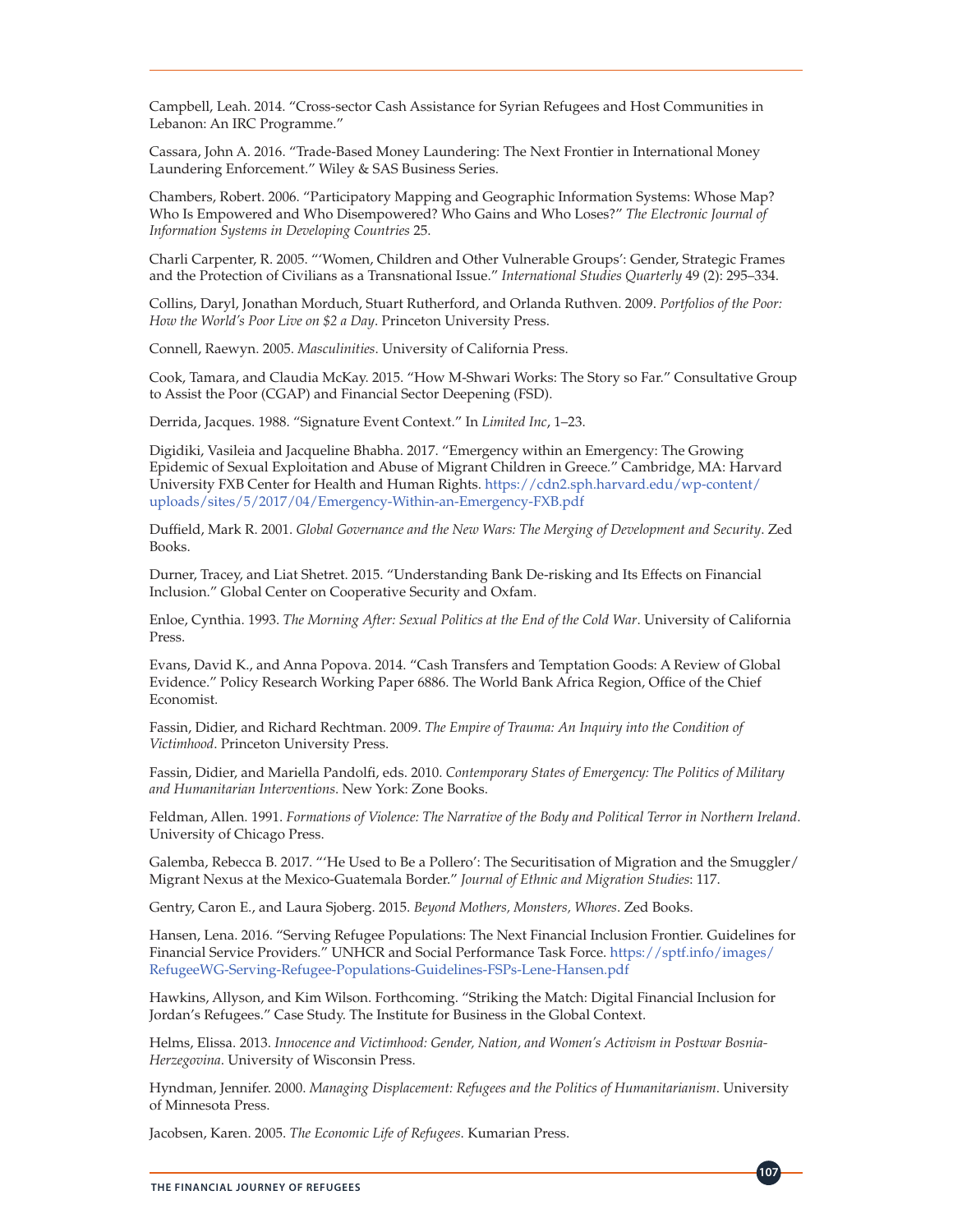Campbell, Leah. 2014. "Cross-sector Cash Assistance for Syrian Refugees and Host Communities in Lebanon: An IRC Programme."

Cassara, John A. 2016. "Trade-Based Money Laundering: The Next Frontier in International Money Laundering Enforcement." Wiley & SAS Business Series.

Chambers, Robert. 2006. "Participatory Mapping and Geographic Information Systems: Whose Map? Who Is Empowered and Who Disempowered? Who Gains and Who Loses?" *The Electronic Journal of Information Systems in Developing Countries* 25.

Charli Carpenter, R. 2005. "'Women, Children and Other Vulnerable Groups': Gender, Strategic Frames and the Protection of Civilians as a Transnational Issue." *International Studies Quarterly* 49 (2): 295–334.

Collins, Daryl, Jonathan Morduch, Stuart Rutherford, and Orlanda Ruthven. 2009. *Portfolios of the Poor: How the World's Poor Live on $2 a Day*. Princeton University Press.

Connell, Raewyn. 2005. *Masculinities*. University of California Press.

Cook, Tamara, and Claudia McKay. 2015. "How M-Shwari Works: The Story so Far." Consultative Group to Assist the Poor (CGAP) and Financial Sector Deepening (FSD).

Derrida, Jacques. 1988. "Signature Event Context." In *Limited Inc*, 1–23.

Digidiki, Vasileia and Jacqueline Bhabha. 2017. "Emergency within an Emergency: The Growing Epidemic of Sexual Exploitation and Abuse of Migrant Children in Greece." Cambridge, MA: Harvard University FXB Center for Health and Human Rights. https://cdn2.sph.harvard.edu/wp-content/uploads/sites/5/2017/04/Emergency-Within-an-Emergency-FXB.pdf

Duffield, Mark R. 2001. *Global Governance and the New Wars: The Merging of Development and Security*. Zed Books.

Durner, Tracey, and Liat Shetret. 2015. "Understanding Bank De-risking and Its Effects on Financial Inclusion." Global Center on Cooperative Security and Oxfam.

Enloe, Cynthia. 1993. *The Morning After: Sexual Politics at the End of the Cold War*. University of California Press.

Evans, David K., and Anna Popova. 2014. "Cash Transfers and Temptation Goods: A Review of Global Evidence." Policy Research Working Paper 6886. The World Bank Africa Region, Office of the Chief Economist.

Fassin, Didier, and Richard Rechtman. 2009. *The Empire of Trauma: An Inquiry into the Condition of Victimhood*. Princeton University Press.

Fassin, Didier, and Mariella Pandolfi, eds. 2010. *Contemporary States of Emergency: The Politics of Military and Humanitarian Interventions*. New York: Zone Books.

Feldman, Allen. 1991. *Formations of Violence: The Narrative of the Body and Political Terror in Northern Ireland*. University of Chicago Press.

Galemba, Rebecca B. 2017. "'He Used to Be a Pollero': The Securitisation of Migration and the Smuggler/Migrant Nexus at the Mexico-Guatemala Border." *Journal of Ethnic and Migration Studies*: 117.

Gentry, Caron E., and Laura Sjoberg. 2015. *Beyond Mothers, Monsters, Whores*. Zed Books.

Hansen, Lena. 2016. "Serving Refugee Populations: The Next Financial Inclusion Frontier. Guidelines for Financial Service Providers." UNHCR and Social Performance Task Force. https://sptf.info/images/RefugeeWG-Serving-Refugee-Populations-Guidelines-FSPs-Lene-Hansen.pdf

Hawkins, Allyson, and Kim Wilson. Forthcoming. "Striking the Match: Digital Financial Inclusion for Jordan's Refugees." Case Study. The Institute for Business in the Global Context.

Helms, Elissa. 2013. *Innocence and Victimhood: Gender, Nation, and Women's Activism in Postwar Bosnia-Herzegovina*. University of Wisconsin Press.

Hyndman, Jennifer. 2000. *Managing Displacement: Refugees and the Politics of Humanitarianism*. University of Minnesota Press.

Jacobsen, Karen. 2005. *The Economic Life of Refugees*. Kumarian Press.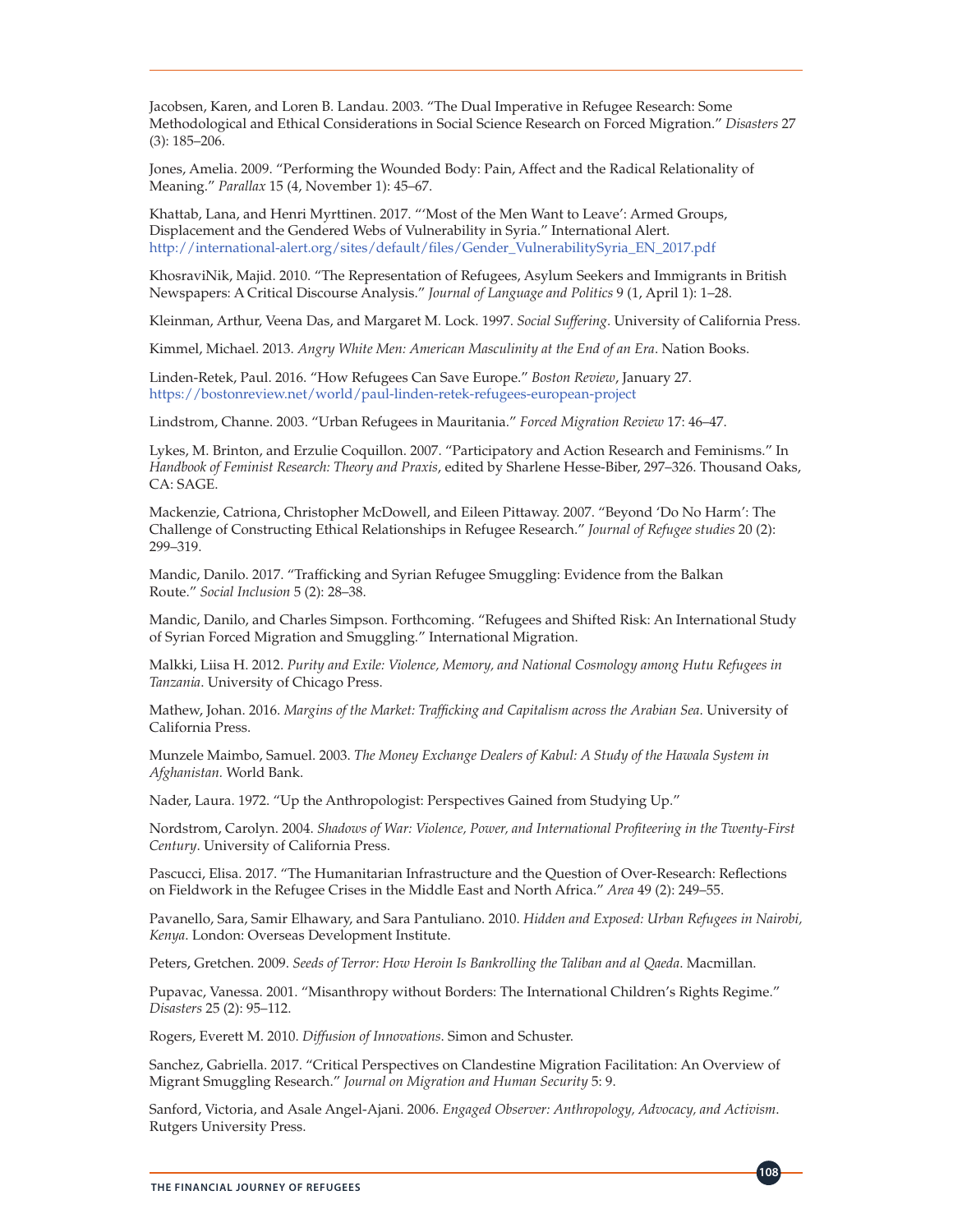Jacobsen, Karen, and Loren B. Landau. 2003. "The Dual Imperative in Refugee Research: Some Methodological and Ethical Considerations in Social Science Research on Forced Migration." *Disasters* 27 (3): 185–206.

Jones, Amelia. 2009. "Performing the Wounded Body: Pain, Affect and the Radical Relationality of Meaning." *Parallax* 15 (4, November 1): 45–67.

Khattab, Lana, and Henri Myrttinen. 2017. "'Most of the Men Want to Leave': Armed Groups, Displacement and the Gendered Webs of Vulnerability in Syria." International Alert. http://international-alert.org/sites/default/files/Gender_VulnerabilitySyria_EN_2017.pdf

KhosraviNik, Majid. 2010. "The Representation of Refugees, Asylum Seekers and Immigrants in British Newspapers: A Critical Discourse Analysis." *Journal of Language and Politics* 9 (1, April 1): 1–28.

Kleinman, Arthur, Veena Das, and Margaret M. Lock. 1997. *Social Suffering*. University of California Press.

Kimmel, Michael. 2013. *Angry White Men: American Masculinity at the End of an Era*. Nation Books.

Linden-Retek, Paul. 2016. "How Refugees Can Save Europe." *Boston Review*, January 27. https://bostonreview.net/world/paul-linden-retek-refugees-european-project

Lindstrom, Channe. 2003. "Urban Refugees in Mauritania." *Forced Migration Review* 17: 46–47.

Lykes, M. Brinton, and Erzulie Coquillon. 2007. "Participatory and Action Research and Feminisms." In *Handbook of Feminist Research: Theory and Praxis*, edited by Sharlene Hesse-Biber, 297–326. Thousand Oaks, CA: SAGE.

Mackenzie, Catriona, Christopher McDowell, and Eileen Pittaway. 2007. "Beyond 'Do No Harm': The Challenge of Constructing Ethical Relationships in Refugee Research." *Journal of Refugee studies* 20 (2): 299–319.

Mandic, Danilo. 2017. "Trafficking and Syrian Refugee Smuggling: Evidence from the Balkan Route." *Social Inclusion* 5 (2): 28–38.

Mandic, Danilo, and Charles Simpson. Forthcoming. "Refugees and Shifted Risk: An International Study of Syrian Forced Migration and Smuggling." International Migration.

Malkki, Liisa H. 2012. *Purity and Exile: Violence, Memory, and National Cosmology among Hutu Refugees in Tanzania*. University of Chicago Press.

Mathew, Johan. 2016. *Margins of the Market: Trafficking and Capitalism across the Arabian Sea*. University of California Press.

Munzele Maimbo, Samuel. 2003. *The Money Exchange Dealers of Kabul: A Study of the Hawala System in Afghanistan.* World Bank.

Nader, Laura. 1972. "Up the Anthropologist: Perspectives Gained from Studying Up."

Nordstrom, Carolyn. 2004. *Shadows of War: Violence, Power, and International Profiteering in the Twenty-First Century*. University of California Press.

Pascucci, Elisa. 2017. "The Humanitarian Infrastructure and the Question of Over-Research: Reflections on Fieldwork in the Refugee Crises in the Middle East and North Africa." *Area* 49 (2): 249–55.

Pavanello, Sara, Samir Elhawary, and Sara Pantuliano. 2010. *Hidden and Exposed: Urban Refugees in Nairobi, Kenya*. London: Overseas Development Institute.

Peters, Gretchen. 2009. *Seeds of Terror: How Heroin Is Bankrolling the Taliban and al Qaeda*. Macmillan.

Pupavac, Vanessa. 2001. "Misanthropy without Borders: The International Children's Rights Regime." *Disasters* 25 (2): 95–112.

Rogers, Everett M. 2010. *Diffusion of Innovations.* Simon and Schuster.

Sanchez, Gabriella. 2017. "Critical Perspectives on Clandestine Migration Facilitation: An Overview of Migrant Smuggling Research." *Journal on Migration and Human Security* 5: 9.

Sanford, Victoria, and Asale Angel-Ajani. 2006. *Engaged Observer: Anthropology, Advocacy, and Activism*. Rutgers University Press.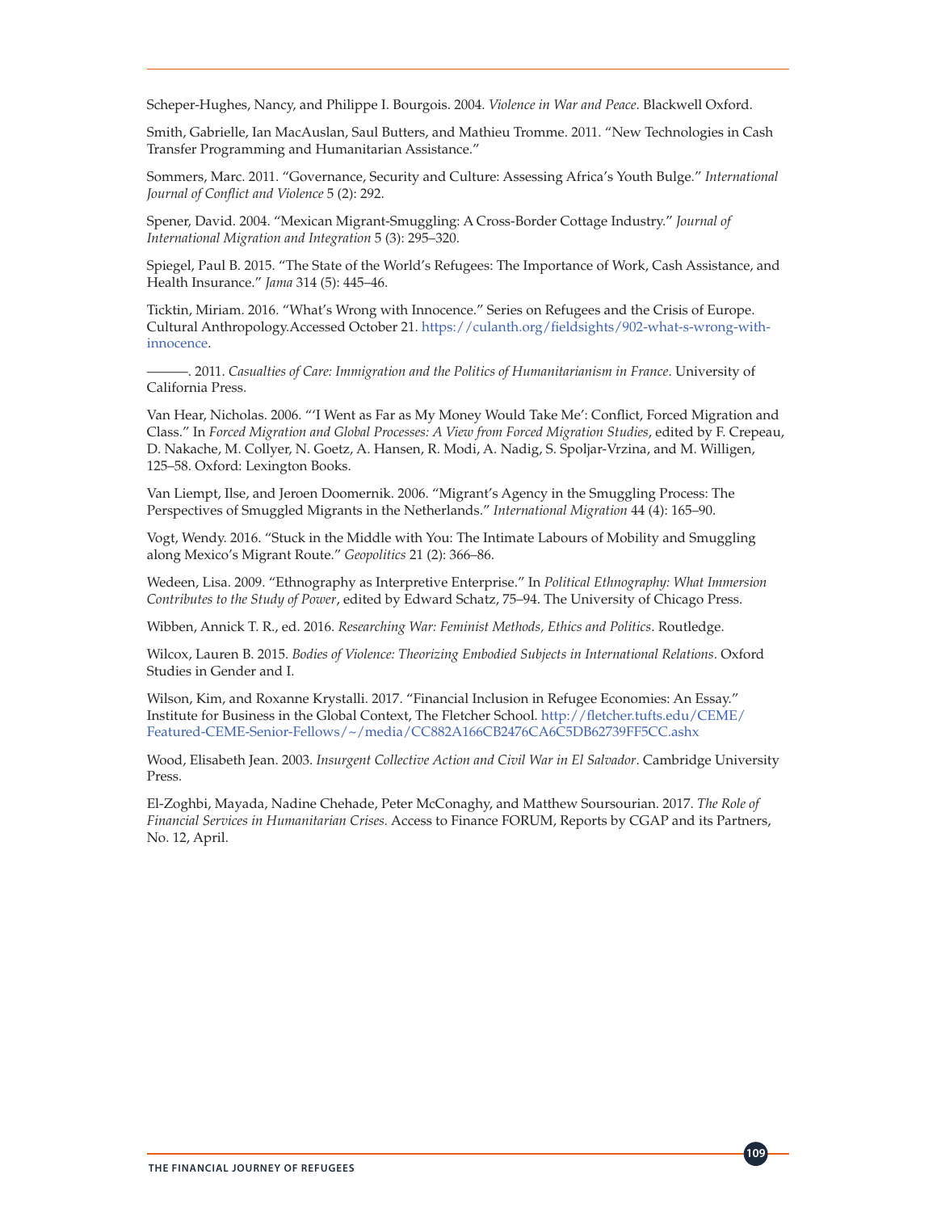Scheper-Hughes, Nancy, and Philippe I. Bourgois. 2004. *Violence in War and Peace*. Blackwell Oxford.

Smith, Gabrielle, Ian MacAuslan, Saul Butters, and Mathieu Tromme. 2011. "New Technologies in Cash Transfer Programming and Humanitarian Assistance."

Sommers, Marc. 2011. "Governance, Security and Culture: Assessing Africa's Youth Bulge." *International Journal of Conflict and Violence* 5 (2): 292.

Spener, David. 2004. "Mexican Migrant-Smuggling: A Cross-Border Cottage Industry." *Journal of International Migration and Integration* 5 (3): 295–320.

Spiegel, Paul B. 2015. "The State of the World's Refugees: The Importance of Work, Cash Assistance, and Health Insurance." *Jama* 314 (5): 445–46.

Ticktin, Miriam. 2016. "What's Wrong with Innocence." Series on Refugees and the Crisis of Europe. Cultural Anthropology.Accessed October 21. https://culanth.org/fieldsights/902-what-s-wrong-with-innocence.

———. 2011. *Casualties of Care: Immigration and the Politics of Humanitarianism in France*. University of California Press.

Van Hear, Nicholas. 2006. "'I Went as Far as My Money Would Take Me': Conflict, Forced Migration and Class." In *Forced Migration and Global Processes: A View from Forced Migration Studies*, edited by F. Crepeau, D. Nakache, M. Collyer, N. Goetz, A. Hansen, R. Modi, A. Nadig, S. Spoljar-Vrzina, and M. Willigen, 125–58. Oxford: Lexington Books.

Van Liempt, Ilse, and Jeroen Doomernik. 2006. "Migrant's Agency in the Smuggling Process: The Perspectives of Smuggled Migrants in the Netherlands." *International Migration* 44 (4): 165–90.

Vogt, Wendy. 2016. "Stuck in the Middle with You: The Intimate Labours of Mobility and Smuggling along Mexico's Migrant Route." *Geopolitics* 21 (2): 366–86.

Wedeen, Lisa. 2009. "Ethnography as Interpretive Enterprise." In *Political Ethnography: What Immersion Contributes to the Study of Power*, edited by Edward Schatz, 75–94. The University of Chicago Press.

Wibben, Annick T. R., ed. 2016. *Researching War: Feminist Methods, Ethics and Politics*. Routledge.

Wilcox, Lauren B. 2015. *Bodies of Violence: Theorizing Embodied Subjects in International Relations*. Oxford Studies in Gender and I.

Wilson, Kim, and Roxanne Krystalli. 2017. "Financial Inclusion in Refugee Economies: An Essay." Institute for Business in the Global Context, The Fletcher School. http://fletcher.tufts.edu/CEME/Featured-CEME-Senior-Fellows/~/media/CC882A166CB2476CA6C5DB62739FF5CC.ashx

Wood, Elisabeth Jean. 2003. *Insurgent Collective Action and Civil War in El Salvador*. Cambridge University Press.

El-Zoghbi, Mayada, Nadine Chehade, Peter McConaghy, and Matthew Soursourian. 2017. *The Role of Financial Services in Humanitarian Crises.* Access to Finance FORUM, Reports by CGAP and its Partners, No. 12, April.